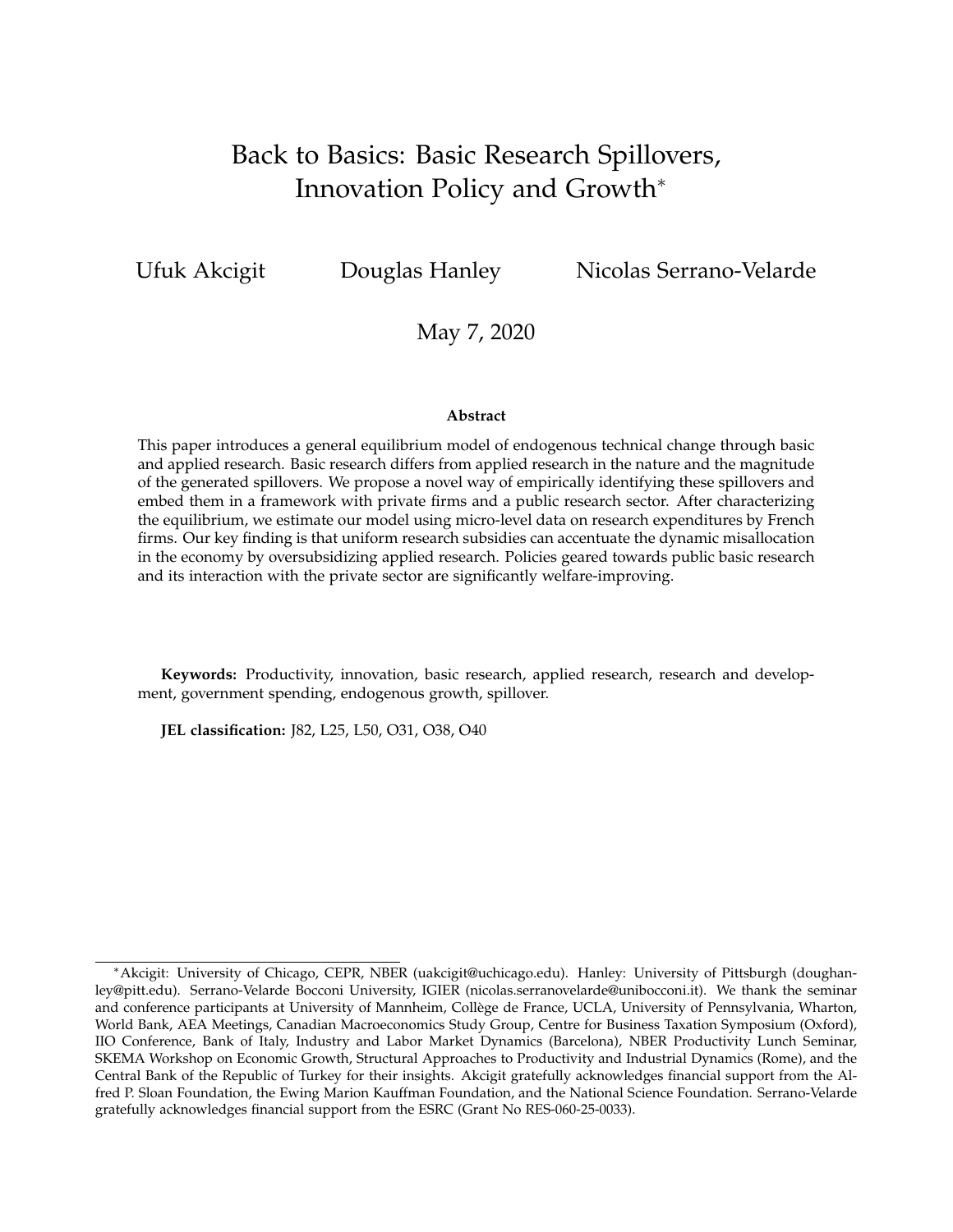# Back to Basics: Basic Research Spillovers, Innovation Policy and Growth*

Ufuk Akcigit    Douglas Hanley    Nicolas Serrano-Velarde

May 7, 2020

**Abstract**

This paper introduces a general equilibrium model of endogenous technical change through basic and applied research. Basic research differs from applied research in the nature and the magnitude of the generated spillovers. We propose a novel way of empirically identifying these spillovers and embed them in a framework with private firms and a public research sector. After characterizing the equilibrium, we estimate our model using micro-level data on research expenditures by French firms. Our key finding is that uniform research subsidies can accentuate the dynamic misallocation in the economy by oversubsidizing applied research. Policies geared towards public basic research and its interaction with the private sector are significantly welfare-improving.

**Keywords:** Productivity, innovation, basic research, applied research, research and development, government spending, endogenous growth, spillover.

**JEL classification:** J82, L25, L50, O31, O38, O40

---

*Akcigit: University of Chicago, CEPR, NBER (uakcigit@uchicago.edu). Hanley: University of Pittsburgh (doughanley@pitt.edu). Serrano-Velarde Bocconi University, IGIER (nicolas.serranovelarde@unibocconi.it). We thank the seminar and conference participants at University of Mannheim, Collège de France, UCLA, University of Pennsylvania, Wharton, World Bank, AEA Meetings, Canadian Macroeconomics Study Group, Centre for Business Taxation Symposium (Oxford), IIO Conference, Bank of Italy, Industry and Labor Market Dynamics (Barcelona), NBER Productivity Lunch Seminar, SKEMA Workshop on Economic Growth, Structural Approaches to Productivity and Industrial Dynamics (Rome), and the Central Bank of the Republic of Turkey for their insights. Akcigit gratefully acknowledges financial support from the Alfred P. Sloan Foundation, the Ewing Marion Kauffman Foundation, and the National Science Foundation. Serrano-Velarde gratefully acknowledges financial support from the ESRC (Grant No RES-060-25-0033).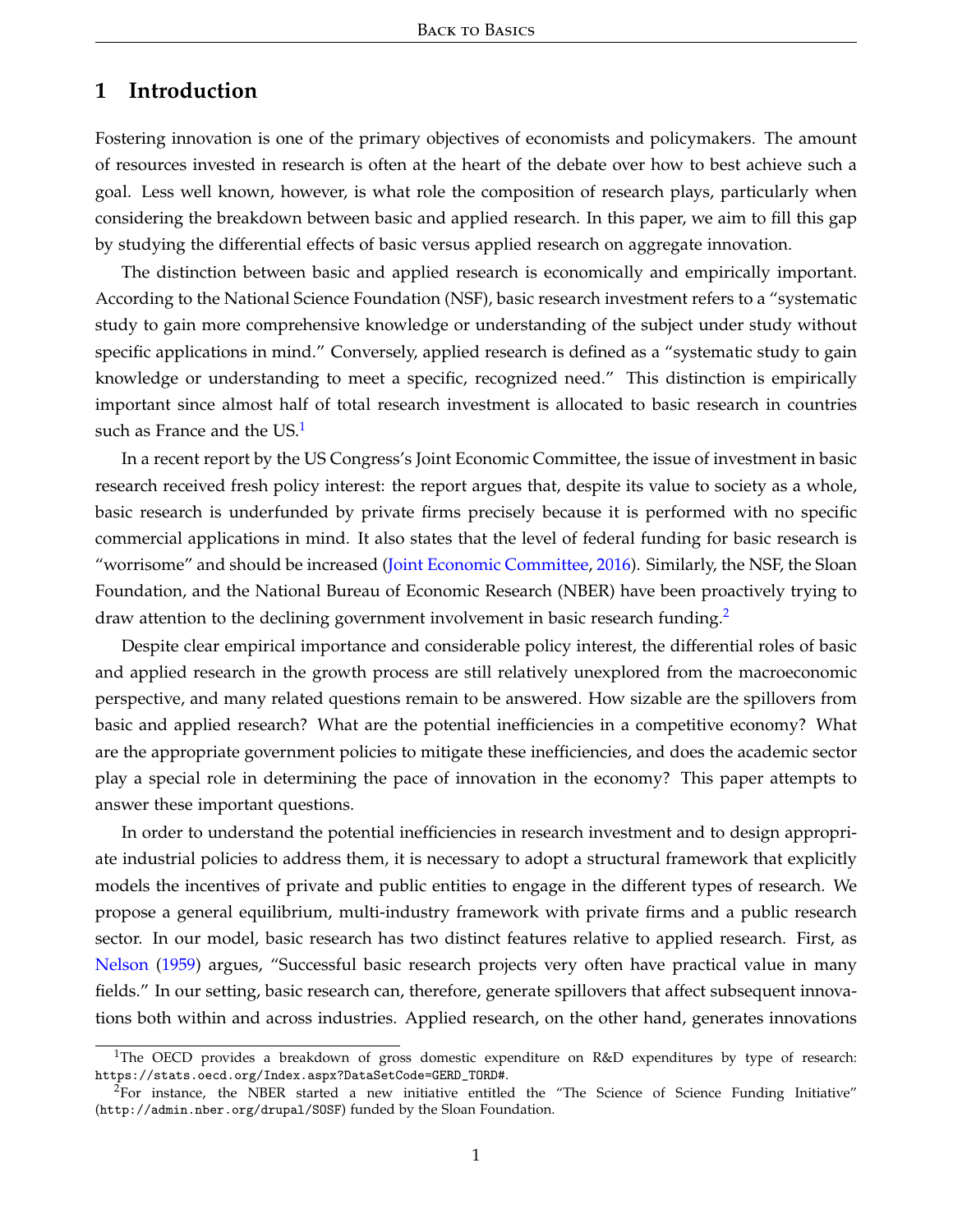# 1 Introduction

Fostering innovation is one of the primary objectives of economists and policymakers. The amount of resources invested in research is often at the heart of the debate over how to best achieve such a goal. Less well known, however, is what role the composition of research plays, particularly when considering the breakdown between basic and applied research. In this paper, we aim to fill this gap by studying the differential effects of basic versus applied research on aggregate innovation.

The distinction between basic and applied research is economically and empirically important. According to the National Science Foundation (NSF), basic research investment refers to a "systematic study to gain more comprehensive knowledge or understanding of the subject under study without specific applications in mind." Conversely, applied research is defined as a "systematic study to gain knowledge or understanding to meet a specific, recognized need." This distinction is empirically important since almost half of total research investment is allocated to basic research in countries such as France and the US.[1]

In a recent report by the US Congress's Joint Economic Committee, the issue of investment in basic research received fresh policy interest: the report argues that, despite its value to society as a whole, basic research is underfunded by private firms precisely because it is performed with no specific commercial applications in mind. It also states that the level of federal funding for basic research is "worrisome" and should be increased (Joint Economic Committee, 2016). Similarly, the NSF, the Sloan Foundation, and the National Bureau of Economic Research (NBER) have been proactively trying to draw attention to the declining government involvement in basic research funding.[2]

Despite clear empirical importance and considerable policy interest, the differential roles of basic and applied research in the growth process are still relatively unexplored from the macroeconomic perspective, and many related questions remain to be answered. How sizable are the spillovers from basic and applied research? What are the potential inefficiencies in a competitive economy? What are the appropriate government policies to mitigate these inefficiencies, and does the academic sector play a special role in determining the pace of innovation in the economy? This paper attempts to answer these important questions.

In order to understand the potential inefficiencies in research investment and to design appropriate industrial policies to address them, it is necessary to adopt a structural framework that explicitly models the incentives of private and public entities to engage in the different types of research. We propose a general equilibrium, multi-industry framework with private firms and a public research sector. In our model, basic research has two distinct features relative to applied research. First, as Nelson (1959) argues, "Successful basic research projects very often have practical value in many fields." In our setting, basic research can, therefore, generate spillovers that affect subsequent innovations both within and across industries. Applied research, on the other hand, generates innovations

[1] The OECD provides a breakdown of gross domestic expenditure on R&D expenditures by type of research: https://stats.oecd.org/Index.aspx?DataSetCode=GERD_TORD#.

[2] For instance, the NBER started a new initiative entitled the "The Science of Science Funding Initiative" (http://admin.nber.org/drupal/SOSF) funded by the Sloan Foundation.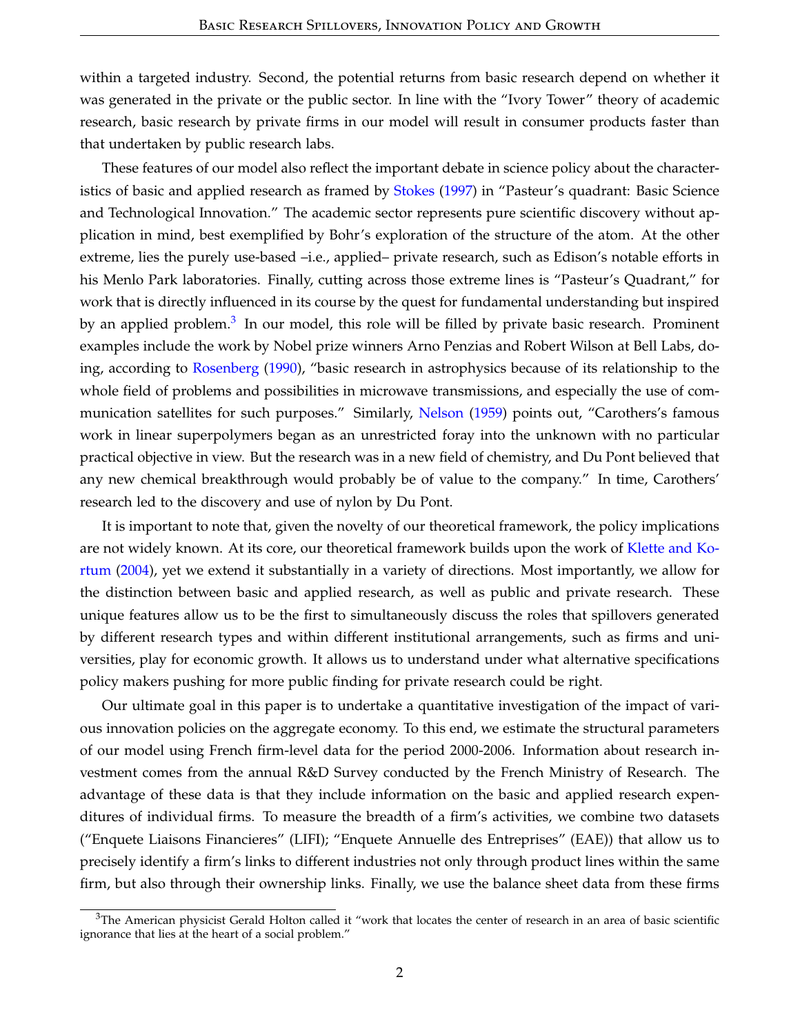within a targeted industry. Second, the potential returns from basic research depend on whether it was generated in the private or the public sector. In line with the "Ivory Tower" theory of academic research, basic research by private firms in our model will result in consumer products faster than that undertaken by public research labs.

These features of our model also reflect the important debate in science policy about the characteristics of basic and applied research as framed by Stokes (1997) in "Pasteur's quadrant: Basic Science and Technological Innovation." The academic sector represents pure scientific discovery without application in mind, best exemplified by Bohr's exploration of the structure of the atom. At the other extreme, lies the purely use-based –i.e., applied– private research, such as Edison's notable efforts in his Menlo Park laboratories. Finally, cutting across those extreme lines is "Pasteur's Quadrant," for work that is directly influenced in its course by the quest for fundamental understanding but inspired by an applied problem.[3] In our model, this role will be filled by private basic research. Prominent examples include the work by Nobel prize winners Arno Penzias and Robert Wilson at Bell Labs, doing, according to Rosenberg (1990), "basic research in astrophysics because of its relationship to the whole field of problems and possibilities in microwave transmissions, and especially the use of communication satellites for such purposes." Similarly, Nelson (1959) points out, "Carothers's famous work in linear superpolymers began as an unrestricted foray into the unknown with no particular practical objective in view. But the research was in a new field of chemistry, and Du Pont believed that any new chemical breakthrough would probably be of value to the company." In time, Carothers' research led to the discovery and use of nylon by Du Pont.

It is important to note that, given the novelty of our theoretical framework, the policy implications are not widely known. At its core, our theoretical framework builds upon the work of Klette and Kortum (2004), yet we extend it substantially in a variety of directions. Most importantly, we allow for the distinction between basic and applied research, as well as public and private research. These unique features allow us to be the first to simultaneously discuss the roles that spillovers generated by different research types and within different institutional arrangements, such as firms and universities, play for economic growth. It allows us to understand under what alternative specifications policy makers pushing for more public finding for private research could be right.

Our ultimate goal in this paper is to undertake a quantitative investigation of the impact of various innovation policies on the aggregate economy. To this end, we estimate the structural parameters of our model using French firm-level data for the period 2000-2006. Information about research investment comes from the annual R&D Survey conducted by the French Ministry of Research. The advantage of these data is that they include information on the basic and applied research expenditures of individual firms. To measure the breadth of a firm's activities, we combine two datasets ("Enquete Liaisons Financieres" (LIFI); "Enquete Annuelle des Entreprises" (EAE)) that allow us to precisely identify a firm's links to different industries not only through product lines within the same firm, but also through their ownership links. Finally, we use the balance sheet data from these firms

[3] The American physicist Gerald Holton called it "work that locates the center of research in an area of basic scientific ignorance that lies at the heart of a social problem."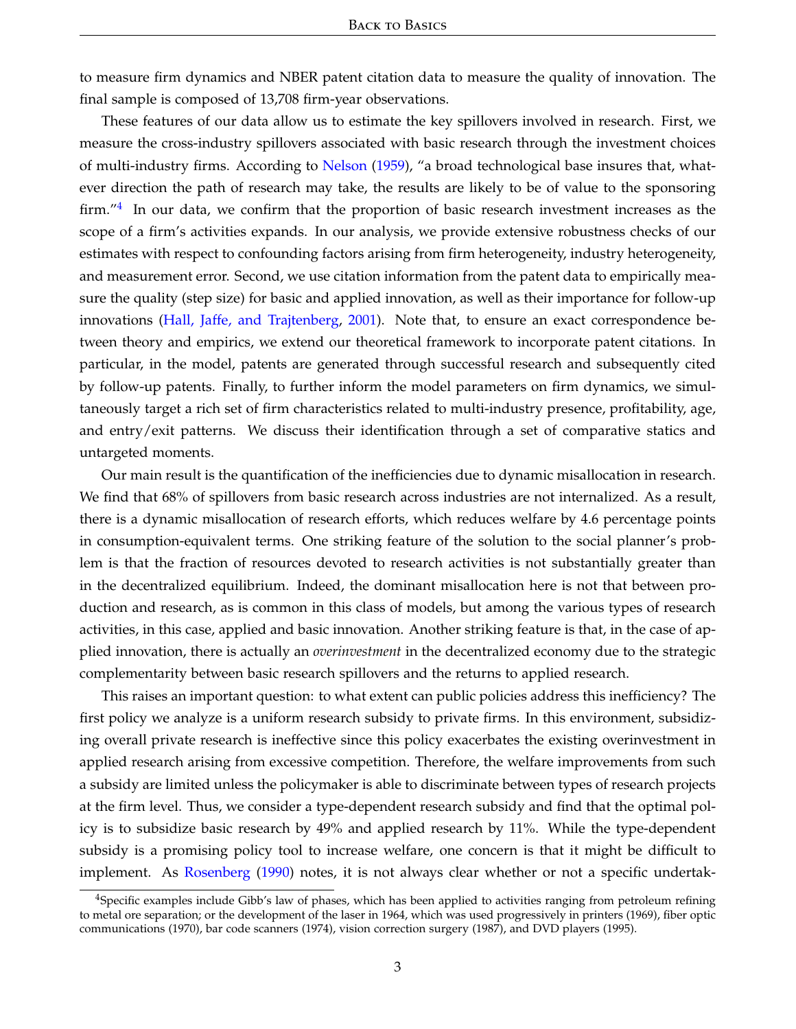to measure firm dynamics and NBER patent citation data to measure the quality of innovation. The final sample is composed of 13,708 firm-year observations.

These features of our data allow us to estimate the key spillovers involved in research. First, we measure the cross-industry spillovers associated with basic research through the investment choices of multi-industry firms. According to Nelson (1959), "a broad technological base insures that, whatever direction the path of research may take, the results are likely to be of value to the sponsoring firm."[4] In our data, we confirm that the proportion of basic research investment increases as the scope of a firm's activities expands. In our analysis, we provide extensive robustness checks of our estimates with respect to confounding factors arising from firm heterogeneity, industry heterogeneity, and measurement error. Second, we use citation information from the patent data to empirically measure the quality (step size) for basic and applied innovation, as well as their importance for follow-up innovations (Hall, Jaffe, and Trajtenberg, 2001). Note that, to ensure an exact correspondence between theory and empirics, we extend our theoretical framework to incorporate patent citations. In particular, in the model, patents are generated through successful research and subsequently cited by follow-up patents. Finally, to further inform the model parameters on firm dynamics, we simultaneously target a rich set of firm characteristics related to multi-industry presence, profitability, age, and entry/exit patterns. We discuss their identification through a set of comparative statics and untargeted moments.

Our main result is the quantification of the inefficiencies due to dynamic misallocation in research. We find that 68% of spillovers from basic research across industries are not internalized. As a result, there is a dynamic misallocation of research efforts, which reduces welfare by 4.6 percentage points in consumption-equivalent terms. One striking feature of the solution to the social planner's problem is that the fraction of resources devoted to research activities is not substantially greater than in the decentralized equilibrium. Indeed, the dominant misallocation here is not that between production and research, as is common in this class of models, but among the various types of research activities, in this case, applied and basic innovation. Another striking feature is that, in the case of applied innovation, there is actually an *overinvestment* in the decentralized economy due to the strategic complementarity between basic research spillovers and the returns to applied research.

This raises an important question: to what extent can public policies address this inefficiency? The first policy we analyze is a uniform research subsidy to private firms. In this environment, subsidizing overall private research is ineffective since this policy exacerbates the existing overinvestment in applied research arising from excessive competition. Therefore, the welfare improvements from such a subsidy are limited unless the policymaker is able to discriminate between types of research projects at the firm level. Thus, we consider a type-dependent research subsidy and find that the optimal policy is to subsidize basic research by 49% and applied research by 11%. While the type-dependent subsidy is a promising policy tool to increase welfare, one concern is that it might be difficult to implement. As Rosenberg (1990) notes, it is not always clear whether or not a specific undertak-

[4] Specific examples include Gibb's law of phases, which has been applied to activities ranging from petroleum refining to metal ore separation; or the development of the laser in 1964, which was used progressively in printers (1969), fiber optic communications (1970), bar code scanners (1974), vision correction surgery (1987), and DVD players (1995).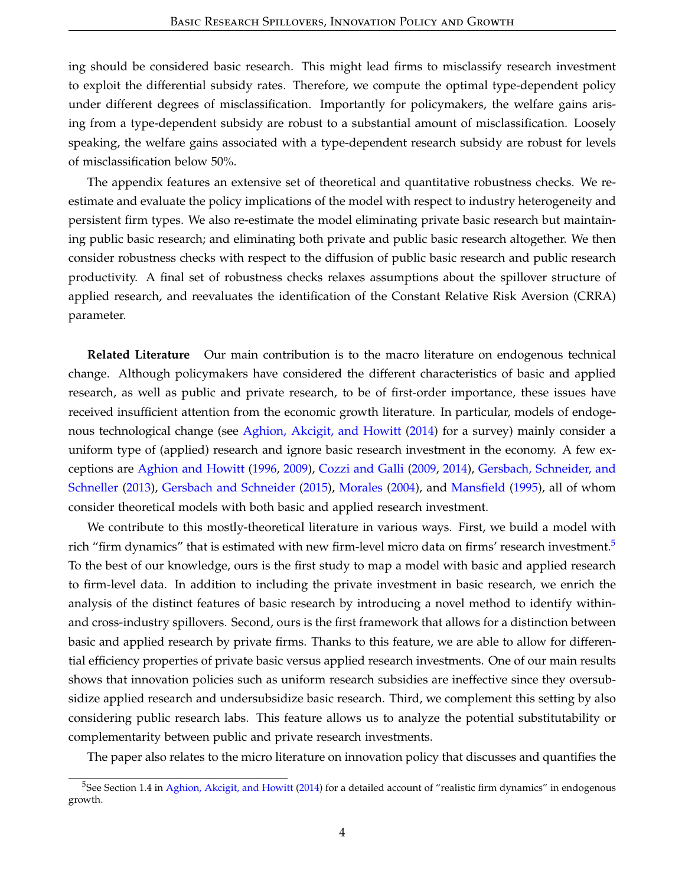ing should be considered basic research. This might lead firms to misclassify research investment to exploit the differential subsidy rates. Therefore, we compute the optimal type-dependent policy under different degrees of misclassification. Importantly for policymakers, the welfare gains arising from a type-dependent subsidy are robust to a substantial amount of misclassification. Loosely speaking, the welfare gains associated with a type-dependent research subsidy are robust for levels of misclassification below 50%.

The appendix features an extensive set of theoretical and quantitative robustness checks. We re-estimate and evaluate the policy implications of the model with respect to industry heterogeneity and persistent firm types. We also re-estimate the model eliminating private basic research but maintaining public basic research; and eliminating both private and public basic research altogether. We then consider robustness checks with respect to the diffusion of public basic research and public research productivity. A final set of robustness checks relaxes assumptions about the spillover structure of applied research, and reevaluates the identification of the Constant Relative Risk Aversion (CRRA) parameter.

**Related Literature** Our main contribution is to the macro literature on endogenous technical change. Although policymakers have considered the different characteristics of basic and applied research, as well as public and private research, to be of first-order importance, these issues have received insufficient attention from the economic growth literature. In particular, models of endogenous technological change (see Aghion, Akcigit, and Howitt (2014) for a survey) mainly consider a uniform type of (applied) research and ignore basic research investment in the economy. A few exceptions are Aghion and Howitt (1996, 2009), Cozzi and Galli (2009, 2014), Gersbach, Schneider, and Schneller (2013), Gersbach and Schneider (2015), Morales (2004), and Mansfield (1995), all of whom consider theoretical models with both basic and applied research investment.

We contribute to this mostly-theoretical literature in various ways. First, we build a model with rich "firm dynamics" that is estimated with new firm-level micro data on firms' research investment.[5] To the best of our knowledge, ours is the first study to map a model with basic and applied research to firm-level data. In addition to including the private investment in basic research, we enrich the analysis of the distinct features of basic research by introducing a novel method to identify within- and cross-industry spillovers. Second, ours is the first framework that allows for a distinction between basic and applied research by private firms. Thanks to this feature, we are able to allow for differential efficiency properties of private basic versus applied research investments. One of our main results shows that innovation policies such as uniform research subsidies are ineffective since they oversubsidize applied research and undersubsidize basic research. Third, we complement this setting by also considering public research labs. This feature allows us to analyze the potential substitutability or complementarity between public and private research investments.

The paper also relates to the micro literature on innovation policy that discusses and quantifies the

[5]See Section 1.4 in Aghion, Akcigit, and Howitt (2014) for a detailed account of "realistic firm dynamics" in endogenous growth.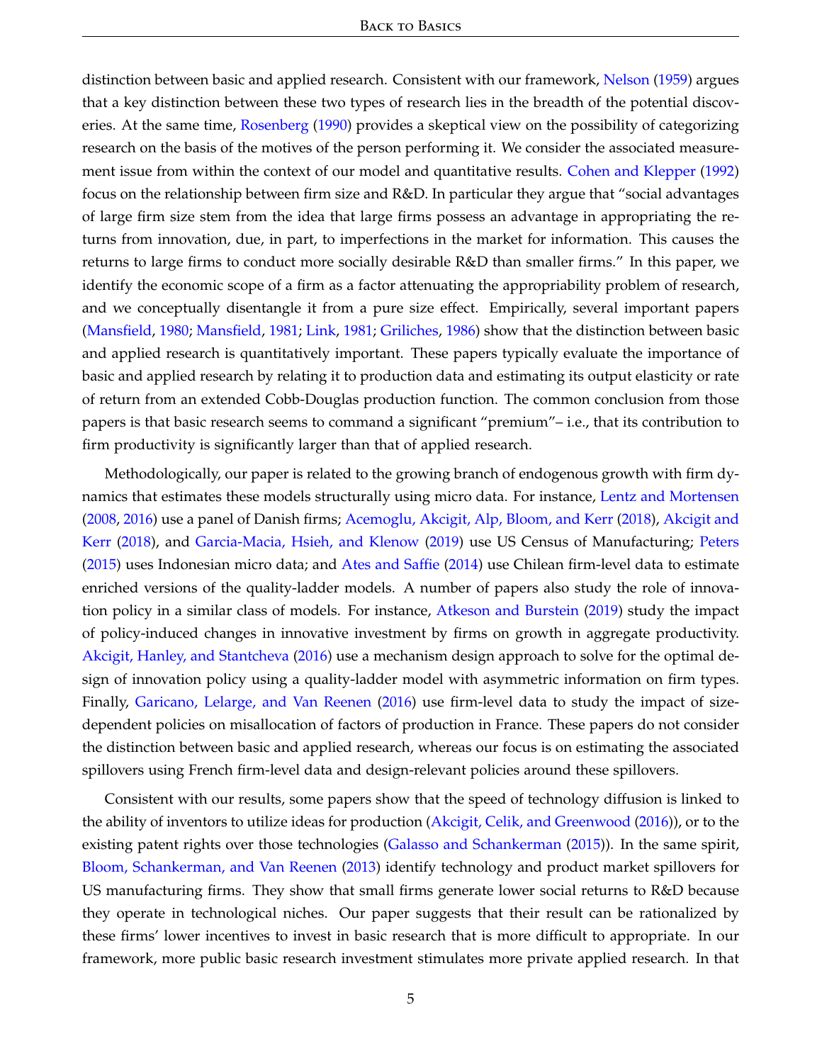distinction between basic and applied research. Consistent with our framework, Nelson (1959) argues that a key distinction between these two types of research lies in the breadth of the potential discoveries. At the same time, Rosenberg (1990) provides a skeptical view on the possibility of categorizing research on the basis of the motives of the person performing it. We consider the associated measurement issue from within the context of our model and quantitative results. Cohen and Klepper (1992) focus on the relationship between firm size and R&D. In particular they argue that "social advantages of large firm size stem from the idea that large firms possess an advantage in appropriating the returns from innovation, due, in part, to imperfections in the market for information. This causes the returns to large firms to conduct more socially desirable R&D than smaller firms." In this paper, we identify the economic scope of a firm as a factor attenuating the appropriability problem of research, and we conceptually disentangle it from a pure size effect. Empirically, several important papers (Mansfield, 1980; Mansfield, 1981; Link, 1981; Griliches, 1986) show that the distinction between basic and applied research is quantitatively important. These papers typically evaluate the importance of basic and applied research by relating it to production data and estimating its output elasticity or rate of return from an extended Cobb-Douglas production function. The common conclusion from those papers is that basic research seems to command a significant "premium"– i.e., that its contribution to firm productivity is significantly larger than that of applied research.

Methodologically, our paper is related to the growing branch of endogenous growth with firm dynamics that estimates these models structurally using micro data. For instance, Lentz and Mortensen (2008, 2016) use a panel of Danish firms; Acemoglu, Akcigit, Alp, Bloom, and Kerr (2018), Akcigit and Kerr (2018), and Garcia-Macia, Hsieh, and Klenow (2019) use US Census of Manufacturing; Peters (2015) uses Indonesian micro data; and Ates and Saffie (2014) use Chilean firm-level data to estimate enriched versions of the quality-ladder models. A number of papers also study the role of innovation policy in a similar class of models. For instance, Atkeson and Burstein (2019) study the impact of policy-induced changes in innovative investment by firms on growth in aggregate productivity. Akcigit, Hanley, and Stantcheva (2016) use a mechanism design approach to solve for the optimal design of innovation policy using a quality-ladder model with asymmetric information on firm types. Finally, Garicano, Lelarge, and Van Reenen (2016) use firm-level data to study the impact of size-dependent policies on misallocation of factors of production in France. These papers do not consider the distinction between basic and applied research, whereas our focus is on estimating the associated spillovers using French firm-level data and design-relevant policies around these spillovers.

Consistent with our results, some papers show that the speed of technology diffusion is linked to the ability of inventors to utilize ideas for production (Akcigit, Celik, and Greenwood (2016)), or to the existing patent rights over those technologies (Galasso and Schankerman (2015)). In the same spirit, Bloom, Schankerman, and Van Reenen (2013) identify technology and product market spillovers for US manufacturing firms. They show that small firms generate lower social returns to R&D because they operate in technological niches. Our paper suggests that their result can be rationalized by these firms' lower incentives to invest in basic research that is more difficult to appropriate. In our framework, more public basic research investment stimulates more private applied research. In that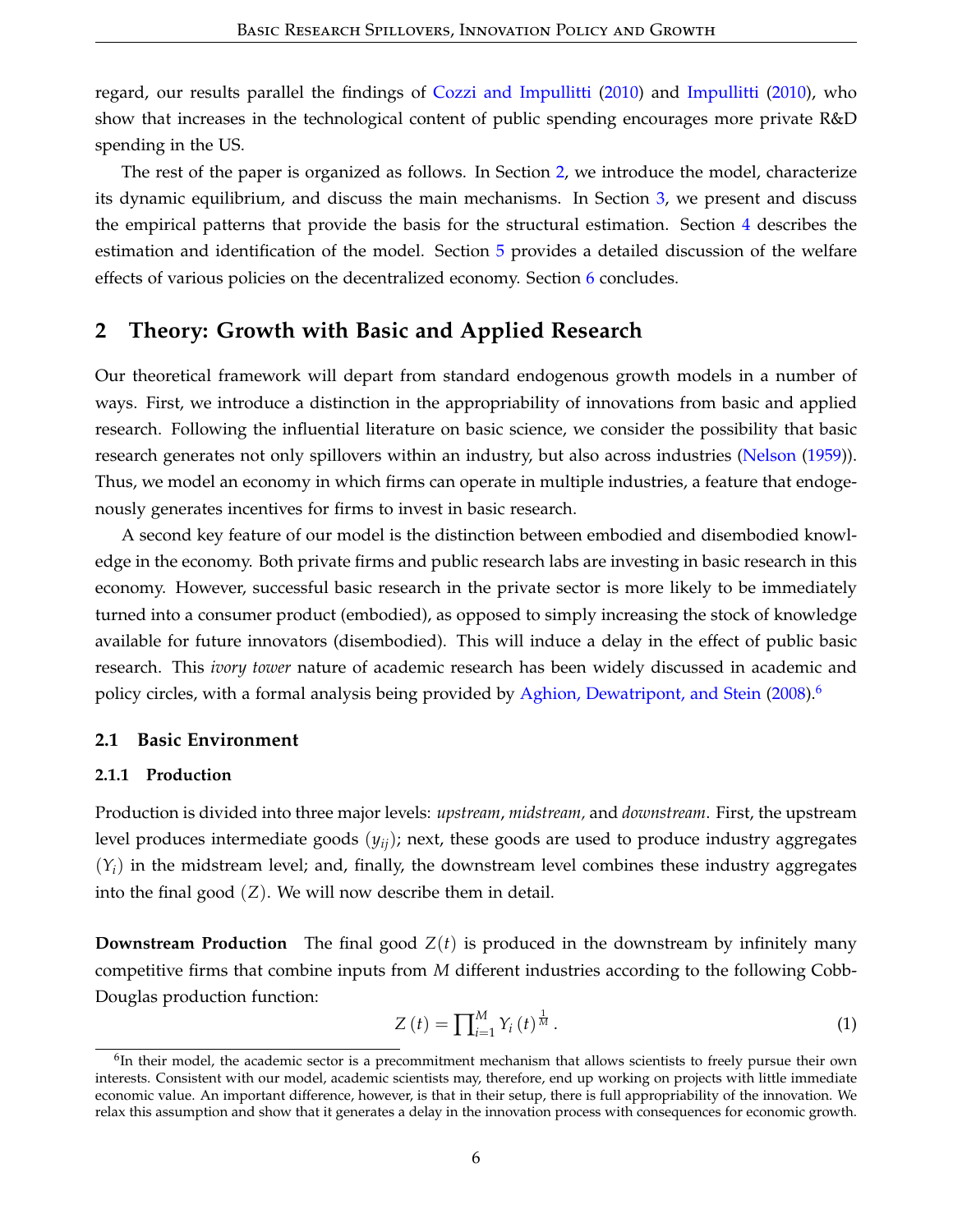regard, our results parallel the findings of Cozzi and Impullitti (2010) and Impullitti (2010), who show that increases in the technological content of public spending encourages more private R&D spending in the US.

The rest of the paper is organized as follows. In Section 2, we introduce the model, characterize its dynamic equilibrium, and discuss the main mechanisms. In Section 3, we present and discuss the empirical patterns that provide the basis for the structural estimation. Section 4 describes the estimation and identification of the model. Section 5 provides a detailed discussion of the welfare effects of various policies on the decentralized economy. Section 6 concludes.

## 2 Theory: Growth with Basic and Applied Research

Our theoretical framework will depart from standard endogenous growth models in a number of ways. First, we introduce a distinction in the appropriability of innovations from basic and applied research. Following the influential literature on basic science, we consider the possibility that basic research generates not only spillovers within an industry, but also across industries (Nelson (1959)). Thus, we model an economy in which firms can operate in multiple industries, a feature that endogenously generates incentives for firms to invest in basic research.

A second key feature of our model is the distinction between embodied and disembodied knowledge in the economy. Both private firms and public research labs are investing in basic research in this economy. However, successful basic research in the private sector is more likely to be immediately turned into a consumer product (embodied), as opposed to simply increasing the stock of knowledge available for future innovators (disembodied). This will induce a delay in the effect of public basic research. This *ivory tower* nature of academic research has been widely discussed in academic and policy circles, with a formal analysis being provided by Aghion, Dewatripont, and Stein (2008).[6]

### 2.1 Basic Environment

#### 2.1.1 Production

Production is divided into three major levels: *upstream*, *midstream*, and *downstream*. First, the upstream level produces intermediate goods ($y_{ij}$); next, these goods are used to produce industry aggregates ($Y_i$) in the midstream level; and, finally, the downstream level combines these industry aggregates into the final good ($Z$). We will now describe them in detail.

**Downstream Production** The final good $Z(t)$ is produced in the downstream by infinitely many competitive firms that combine inputs from $M$ different industries according to the following Cobb-Douglas production function:

$$Z(t) = \prod_{i=1}^{M} Y_i(t)^{\frac{1}{M}}. \tag{1}$$

[6] In their model, the academic sector is a precommitment mechanism that allows scientists to freely pursue their own interests. Consistent with our model, academic scientists may, therefore, end up working on projects with little immediate economic value. An important difference, however, is that in their setup, there is full appropriability of the innovation. We relax this assumption and show that it generates a delay in the innovation process with consequences for economic growth.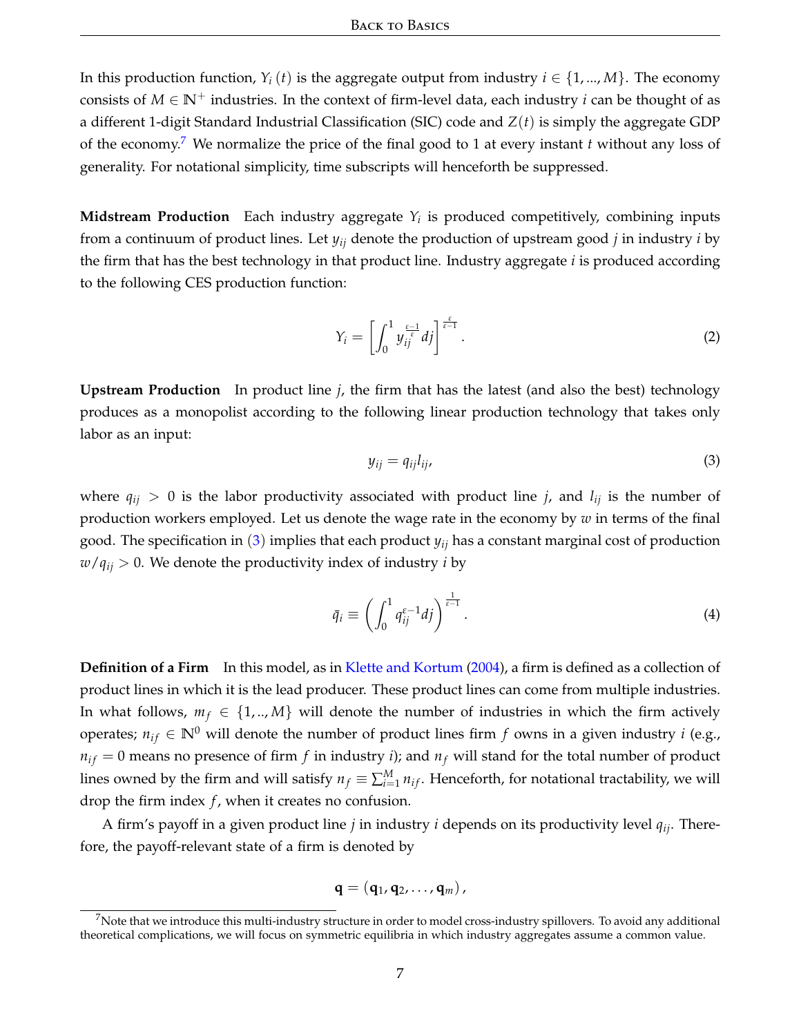In this production function, $Y_i(t)$ is the aggregate output from industry $i \in \{1, ..., M\}$. The economy consists of $M \in \mathbb{N}^+$ industries. In the context of firm-level data, each industry $i$ can be thought of as a different 1-digit Standard Industrial Classification (SIC) code and $Z(t)$ is simply the aggregate GDP of the economy.[7] We normalize the price of the final good to 1 at every instant $t$ without any loss of generality. For notational simplicity, time subscripts will henceforth be suppressed.

**Midstream Production** Each industry aggregate $Y_i$ is produced competitively, combining inputs from a continuum of product lines. Let $y_{ij}$ denote the production of upstream good $j$ in industry $i$ by the firm that has the best technology in that product line. Industry aggregate $i$ is produced according to the following CES production function:

$$Y_i = \left[\int_0^1 y_{ij}^{\frac{\varepsilon-1}{\varepsilon}} dj\right]^{\frac{\varepsilon}{\varepsilon-1}}. \tag{2}$$

**Upstream Production** In product line $j$, the firm that has the latest (and also the best) technology produces as a monopolist according to the following linear production technology that takes only labor as an input:

$$y_{ij} = q_{ij} l_{ij}, \tag{3}$$

where $q_{ij} > 0$ is the labor productivity associated with product line $j$, and $l_{ij}$ is the number of production workers employed. Let us denote the wage rate in the economy by $w$ in terms of the final good. The specification in (3) implies that each product $y_{ij}$ has a constant marginal cost of production $w/q_{ij} > 0$. We denote the productivity index of industry $i$ by

$$\bar{q}_i \equiv \left(\int_0^1 q_{ij}^{\varepsilon-1} dj\right)^{\frac{1}{\varepsilon-1}}. \tag{4}$$

**Definition of a Firm** In this model, as in Klette and Kortum (2004), a firm is defined as a collection of product lines in which it is the lead producer. These product lines can come from multiple industries. In what follows, $m_f \in \{1, .., M\}$ will denote the number of industries in which the firm actively operates; $n_{if} \in \mathbb{N}^0$ will denote the number of product lines firm $f$ owns in a given industry $i$ (e.g., $n_{if} = 0$ means no presence of firm $f$ in industry $i$); and $n_f$ will stand for the total number of product lines owned by the firm and will satisfy $n_f \equiv \sum_{i=1}^{M} n_{if}$. Henceforth, for notational tractability, we will drop the firm index $f$, when it creates no confusion.

A firm's payoff in a given product line $j$ in industry $i$ depends on its productivity level $q_{ij}$. Therefore, the payoff-relevant state of a firm is denoted by

$$\mathbf{q} = (\mathbf{q}_1, \mathbf{q}_2, \ldots, \mathbf{q}_m),$$

[7] Note that we introduce this multi-industry structure in order to model cross-industry spillovers. To avoid any additional theoretical complications, we will focus on symmetric equilibria in which industry aggregates assume a common value.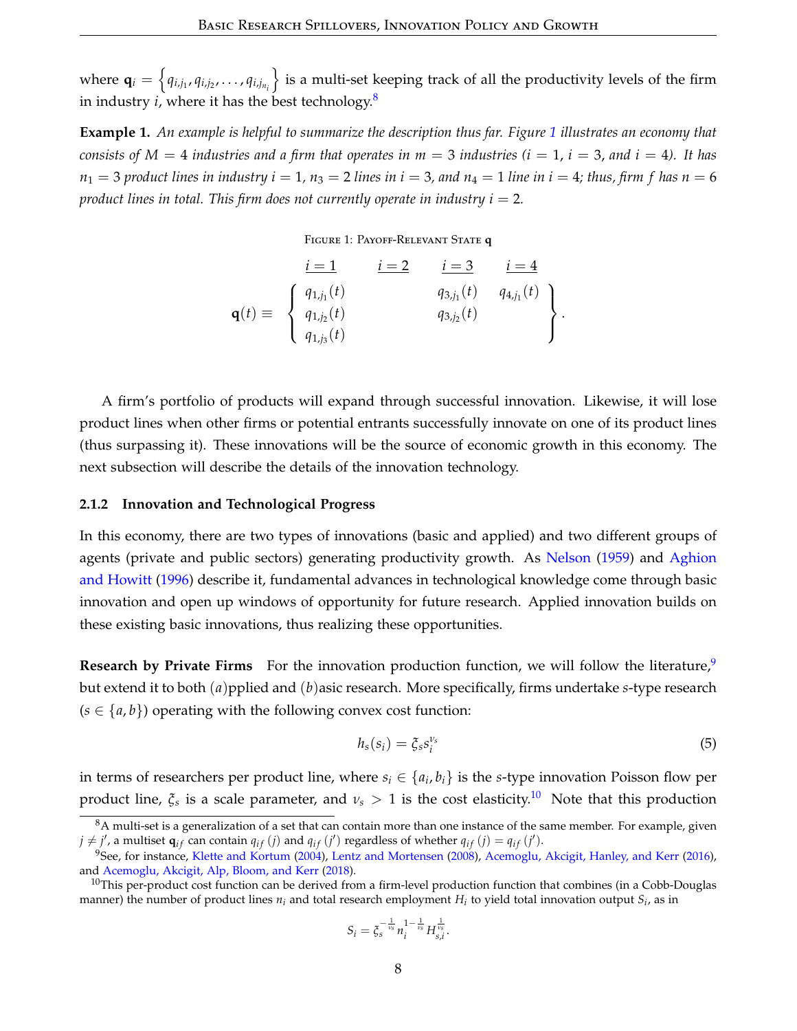where $\mathbf{q}_i = \left\{q_{i,j_1}, q_{i,j_2}, \ldots, q_{i,j_{n_i}}\right\}$ is a multi-set keeping track of all the productivity levels of the firm in industry $i$, where it has the best technology.[8]

**Example 1.** *An example is helpful to summarize the description thus far. Figure 1 illustrates an economy that consists of $M = 4$ industries and a firm that operates in $m = 3$ industries ($i = 1$, $i = 3$, and $i = 4$). It has $n_1 = 3$ product lines in industry $i = 1$, $n_3 = 2$ lines in $i = 3$, and $n_4 = 1$ line in $i = 4$; thus, firm $f$ has $n = 6$ product lines in total. This firm does not currently operate in industry $i = 2$.*

Figure 1: Payoff-Relevant State **q**

$$\mathbf{q}(t) \equiv \left\{ \begin{array}{cccc} \underline{i=1} & \underline{i=2} & \underline{i=3} & \underline{i=4} \\ q_{1,j_1}(t) & & q_{3,j_1}(t) & q_{4,j_1}(t) \\ q_{1,j_2}(t) & & q_{3,j_2}(t) & \\ q_{1,j_3}(t) & & & \end{array} \right\}.$$

A firm's portfolio of products will expand through successful innovation. Likewise, it will lose product lines when other firms or potential entrants successfully innovate on one of its product lines (thus surpassing it). These innovations will be the source of economic growth in this economy. The next subsection will describe the details of the innovation technology.

### 2.1.2 Innovation and Technological Progress

In this economy, there are two types of innovations (basic and applied) and two different groups of agents (private and public sectors) generating productivity growth. As Nelson (1959) and Aghion and Howitt (1996) describe it, fundamental advances in technological knowledge come through basic innovation and open up windows of opportunity for future research. Applied innovation builds on these existing basic innovations, thus realizing these opportunities.

**Research by Private Firms** For the innovation production function, we will follow the literature,[9] but extend it to both $(a)$pplied and $(b)$asic research. More specifically, firms undertake $s$-type research ($s \in \{a, b\}$) operating with the following convex cost function:

$$h_s(s_i) = \xi_s s_i^{\nu_s} \tag{5}$$

in terms of researchers per product line, where $s_i \in \{a_i, b_i\}$ is the $s$-type innovation Poisson flow per product line, $\xi_s$ is a scale parameter, and $\nu_s > 1$ is the cost elasticity.[10] Note that this production

---

[8] A multi-set is a generalization of a set that can contain more than one instance of the same member. For example, given $j \neq j'$, a multiset $\mathbf{q}_{if}$ can contain $q_{if}(j)$ and $q_{if}(j')$ regardless of whether $q_{if}(j) = q_{if}(j')$.

[9] See, for instance, Klette and Kortum (2004), Lentz and Mortensen (2008), Acemoglu, Akcigit, Hanley, and Kerr (2016), and Acemoglu, Akcigit, Alp, Bloom, and Kerr (2018).

[10] This per-product cost function can be derived from a firm-level production function that combines (in a Cobb-Douglas manner) the number of product lines $n_i$ and total research employment $H_i$ to yield total innovation output $S_i$, as in

$$S_i = \xi_s^{-\frac{1}{\nu_s}} n_i^{1-\frac{1}{\nu_s}} H_{s,i}^{\frac{1}{\nu_s}}.$$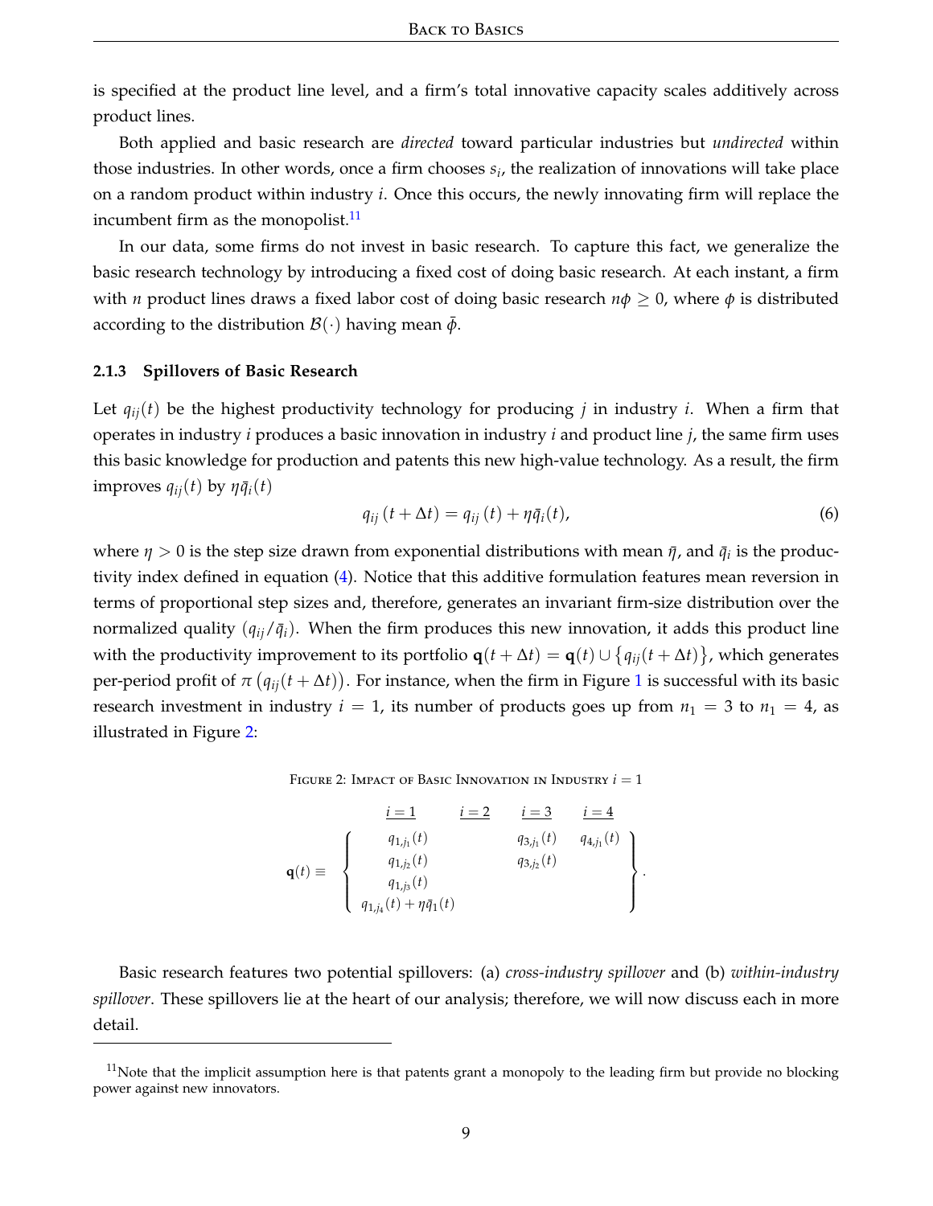is specified at the product line level, and a firm's total innovative capacity scales additively across product lines.

Both applied and basic research are *directed* toward particular industries but *undirected* within those industries. In other words, once a firm chooses $s_i$, the realization of innovations will take place on a random product within industry $i$. Once this occurs, the newly innovating firm will replace the incumbent firm as the monopolist.[11]

In our data, some firms do not invest in basic research. To capture this fact, we generalize the basic research technology by introducing a fixed cost of doing basic research. At each instant, a firm with $n$ product lines draws a fixed labor cost of doing basic research $n\phi \geq 0$, where $\phi$ is distributed according to the distribution $\mathcal{B}(\cdot)$ having mean $\bar{\phi}$.

### 2.1.3 Spillovers of Basic Research

Let $q_{ij}(t)$ be the highest productivity technology for producing $j$ in industry $i$. When a firm that operates in industry $i$ produces a basic innovation in industry $i$ and product line $j$, the same firm uses this basic knowledge for production and patents this new high-value technology. As a result, the firm improves $q_{ij}(t)$ by $\eta\bar{q}_i(t)$

$$q_{ij}(t + \Delta t) = q_{ij}(t) + \eta\bar{q}_i(t), \tag{6}$$

where $\eta > 0$ is the step size drawn from exponential distributions with mean $\bar{\eta}$, and $\bar{q}_i$ is the productivity index defined in equation (4). Notice that this additive formulation features mean reversion in terms of proportional step sizes and, therefore, generates an invariant firm-size distribution over the normalized quality $(q_{ij}/\bar{q}_i)$. When the firm produces this new innovation, it adds this product line with the productivity improvement to its portfolio $\mathbf{q}(t + \Delta t) = \mathbf{q}(t) \cup \{q_{ij}(t + \Delta t)\}$, which generates per-period profit of $\pi\left(q_{ij}(t + \Delta t)\right)$. For instance, when the firm in Figure 1 is successful with its basic research investment in industry $i = 1$, its number of products goes up from $n_1 = 3$ to $n_1 = 4$, as illustrated in Figure 2:

Figure 2: Impact of Basic Innovation in Industry $i = 1$

$$\mathbf{q}(t) \equiv \left\{ \begin{array}{cccc} \underline{i=1} & \underline{i=2} & \underline{i=3} & \underline{i=4} \\ q_{1,j_1}(t) & & q_{3,j_1}(t) & q_{4,j_1}(t) \\ q_{1,j_2}(t) & & q_{3,j_2}(t) & \\ q_{1,j_3}(t) & & & \\ q_{1,j_4}(t) + \eta\bar{q}_1(t) & & & \end{array} \right\}.$$

Basic research features two potential spillovers: (a) *cross-industry spillover* and (b) *within-industry spillover*. These spillovers lie at the heart of our analysis; therefore, we will now discuss each in more detail.

[11] Note that the implicit assumption here is that patents grant a monopoly to the leading firm but provide no blocking power against new innovators.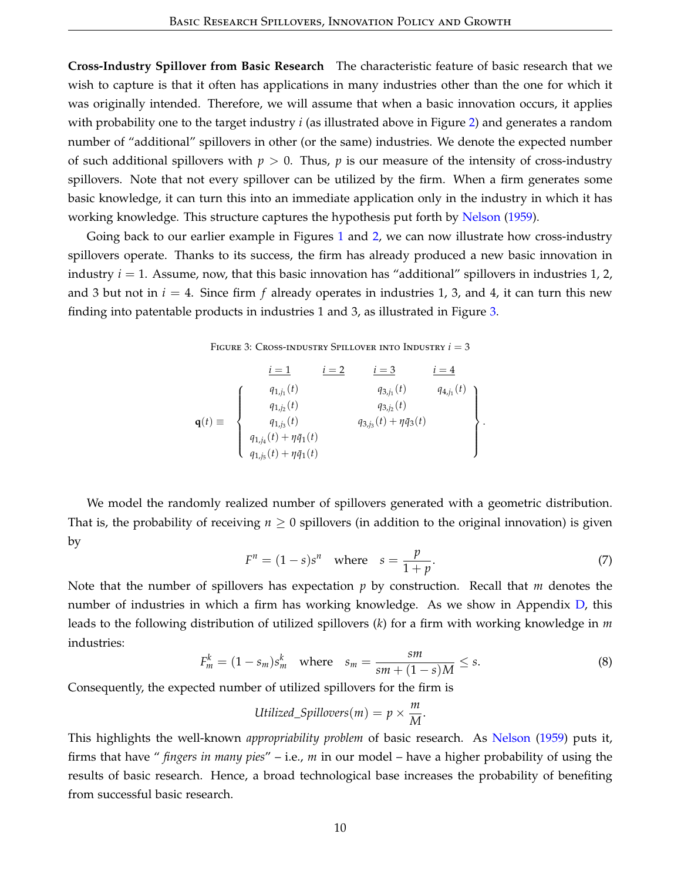**Cross-Industry Spillover from Basic Research** The characteristic feature of basic research that we wish to capture is that it often has applications in many industries other than the one for which it was originally intended. Therefore, we will assume that when a basic innovation occurs, it applies with probability one to the target industry $i$ (as illustrated above in Figure 2) and generates a random number of "additional" spillovers in other (or the same) industries. We denote the expected number of such additional spillovers with $p > 0$. Thus, $p$ is our measure of the intensity of cross-industry spillovers. Note that not every spillover can be utilized by the firm. When a firm generates some basic knowledge, it can turn this into an immediate application only in the industry in which it has working knowledge. This structure captures the hypothesis put forth by Nelson (1959).

Going back to our earlier example in Figures 1 and 2, we can now illustrate how cross-industry spillovers operate. Thanks to its success, the firm has already produced a new basic innovation in industry $i = 1$. Assume, now, that this basic innovation has "additional" spillovers in industries 1, 2, and 3 but not in $i = 4$. Since firm $f$ already operates in industries 1, 3, and 4, it can turn this new finding into patentable products in industries 1 and 3, as illustrated in Figure 3.

FIGURE 3: CROSS-INDUSTRY SPILLOVER INTO INDUSTRY $i = 3$

$$
\mathbf{q}(t) \equiv \left\{ \begin{array}{cccc}
\underline{i=1} & \underline{i=2} & \underline{i=3} & \underline{i=4} \\
q_{1,j_1}(t) & & q_{3,j_1}(t) & q_{4,j_1}(t) \\
q_{1,j_2}(t) & & q_{3,j_2}(t) & \\
q_{1,j_3}(t) & & q_{3,j_3}(t) + \eta\bar{q}_3(t) & \\
q_{1,j_4}(t) + \eta\bar{q}_1(t) & & & \\
q_{1,j_5}(t) + \eta\bar{q}_1(t) & & &
\end{array} \right\}.
$$

We model the randomly realized number of spillovers generated with a geometric distribution. That is, the probability of receiving $n \geq 0$ spillovers (in addition to the original innovation) is given by

$$
F^n = (1-s)s^n \quad \text{where} \quad s = \frac{p}{1+p}. \tag{7}
$$

Note that the number of spillovers has expectation $p$ by construction. Recall that $m$ denotes the number of industries in which a firm has working knowledge. As we show in Appendix D, this leads to the following distribution of utilized spillovers ($k$) for a firm with working knowledge in $m$ industries:

$$
F_m^k = (1-s_m)s_m^k \quad \text{where} \quad s_m = \frac{sm}{sm + (1-s)M} \leq s. \tag{8}
$$

Consequently, the expected number of utilized spillovers for the firm is

$$
Utilized\_Spillovers(m) = p \times \frac{m}{M}.
$$

This highlights the well-known *appropriability problem* of basic research. As Nelson (1959) puts it, firms that have "*fingers in many pies*" – i.e., $m$ in our model – have a higher probability of using the results of basic research. Hence, a broad technological base increases the probability of benefiting from successful basic research.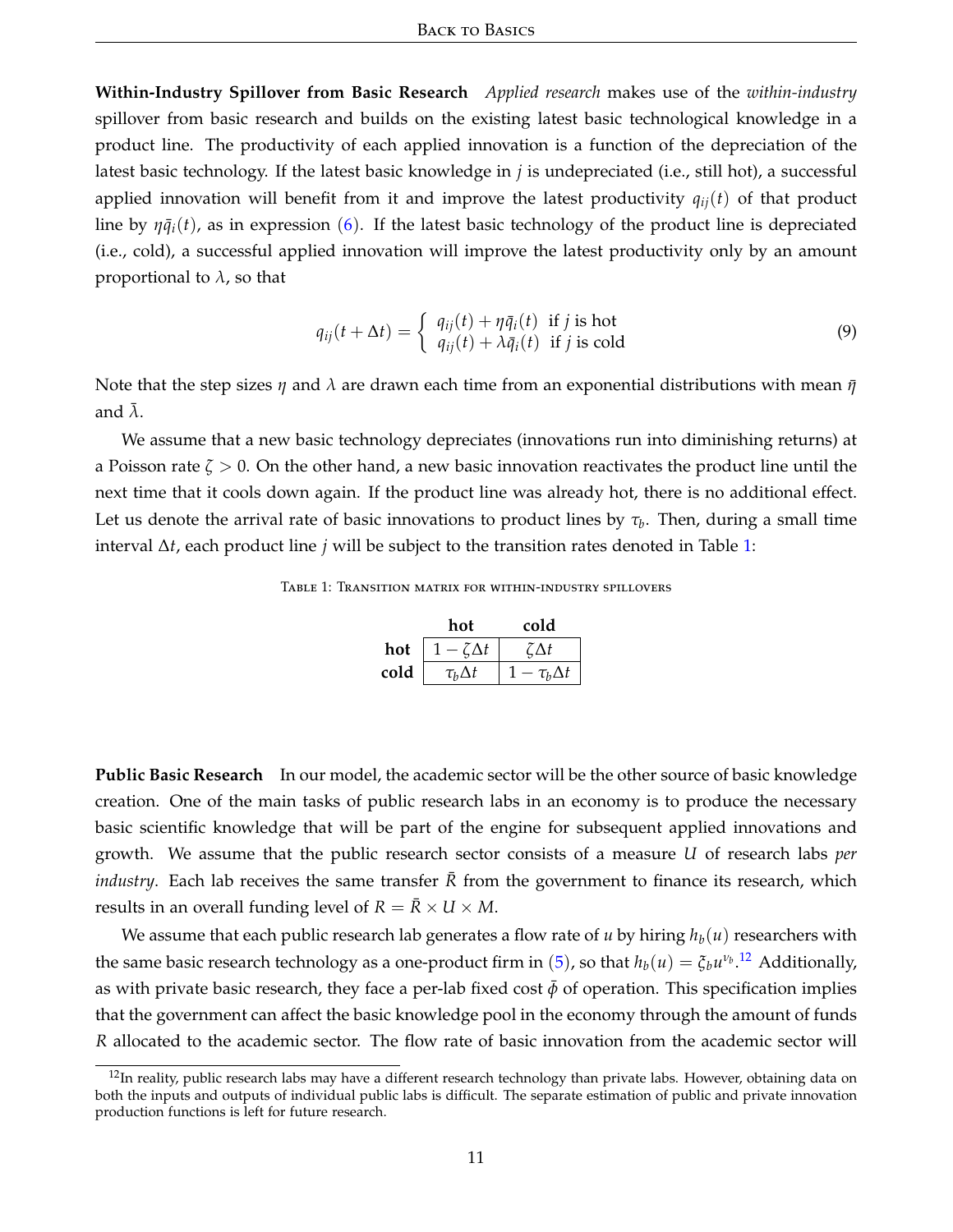**Within-Industry Spillover from Basic Research** *Applied research* makes use of the *within-industry* spillover from basic research and builds on the existing latest basic technological knowledge in a product line. The productivity of each applied innovation is a function of the depreciation of the latest basic technology. If the latest basic knowledge in $j$ is undepreciated (i.e., still hot), a successful applied innovation will benefit from it and improve the latest productivity $q_{ij}(t)$ of that product line by $\eta \bar{q}_i(t)$, as in expression (6). If the latest basic technology of the product line is depreciated (i.e., cold), a successful applied innovation will improve the latest productivity only by an amount proportional to $\lambda$, so that

$$q_{ij}(t + \Delta t) = \begin{cases} q_{ij}(t) + \eta \bar{q}_i(t) & \text{if } j \text{ is hot} \\ q_{ij}(t) + \lambda \bar{q}_i(t) & \text{if } j \text{ is cold} \end{cases} \tag{9}$$

Note that the step sizes $\eta$ and $\lambda$ are drawn each time from an exponential distributions with mean $\bar{\eta}$ and $\bar{\lambda}$.

We assume that a new basic technology depreciates (innovations run into diminishing returns) at a Poisson rate $\zeta > 0$. On the other hand, a new basic innovation reactivates the product line until the next time that it cools down again. If the product line was already hot, there is no additional effect. Let us denote the arrival rate of basic innovations to product lines by $\tau_b$. Then, during a small time interval $\Delta t$, each product line $j$ will be subject to the transition rates denoted in Table 1:

Table 1: Transition matrix for within-industry spillovers

| | **hot** | **cold** |
|---|---|---|
| **hot** | $1 - \zeta \Delta t$ | $\zeta \Delta t$ |
| **cold** | $\tau_b \Delta t$ | $1 - \tau_b \Delta t$ |

**Public Basic Research** In our model, the academic sector will be the other source of basic knowledge creation. One of the main tasks of public research labs in an economy is to produce the necessary basic scientific knowledge that will be part of the engine for subsequent applied innovations and growth. We assume that the public research sector consists of a measure $U$ of research labs *per industry*. Each lab receives the same transfer $\bar{R}$ from the government to finance its research, which results in an overall funding level of $R = \bar{R} \times U \times M$.

We assume that each public research lab generates a flow rate of $u$ by hiring $h_b(u)$ researchers with the same basic research technology as a one-product firm in (5), so that $h_b(u) = \xi_b u^{\nu_b}$.[12] Additionally, as with private basic research, they face a per-lab fixed cost $\bar{\phi}$ of operation. This specification implies that the government can affect the basic knowledge pool in the economy through the amount of funds $R$ allocated to the academic sector. The flow rate of basic innovation from the academic sector will

[12] In reality, public research labs may have a different research technology than private labs. However, obtaining data on both the inputs and outputs of individual public labs is difficult. The separate estimation of public and private innovation production functions is left for future research.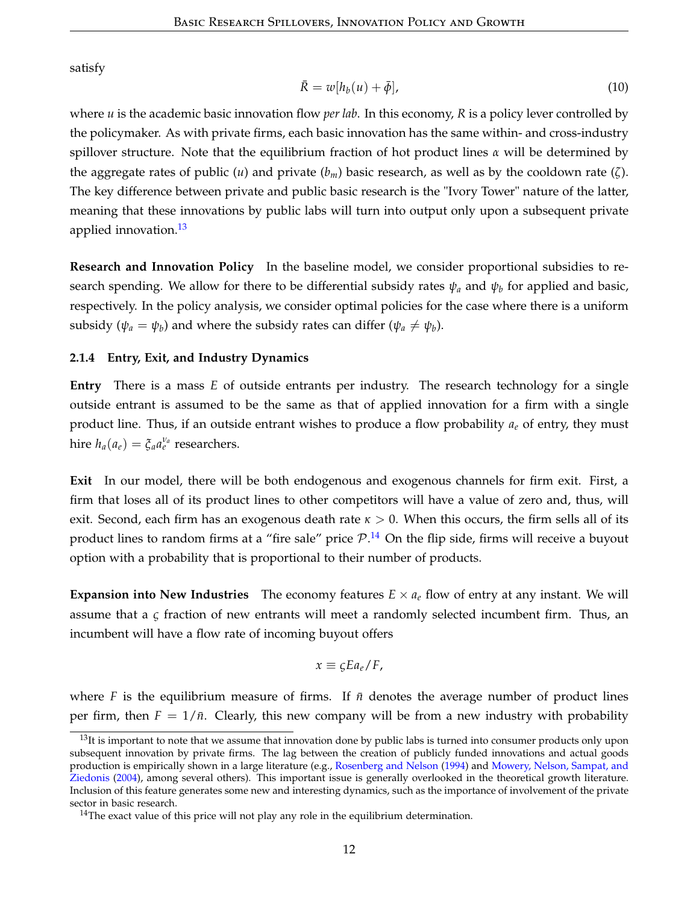satisfy

$$\bar{R} = w[h_b(u) + \bar{\phi}], \tag{10}$$

where $u$ is the academic basic innovation flow *per lab*. In this economy, $R$ is a policy lever controlled by the policymaker. As with private firms, each basic innovation has the same within- and cross-industry spillover structure. Note that the equilibrium fraction of hot product lines $\alpha$ will be determined by the aggregate rates of public ($u$) and private ($b_m$) basic research, as well as by the cooldown rate ($\zeta$). The key difference between private and public basic research is the "Ivory Tower" nature of the latter, meaning that these innovations by public labs will turn into output only upon a subsequent private applied innovation.[13]

**Research and Innovation Policy** In the baseline model, we consider proportional subsidies to research spending. We allow for there to be differential subsidy rates $\psi_a$ and $\psi_b$ for applied and basic, respectively. In the policy analysis, we consider optimal policies for the case where there is a uniform subsidy ($\psi_a = \psi_b$) and where the subsidy rates can differ ($\psi_a \neq \psi_b$).

#### 2.1.4 Entry, Exit, and Industry Dynamics

**Entry** There is a mass $E$ of outside entrants per industry. The research technology for a single outside entrant is assumed to be the same as that of applied innovation for a firm with a single product line. Thus, if an outside entrant wishes to produce a flow probability $a_e$ of entry, they must hire $h_a(a_e) = \xi_a a_e^{\gamma_a}$ researchers.

**Exit** In our model, there will be both endogenous and exogenous channels for firm exit. First, a firm that loses all of its product lines to other competitors will have a value of zero and, thus, will exit. Second, each firm has an exogenous death rate $\kappa > 0$. When this occurs, the firm sells all of its product lines to random firms at a "fire sale" price $\mathcal{P}$.[14] On the flip side, firms will receive a buyout option with a probability that is proportional to their number of products.

**Expansion into New Industries** The economy features $E \times a_e$ flow of entry at any instant. We will assume that a $\varsigma$ fraction of new entrants will meet a randomly selected incumbent firm. Thus, an incumbent will have a flow rate of incoming buyout offers

$$x \equiv \varsigma E a_e / F,$$

where $F$ is the equilibrium measure of firms. If $\bar{n}$ denotes the average number of product lines per firm, then $F = 1/\bar{n}$. Clearly, this new company will be from a new industry with probability

[13] It is important to note that we assume that innovation done by public labs is turned into consumer products only upon subsequent innovation by private firms. The lag between the creation of publicly funded innovations and actual goods production is empirically shown in a large literature (e.g., Rosenberg and Nelson (1994) and Mowery, Nelson, Sampat, and Ziedonis (2004), among several others). This important issue is generally overlooked in the theoretical growth literature. Inclusion of this feature generates some new and interesting dynamics, such as the importance of involvement of the private sector in basic research.

[14] The exact value of this price will not play any role in the equilibrium determination.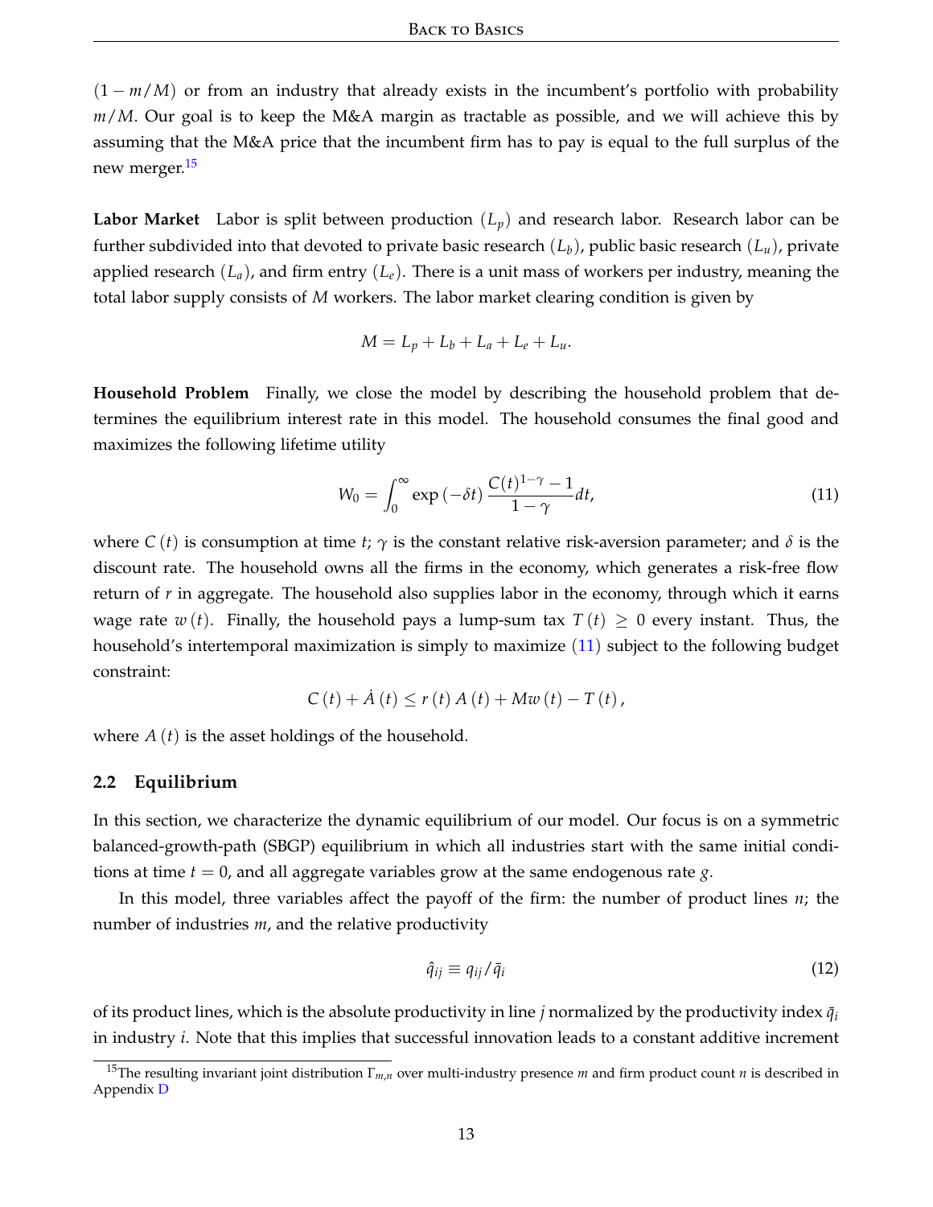$(1 - m/M)$ or from an industry that already exists in the incumbent's portfolio with probability $m/M$. Our goal is to keep the M&A margin as tractable as possible, and we will achieve this by assuming that the M&A price that the incumbent firm has to pay is equal to the full surplus of the new merger.[15]

**Labor Market** Labor is split between production ($L_p$) and research labor. Research labor can be further subdivided into that devoted to private basic research ($L_b$), public basic research ($L_u$), private applied research ($L_a$), and firm entry ($L_e$). There is a unit mass of workers per industry, meaning the total labor supply consists of $M$ workers. The labor market clearing condition is given by

$$M = L_p + L_b + L_a + L_e + L_u.$$

**Household Problem** Finally, we close the model by describing the household problem that determines the equilibrium interest rate in this model. The household consumes the final good and maximizes the following lifetime utility

$$W_0 = \int_0^\infty \exp(-\delta t) \frac{C(t)^{1-\gamma} - 1}{1 - \gamma} dt, \tag{11}$$

where $C(t)$ is consumption at time $t$; $\gamma$ is the constant relative risk-aversion parameter; and $\delta$ is the discount rate. The household owns all the firms in the economy, which generates a risk-free flow return of $r$ in aggregate. The household also supplies labor in the economy, through which it earns wage rate $w(t)$. Finally, the household pays a lump-sum tax $T(t) \geq 0$ every instant. Thus, the household's intertemporal maximization is simply to maximize (11) subject to the following budget constraint:

$$C(t) + \dot{A}(t) \leq r(t) A(t) + Mw(t) - T(t),$$

where $A(t)$ is the asset holdings of the household.

### 2.2 Equilibrium

In this section, we characterize the dynamic equilibrium of our model. Our focus is on a symmetric balanced-growth-path (SBGP) equilibrium in which all industries start with the same initial conditions at time $t = 0$, and all aggregate variables grow at the same endogenous rate $g$.

In this model, three variables affect the payoff of the firm: the number of product lines $n$; the number of industries $m$, and the relative productivity

$$\hat{q}_{ij} \equiv q_{ij}/\bar{q}_i \tag{12}$$

of its product lines, which is the absolute productivity in line $j$ normalized by the productivity index $\bar{q}_i$ in industry $i$. Note that this implies that successful innovation leads to a constant additive increment

[15] The resulting invariant joint distribution $\Gamma_{m,n}$ over multi-industry presence $m$ and firm product count $n$ is described in Appendix D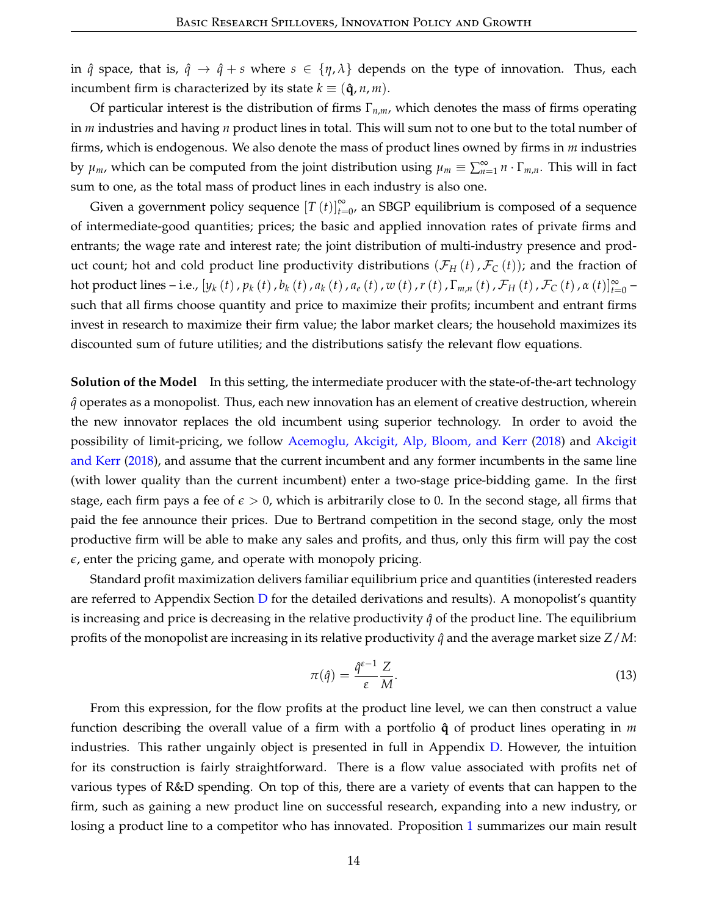in $\hat{q}$ space, that is, $\hat{q} \to \hat{q} + s$ where $s \in \{\eta, \lambda\}$ depends on the type of innovation. Thus, each incumbent firm is characterized by its state $k \equiv (\hat{\mathbf{q}}, n, m)$.

Of particular interest is the distribution of firms $\Gamma_{n,m}$, which denotes the mass of firms operating in $m$ industries and having $n$ product lines in total. This will sum not to one but to the total number of firms, which is endogenous. We also denote the mass of product lines owned by firms in $m$ industries by $\mu_m$, which can be computed from the joint distribution using $\mu_m \equiv \sum_{n=1}^{\infty} n \cdot \Gamma_{m,n}$. This will in fact sum to one, as the total mass of product lines in each industry is also one.

Given a government policy sequence $[T(t)]_{t=0}^{\infty}$, an SBGP equilibrium is composed of a sequence of intermediate-good quantities; prices; the basic and applied innovation rates of private firms and entrants; the wage rate and interest rate; the joint distribution of multi-industry presence and product count; hot and cold product line productivity distributions $(\mathcal{F}_H(t), \mathcal{F}_C(t))$; and the fraction of hot product lines – i.e., $[y_k(t), p_k(t), b_k(t), a_k(t), a_e(t), w(t), r(t), \Gamma_{m,n}(t), \mathcal{F}_H(t), \mathcal{F}_C(t), \alpha(t)]_{t=0}^{\infty}$ – such that all firms choose quantity and price to maximize their profits; incumbent and entrant firms invest in research to maximize their firm value; the labor market clears; the household maximizes its discounted sum of future utilities; and the distributions satisfy the relevant flow equations.

**Solution of the Model** In this setting, the intermediate producer with the state-of-the-art technology $\hat{q}$ operates as a monopolist. Thus, each new innovation has an element of creative destruction, wherein the new innovator replaces the old incumbent using superior technology. In order to avoid the possibility of limit-pricing, we follow Acemoglu, Akcigit, Alp, Bloom, and Kerr (2018) and Akcigit and Kerr (2018), and assume that the current incumbent and any former incumbents in the same line (with lower quality than the current incumbent) enter a two-stage price-bidding game. In the first stage, each firm pays a fee of $\epsilon > 0$, which is arbitrarily close to 0. In the second stage, all firms that paid the fee announce their prices. Due to Bertrand competition in the second stage, only the most productive firm will be able to make any sales and profits, and thus, only this firm will pay the cost $\epsilon$, enter the pricing game, and operate with monopoly pricing.

Standard profit maximization delivers familiar equilibrium price and quantities (interested readers are referred to Appendix Section D for the detailed derivations and results). A monopolist's quantity is increasing and price is decreasing in the relative productivity $\hat{q}$ of the product line. The equilibrium profits of the monopolist are increasing in its relative productivity $\hat{q}$ and the average market size $Z/M$:

$$\pi(\hat{q}) = \frac{\hat{q}^{\varepsilon-1}}{\varepsilon}\frac{Z}{M}. \tag{13}$$

From this expression, for the flow profits at the product line level, we can then construct a value function describing the overall value of a firm with a portfolio $\hat{\mathbf{q}}$ of product lines operating in $m$ industries. This rather ungainly object is presented in full in Appendix D. However, the intuition for its construction is fairly straightforward. There is a flow value associated with profits net of various types of R&D spending. On top of this, there are a variety of events that can happen to the firm, such as gaining a new product line on successful research, expanding into a new industry, or losing a product line to a competitor who has innovated. Proposition 1 summarizes our main result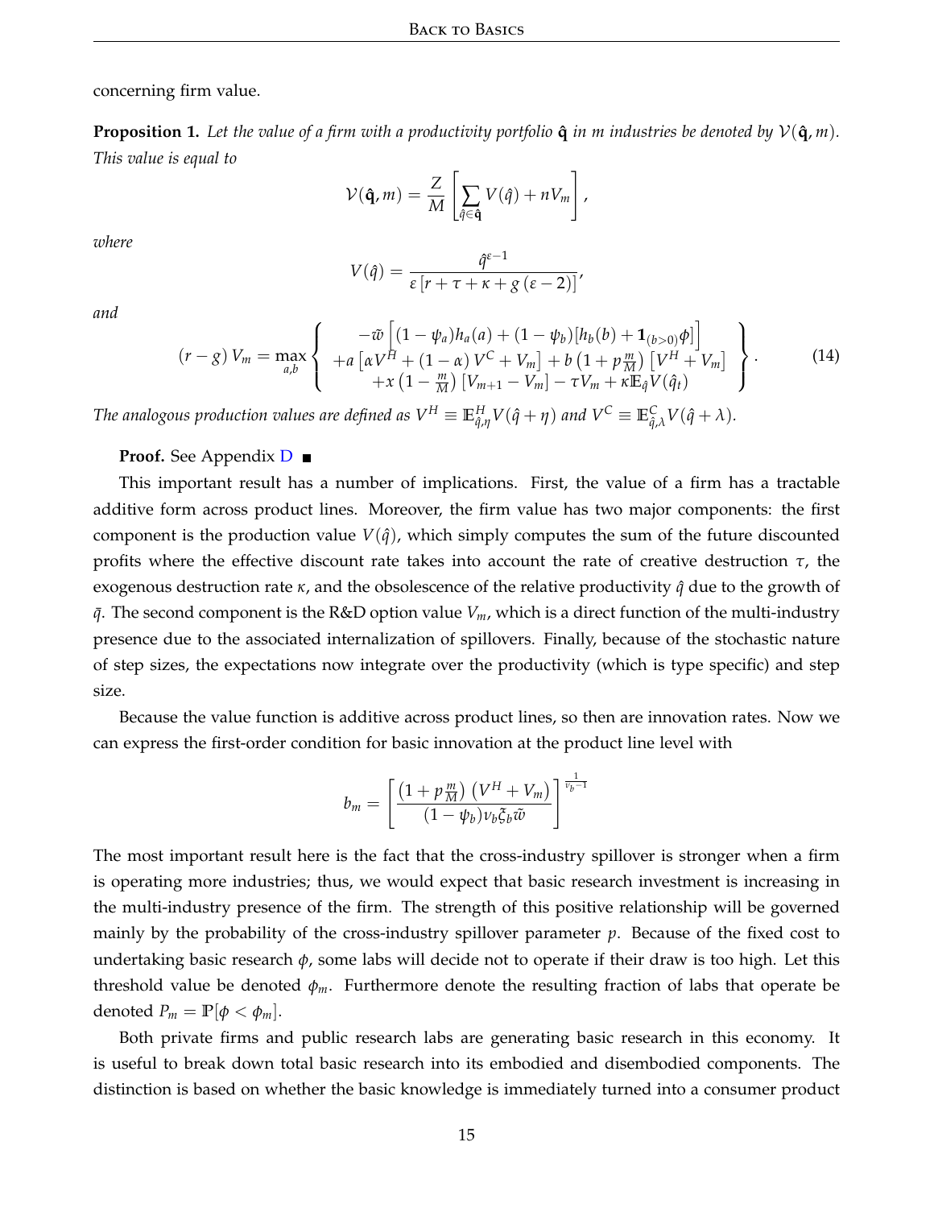concerning firm value.

**Proposition 1.** *Let the value of a firm with a productivity portfolio $\hat{\mathbf{q}}$ in $m$ industries be denoted by $\mathcal{V}(\hat{\mathbf{q}}, m)$. This value is equal to*

$$\mathcal{V}(\hat{\mathbf{q}}, m) = \frac{Z}{M}\left[\sum_{\hat{q}\in\hat{\mathbf{q}}} V(\hat{q}) + nV_m\right],$$

*where*

$$V(\hat{q}) = \frac{\hat{q}^{\varepsilon-1}}{\varepsilon\left[r+\tau+\kappa+g\left(\varepsilon-2\right)\right]},$$

*and*

$$(r-g)\,V_m = \max_{a,b}\left\{\begin{array}{c} -\tilde{w}\left[(1-\psi_a)h_a(a)+(1-\psi_b)[h_b(b)+\mathbf{1}_{(b>0)}\phi]\right] \\ +a\left[\alpha V^H+(1-\alpha)\,V^C+V_m\right]+b\left(1+p\frac{m}{M}\right)\left[V^H+V_m\right] \\ +x\left(1-\frac{m}{M}\right)\left[V_{m+1}-V_m\right]-\tau V_m+\kappa\mathbb{E}_{\hat{q}}V(\hat{q}_t) \end{array}\right\}. \tag{14}$$

*The analogous production values are defined as $V^H \equiv \mathbb{E}^H_{\hat{q},\eta}V(\hat{q}+\eta)$ and $V^C \equiv \mathbb{E}^C_{\hat{q},\lambda}V(\hat{q}+\lambda)$.*

**Proof.** See Appendix D ■

This important result has a number of implications. First, the value of a firm has a tractable additive form across product lines. Moreover, the firm value has two major components: the first component is the production value $V(\hat{q})$, which simply computes the sum of the future discounted profits where the effective discount rate takes into account the rate of creative destruction $\tau$, the exogenous destruction rate $\kappa$, and the obsolescence of the relative productivity $\hat{q}$ due to the growth of $\bar{q}$. The second component is the R&D option value $V_m$, which is a direct function of the multi-industry presence due to the associated internalization of spillovers. Finally, because of the stochastic nature of step sizes, the expectations now integrate over the productivity (which is type specific) and step size.

Because the value function is additive across product lines, so then are innovation rates. Now we can express the first-order condition for basic innovation at the product line level with

$$b_m = \left[\frac{\left(1+p\frac{m}{M}\right)\left(V^H+V_m\right)}{(1-\psi_b)\nu_b\xi_b\tilde{w}}\right]^{\frac{1}{\nu_b-1}}$$

The most important result here is the fact that the cross-industry spillover is stronger when a firm is operating more industries; thus, we would expect that basic research investment is increasing in the multi-industry presence of the firm. The strength of this positive relationship will be governed mainly by the probability of the cross-industry spillover parameter $p$. Because of the fixed cost to undertaking basic research $\phi$, some labs will decide not to operate if their draw is too high. Let this threshold value be denoted $\phi_m$. Furthermore denote the resulting fraction of labs that operate be denoted $P_m = \mathbb{P}[\phi < \phi_m]$.

Both private firms and public research labs are generating basic research in this economy. It is useful to break down total basic research into its embodied and disembodied components. The distinction is based on whether the basic knowledge is immediately turned into a consumer product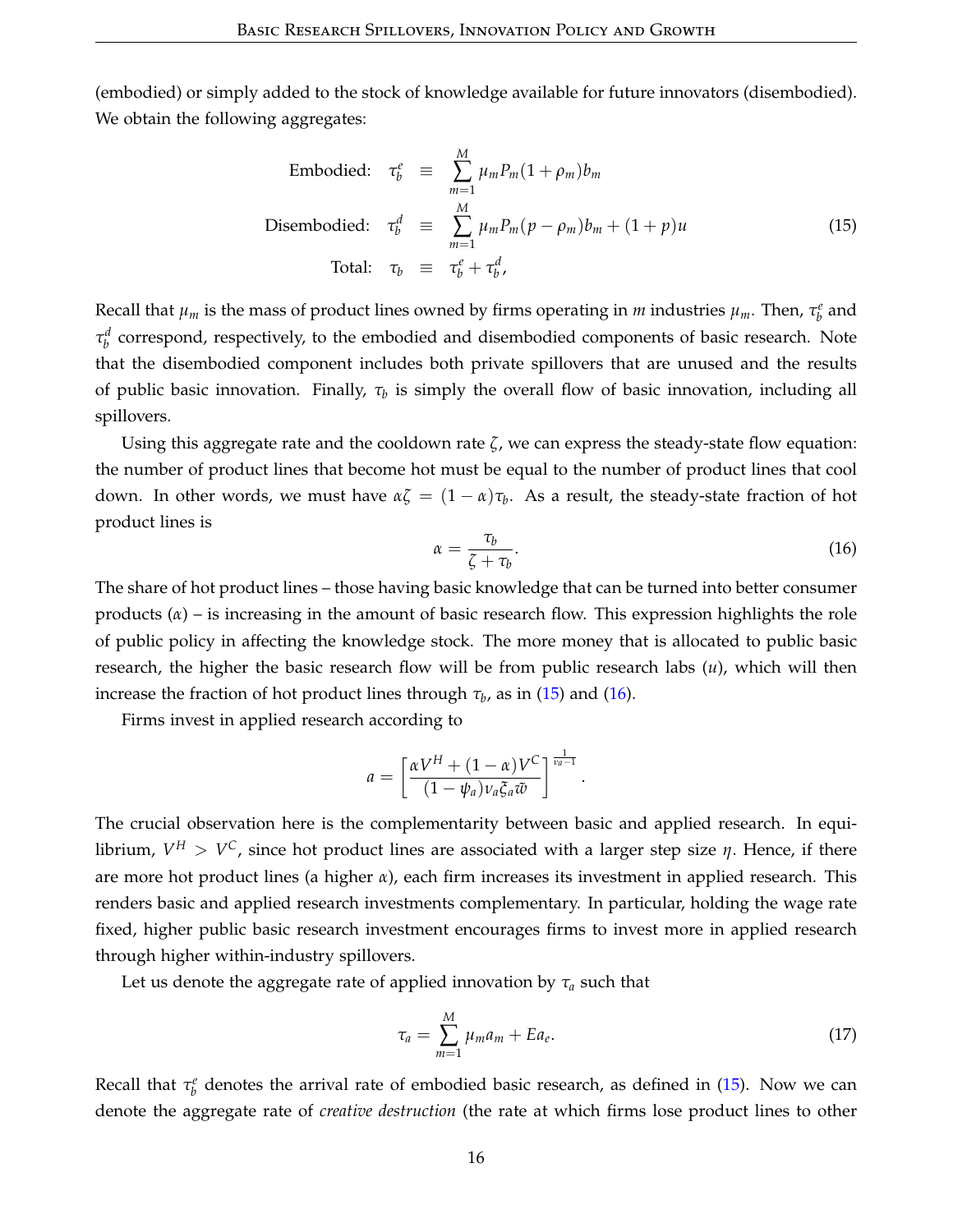(embodied) or simply added to the stock of knowledge available for future innovators (disembodied). We obtain the following aggregates:

$$
\begin{aligned}
\text{Embodied:} \quad \tau_b^e &\equiv \sum_{m=1}^{M} \mu_m P_m (1+\rho_m) b_m \\
\text{Disembodied:} \quad \tau_b^d &\equiv \sum_{m=1}^{M} \mu_m P_m (p-\rho_m) b_m + (1+p)u \\
\text{Total:} \quad \tau_b &\equiv \tau_b^e + \tau_b^d,
\end{aligned}
\tag{15}
$$

Recall that $\mu_m$ is the mass of product lines owned by firms operating in $m$ industries $\mu_m$. Then, $\tau_b^e$ and $\tau_b^d$ correspond, respectively, to the embodied and disembodied components of basic research. Note that the disembodied component includes both private spillovers that are unused and the results of public basic innovation. Finally, $\tau_b$ is simply the overall flow of basic innovation, including all spillovers.

Using this aggregate rate and the cooldown rate $\zeta$, we can express the steady-state flow equation: the number of product lines that become hot must be equal to the number of product lines that cool down. In other words, we must have $\alpha\zeta = (1-\alpha)\tau_b$. As a result, the steady-state fraction of hot product lines is

$$
\alpha = \frac{\tau_b}{\zeta + \tau_b}. \tag{16}
$$

The share of hot product lines – those having basic knowledge that can be turned into better consumer products ($\alpha$) – is increasing in the amount of basic research flow. This expression highlights the role of public policy in affecting the knowledge stock. The more money that is allocated to public basic research, the higher the basic research flow will be from public research labs ($u$), which will then increase the fraction of hot product lines through $\tau_b$, as in (15) and (16).

Firms invest in applied research according to

$$
a = \left[ \frac{\alpha V^H + (1-\alpha)V^C}{(1-\psi_a)\nu_a \xi_a \tilde{w}} \right]^{\frac{1}{\nu_a - 1}}.
$$

The crucial observation here is the complementarity between basic and applied research. In equilibrium, $V^H > V^C$, since hot product lines are associated with a larger step size $\eta$. Hence, if there are more hot product lines (a higher $\alpha$), each firm increases its investment in applied research. This renders basic and applied research investments complementary. In particular, holding the wage rate fixed, higher public basic research investment encourages firms to invest more in applied research through higher within-industry spillovers.

Let us denote the aggregate rate of applied innovation by $\tau_a$ such that

$$
\tau_a = \sum_{m=1}^{M} \mu_m a_m + E a_e. \tag{17}
$$

Recall that $\tau_b^e$ denotes the arrival rate of embodied basic research, as defined in (15). Now we can denote the aggregate rate of *creative destruction* (the rate at which firms lose product lines to other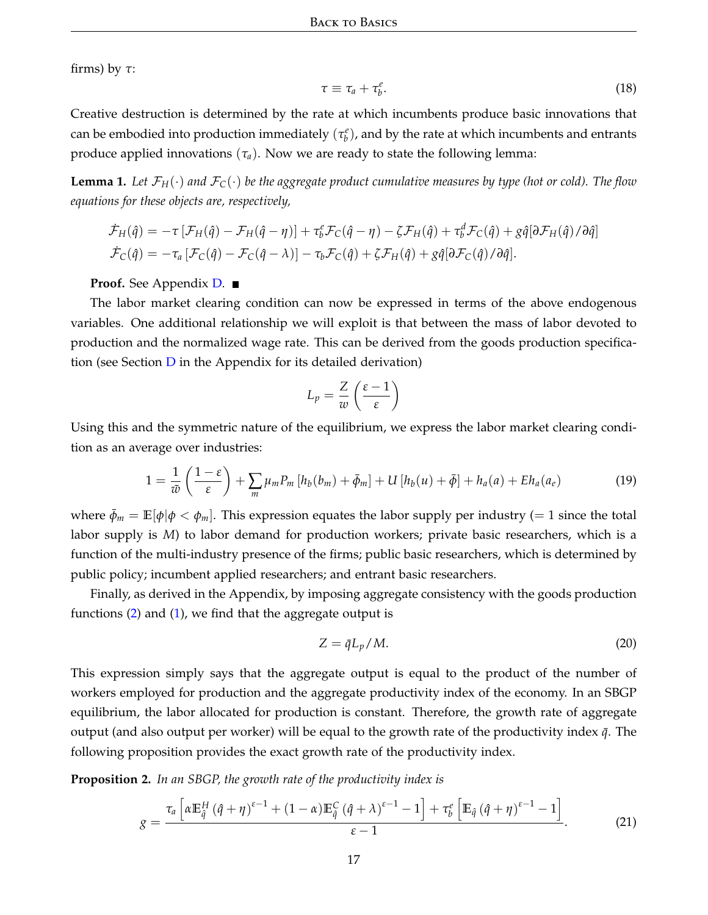firms) by $\tau$:

$$\tau \equiv \tau_a + \tau_b^e. \tag{18}$$

Creative destruction is determined by the rate at which incumbents produce basic innovations that can be embodied into production immediately ($\tau_b^e$), and by the rate at which incumbents and entrants produce applied innovations ($\tau_a$). Now we are ready to state the following lemma:

**Lemma 1.** *Let $\mathcal{F}_H(\cdot)$ and $\mathcal{F}_C(\cdot)$ be the aggregate product cumulative measures by type (hot or cold). The flow equations for these objects are, respectively,*

$$\dot{\mathcal{F}}_H(\hat{q}) = -\tau\left[\mathcal{F}_H(\hat{q}) - \mathcal{F}_H(\hat{q}-\eta)\right] + \tau_b^e \mathcal{F}_C(\hat{q}-\eta) - \zeta \mathcal{F}_H(\hat{q}) + \tau_b^d \mathcal{F}_C(\hat{q}) + g\hat{q}[\partial \mathcal{F}_H(\hat{q})/\partial \hat{q}]$$
$$\dot{\mathcal{F}}_C(\hat{q}) = -\tau_a\left[\mathcal{F}_C(\hat{q}) - \mathcal{F}_C(\hat{q}-\lambda)\right] - \tau_b \mathcal{F}_C(\hat{q}) + \zeta \mathcal{F}_H(\hat{q}) + g\hat{q}[\partial \mathcal{F}_C(\hat{q})/\partial \hat{q}].$$

**Proof.** See Appendix D. ■

The labor market clearing condition can now be expressed in terms of the above endogenous variables. One additional relationship we will exploit is that between the mass of labor devoted to production and the normalized wage rate. This can be derived from the goods production specification (see Section D in the Appendix for its detailed derivation)

$$L_p = \frac{Z}{w}\left(\frac{\varepsilon - 1}{\varepsilon}\right)$$

Using this and the symmetric nature of the equilibrium, we express the labor market clearing condition as an average over industries:

$$1 = \frac{1}{\tilde{w}}\left(\frac{1-\varepsilon}{\varepsilon}\right) + \sum_m \mu_m P_m \left[h_b(b_m) + \bar{\phi}_m\right] + U\left[h_b(u) + \bar{\phi}\right] + h_a(a) + E h_a(a_e) \tag{19}$$

where $\bar{\phi}_m = \mathbb{E}[\phi|\phi < \phi_m]$. This expression equates the labor supply per industry (= 1 since the total labor supply is $M$) to labor demand for production workers; private basic researchers, which is a function of the multi-industry presence of the firms; public basic researchers, which is determined by public policy; incumbent applied researchers; and entrant basic researchers.

Finally, as derived in the Appendix, by imposing aggregate consistency with the goods production functions (2) and (1), we find that the aggregate output is

$$Z = \bar{q} L_p / M. \tag{20}$$

This expression simply says that the aggregate output is equal to the product of the number of workers employed for production and the aggregate productivity index of the economy. In an SBGP equilibrium, the labor allocated for production is constant. Therefore, the growth rate of aggregate output (and also output per worker) will be equal to the growth rate of the productivity index $\bar{q}$. The following proposition provides the exact growth rate of the productivity index.

**Proposition 2.** *In an SBGP, the growth rate of the productivity index is*

$$g = \frac{\tau_a\left[\alpha \mathbb{E}_{\hat{q}}^H\left(\hat{q}+\eta\right)^{\varepsilon-1} + (1-\alpha)\mathbb{E}_{\hat{q}}^C\left(\hat{q}+\lambda\right)^{\varepsilon-1} - 1\right] + \tau_b^e\left[\mathbb{E}_{\hat{q}}\left(\hat{q}+\eta\right)^{\varepsilon-1} - 1\right]}{\varepsilon - 1}. \tag{21}$$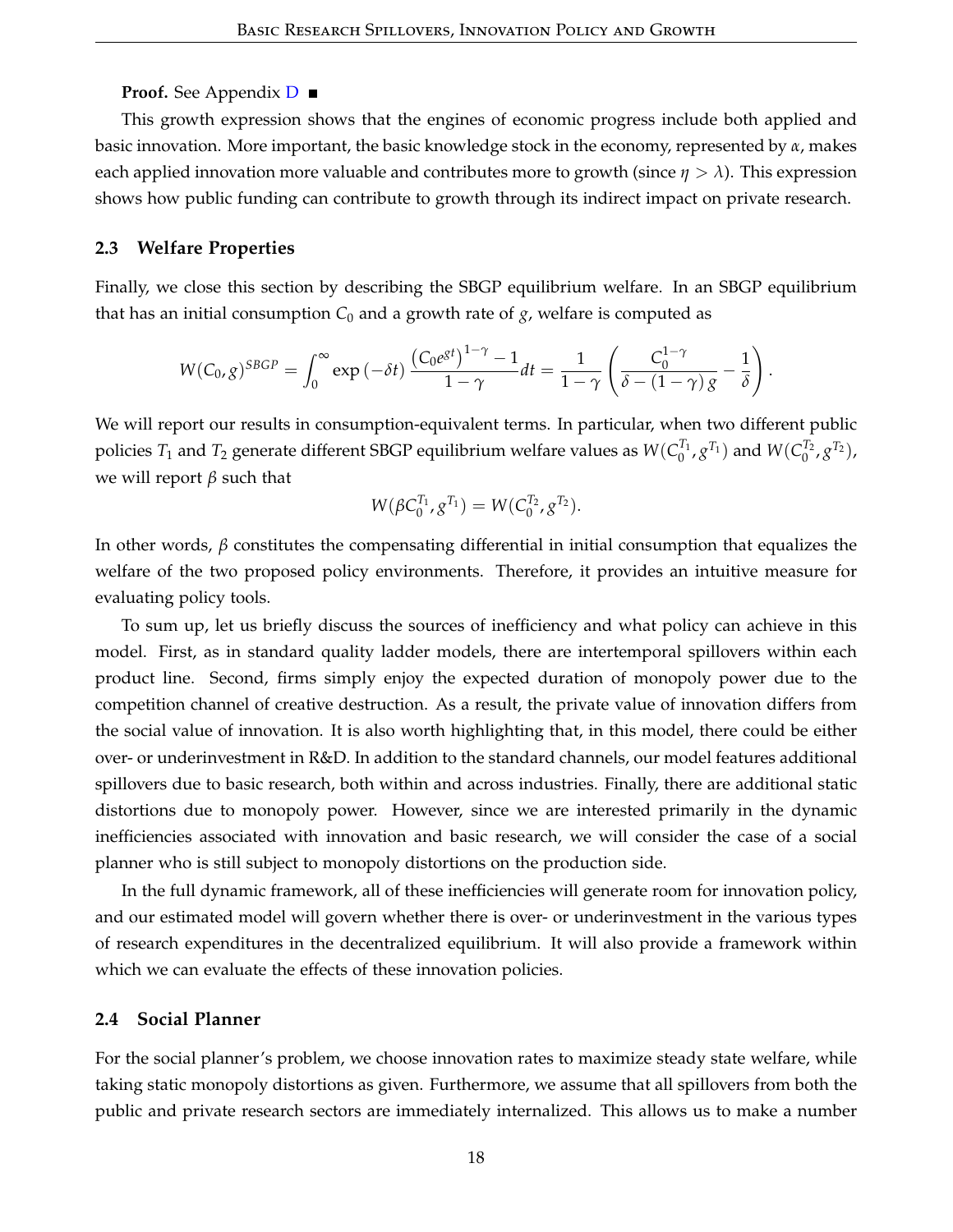**Proof.** See Appendix D ■

This growth expression shows that the engines of economic progress include both applied and basic innovation. More important, the basic knowledge stock in the economy, represented by $\alpha$, makes each applied innovation more valuable and contributes more to growth (since $\eta > \lambda$). This expression shows how public funding can contribute to growth through its indirect impact on private research.

### 2.3 Welfare Properties

Finally, we close this section by describing the SBGP equilibrium welfare. In an SBGP equilibrium that has an initial consumption $C_0$ and a growth rate of $g$, welfare is computed as

$$W(C_0, g)^{SBGP} = \int_0^{\infty} \exp(-\delta t) \frac{\left(C_0 e^{gt}\right)^{1-\gamma} - 1}{1-\gamma} dt = \frac{1}{1-\gamma} \left( \frac{C_0^{1-\gamma}}{\delta - (1-\gamma) g} - \frac{1}{\delta} \right).$$

We will report our results in consumption-equivalent terms. In particular, when two different public policies $T_1$ and $T_2$ generate different SBGP equilibrium welfare values as $W(C_0^{T_1}, g^{T_1})$ and $W(C_0^{T_2}, g^{T_2})$, we will report $\beta$ such that

$$W(\beta C_0^{T_1}, g^{T_1}) = W(C_0^{T_2}, g^{T_2}).$$

In other words, $\beta$ constitutes the compensating differential in initial consumption that equalizes the welfare of the two proposed policy environments. Therefore, it provides an intuitive measure for evaluating policy tools.

To sum up, let us briefly discuss the sources of inefficiency and what policy can achieve in this model. First, as in standard quality ladder models, there are intertemporal spillovers within each product line. Second, firms simply enjoy the expected duration of monopoly power due to the competition channel of creative destruction. As a result, the private value of innovation differs from the social value of innovation. It is also worth highlighting that, in this model, there could be either over- or underinvestment in R&D. In addition to the standard channels, our model features additional spillovers due to basic research, both within and across industries. Finally, there are additional static distortions due to monopoly power. However, since we are interested primarily in the dynamic inefficiencies associated with innovation and basic research, we will consider the case of a social planner who is still subject to monopoly distortions on the production side.

In the full dynamic framework, all of these inefficiencies will generate room for innovation policy, and our estimated model will govern whether there is over- or underinvestment in the various types of research expenditures in the decentralized equilibrium. It will also provide a framework within which we can evaluate the effects of these innovation policies.

### 2.4 Social Planner

For the social planner's problem, we choose innovation rates to maximize steady state welfare, while taking static monopoly distortions as given. Furthermore, we assume that all spillovers from both the public and private research sectors are immediately internalized. This allows us to make a number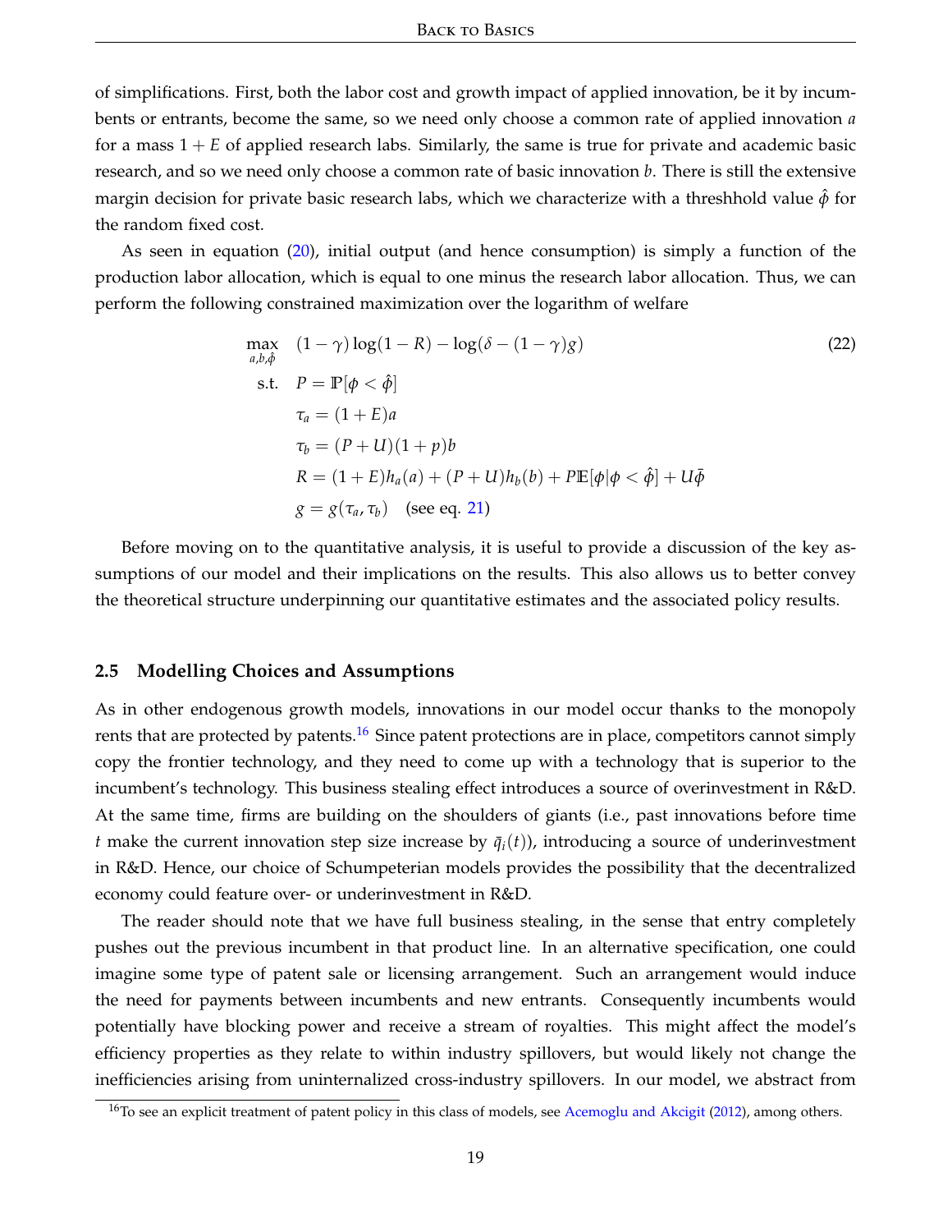of simplifications. First, both the labor cost and growth impact of applied innovation, be it by incumbents or entrants, become the same, so we need only choose a common rate of applied innovation $a$ for a mass $1 + E$ of applied research labs. Similarly, the same is true for private and academic basic research, and so we need only choose a common rate of basic innovation $b$. There is still the extensive margin decision for private basic research labs, which we characterize with a threshhold value $\hat{\phi}$ for the random fixed cost.

As seen in equation (20), initial output (and hence consumption) is simply a function of the production labor allocation, which is equal to one minus the research labor allocation. Thus, we can perform the following constrained maximization over the logarithm of welfare

$$
\begin{aligned}
\max_{a,b,\hat{\phi}} \quad & (1-\gamma)\log(1-R) - \log(\delta - (1-\gamma)g) \qquad (22) \\
\text{s.t.} \quad & P = \mathbb{P}[\phi < \hat{\phi}] \\
& \tau_a = (1+E)a \\
& \tau_b = (P+U)(1+p)b \\
& R = (1+E)h_a(a) + (P+U)h_b(b) + P\mathbb{E}[\phi|\phi < \hat{\phi}] + U\bar{\phi} \\
& g = g(\tau_a, \tau_b) \quad \text{(see eq. 21)}
\end{aligned}
$$

Before moving on to the quantitative analysis, it is useful to provide a discussion of the key assumptions of our model and their implications on the results. This also allows us to better convey the theoretical structure underpinning our quantitative estimates and the associated policy results.

### 2.5 Modelling Choices and Assumptions

As in other endogenous growth models, innovations in our model occur thanks to the monopoly rents that are protected by patents.[16] Since patent protections are in place, competitors cannot simply copy the frontier technology, and they need to come up with a technology that is superior to the incumbent's technology. This business stealing effect introduces a source of overinvestment in R&D. At the same time, firms are building on the shoulders of giants (i.e., past innovations before time $t$ make the current innovation step size increase by $\bar{q}_i(t)$), introducing a source of underinvestment in R&D. Hence, our choice of Schumpeterian models provides the possibility that the decentralized economy could feature over- or underinvestment in R&D.

The reader should note that we have full business stealing, in the sense that entry completely pushes out the previous incumbent in that product line. In an alternative specification, one could imagine some type of patent sale or licensing arrangement. Such an arrangement would induce the need for payments between incumbents and new entrants. Consequently incumbents would potentially have blocking power and receive a stream of royalties. This might affect the model's efficiency properties as they relate to within industry spillovers, but would likely not change the inefficiencies arising from uninternalized cross-industry spillovers. In our model, we abstract from

[16] To see an explicit treatment of patent policy in this class of models, see Acemoglu and Akcigit (2012), among others.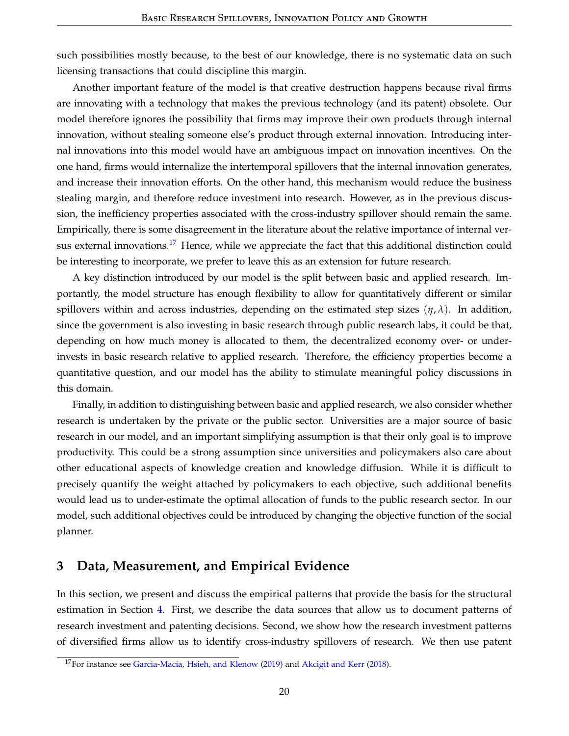such possibilities mostly because, to the best of our knowledge, there is no systematic data on such licensing transactions that could discipline this margin.

Another important feature of the model is that creative destruction happens because rival firms are innovating with a technology that makes the previous technology (and its patent) obsolete. Our model therefore ignores the possibility that firms may improve their own products through internal innovation, without stealing someone else's product through external innovation. Introducing internal innovations into this model would have an ambiguous impact on innovation incentives. On the one hand, firms would internalize the intertemporal spillovers that the internal innovation generates, and increase their innovation efforts. On the other hand, this mechanism would reduce the business stealing margin, and therefore reduce investment into research. However, as in the previous discussion, the inefficiency properties associated with the cross-industry spillover should remain the same. Empirically, there is some disagreement in the literature about the relative importance of internal versus external innovations.[17] Hence, while we appreciate the fact that this additional distinction could be interesting to incorporate, we prefer to leave this as an extension for future research.

A key distinction introduced by our model is the split between basic and applied research. Importantly, the model structure has enough flexibility to allow for quantitatively different or similar spillovers within and across industries, depending on the estimated step sizes $(\eta, \lambda)$. In addition, since the government is also investing in basic research through public research labs, it could be that, depending on how much money is allocated to them, the decentralized economy over- or under-invests in basic research relative to applied research. Therefore, the efficiency properties become a quantitative question, and our model has the ability to stimulate meaningful policy discussions in this domain.

Finally, in addition to distinguishing between basic and applied research, we also consider whether research is undertaken by the private or the public sector. Universities are a major source of basic research in our model, and an important simplifying assumption is that their only goal is to improve productivity. This could be a strong assumption since universities and policymakers also care about other educational aspects of knowledge creation and knowledge diffusion. While it is difficult to precisely quantify the weight attached by policymakers to each objective, such additional benefits would lead us to under-estimate the optimal allocation of funds to the public research sector. In our model, such additional objectives could be introduced by changing the objective function of the social planner.

## 3 Data, Measurement, and Empirical Evidence

In this section, we present and discuss the empirical patterns that provide the basis for the structural estimation in Section 4. First, we describe the data sources that allow us to document patterns of research investment and patenting decisions. Second, we show how the research investment patterns of diversified firms allow us to identify cross-industry spillovers of research. We then use patent

[17] For instance see Garcia-Macia, Hsieh, and Klenow (2019) and Akcigit and Kerr (2018).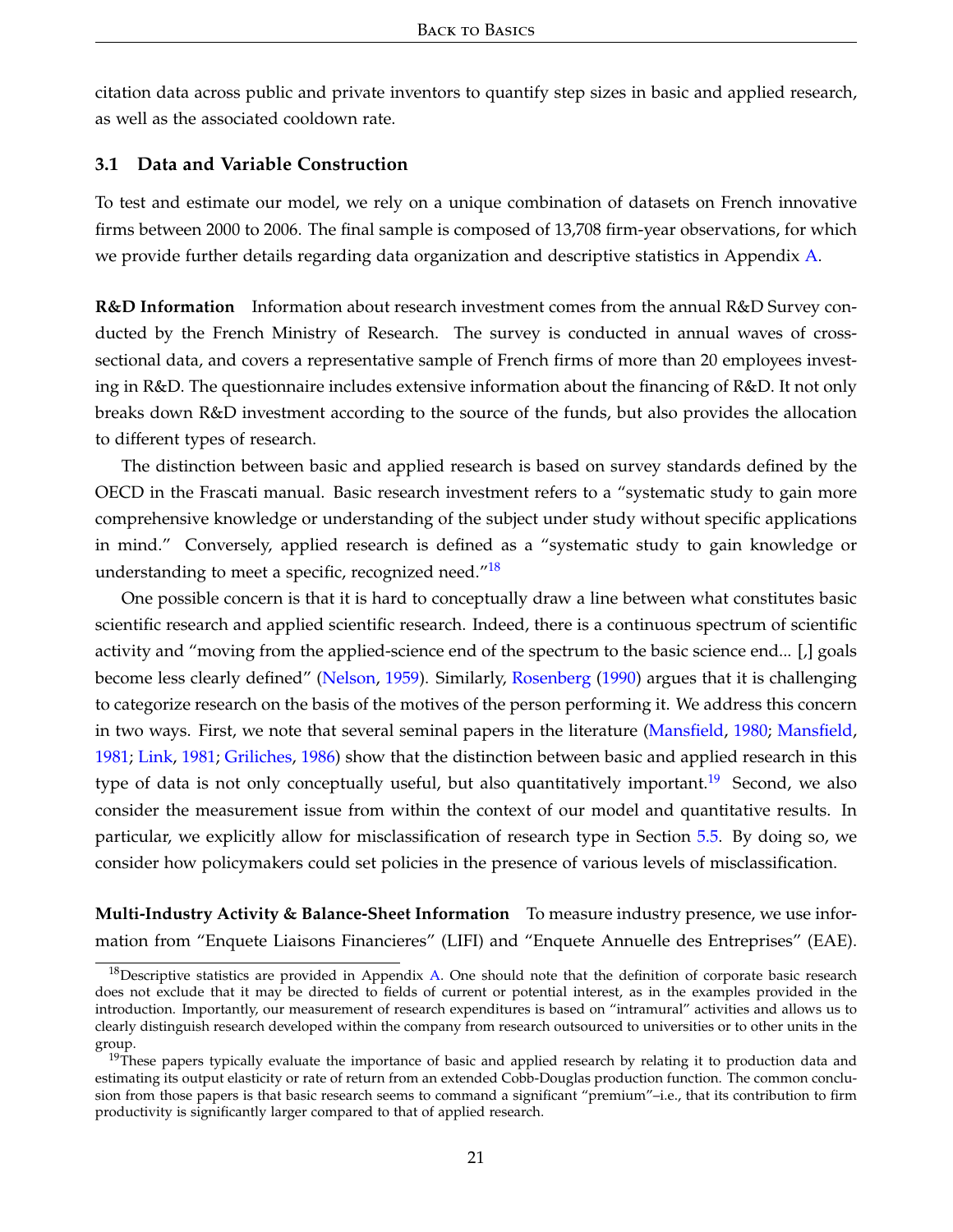citation data across public and private inventors to quantify step sizes in basic and applied research, as well as the associated cooldown rate.

### 3.1 Data and Variable Construction

To test and estimate our model, we rely on a unique combination of datasets on French innovative firms between 2000 to 2006. The final sample is composed of 13,708 firm-year observations, for which we provide further details regarding data organization and descriptive statistics in Appendix A.

**R&D Information** Information about research investment comes from the annual R&D Survey conducted by the French Ministry of Research. The survey is conducted in annual waves of cross-sectional data, and covers a representative sample of French firms of more than 20 employees investing in R&D. The questionnaire includes extensive information about the financing of R&D. It not only breaks down R&D investment according to the source of the funds, but also provides the allocation to different types of research.

The distinction between basic and applied research is based on survey standards defined by the OECD in the Frascati manual. Basic research investment refers to a "systematic study to gain more comprehensive knowledge or understanding of the subject under study without specific applications in mind." Conversely, applied research is defined as a "systematic study to gain knowledge or understanding to meet a specific, recognized need."[18]

One possible concern is that it is hard to conceptually draw a line between what constitutes basic scientific research and applied scientific research. Indeed, there is a continuous spectrum of scientific activity and "moving from the applied-science end of the spectrum to the basic science end... [,] goals become less clearly defined" (Nelson, 1959). Similarly, Rosenberg (1990) argues that it is challenging to categorize research on the basis of the motives of the person performing it. We address this concern in two ways. First, we note that several seminal papers in the literature (Mansfield, 1980; Mansfield, 1981; Link, 1981; Griliches, 1986) show that the distinction between basic and applied research in this type of data is not only conceptually useful, but also quantitatively important.[19] Second, we also consider the measurement issue from within the context of our model and quantitative results. In particular, we explicitly allow for misclassification of research type in Section 5.5. By doing so, we consider how policymakers could set policies in the presence of various levels of misclassification.

**Multi-Industry Activity & Balance-Sheet Information** To measure industry presence, we use information from "Enquete Liaisons Financieres" (LIFI) and "Enquete Annuelle des Entreprises" (EAE).

---

[18] Descriptive statistics are provided in Appendix A. One should note that the definition of corporate basic research does not exclude that it may be directed to fields of current or potential interest, as in the examples provided in the introduction. Importantly, our measurement of research expenditures is based on "intramural" activities and allows us to clearly distinguish research developed within the company from research outsourced to universities or to other units in the group.

[19] These papers typically evaluate the importance of basic and applied research by relating it to production data and estimating its output elasticity or rate of return from an extended Cobb-Douglas production function. The common conclusion from those papers is that basic research seems to command a significant "premium"–i.e., that its contribution to firm productivity is significantly larger compared to that of applied research.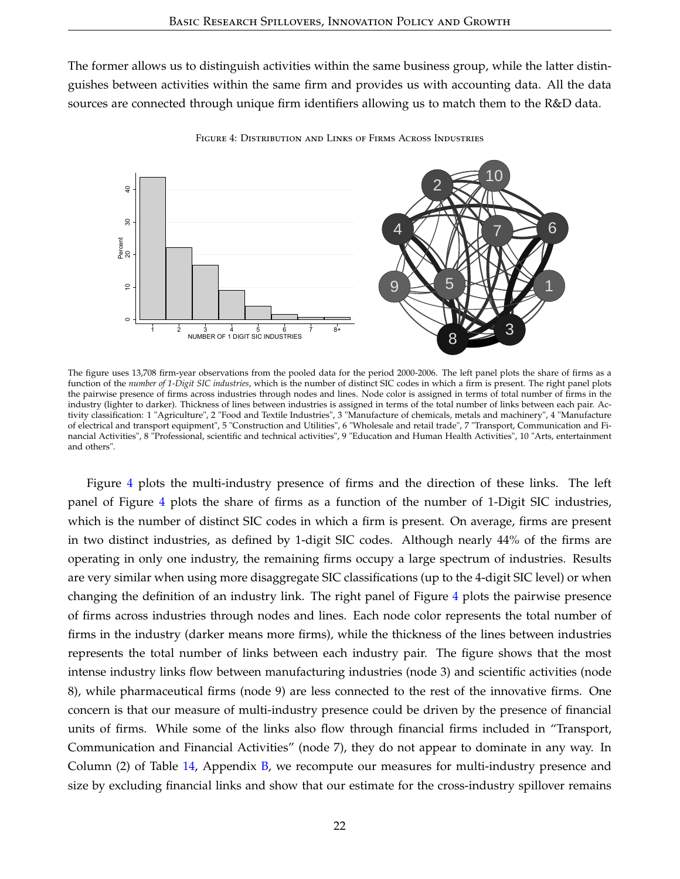The former allows us to distinguish activities within the same business group, while the latter distinguishes between activities within the same firm and provides us with accounting data. All the data sources are connected through unique firm identifiers allowing us to match them to the R&D data.

FIGURE 4: DISTRIBUTION AND LINKS OF FIRMS ACROSS INDUSTRIES

The figure uses 13,708 firm-year observations from the pooled data for the period 2000-2006. The left panel plots the share of firms as a function of the *number of 1-Digit SIC industries*, which is the number of distinct SIC codes in which a firm is present. The right panel plots the pairwise presence of firms across industries through nodes and lines. Node color is assigned in terms of total number of firms in the industry (lighter to darker). Thickness of lines between industries is assigned in terms of the total number of links between each pair. Activity classification: 1 "Agriculture", 2 "Food and Textile Industries", 3 "Manufacture of chemicals, metals and machinery", 4 "Manufacture of electrical and transport equipment", 5 "Construction and Utilities", 6 "Wholesale and retail trade", 7 "Transport, Communication and Financial Activities", 8 "Professional, scientific and technical activities", 9 "Education and Human Health Activities", 10 "Arts, entertainment and others".

Figure 4 plots the multi-industry presence of firms and the direction of these links. The left panel of Figure 4 plots the share of firms as a function of the number of 1-Digit SIC industries, which is the number of distinct SIC codes in which a firm is present. On average, firms are present in two distinct industries, as defined by 1-digit SIC codes. Although nearly 44% of the firms are operating in only one industry, the remaining firms occupy a large spectrum of industries. Results are very similar when using more disaggregate SIC classifications (up to the 4-digit SIC level) or when changing the definition of an industry link. The right panel of Figure 4 plots the pairwise presence of firms across industries through nodes and lines. Each node color represents the total number of firms in the industry (darker means more firms), while the thickness of the lines between industries represents the total number of links between each industry pair. The figure shows that the most intense industry links flow between manufacturing industries (node 3) and scientific activities (node 8), while pharmaceutical firms (node 9) are less connected to the rest of the innovative firms. One concern is that our measure of multi-industry presence could be driven by the presence of financial units of firms. While some of the links also flow through financial firms included in "Transport, Communication and Financial Activities" (node 7), they do not appear to dominate in any way. In Column (2) of Table 14, Appendix B, we recompute our measures for multi-industry presence and size by excluding financial links and show that our estimate for the cross-industry spillover remains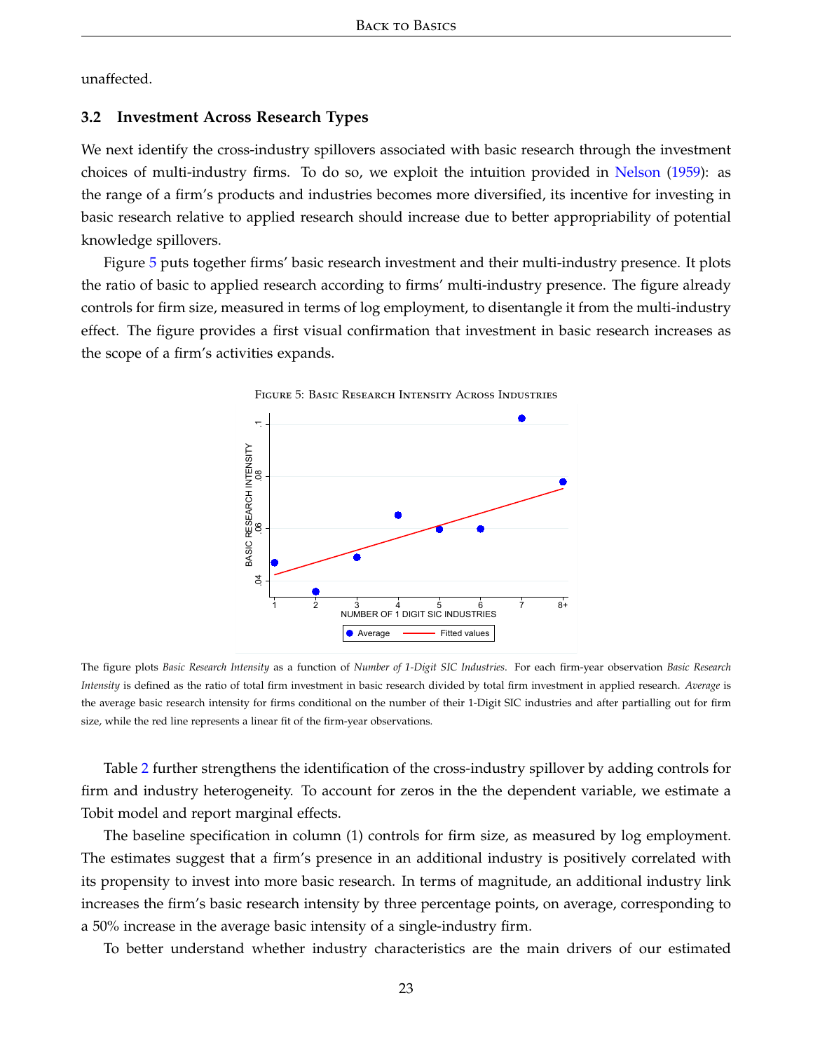unaffected.

### 3.2 Investment Across Research Types

We next identify the cross-industry spillovers associated with basic research through the investment choices of multi-industry firms. To do so, we exploit the intuition provided in Nelson (1959): as the range of a firm's products and industries becomes more diversified, its incentive for investing in basic research relative to applied research should increase due to better appropriability of potential knowledge spillovers.

Figure 5 puts together firms' basic research investment and their multi-industry presence. It plots the ratio of basic to applied research according to firms' multi-industry presence. The figure already controls for firm size, measured in terms of log employment, to disentangle it from the multi-industry effect. The figure provides a first visual confirmation that investment in basic research increases as the scope of a firm's activities expands.

FIGURE 5: BASIC RESEARCH INTENSITY ACROSS INDUSTRIES

The figure plots *Basic Research Intensity* as a function of *Number of 1-Digit SIC Industries*. For each firm-year observation *Basic Research Intensity* is defined as the ratio of total firm investment in basic research divided by total firm investment in applied research. *Average* is the average basic research intensity for firms conditional on the number of their 1-Digit SIC industries and after partialling out for firm size, while the red line represents a linear fit of the firm-year observations.

Table 2 further strengthens the identification of the cross-industry spillover by adding controls for firm and industry heterogeneity. To account for zeros in the the dependent variable, we estimate a Tobit model and report marginal effects.

The baseline specification in column (1) controls for firm size, as measured by log employment. The estimates suggest that a firm's presence in an additional industry is positively correlated with its propensity to invest into more basic research. In terms of magnitude, an additional industry link increases the firm's basic research intensity by three percentage points, on average, corresponding to a 50% increase in the average basic intensity of a single-industry firm.

To better understand whether industry characteristics are the main drivers of our estimated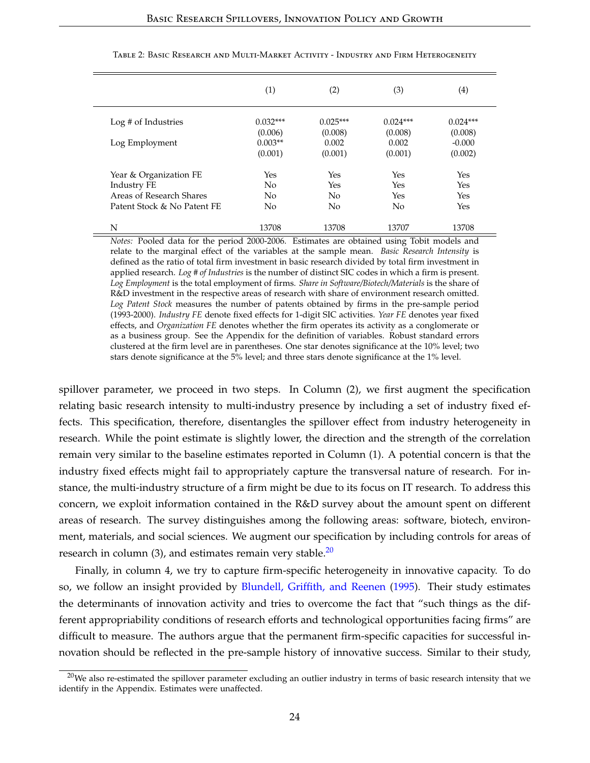Table 2: Basic Research and Multi-Market Activity - Industry and Firm Heterogeneity

| | (1) | (2) | (3) | (4) |
|---|---|---|---|---|
| Log # of Industries | 0.032*** | 0.025*** | 0.024*** | 0.024*** |
| | (0.006) | (0.008) | (0.008) | (0.008) |
| Log Employment | 0.003** | 0.002 | 0.002 | -0.000 |
| | (0.001) | (0.001) | (0.001) | (0.002) |
| Year & Organization FE | Yes | Yes | Yes | Yes |
| Industry FE | No | Yes | Yes | Yes |
| Areas of Research Shares | No | No | Yes | Yes |
| Patent Stock & No Patent FE | No | No | No | Yes |
| N | 13708 | 13708 | 13707 | 13708 |

*Notes:* Pooled data for the period 2000-2006. Estimates are obtained using Tobit models and relate to the marginal effect of the variables at the sample mean. *Basic Research Intensity* is defined as the ratio of total firm investment in basic research divided by total firm investment in applied research. *Log # of Industries* is the number of distinct SIC codes in which a firm is present. *Log Employment* is the total employment of firms. *Share in Software/Biotech/Materials* is the share of R&D investment in the respective areas of research with share of environment research omitted. *Log Patent Stock* measures the number of patents obtained by firms in the pre-sample period (1993-2000). *Industry FE* denote fixed effects for 1-digit SIC activities. *Year FE* denotes year fixed effects, and *Organization FE* denotes whether the firm operates its activity as a conglomerate or as a business group. See the Appendix for the definition of variables. Robust standard errors clustered at the firm level are in parentheses. One star denotes significance at the 10% level; two stars denote significance at the 5% level; and three stars denote significance at the 1% level.

spillover parameter, we proceed in two steps. In Column (2), we first augment the specification relating basic research intensity to multi-industry presence by including a set of industry fixed effects. This specification, therefore, disentangles the spillover effect from industry heterogeneity in research. While the point estimate is slightly lower, the direction and the strength of the correlation remain very similar to the baseline estimates reported in Column (1). A potential concern is that the industry fixed effects might fail to appropriately capture the transversal nature of research. For instance, the multi-industry structure of a firm might be due to its focus on IT research. To address this concern, we exploit information contained in the R&D survey about the amount spent on different areas of research. The survey distinguishes among the following areas: software, biotech, environment, materials, and social sciences. We augment our specification by including controls for areas of research in column (3), and estimates remain very stable.[20]

Finally, in column 4, we try to capture firm-specific heterogeneity in innovative capacity. To do so, we follow an insight provided by Blundell, Griffith, and Reenen (1995). Their study estimates the determinants of innovation activity and tries to overcome the fact that "such things as the different appropriability conditions of research efforts and technological opportunities facing firms" are difficult to measure. The authors argue that the permanent firm-specific capacities for successful innovation should be reflected in the pre-sample history of innovative success. Similar to their study,

[20] We also re-estimated the spillover parameter excluding an outlier industry in terms of basic research intensity that we identify in the Appendix. Estimates were unaffected.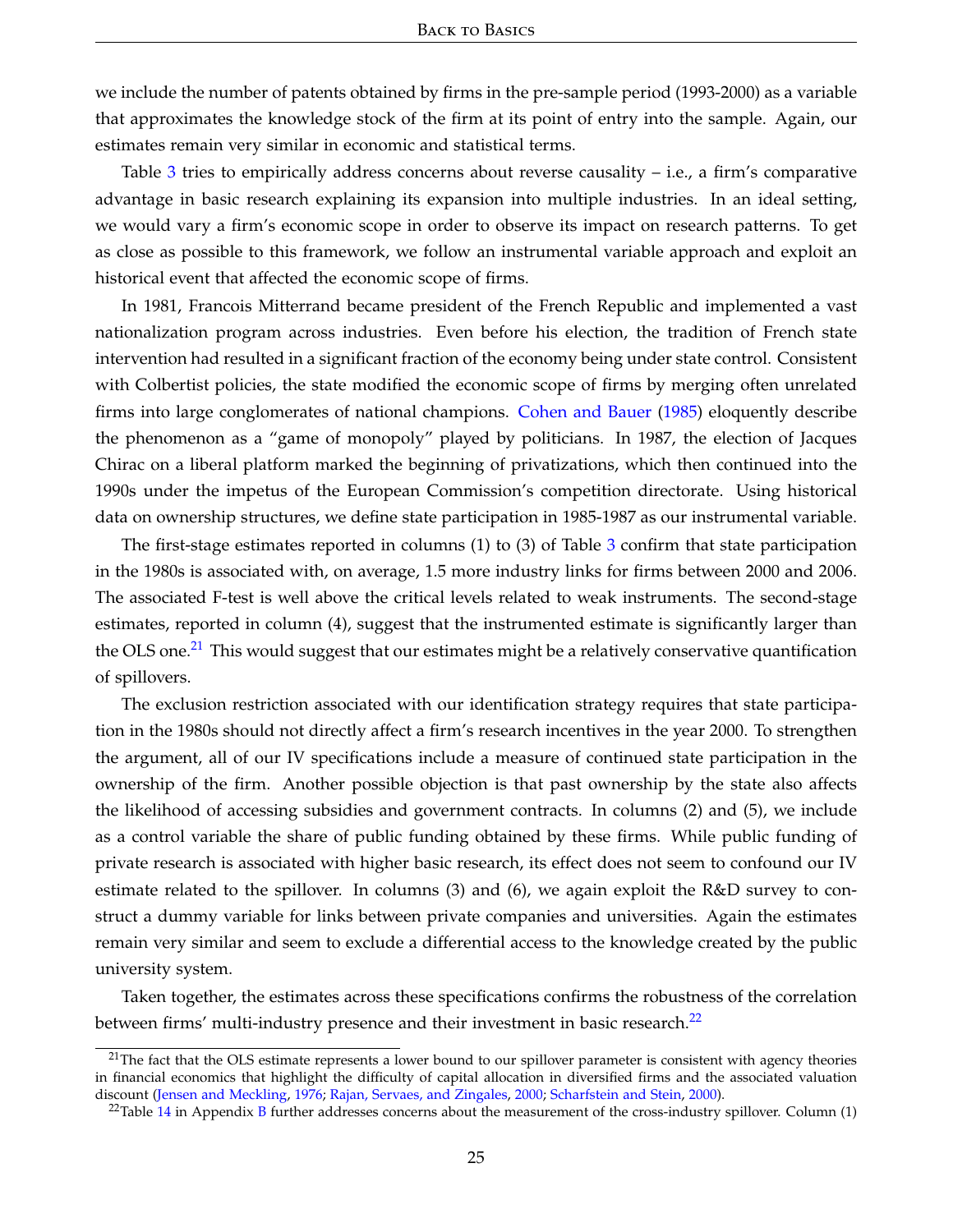we include the number of patents obtained by firms in the pre-sample period (1993-2000) as a variable that approximates the knowledge stock of the firm at its point of entry into the sample. Again, our estimates remain very similar in economic and statistical terms.

Table 3 tries to empirically address concerns about reverse causality – i.e., a firm's comparative advantage in basic research explaining its expansion into multiple industries. In an ideal setting, we would vary a firm's economic scope in order to observe its impact on research patterns. To get as close as possible to this framework, we follow an instrumental variable approach and exploit an historical event that affected the economic scope of firms.

In 1981, Francois Mitterrand became president of the French Republic and implemented a vast nationalization program across industries. Even before his election, the tradition of French state intervention had resulted in a significant fraction of the economy being under state control. Consistent with Colbertist policies, the state modified the economic scope of firms by merging often unrelated firms into large conglomerates of national champions. Cohen and Bauer (1985) eloquently describe the phenomenon as a "game of monopoly" played by politicians. In 1987, the election of Jacques Chirac on a liberal platform marked the beginning of privatizations, which then continued into the 1990s under the impetus of the European Commission's competition directorate. Using historical data on ownership structures, we define state participation in 1985-1987 as our instrumental variable.

The first-stage estimates reported in columns (1) to (3) of Table 3 confirm that state participation in the 1980s is associated with, on average, 1.5 more industry links for firms between 2000 and 2006. The associated F-test is well above the critical levels related to weak instruments. The second-stage estimates, reported in column (4), suggest that the instrumented estimate is significantly larger than the OLS one.[21] This would suggest that our estimates might be a relatively conservative quantification of spillovers.

The exclusion restriction associated with our identification strategy requires that state participation in the 1980s should not directly affect a firm's research incentives in the year 2000. To strengthen the argument, all of our IV specifications include a measure of continued state participation in the ownership of the firm. Another possible objection is that past ownership by the state also affects the likelihood of accessing subsidies and government contracts. In columns (2) and (5), we include as a control variable the share of public funding obtained by these firms. While public funding of private research is associated with higher basic research, its effect does not seem to confound our IV estimate related to the spillover. In columns (3) and (6), we again exploit the R&D survey to construct a dummy variable for links between private companies and universities. Again the estimates remain very similar and seem to exclude a differential access to the knowledge created by the public university system.

Taken together, the estimates across these specifications confirms the robustness of the correlation between firms' multi-industry presence and their investment in basic research.[22]

[21] The fact that the OLS estimate represents a lower bound to our spillover parameter is consistent with agency theories in financial economics that highlight the difficulty of capital allocation in diversified firms and the associated valuation discount (Jensen and Meckling, 1976; Rajan, Servaes, and Zingales, 2000; Scharfstein and Stein, 2000).

[22] Table 14 in Appendix B further addresses concerns about the measurement of the cross-industry spillover. Column (1)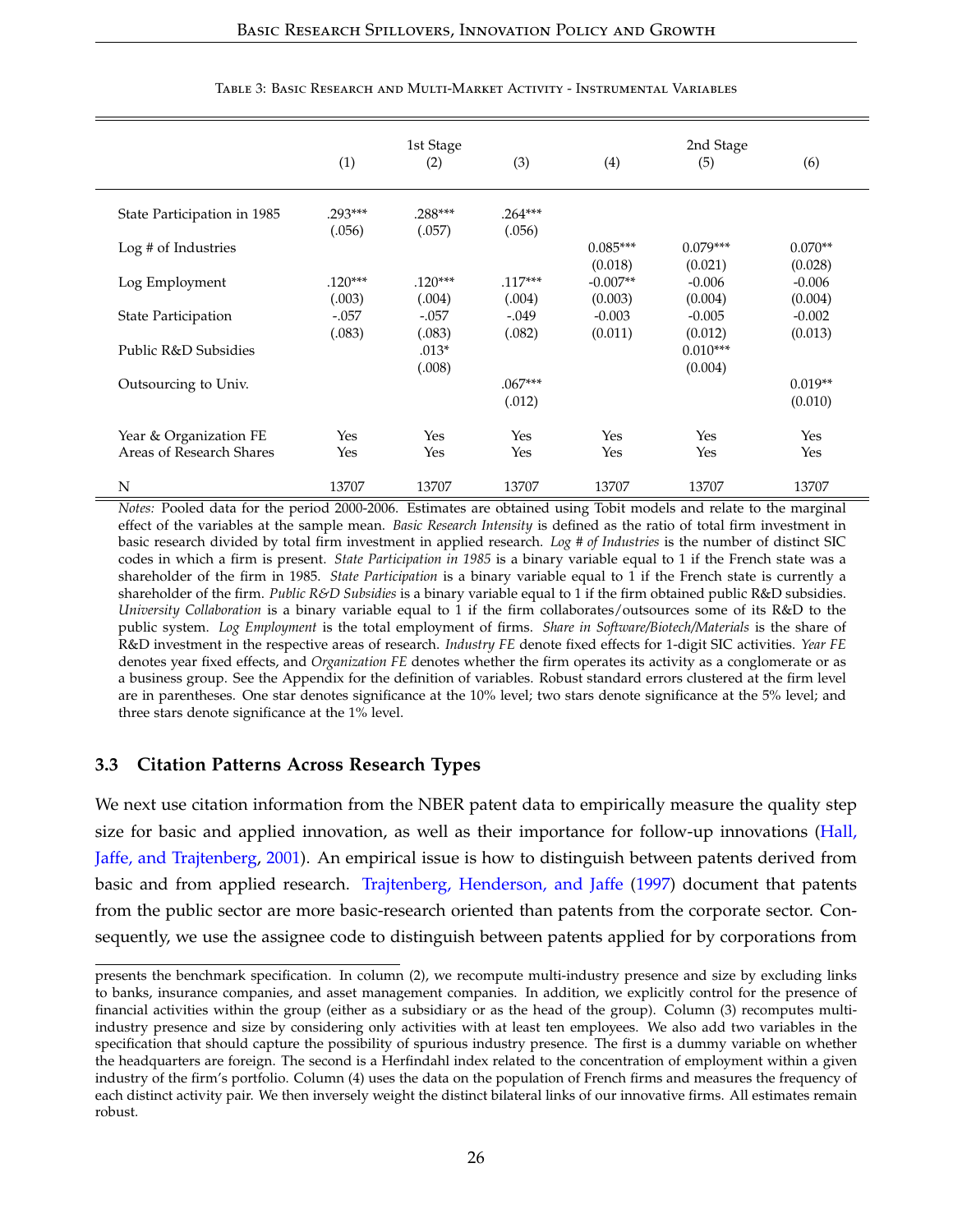Table 3: Basic Research and Multi-Market Activity - Instrumental Variables

| | 1st Stage | | | 2nd Stage | | |
|---|---|---|---|---|---|---|
| | (1) | (2) | (3) | (4) | (5) | (6) |
| State Participation in 1985 | .293*** | .288*** | .264*** | | | |
| | (.056) | (.057) | (.056) | | | |
| Log # of Industries | | | | 0.085*** | 0.079*** | 0.070** |
| | | | | (0.018) | (0.021) | (0.028) |
| Log Employment | .120*** | .120*** | .117*** | -0.007** | -0.006 | -0.006 |
| | (.003) | (.004) | (.004) | (0.003) | (0.004) | (0.004) |
| State Participation | -.057 | -.057 | -.049 | -0.003 | -0.005 | -0.002 |
| | (.083) | (.083) | (.082) | (0.011) | (0.012) | (0.013) |
| Public R&D Subsidies | | .013* | | | 0.010*** | |
| | | (.008) | | | (0.004) | |
| Outsourcing to Univ. | | | .067*** | | | 0.019** |
| | | | (.012) | | | (0.010) |
| Year & Organization FE | Yes | Yes | Yes | Yes | Yes | Yes |
| Areas of Research Shares | Yes | Yes | Yes | Yes | Yes | Yes |
| N | 13707 | 13707 | 13707 | 13707 | 13707 | 13707 |

*Notes:* Pooled data for the period 2000-2006. Estimates are obtained using Tobit models and relate to the marginal effect of the variables at the sample mean. *Basic Research Intensity* is defined as the ratio of total firm investment in basic research divided by total firm investment in applied research. *Log # of Industries* is the number of distinct SIC codes in which a firm is present. *State Participation in 1985* is a binary variable equal to 1 if the French state was a shareholder of the firm in 1985. *State Participation* is a binary variable equal to 1 if the French state is currently a shareholder of the firm. *Public R&D Subsidies* is a binary variable equal to 1 if the firm obtained public R&D subsidies. *University Collaboration* is a binary variable equal to 1 if the firm collaborates/outsources some of its R&D to the public system. *Log Employment* is the total employment of firms. *Share in Software/Biotech/Materials* is the share of R&D investment in the respective areas of research. *Industry FE* denote fixed effects for 1-digit SIC activities. *Year FE* denotes year fixed effects, and *Organization FE* denotes whether the firm operates its activity as a conglomerate or as a business group. See the Appendix for the definition of variables. Robust standard errors clustered at the firm level are in parentheses. One star denotes significance at the 10% level; two stars denote significance at the 5% level; and three stars denote significance at the 1% level.

### 3.3 Citation Patterns Across Research Types

We next use citation information from the NBER patent data to empirically measure the quality step size for basic and applied innovation, as well as their importance for follow-up innovations (Hall, Jaffe, and Trajtenberg, 2001). An empirical issue is how to distinguish between patents derived from basic and from applied research. Trajtenberg, Henderson, and Jaffe (1997) document that patents from the public sector are more basic-research oriented than patents from the corporate sector. Consequently, we use the assignee code to distinguish between patents applied for by corporations from

presents the benchmark specification. In column (2), we recompute multi-industry presence and size by excluding links to banks, insurance companies, and asset management companies. In addition, we explicitly control for the presence of financial activities within the group (either as a subsidiary or as the head of the group). Column (3) recomputes multi-industry presence and size by considering only activities with at least ten employees. We also add two variables in the specification that should capture the possibility of spurious industry presence. The first is a dummy variable on whether the headquarters are foreign. The second is a Herfindahl index related to the concentration of employment within a given industry of the firm's portfolio. Column (4) uses the data on the population of French firms and measures the frequency of each distinct activity pair. We then inversely weight the distinct bilateral links of our innovative firms. All estimates remain robust.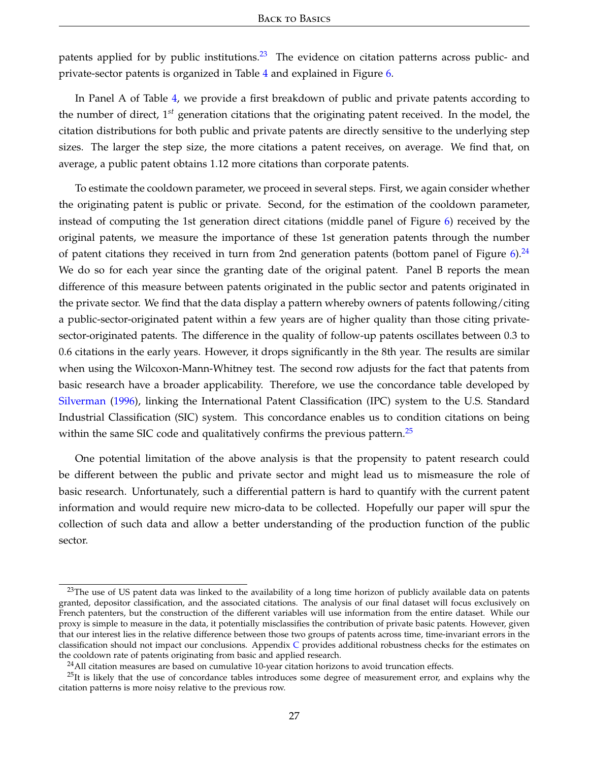patents applied for by public institutions.[23] The evidence on citation patterns across public- and private-sector patents is organized in Table 4 and explained in Figure 6.

In Panel A of Table 4, we provide a first breakdown of public and private patents according to the number of direct, $1^{st}$ generation citations that the originating patent received. In the model, the citation distributions for both public and private patents are directly sensitive to the underlying step sizes. The larger the step size, the more citations a patent receives, on average. We find that, on average, a public patent obtains 1.12 more citations than corporate patents.

To estimate the cooldown parameter, we proceed in several steps. First, we again consider whether the originating patent is public or private. Second, for the estimation of the cooldown parameter, instead of computing the 1st generation direct citations (middle panel of Figure 6) received by the original patents, we measure the importance of these 1st generation patents through the number of patent citations they received in turn from 2nd generation patents (bottom panel of Figure 6).[24] We do so for each year since the granting date of the original patent. Panel B reports the mean difference of this measure between patents originated in the public sector and patents originated in the private sector. We find that the data display a pattern whereby owners of patents following/citing a public-sector-originated patent within a few years are of higher quality than those citing private-sector-originated patents. The difference in the quality of follow-up patents oscillates between 0.3 to 0.6 citations in the early years. However, it drops significantly in the 8th year. The results are similar when using the Wilcoxon-Mann-Whitney test. The second row adjusts for the fact that patents from basic research have a broader applicability. Therefore, we use the concordance table developed by Silverman (1996), linking the International Patent Classification (IPC) system to the U.S. Standard Industrial Classification (SIC) system. This concordance enables us to condition citations on being within the same SIC code and qualitatively confirms the previous pattern.[25]

One potential limitation of the above analysis is that the propensity to patent research could be different between the public and private sector and might lead us to mismeasure the role of basic research. Unfortunately, such a differential pattern is hard to quantify with the current patent information and would require new micro-data to be collected. Hopefully our paper will spur the collection of such data and allow a better understanding of the production function of the public sector.

---

[23] The use of US patent data was linked to the availability of a long time horizon of publicly available data on patents granted, depositor classification, and the associated citations. The analysis of our final dataset will focus exclusively on French patenters, but the construction of the different variables will use information from the entire dataset. While our proxy is simple to measure in the data, it potentially misclassifies the contribution of private basic patents. However, given that our interest lies in the relative difference between those two groups of patents across time, time-invariant errors in the classification should not impact our conclusions. Appendix C provides additional robustness checks for the estimates on the cooldown rate of patents originating from basic and applied research.

[24] All citation measures are based on cumulative 10-year citation horizons to avoid truncation effects.

[25] It is likely that the use of concordance tables introduces some degree of measurement error, and explains why the citation patterns is more noisy relative to the previous row.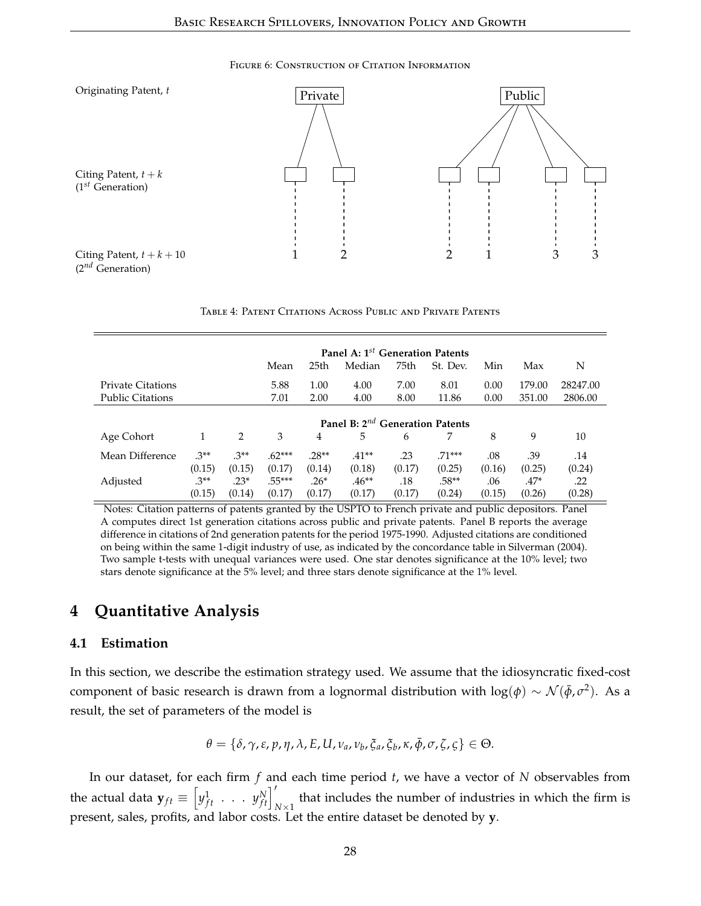Figure 6: Construction of Citation Information

Originating Patent, $t$

Citing Patent, $t+k$ ($1^{st}$ Generation)

Citing Patent, $t+k+10$ ($2^{nd}$ Generation)

Private: 1, 2

Public: 2, 1, 3, 3

Table 4: Patent Citations Across Public and Private Patents

| | | | Panel A: $1^{st}$ Generation Patents | | | | | | | |
|---|---|---|---|---|---|---|---|---|---|---|
| | | | Mean | 25th | Median | 75th | St. Dev. | Min | Max | N |
| Private Citations | | | 5.88 | 1.00 | 4.00 | 7.00 | 8.01 | 0.00 | 179.00 | 28247.00 |
| Public Citations | | | 7.01 | 2.00 | 4.00 | 8.00 | 11.86 | 0.00 | 351.00 | 2806.00 |
| | | | | | **Panel B: $2^{nd}$ Generation Patents** | | | | | |
| Age Cohort | 1 | 2 | 3 | 4 | 5 | 6 | 7 | 8 | 9 | 10 |
| Mean Difference | .3** | .3** | .62*** | .28** | .41** | .23 | .71*** | .08 | .39 | .14 |
| | (0.15) | (0.15) | (0.17) | (0.14) | (0.18) | (0.17) | (0.25) | (0.16) | (0.25) | (0.24) |
| Adjusted | .3** | .23* | .55*** | .26* | .46** | .18 | .58** | .06 | .47* | .22 |
| | (0.15) | (0.14) | (0.17) | (0.17) | (0.17) | (0.17) | (0.24) | (0.15) | (0.26) | (0.28) |

Notes: Citation patterns of patents granted by the USPTO to French private and public depositors. Panel A computes direct 1st generation citations across public and private patents. Panel B reports the average difference in citations of 2nd generation patents for the period 1975-1990. Adjusted citations are conditioned on being within the same 1-digit industry of use, as indicated by the concordance table in Silverman (2004). Two sample t-tests with unequal variances were used. One star denotes significance at the 10% level; two stars denote significance at the 5% level; and three stars denote significance at the 1% level.

# 4 Quantitative Analysis

## 4.1 Estimation

In this section, we describe the estimation strategy used. We assume that the idiosyncratic fixed-cost component of basic research is drawn from a lognormal distribution with $\log(\phi) \sim \mathcal{N}(\bar{\phi}, \sigma^2)$. As a result, the set of parameters of the model is

$$\theta = \{\delta, \gamma, \varepsilon, p, \eta, \lambda, E, U, \nu_a, \nu_b, \xi_a, \xi_b, \kappa, \bar{\phi}, \sigma, \zeta, \varsigma\} \in \Theta.$$

In our dataset, for each firm $f$ and each time period $t$, we have a vector of $N$ observables from the actual data $\mathbf{y}_{ft} \equiv \begin{bmatrix} y_{ft}^1 & \ldots & y_{ft}^N \end{bmatrix}'_{N\times 1}$ that includes the number of industries in which the firm is present, sales, profits, and labor costs. Let the entire dataset be denoted by $\mathbf{y}$.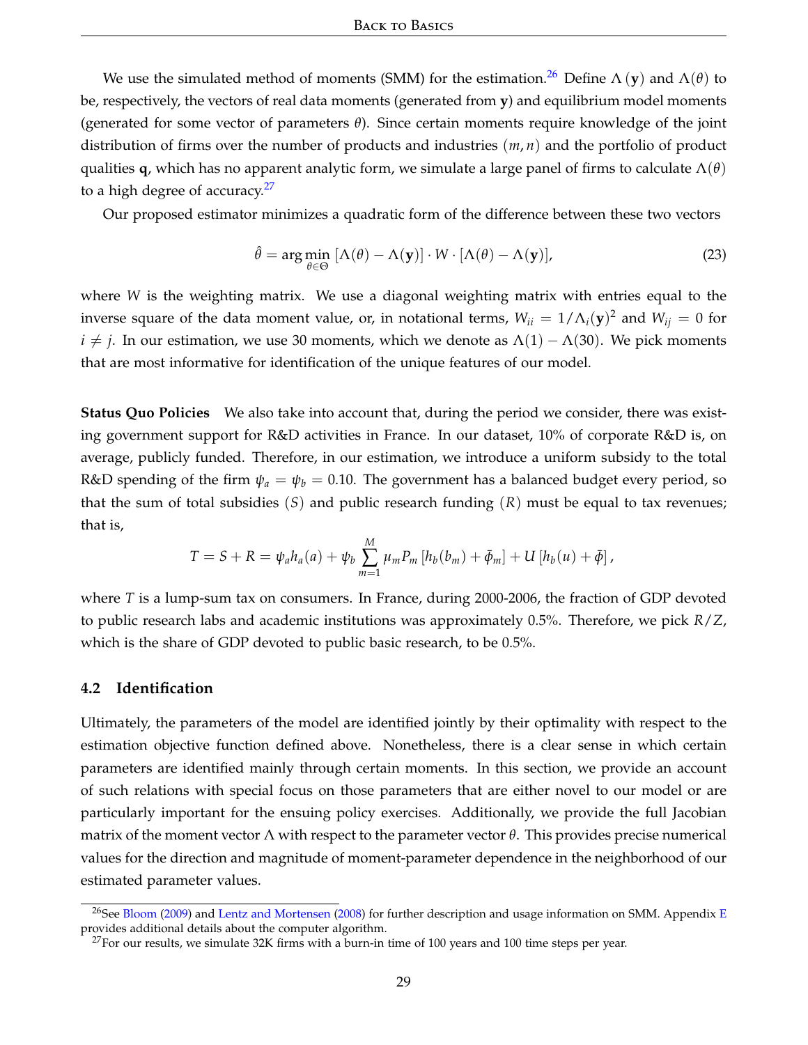We use the simulated method of moments (SMM) for the estimation.[26] Define $\Lambda(\mathbf{y})$ and $\Lambda(\theta)$ to be, respectively, the vectors of real data moments (generated from $\mathbf{y}$) and equilibrium model moments (generated for some vector of parameters $\theta$). Since certain moments require knowledge of the joint distribution of firms over the number of products and industries $(m, n)$ and the portfolio of product qualities $\mathbf{q}$, which has no apparent analytic form, we simulate a large panel of firms to calculate $\Lambda(\theta)$ to a high degree of accuracy.[27]

Our proposed estimator minimizes a quadratic form of the difference between these two vectors

$$\hat{\theta} = \arg\min_{\theta \in \Theta} \left[\Lambda(\theta) - \Lambda(\mathbf{y})\right] \cdot W \cdot \left[\Lambda(\theta) - \Lambda(\mathbf{y})\right], \tag{23}$$

where $W$ is the weighting matrix. We use a diagonal weighting matrix with entries equal to the inverse square of the data moment value, or, in notational terms, $W_{ii} = 1/\Lambda_i(\mathbf{y})^2$ and $W_{ij} = 0$ for $i \neq j$. In our estimation, we use 30 moments, which we denote as $\Lambda(1) - \Lambda(30)$. We pick moments that are most informative for identification of the unique features of our model.

**Status Quo Policies** We also take into account that, during the period we consider, there was existing government support for R&D activities in France. In our dataset, 10% of corporate R&D is, on average, publicly funded. Therefore, in our estimation, we introduce a uniform subsidy to the total R&D spending of the firm $\psi_a = \psi_b = 0.10$. The government has a balanced budget every period, so that the sum of total subsidies $(S)$ and public research funding $(R)$ must be equal to tax revenues; that is,

$$T = S + R = \psi_a h_a(a) + \psi_b \sum_{m=1}^{M} \mu_m P_m \left[h_b(b_m) + \bar{\phi}_m\right] + U\left[h_b(u) + \bar{\phi}\right],$$

where $T$ is a lump-sum tax on consumers. In France, during 2000-2006, the fraction of GDP devoted to public research labs and academic institutions was approximately 0.5%. Therefore, we pick $R/Z$, which is the share of GDP devoted to public basic research, to be 0.5%.

### 4.2 Identification

Ultimately, the parameters of the model are identified jointly by their optimality with respect to the estimation objective function defined above. Nonetheless, there is a clear sense in which certain parameters are identified mainly through certain moments. In this section, we provide an account of such relations with special focus on those parameters that are either novel to our model or are particularly important for the ensuing policy exercises. Additionally, we provide the full Jacobian matrix of the moment vector $\Lambda$ with respect to the parameter vector $\theta$. This provides precise numerical values for the direction and magnitude of moment-parameter dependence in the neighborhood of our estimated parameter values.

---

[26] See Bloom (2009) and Lentz and Mortensen (2008) for further description and usage information on SMM. Appendix E provides additional details about the computer algorithm.

[27] For our results, we simulate 32K firms with a burn-in time of 100 years and 100 time steps per year.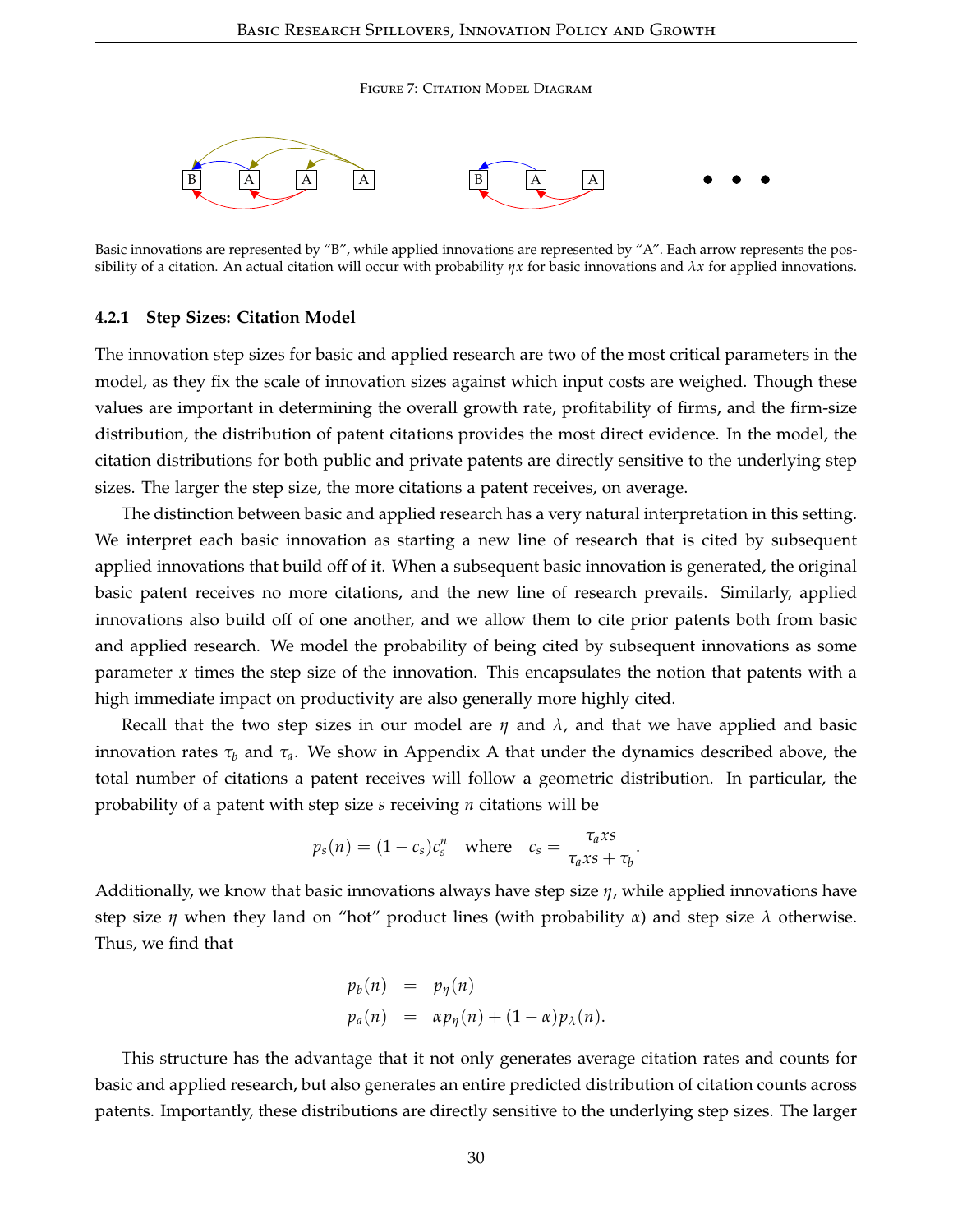Figure 7: Citation Model Diagram

Basic innovations are represented by "B", while applied innovations are represented by "A". Each arrow represents the possibility of a citation. An actual citation will occur with probability $\eta x$ for basic innovations and $\lambda x$ for applied innovations.

#### 4.2.1 Step Sizes: Citation Model

The innovation step sizes for basic and applied research are two of the most critical parameters in the model, as they fix the scale of innovation sizes against which input costs are weighed. Though these values are important in determining the overall growth rate, profitability of firms, and the firm-size distribution, the distribution of patent citations provides the most direct evidence. In the model, the citation distributions for both public and private patents are directly sensitive to the underlying step sizes. The larger the step size, the more citations a patent receives, on average.

The distinction between basic and applied research has a very natural interpretation in this setting. We interpret each basic innovation as starting a new line of research that is cited by subsequent applied innovations that build off of it. When a subsequent basic innovation is generated, the original basic patent receives no more citations, and the new line of research prevails. Similarly, applied innovations also build off of one another, and we allow them to cite prior patents both from basic and applied research. We model the probability of being cited by subsequent innovations as some parameter $x$ times the step size of the innovation. This encapsulates the notion that patents with a high immediate impact on productivity are also generally more highly cited.

Recall that the two step sizes in our model are $\eta$ and $\lambda$, and that we have applied and basic innovation rates $\tau_b$ and $\tau_a$. We show in Appendix A that under the dynamics described above, the total number of citations a patent receives will follow a geometric distribution. In particular, the probability of a patent with step size $s$ receiving $n$ citations will be

$$p_s(n) = (1 - c_s)c_s^n \quad \text{where} \quad c_s = \frac{\tau_a x s}{\tau_a x s + \tau_b}.$$

Additionally, we know that basic innovations always have step size $\eta$, while applied innovations have step size $\eta$ when they land on "hot" product lines (with probability $\alpha$) and step size $\lambda$ otherwise. Thus, we find that

$$\begin{aligned} p_b(n) &= p_\eta(n) \\ p_a(n) &= \alpha p_\eta(n) + (1 - \alpha) p_\lambda(n). \end{aligned}$$

This structure has the advantage that it not only generates average citation rates and counts for basic and applied research, but also generates an entire predicted distribution of citation counts across patents. Importantly, these distributions are directly sensitive to the underlying step sizes. The larger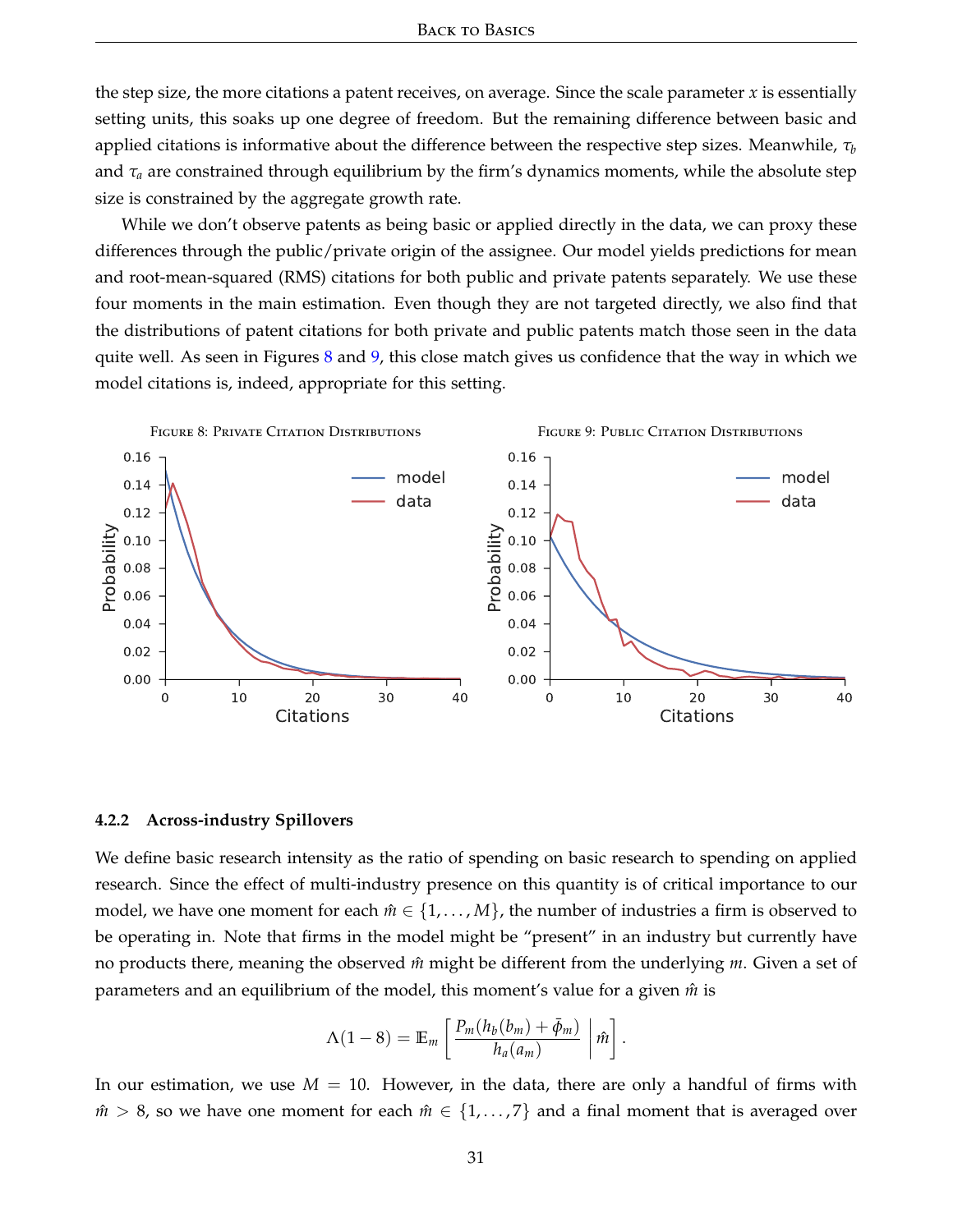the step size, the more citations a patent receives, on average. Since the scale parameter $x$ is essentially setting units, this soaks up one degree of freedom. But the remaining difference between basic and applied citations is informative about the difference between the respective step sizes. Meanwhile, $\tau_b$ and $\tau_a$ are constrained through equilibrium by the firm's dynamics moments, while the absolute step size is constrained by the aggregate growth rate.

While we don't observe patents as being basic or applied directly in the data, we can proxy these differences through the public/private origin of the assignee. Our model yields predictions for mean and root-mean-squared (RMS) citations for both public and private patents separately. We use these four moments in the main estimation. Even though they are not targeted directly, we also find that the distributions of patent citations for both private and public patents match those seen in the data quite well. As seen in Figures 8 and 9, this close match gives us confidence that the way in which we model citations is, indeed, appropriate for this setting.

FIGURE 8: PRIVATE CITATION DISTRIBUTIONS

FIGURE 9: PUBLIC CITATION DISTRIBUTIONS

#### 4.2.2 Across-industry Spillovers

We define basic research intensity as the ratio of spending on basic research to spending on applied research. Since the effect of multi-industry presence on this quantity is of critical importance to our model, we have one moment for each $\hat{m} \in \{1, \ldots, M\}$, the number of industries a firm is observed to be operating in. Note that firms in the model might be "present" in an industry but currently have no products there, meaning the observed $\hat{m}$ might be different from the underlying $m$. Given a set of parameters and an equilibrium of the model, this moment's value for a given $\hat{m}$ is

$$\Lambda(1-8) = \mathbb{E}_m \left[ \frac{P_m(h_b(b_m) + \bar{\phi}_m)}{h_a(a_m)} \middle| \hat{m} \right].$$

In our estimation, we use $M = 10$. However, in the data, there are only a handful of firms with $\hat{m} > 8$, so we have one moment for each $\hat{m} \in \{1, \ldots, 7\}$ and a final moment that is averaged over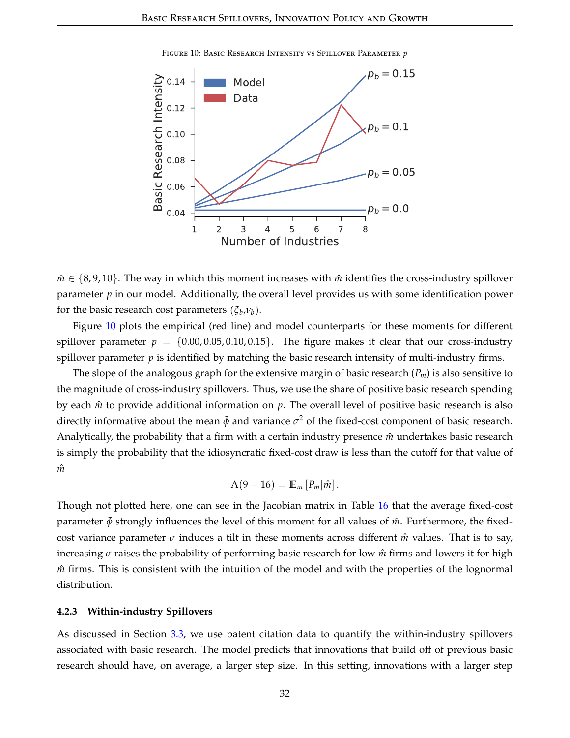Figure 10: Basic Research Intensity vs Spillover Parameter $p$

$\hat{m} \in \{8, 9, 10\}$. The way in which this moment increases with $\hat{m}$ identifies the cross-industry spillover parameter $p$ in our model. Additionally, the overall level provides us with some identification power for the basic research cost parameters $(\xi_b, \nu_b)$.

Figure 10 plots the empirical (red line) and model counterparts for these moments for different spillover parameter $p = \{0.00, 0.05, 0.10, 0.15\}$. The figure makes it clear that our cross-industry spillover parameter $p$ is identified by matching the basic research intensity of multi-industry firms.

The slope of the analogous graph for the extensive margin of basic research ($P_m$) is also sensitive to the magnitude of cross-industry spillovers. Thus, we use the share of positive basic research spending by each $\hat{m}$ to provide additional information on $p$. The overall level of positive basic research is also directly informative about the mean $\bar{\phi}$ and variance $\sigma^2$ of the fixed-cost component of basic research. Analytically, the probability that a firm with a certain industry presence $\hat{m}$ undertakes basic research is simply the probability that the idiosyncratic fixed-cost draw is less than the cutoff for that value of $\hat{m}$

$$\Lambda(9 - 16) = \mathbb{E}_m \left[ P_m | \hat{m} \right].$$

Though not plotted here, one can see in the Jacobian matrix in Table 16 that the average fixed-cost parameter $\bar{\phi}$ strongly influences the level of this moment for all values of $\hat{m}$. Furthermore, the fixed-cost variance parameter $\sigma$ induces a tilt in these moments across different $\hat{m}$ values. That is to say, increasing $\sigma$ raises the probability of performing basic research for low $\hat{m}$ firms and lowers it for high $\hat{m}$ firms. This is consistent with the intuition of the model and with the properties of the lognormal distribution.

#### 4.2.3 Within-industry Spillovers

As discussed in Section 3.3, we use patent citation data to quantify the within-industry spillovers associated with basic research. The model predicts that innovations that build off of previous basic research should have, on average, a larger step size. In this setting, innovations with a larger step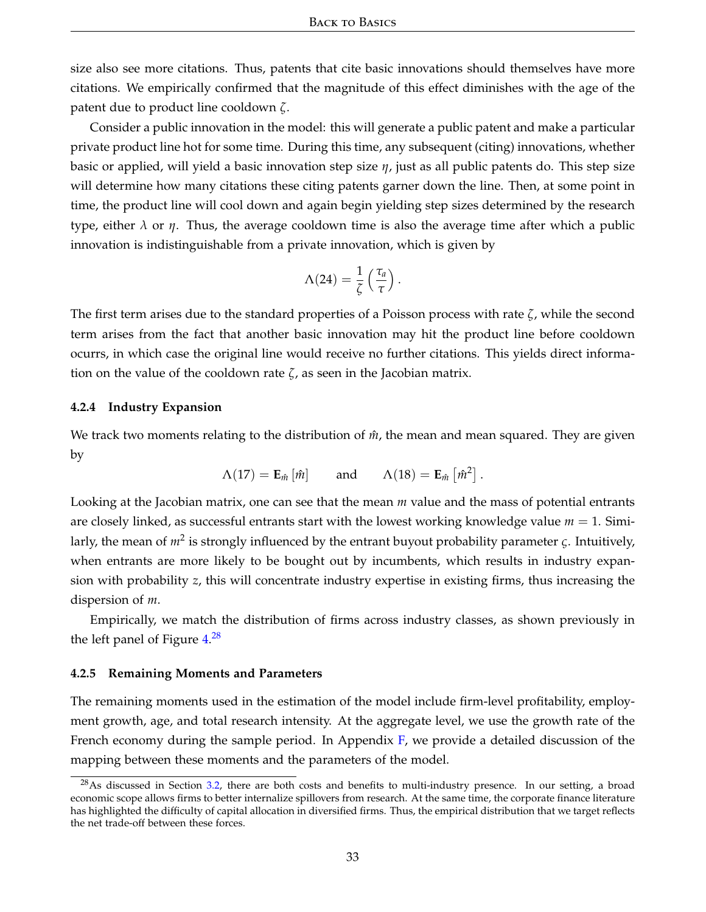size also see more citations. Thus, patents that cite basic innovations should themselves have more citations. We empirically confirmed that the magnitude of this effect diminishes with the age of the patent due to product line cooldown $\zeta$.

Consider a public innovation in the model: this will generate a public patent and make a particular private product line hot for some time. During this time, any subsequent (citing) innovations, whether basic or applied, will yield a basic innovation step size $\eta$, just as all public patents do. This step size will determine how many citations these citing patents garner down the line. Then, at some point in time, the product line will cool down and again begin yielding step sizes determined by the research type, either $\lambda$ or $\eta$. Thus, the average cooldown time is also the average time after which a public innovation is indistinguishable from a private innovation, which is given by

$$\Lambda(24) = \frac{1}{\zeta}\left(\frac{\tau_a}{\tau}\right).$$

The first term arises due to the standard properties of a Poisson process with rate $\zeta$, while the second term arises from the fact that another basic innovation may hit the product line before cooldown ocurrs, in which case the original line would receive no further citations. This yields direct information on the value of the cooldown rate $\zeta$, as seen in the Jacobian matrix.

#### 4.2.4 Industry Expansion

We track two moments relating to the distribution of $\hat{m}$, the mean and mean squared. They are given by

$$\Lambda(17) = \mathbf{E}_{\hat{m}}\left[\hat{m}\right] \qquad \text{and} \qquad \Lambda(18) = \mathbf{E}_{\hat{m}}\left[\hat{m}^2\right].$$

Looking at the Jacobian matrix, one can see that the mean $m$ value and the mass of potential entrants are closely linked, as successful entrants start with the lowest working knowledge value $m = 1$. Similarly, the mean of $m^2$ is strongly influenced by the entrant buyout probability parameter $\varsigma$. Intuitively, when entrants are more likely to be bought out by incumbents, which results in industry expansion with probability $z$, this will concentrate industry expertise in existing firms, thus increasing the dispersion of $m$.

Empirically, we match the distribution of firms across industry classes, as shown previously in the left panel of Figure 4.[28]

#### 4.2.5 Remaining Moments and Parameters

The remaining moments used in the estimation of the model include firm-level profitability, employment growth, age, and total research intensity. At the aggregate level, we use the growth rate of the French economy during the sample period. In Appendix F, we provide a detailed discussion of the mapping between these moments and the parameters of the model.

[28] As discussed in Section 3.2, there are both costs and benefits to multi-industry presence. In our setting, a broad economic scope allows firms to better internalize spillovers from research. At the same time, the corporate finance literature has highlighted the difficulty of capital allocation in diversified firms. Thus, the empirical distribution that we target reflects the net trade-off between these forces.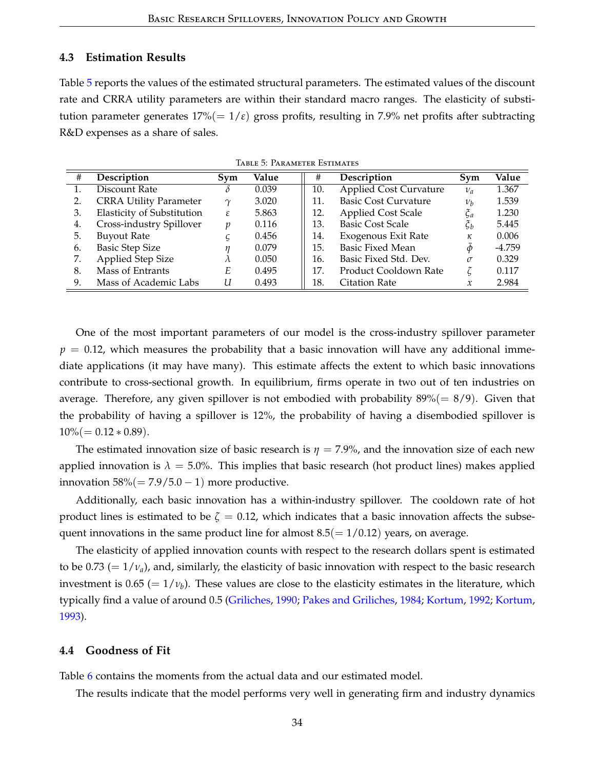### 4.3 Estimation Results

Table 5 reports the values of the estimated structural parameters. The estimated values of the discount rate and CRRA utility parameters are within their standard macro ranges. The elasticity of substitution parameter generates 17%($= 1/\varepsilon$) gross profits, resulting in 7.9% net profits after subtracting R&D expenses as a share of sales.

Table 5: Parameter Estimates

| # | Description | Sym | Value | # | Description | Sym | Value |
|---|---|---|---|---|---|---|---|
| 1. | Discount Rate | $\delta$ | 0.039 | 10. | Applied Cost Curvature | $\nu_a$ | 1.367 |
| 2. | CRRA Utility Parameter | $\gamma$ | 3.020 | 11. | Basic Cost Curvature | $\nu_b$ | 1.539 |
| 3. | Elasticity of Substitution | $\varepsilon$ | 5.863 | 12. | Applied Cost Scale | $\xi_a$ | 1.230 |
| 4. | Cross-industry Spillover | $p$ | 0.116 | 13. | Basic Cost Scale | $\xi_b$ | 5.445 |
| 5. | Buyout Rate | $\varsigma$ | 0.456 | 14. | Exogenous Exit Rate | $\kappa$ | 0.006 |
| 6. | Basic Step Size | $\eta$ | 0.079 | 15. | Basic Fixed Mean | $\bar{\phi}$ | -4.759 |
| 7. | Applied Step Size | $\lambda$ | 0.050 | 16. | Basic Fixed Std. Dev. | $\sigma$ | 0.329 |
| 8. | Mass of Entrants | $E$ | 0.495 | 17. | Product Cooldown Rate | $\zeta$ | 0.117 |
| 9. | Mass of Academic Labs | $U$ | 0.493 | 18. | Citation Rate | $x$ | 2.984 |

One of the most important parameters of our model is the cross-industry spillover parameter $p = 0.12$, which measures the probability that a basic innovation will have any additional immediate applications (it may have many). This estimate affects the extent to which basic innovations contribute to cross-sectional growth. In equilibrium, firms operate in two out of ten industries on average. Therefore, any given spillover is not embodied with probability 89%($= 8/9$). Given that the probability of having a spillover is 12%, the probability of having a disembodied spillover is 10%($= 0.12 * 0.89$).

The estimated innovation size of basic research is $\eta = 7.9\%$, and the innovation size of each new applied innovation is $\lambda = 5.0\%$. This implies that basic research (hot product lines) makes applied innovation 58%($= 7.9/5.0 - 1$) more productive.

Additionally, each basic innovation has a within-industry spillover. The cooldown rate of hot product lines is estimated to be $\zeta = 0.12$, which indicates that a basic innovation affects the subsequent innovations in the same product line for almost 8.5($= 1/0.12$) years, on average.

The elasticity of applied innovation counts with respect to the research dollars spent is estimated to be 0.73 ($= 1/\nu_a$), and, similarly, the elasticity of basic innovation with respect to the basic research investment is 0.65 ($= 1/\nu_b$). These values are close to the elasticity estimates in the literature, which typically find a value of around 0.5 (Griliches, 1990; Pakes and Griliches, 1984; Kortum, 1992; Kortum, 1993).

### 4.4 Goodness of Fit

Table 6 contains the moments from the actual data and our estimated model.

The results indicate that the model performs very well in generating firm and industry dynamics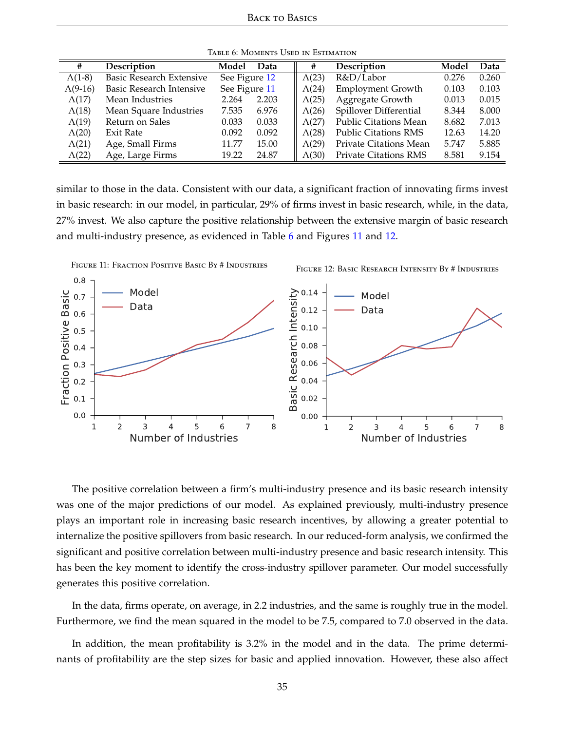Table 6: Moments Used in Estimation

| # | Description | Model | Data | # | Description | Model | Data |
|---|---|---|---|---|---|---|---|
| $\Lambda$(1-8) | Basic Research Extensive | See Figure 12 | | $\Lambda$(23) | R&D/Labor | 0.276 | 0.260 |
| $\Lambda$(9-16) | Basic Research Intensive | See Figure 11 | | $\Lambda$(24) | Employment Growth | 0.103 | 0.103 |
| $\Lambda$(17) | Mean Industries | 2.264 | 2.203 | $\Lambda$(25) | Aggregate Growth | 0.013 | 0.015 |
| $\Lambda$(18) | Mean Square Industries | 7.535 | 6.976 | $\Lambda$(26) | Spillover Differential | 8.344 | 8.000 |
| $\Lambda$(19) | Return on Sales | 0.033 | 0.033 | $\Lambda$(27) | Public Citations Mean | 8.682 | 7.013 |
| $\Lambda$(20) | Exit Rate | 0.092 | 0.092 | $\Lambda$(28) | Public Citations RMS | 12.63 | 14.20 |
| $\Lambda$(21) | Age, Small Firms | 11.77 | 15.00 | $\Lambda$(29) | Private Citations Mean | 5.747 | 5.885 |
| $\Lambda$(22) | Age, Large Firms | 19.22 | 24.87 | $\Lambda$(30) | Private Citations RMS | 8.581 | 9.154 |

similar to those in the data. Consistent with our data, a significant fraction of innovating firms invest in basic research: in our model, in particular, 29% of firms invest in basic research, while, in the data, 27% invest. We also capture the positive relationship between the extensive margin of basic research and multi-industry presence, as evidenced in Table 6 and Figures 11 and 12.

Figure 11: Fraction Positive Basic By # Industries

Figure 12: Basic Research Intensity By # Industries

The positive correlation between a firm's multi-industry presence and its basic research intensity was one of the major predictions of our model. As explained previously, multi-industry presence plays an important role in increasing basic research incentives, by allowing a greater potential to internalize the positive spillovers from basic research. In our reduced-form analysis, we confirmed the significant and positive correlation between multi-industry presence and basic research intensity. This has been the key moment to identify the cross-industry spillover parameter. Our model successfully generates this positive correlation.

In the data, firms operate, on average, in 2.2 industries, and the same is roughly true in the model. Furthermore, we find the mean squared in the model to be 7.5, compared to 7.0 observed in the data.

In addition, the mean profitability is 3.2% in the model and in the data. The prime determinants of profitability are the step sizes for basic and applied innovation. However, these also affect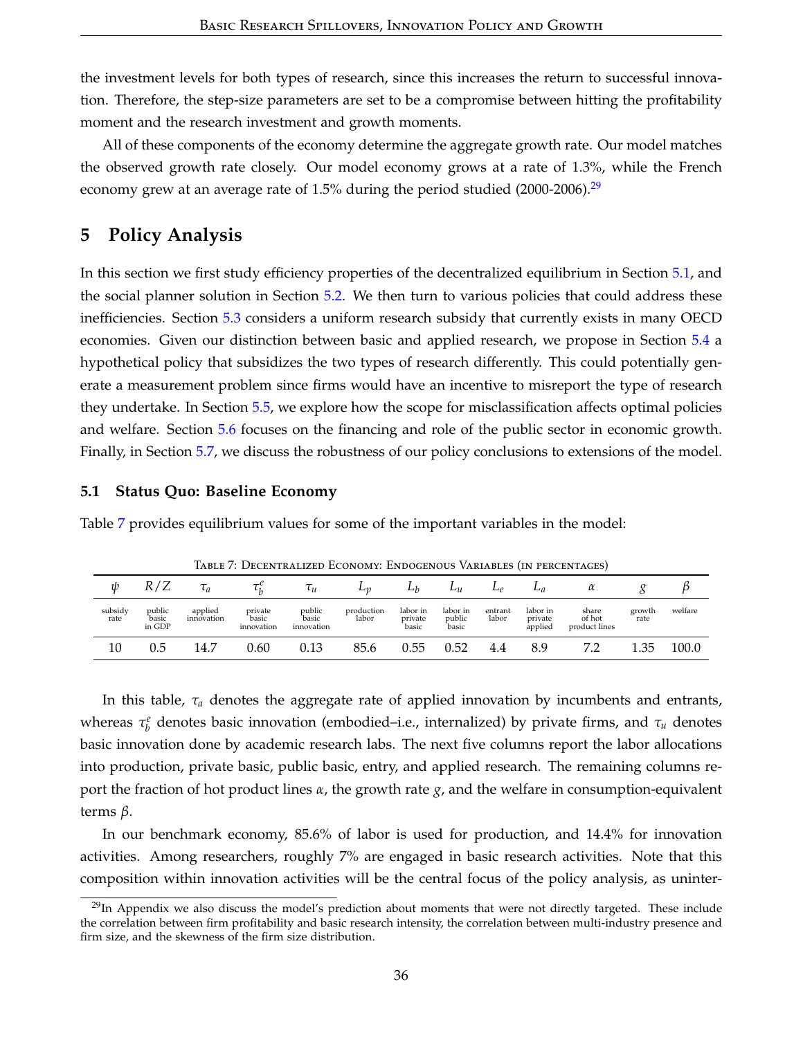the investment levels for both types of research, since this increases the return to successful innovation. Therefore, the step-size parameters are set to be a compromise between hitting the profitability moment and the research investment and growth moments.

All of these components of the economy determine the aggregate growth rate. Our model matches the observed growth rate closely. Our model economy grows at a rate of 1.3%, while the French economy grew at an average rate of 1.5% during the period studied (2000-2006).[29]

## 5 Policy Analysis

In this section we first study efficiency properties of the decentralized equilibrium in Section 5.1, and the social planner solution in Section 5.2. We then turn to various policies that could address these inefficiencies. Section 5.3 considers a uniform research subsidy that currently exists in many OECD economies. Given our distinction between basic and applied research, we propose in Section 5.4 a hypothetical policy that subsidizes the two types of research differently. This could potentially generate a measurement problem since firms would have an incentive to misreport the type of research they undertake. In Section 5.5, we explore how the scope for misclassification affects optimal policies and welfare. Section 5.6 focuses on the financing and role of the public sector in economic growth. Finally, in Section 5.7, we discuss the robustness of our policy conclusions to extensions of the model.

### 5.1 Status Quo: Baseline Economy

Table 7 provides equilibrium values for some of the important variables in the model:

Table 7: Decentralized Economy: Endogenous Variables (in percentages)

| $\psi$ | $R/Z$ | $\tau_a$ | $\tau_b^e$ | $\tau_u$ | $L_p$ | $L_b$ | $L_u$ | $L_e$ | $L_a$ | $\alpha$ | $g$ | $\beta$ |
|---|---|---|---|---|---|---|---|---|---|---|---|---|
| subsidy rate | public basic in GDP | applied innovation | private basic innovation | public basic innovation | production labor | labor in private basic | labor in public basic | entrant labor | labor in private applied | share of hot product lines | growth rate | welfare |
| 10 | 0.5 | 14.7 | 0.60 | 0.13 | 85.6 | 0.55 | 0.52 | 4.4 | 8.9 | 7.2 | 1.35 | 100.0 |

In this table, $\tau_a$ denotes the aggregate rate of applied innovation by incumbents and entrants, whereas $\tau_b^e$ denotes basic innovation (embodied–i.e., internalized) by private firms, and $\tau_u$ denotes basic innovation done by academic research labs. The next five columns report the labor allocations into production, private basic, public basic, entry, and applied research. The remaining columns report the fraction of hot product lines $\alpha$, the growth rate $g$, and the welfare in consumption-equivalent terms $\beta$.

In our benchmark economy, 85.6% of labor is used for production, and 14.4% for innovation activities. Among researchers, roughly 7% are engaged in basic research activities. Note that this composition within innovation activities will be the central focus of the policy analysis, as uninter-

[29] In Appendix we also discuss the model's prediction about moments that were not directly targeted. These include the correlation between firm profitability and basic research intensity, the correlation between multi-industry presence and firm size, and the skewness of the firm size distribution.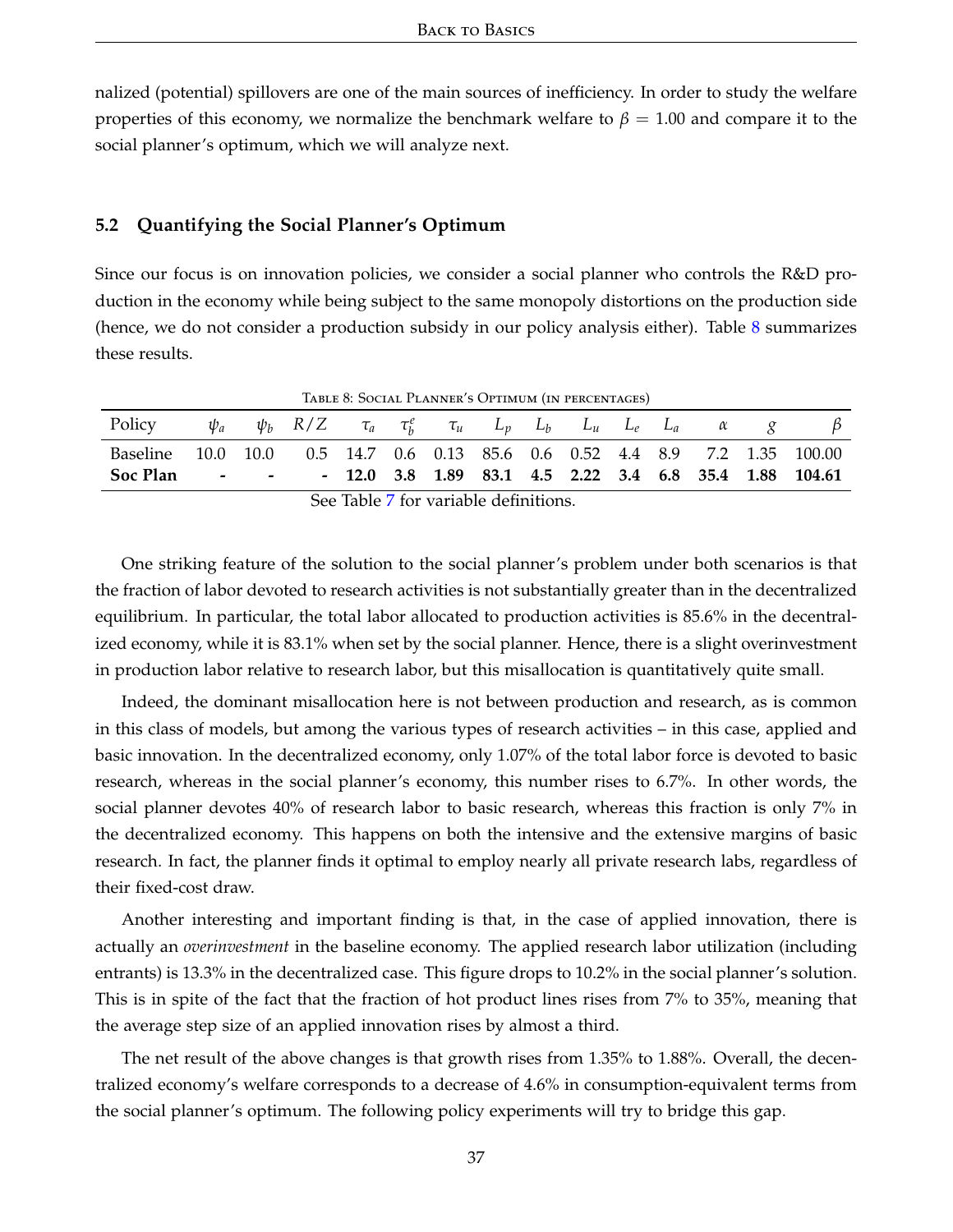nalized (potential) spillovers are one of the main sources of inefficiency. In order to study the welfare properties of this economy, we normalize the benchmark welfare to $\beta = 1.00$ and compare it to the social planner's optimum, which we will analyze next.

### 5.2 Quantifying the Social Planner's Optimum

Since our focus is on innovation policies, we consider a social planner who controls the R&D production in the economy while being subject to the same monopoly distortions on the production side (hence, we do not consider a production subsidy in our policy analysis either). Table 8 summarizes these results.

Table 8: Social Planner's Optimum (in percentages)

| Policy | $\psi_a$ | $\psi_b$ | $R/Z$ | $\tau_a$ | $\tau_b^e$ | $\tau_u$ | $L_p$ | $L_b$ | $L_u$ | $L_e$ | $L_a$ | $\alpha$ | $g$ | $\beta$ |
|---|---|---|---|---|---|---|---|---|---|---|---|---|---|---|
| Baseline | 10.0 | 10.0 | 0.5 | 14.7 | 0.6 | 0.13 | 85.6 | 0.6 | 0.52 | 4.4 | 8.9 | 7.2 | 1.35 | 100.00 |
| **Soc Plan** | **-** | **-** | **-** | **12.0** | **3.8** | **1.89** | **83.1** | **4.5** | **2.22** | **3.4** | **6.8** | **35.4** | **1.88** | **104.61** |

See Table 7 for variable definitions.

One striking feature of the solution to the social planner's problem under both scenarios is that the fraction of labor devoted to research activities is not substantially greater than in the decentralized equilibrium. In particular, the total labor allocated to production activities is 85.6% in the decentralized economy, while it is 83.1% when set by the social planner. Hence, there is a slight overinvestment in production labor relative to research labor, but this misallocation is quantitatively quite small.

Indeed, the dominant misallocation here is not between production and research, as is common in this class of models, but among the various types of research activities – in this case, applied and basic innovation. In the decentralized economy, only 1.07% of the total labor force is devoted to basic research, whereas in the social planner's economy, this number rises to 6.7%. In other words, the social planner devotes 40% of research labor to basic research, whereas this fraction is only 7% in the decentralized economy. This happens on both the intensive and the extensive margins of basic research. In fact, the planner finds it optimal to employ nearly all private research labs, regardless of their fixed-cost draw.

Another interesting and important finding is that, in the case of applied innovation, there is actually an *overinvestment* in the baseline economy. The applied research labor utilization (including entrants) is 13.3% in the decentralized case. This figure drops to 10.2% in the social planner's solution. This is in spite of the fact that the fraction of hot product lines rises from 7% to 35%, meaning that the average step size of an applied innovation rises by almost a third.

The net result of the above changes is that growth rises from 1.35% to 1.88%. Overall, the decentralized economy's welfare corresponds to a decrease of 4.6% in consumption-equivalent terms from the social planner's optimum. The following policy experiments will try to bridge this gap.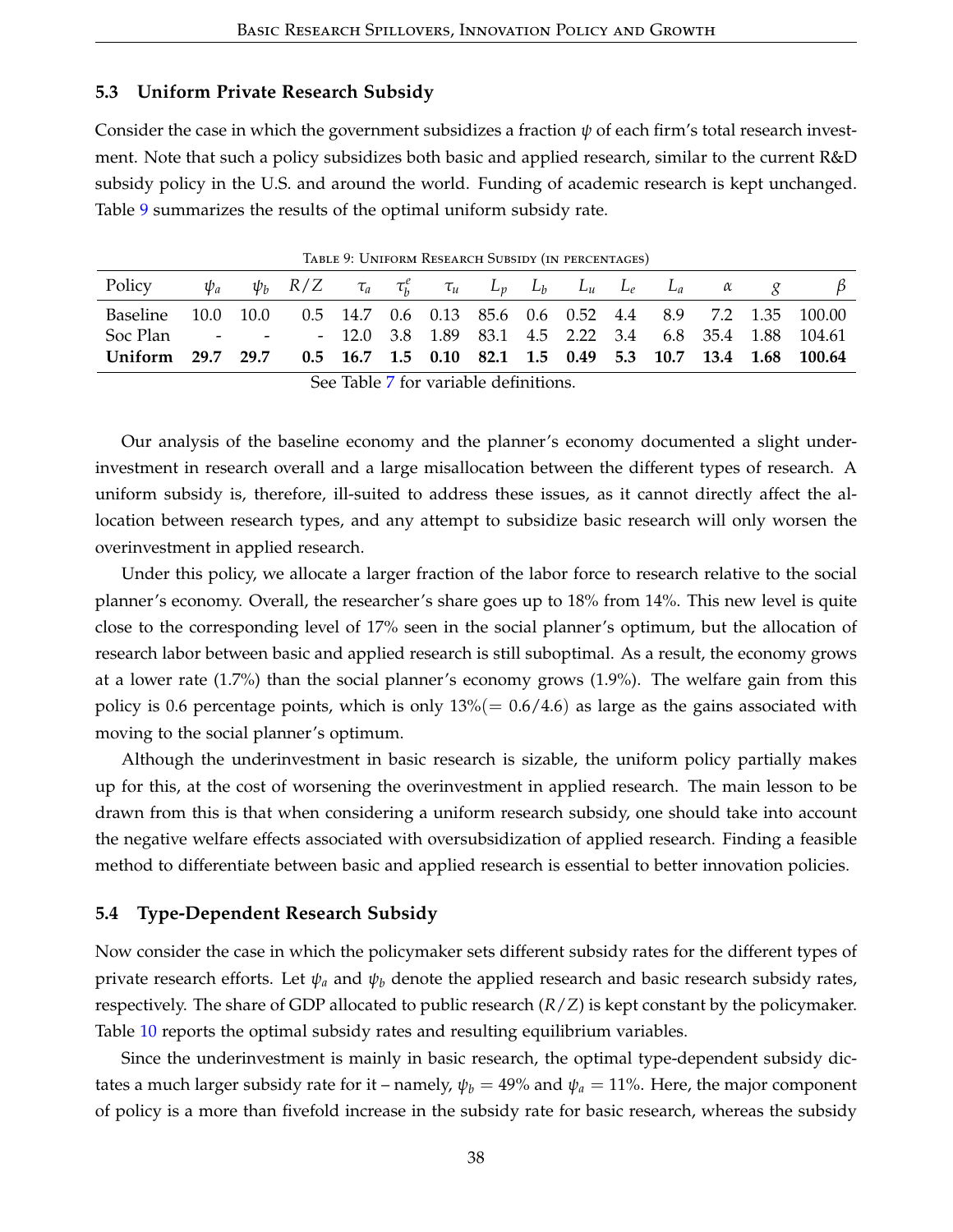### 5.3 Uniform Private Research Subsidy

Consider the case in which the government subsidizes a fraction $\psi$ of each firm's total research investment. Note that such a policy subsidizes both basic and applied research, similar to the current R&D subsidy policy in the U.S. and around the world. Funding of academic research is kept unchanged. Table 9 summarizes the results of the optimal uniform subsidy rate.

Table 9: Uniform Research Subsidy (in percentages)

| Policy | $\psi_a$ | $\psi_b$ | $R/Z$ | $\tau_a$ | $\tau_b^e$ | $\tau_u$ | $L_p$ | $L_b$ | $L_u$ | $L_e$ | $L_a$ | $\alpha$ | $g$ | $\beta$ |
|---|---|---|---|---|---|---|---|---|---|---|---|---|---|---|
| Baseline | 10.0 | 10.0 | 0.5 | 14.7 | 0.6 | 0.13 | 85.6 | 0.6 | 0.52 | 4.4 | 8.9 | 7.2 | 1.35 | 100.00 |
| Soc Plan | - | - | - | 12.0 | 3.8 | 1.89 | 83.1 | 4.5 | 2.22 | 3.4 | 6.8 | 35.4 | 1.88 | 104.61 |
| **Uniform** | **29.7** | **29.7** | **0.5** | **16.7** | **1.5** | **0.10** | **82.1** | **1.5** | **0.49** | **5.3** | **10.7** | **13.4** | **1.68** | **100.64** |

See Table 7 for variable definitions.

Our analysis of the baseline economy and the planner's economy documented a slight underinvestment in research overall and a large misallocation between the different types of research. A uniform subsidy is, therefore, ill-suited to address these issues, as it cannot directly affect the allocation between research types, and any attempt to subsidize basic research will only worsen the overinvestment in applied research.

Under this policy, we allocate a larger fraction of the labor force to research relative to the social planner's economy. Overall, the researcher's share goes up to 18% from 14%. This new level is quite close to the corresponding level of 17% seen in the social planner's optimum, but the allocation of research labor between basic and applied research is still suboptimal. As a result, the economy grows at a lower rate (1.7%) than the social planner's economy grows (1.9%). The welfare gain from this policy is 0.6 percentage points, which is only $13\%(= 0.6/4.6)$ as large as the gains associated with moving to the social planner's optimum.

Although the underinvestment in basic research is sizable, the uniform policy partially makes up for this, at the cost of worsening the overinvestment in applied research. The main lesson to be drawn from this is that when considering a uniform research subsidy, one should take into account the negative welfare effects associated with oversubsidization of applied research. Finding a feasible method to differentiate between basic and applied research is essential to better innovation policies.

### 5.4 Type-Dependent Research Subsidy

Now consider the case in which the policymaker sets different subsidy rates for the different types of private research efforts. Let $\psi_a$ and $\psi_b$ denote the applied research and basic research subsidy rates, respectively. The share of GDP allocated to public research ($R/Z$) is kept constant by the policymaker. Table 10 reports the optimal subsidy rates and resulting equilibrium variables.

Since the underinvestment is mainly in basic research, the optimal type-dependent subsidy dictates a much larger subsidy rate for it – namely, $\psi_b = 49\%$ and $\psi_a = 11\%$. Here, the major component of policy is a more than fivefold increase in the subsidy rate for basic research, whereas the subsidy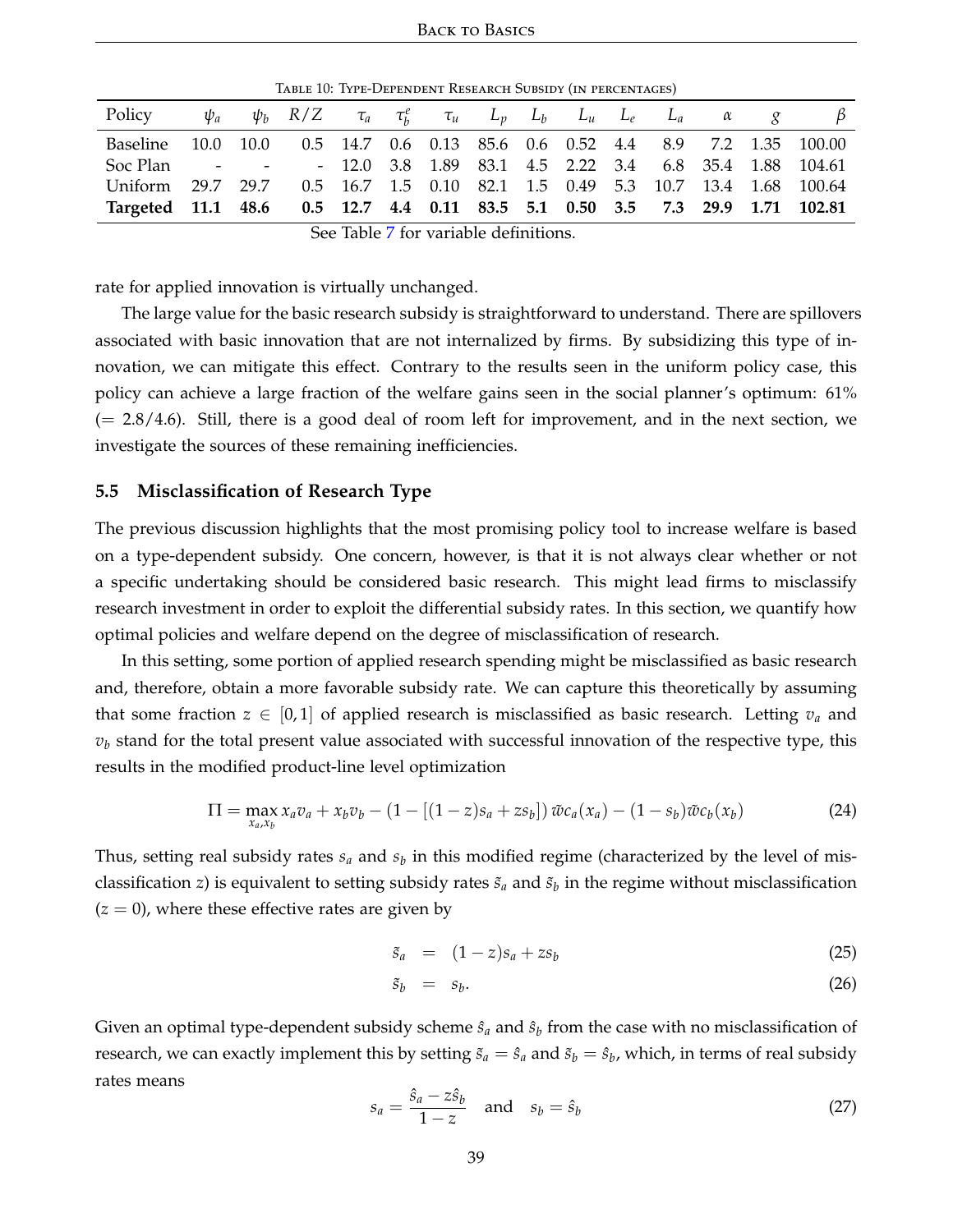Table 10: Type-Dependent Research Subsidy (in percentages)

| Policy | $\psi_a$ | $\psi_b$ | $R/Z$ | $\tau_a$ | $\tau_b^e$ | $\tau_u$ | $L_p$ | $L_b$ | $L_u$ | $L_e$ | $L_a$ | $\alpha$ | $g$ | $\beta$ |
|---|---|---|---|---|---|---|---|---|---|---|---|---|---|---|
| Baseline | 10.0 | 10.0 | 0.5 | 14.7 | 0.6 | 0.13 | 85.6 | 0.6 | 0.52 | 4.4 | 8.9 | 7.2 | 1.35 | 100.00 |
| Soc Plan | - | - | - | 12.0 | 3.8 | 1.89 | 83.1 | 4.5 | 2.22 | 3.4 | 6.8 | 35.4 | 1.88 | 104.61 |
| Uniform | 29.7 | 29.7 | 0.5 | 16.7 | 1.5 | 0.10 | 82.1 | 1.5 | 0.49 | 5.3 | 10.7 | 13.4 | 1.68 | 100.64 |
| **Targeted** | **11.1** | **48.6** | **0.5** | **12.7** | **4.4** | **0.11** | **83.5** | **5.1** | **0.50** | **3.5** | **7.3** | **29.9** | **1.71** | **102.81** |

See Table 7 for variable definitions.

rate for applied innovation is virtually unchanged.

The large value for the basic research subsidy is straightforward to understand. There are spillovers associated with basic innovation that are not internalized by firms. By subsidizing this type of innovation, we can mitigate this effect. Contrary to the results seen in the uniform policy case, this policy can achieve a large fraction of the welfare gains seen in the social planner's optimum: 61% (= 2.8/4.6). Still, there is a good deal of room left for improvement, and in the next section, we investigate the sources of these remaining inefficiencies.

### 5.5 Misclassification of Research Type

The previous discussion highlights that the most promising policy tool to increase welfare is based on a type-dependent subsidy. One concern, however, is that it is not always clear whether or not a specific undertaking should be considered basic research. This might lead firms to misclassify research investment in order to exploit the differential subsidy rates. In this section, we quantify how optimal policies and welfare depend on the degree of misclassification of research.

In this setting, some portion of applied research spending might be misclassified as basic research and, therefore, obtain a more favorable subsidy rate. We can capture this theoretically by assuming that some fraction $z \in [0,1]$ of applied research is misclassified as basic research. Letting $v_a$ and $v_b$ stand for the total present value associated with successful innovation of the respective type, this results in the modified product-line level optimization

$$\Pi = \max_{x_a, x_b} x_a v_a + x_b v_b - (1 - [(1-z)s_a + zs_b])\,\tilde{w}c_a(x_a) - (1-s_b)\tilde{w}c_b(x_b) \tag{24}$$

Thus, setting real subsidy rates $s_a$ and $s_b$ in this modified regime (characterized by the level of misclassification $z$) is equivalent to setting subsidy rates $\tilde{s}_a$ and $\tilde{s}_b$ in the regime without misclassification ($z = 0$), where these effective rates are given by

$$\tilde{s}_a = (1-z)s_a + zs_b \tag{25}$$

$$\tilde{s}_b = s_b. \tag{26}$$

Given an optimal type-dependent subsidy scheme $\hat{s}_a$ and $\hat{s}_b$ from the case with no misclassification of research, we can exactly implement this by setting $\tilde{s}_a = \hat{s}_a$ and $\tilde{s}_b = \hat{s}_b$, which, in terms of real subsidy rates means

$$s_a = \frac{\hat{s}_a - z\hat{s}_b}{1-z} \quad \text{and} \quad s_b = \hat{s}_b \tag{27}$$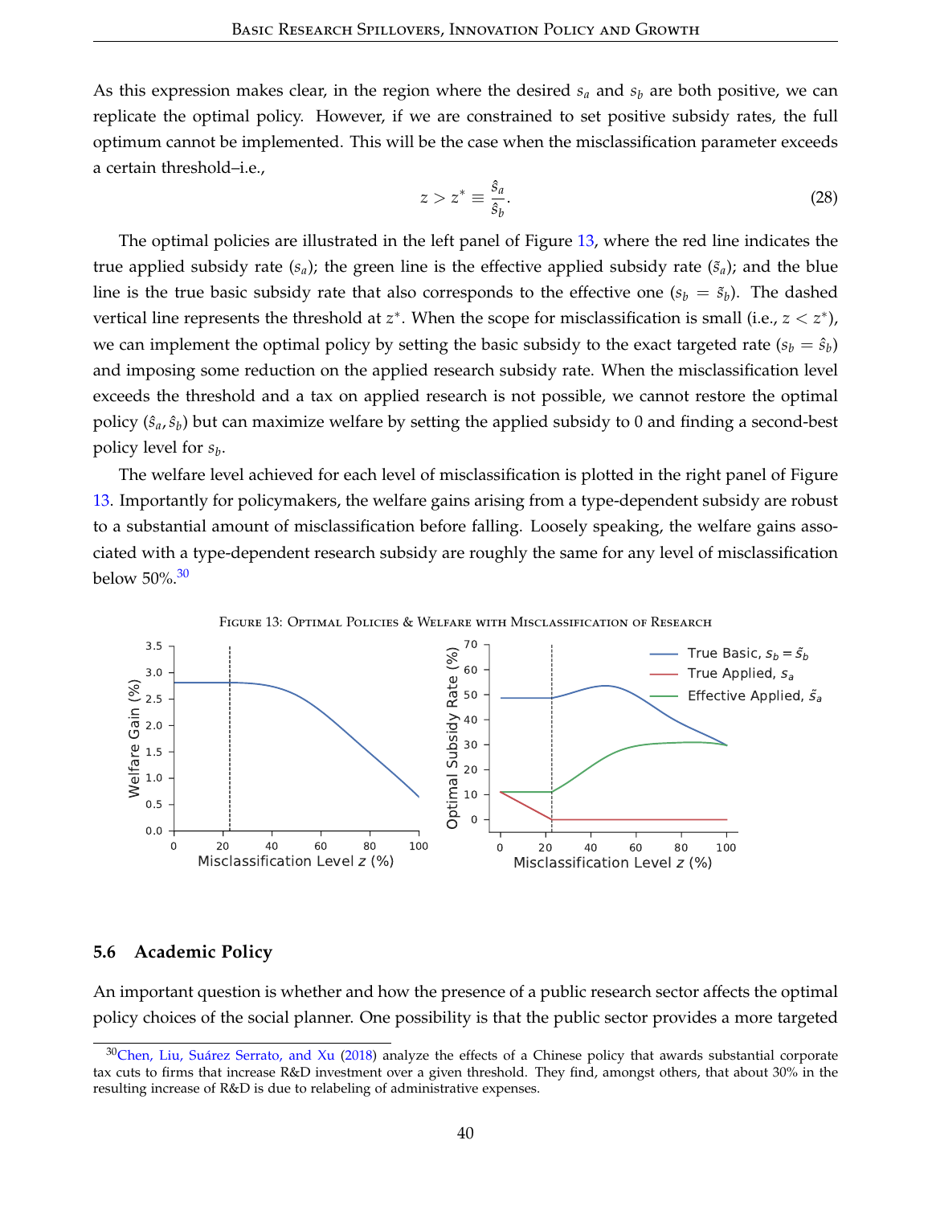As this expression makes clear, in the region where the desired $s_a$ and $s_b$ are both positive, we can replicate the optimal policy. However, if we are constrained to set positive subsidy rates, the full optimum cannot be implemented. This will be the case when the misclassification parameter exceeds a certain threshold–i.e.,

$$z > z^* \equiv \frac{\hat{s}_a}{\hat{s}_b}. \tag{28}$$

The optimal policies are illustrated in the left panel of Figure 13, where the red line indicates the true applied subsidy rate ($s_a$); the green line is the effective applied subsidy rate ($\tilde{s}_a$); and the blue line is the true basic subsidy rate that also corresponds to the effective one ($s_b = \tilde{s}_b$). The dashed vertical line represents the threshold at $z^*$. When the scope for misclassification is small (i.e., $z < z^*$), we can implement the optimal policy by setting the basic subsidy to the exact targeted rate ($s_b = \hat{s}_b$) and imposing some reduction on the applied research subsidy rate. When the misclassification level exceeds the threshold and a tax on applied research is not possible, we cannot restore the optimal policy $(\hat{s}_a, \hat{s}_b)$ but can maximize welfare by setting the applied subsidy to 0 and finding a second-best policy level for $s_b$.

The welfare level achieved for each level of misclassification is plotted in the right panel of Figure 13. Importantly for policymakers, the welfare gains arising from a type-dependent subsidy are robust to a substantial amount of misclassification before falling. Loosely speaking, the welfare gains associated with a type-dependent research subsidy are roughly the same for any level of misclassification below 50%.[30]

Figure 13: Optimal Policies & Welfare with Misclassification of Research

## 5.6 Academic Policy

An important question is whether and how the presence of a public research sector affects the optimal policy choices of the social planner. One possibility is that the public sector provides a more targeted

[30] Chen, Liu, Suárez Serrato, and Xu (2018) analyze the effects of a Chinese policy that awards substantial corporate tax cuts to firms that increase R&D investment over a given threshold. They find, amongst others, that about 30% in the resulting increase of R&D is due to relabeling of administrative expenses.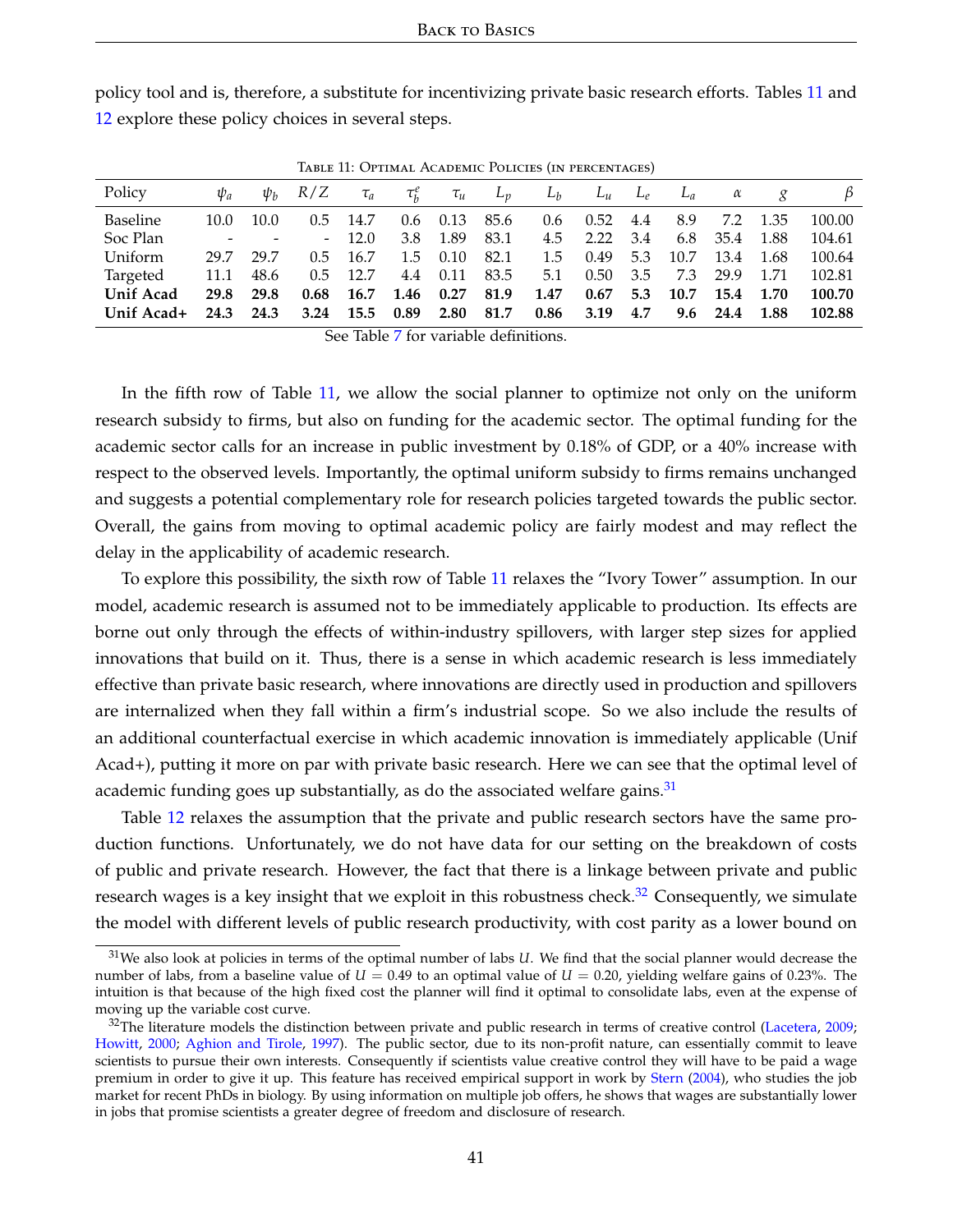policy tool and is, therefore, a substitute for incentivizing private basic research efforts. Tables 11 and 12 explore these policy choices in several steps.

Table 11: Optimal Academic Policies (in percentages)

| Policy | $\psi_a$ | $\psi_b$ | $R/Z$ | $\tau_a$ | $\tau_b^e$ | $\tau_u$ | $L_p$ | $L_b$ | $L_u$ | $L_e$ | $L_a$ | $\alpha$ | $g$ | $\beta$ |
|---|---|---|---|---|---|---|---|---|---|---|---|---|---|---|
| Baseline | 10.0 | 10.0 | 0.5 | 14.7 | 0.6 | 0.13 | 85.6 | 0.6 | 0.52 | 4.4 | 8.9 | 7.2 | 1.35 | 100.00 |
| Soc Plan | - | - | - | 12.0 | 3.8 | 1.89 | 83.1 | 4.5 | 2.22 | 3.4 | 6.8 | 35.4 | 1.88 | 104.61 |
| Uniform | 29.7 | 29.7 | 0.5 | 16.7 | 1.5 | 0.10 | 82.1 | 1.5 | 0.49 | 5.3 | 10.7 | 13.4 | 1.68 | 100.64 |
| Targeted | 11.1 | 48.6 | 0.5 | 12.7 | 4.4 | 0.11 | 83.5 | 5.1 | 0.50 | 3.5 | 7.3 | 29.9 | 1.71 | 102.81 |
| **Unif Acad** | **29.8** | **29.8** | **0.68** | **16.7** | **1.46** | **0.27** | **81.9** | **1.47** | **0.67** | **5.3** | **10.7** | **15.4** | **1.70** | **100.70** |
| **Unif Acad+** | **24.3** | **24.3** | **3.24** | **15.5** | **0.89** | **2.80** | **81.7** | **0.86** | **3.19** | **4.7** | **9.6** | **24.4** | **1.88** | **102.88** |

See Table 7 for variable definitions.

In the fifth row of Table 11, we allow the social planner to optimize not only on the uniform research subsidy to firms, but also on funding for the academic sector. The optimal funding for the academic sector calls for an increase in public investment by 0.18% of GDP, or a 40% increase with respect to the observed levels. Importantly, the optimal uniform subsidy to firms remains unchanged and suggests a potential complementary role for research policies targeted towards the public sector. Overall, the gains from moving to optimal academic policy are fairly modest and may reflect the delay in the applicability of academic research.

To explore this possibility, the sixth row of Table 11 relaxes the "Ivory Tower" assumption. In our model, academic research is assumed not to be immediately applicable to production. Its effects are borne out only through the effects of within-industry spillovers, with larger step sizes for applied innovations that build on it. Thus, there is a sense in which academic research is less immediately effective than private basic research, where innovations are directly used in production and spillovers are internalized when they fall within a firm's industrial scope. So we also include the results of an additional counterfactual exercise in which academic innovation is immediately applicable (Unif Acad+), putting it more on par with private basic research. Here we can see that the optimal level of academic funding goes up substantially, as do the associated welfare gains.[31]

Table 12 relaxes the assumption that the private and public research sectors have the same production functions. Unfortunately, we do not have data for our setting on the breakdown of costs of public and private research. However, the fact that there is a linkage between private and public research wages is a key insight that we exploit in this robustness check.[32] Consequently, we simulate the model with different levels of public research productivity, with cost parity as a lower bound on

[31]We also look at policies in terms of the optimal number of labs $U$. We find that the social planner would decrease the number of labs, from a baseline value of $U = 0.49$ to an optimal value of $U = 0.20$, yielding welfare gains of 0.23%. The intuition is that because of the high fixed cost the planner will find it optimal to consolidate labs, even at the expense of moving up the variable cost curve.

[32]The literature models the distinction between private and public research in terms of creative control (Lacetera, 2009; Howitt, 2000; Aghion and Tirole, 1997). The public sector, due to its non-profit nature, can essentially commit to leave scientists to pursue their own interests. Consequently if scientists value creative control they will have to be paid a wage premium in order to give it up. This feature has received empirical support in work by Stern (2004), who studies the job market for recent PhDs in biology. By using information on multiple job offers, he shows that wages are substantially lower in jobs that promise scientists a greater degree of freedom and disclosure of research.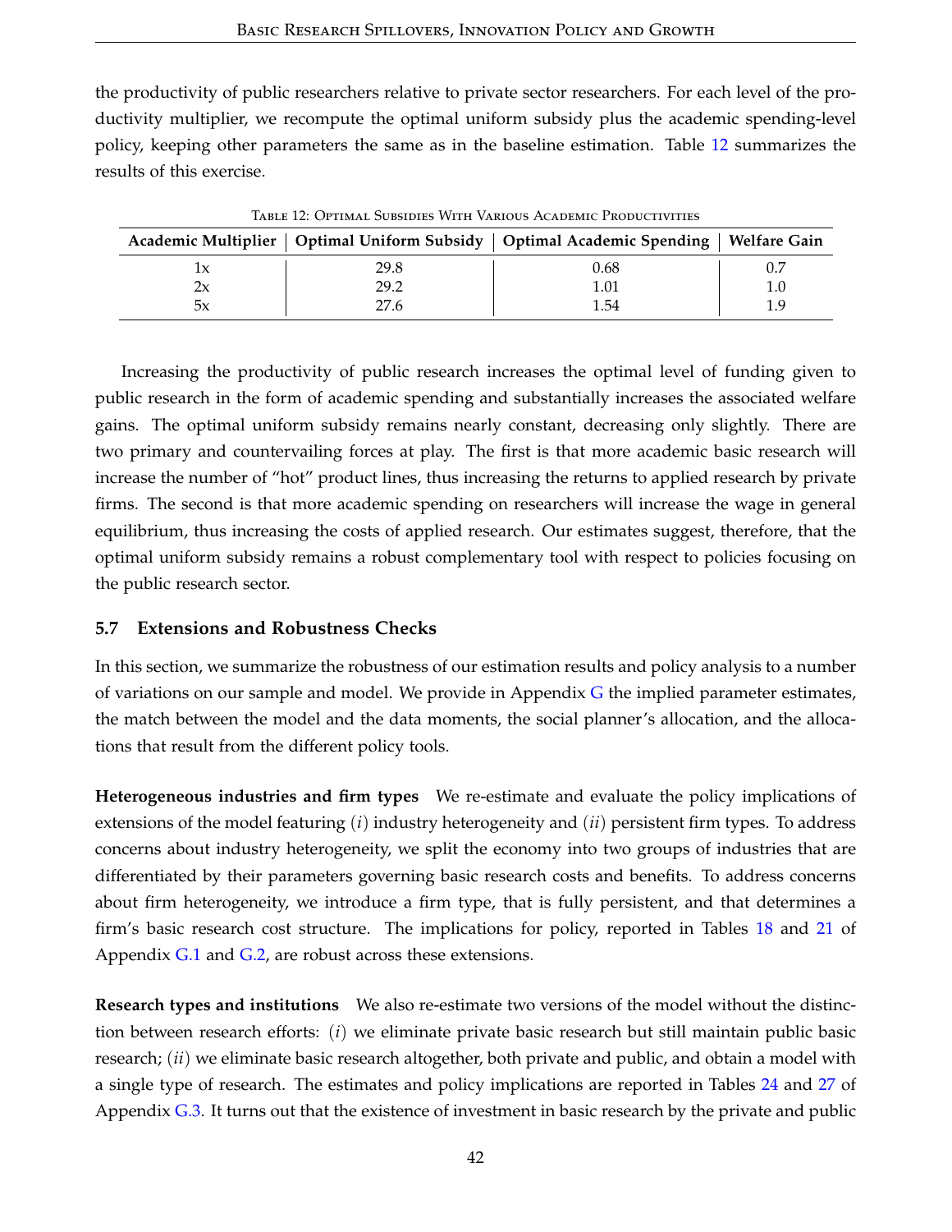the productivity of public researchers relative to private sector researchers. For each level of the productivity multiplier, we recompute the optimal uniform subsidy plus the academic spending-level policy, keeping other parameters the same as in the baseline estimation. Table 12 summarizes the results of this exercise.

Table 12: Optimal Subsidies With Various Academic Productivities

| Academic Multiplier | Optimal Uniform Subsidy | Optimal Academic Spending | Welfare Gain |
|---|---|---|---|
| 1x | 29.8 | 0.68 | 0.7 |
| 2x | 29.2 | 1.01 | 1.0 |
| 5x | 27.6 | 1.54 | 1.9 |

Increasing the productivity of public research increases the optimal level of funding given to public research in the form of academic spending and substantially increases the associated welfare gains. The optimal uniform subsidy remains nearly constant, decreasing only slightly. There are two primary and countervailing forces at play. The first is that more academic basic research will increase the number of "hot" product lines, thus increasing the returns to applied research by private firms. The second is that more academic spending on researchers will increase the wage in general equilibrium, thus increasing the costs of applied research. Our estimates suggest, therefore, that the optimal uniform subsidy remains a robust complementary tool with respect to policies focusing on the public research sector.

### 5.7 Extensions and Robustness Checks

In this section, we summarize the robustness of our estimation results and policy analysis to a number of variations on our sample and model. We provide in Appendix G the implied parameter estimates, the match between the model and the data moments, the social planner's allocation, and the allocations that result from the different policy tools.

**Heterogeneous industries and firm types** We re-estimate and evaluate the policy implications of extensions of the model featuring (*i*) industry heterogeneity and (*ii*) persistent firm types. To address concerns about industry heterogeneity, we split the economy into two groups of industries that are differentiated by their parameters governing basic research costs and benefits. To address concerns about firm heterogeneity, we introduce a firm type, that is fully persistent, and that determines a firm's basic research cost structure. The implications for policy, reported in Tables 18 and 21 of Appendix G.1 and G.2, are robust across these extensions.

**Research types and institutions** We also re-estimate two versions of the model without the distinction between research efforts: (*i*) we eliminate private basic research but still maintain public basic research; (*ii*) we eliminate basic research altogether, both private and public, and obtain a model with a single type of research. The estimates and policy implications are reported in Tables 24 and 27 of Appendix G.3. It turns out that the existence of investment in basic research by the private and public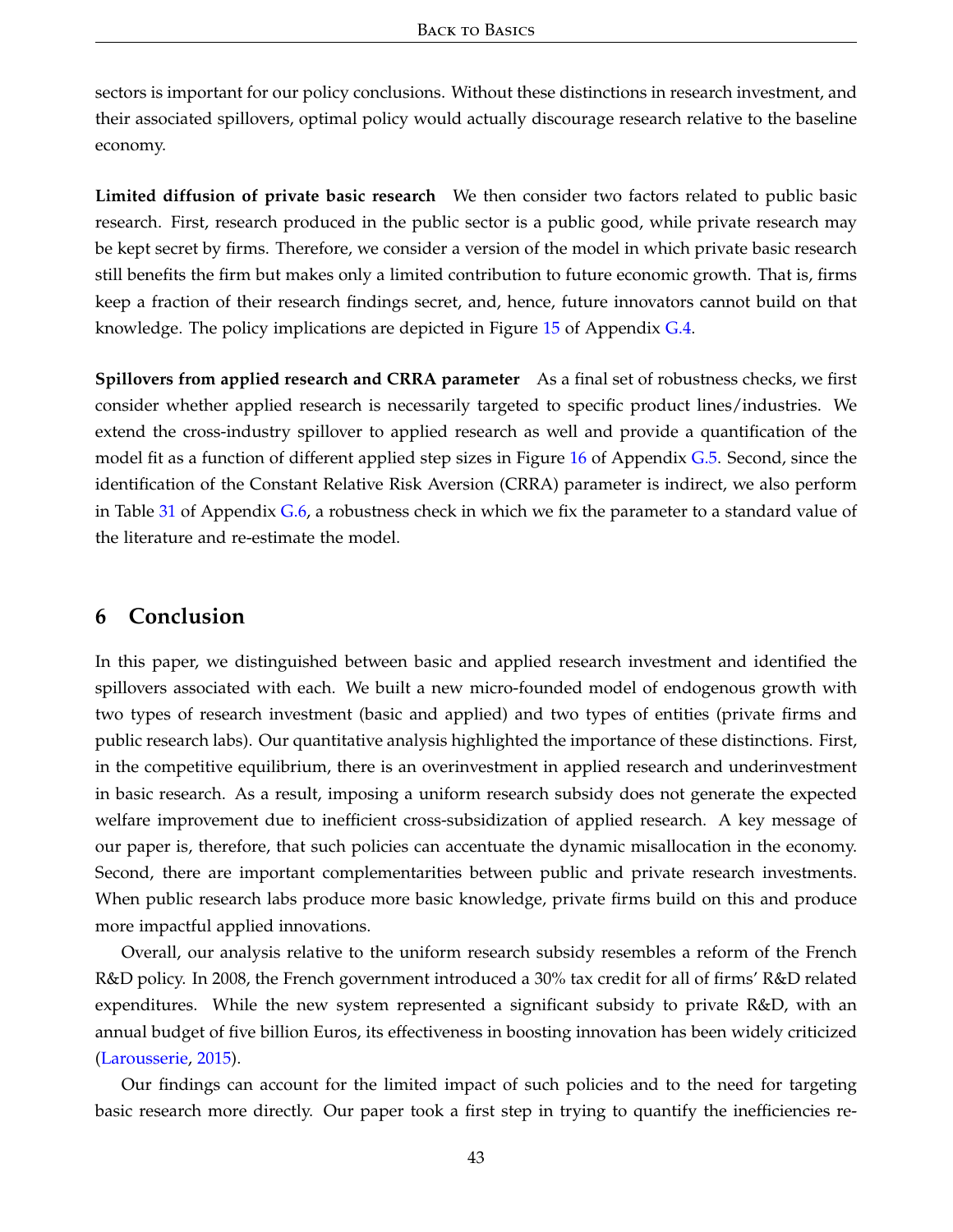sectors is important for our policy conclusions. Without these distinctions in research investment, and their associated spillovers, optimal policy would actually discourage research relative to the baseline economy.

**Limited diffusion of private basic research** We then consider two factors related to public basic research. First, research produced in the public sector is a public good, while private research may be kept secret by firms. Therefore, we consider a version of the model in which private basic research still benefits the firm but makes only a limited contribution to future economic growth. That is, firms keep a fraction of their research findings secret, and, hence, future innovators cannot build on that knowledge. The policy implications are depicted in Figure 15 of Appendix G.4.

**Spillovers from applied research and CRRA parameter** As a final set of robustness checks, we first consider whether applied research is necessarily targeted to specific product lines/industries. We extend the cross-industry spillover to applied research as well and provide a quantification of the model fit as a function of different applied step sizes in Figure 16 of Appendix G.5. Second, since the identification of the Constant Relative Risk Aversion (CRRA) parameter is indirect, we also perform in Table 31 of Appendix G.6, a robustness check in which we fix the parameter to a standard value of the literature and re-estimate the model.

## 6 Conclusion

In this paper, we distinguished between basic and applied research investment and identified the spillovers associated with each. We built a new micro-founded model of endogenous growth with two types of research investment (basic and applied) and two types of entities (private firms and public research labs). Our quantitative analysis highlighted the importance of these distinctions. First, in the competitive equilibrium, there is an overinvestment in applied research and underinvestment in basic research. As a result, imposing a uniform research subsidy does not generate the expected welfare improvement due to inefficient cross-subsidization of applied research. A key message of our paper is, therefore, that such policies can accentuate the dynamic misallocation in the economy. Second, there are important complementarities between public and private research investments. When public research labs produce more basic knowledge, private firms build on this and produce more impactful applied innovations.

Overall, our analysis relative to the uniform research subsidy resembles a reform of the French R&D policy. In 2008, the French government introduced a 30% tax credit for all of firms' R&D related expenditures. While the new system represented a significant subsidy to private R&D, with an annual budget of five billion Euros, its effectiveness in boosting innovation has been widely criticized (Larousserie, 2015).

Our findings can account for the limited impact of such policies and to the need for targeting basic research more directly. Our paper took a first step in trying to quantify the inefficiencies re-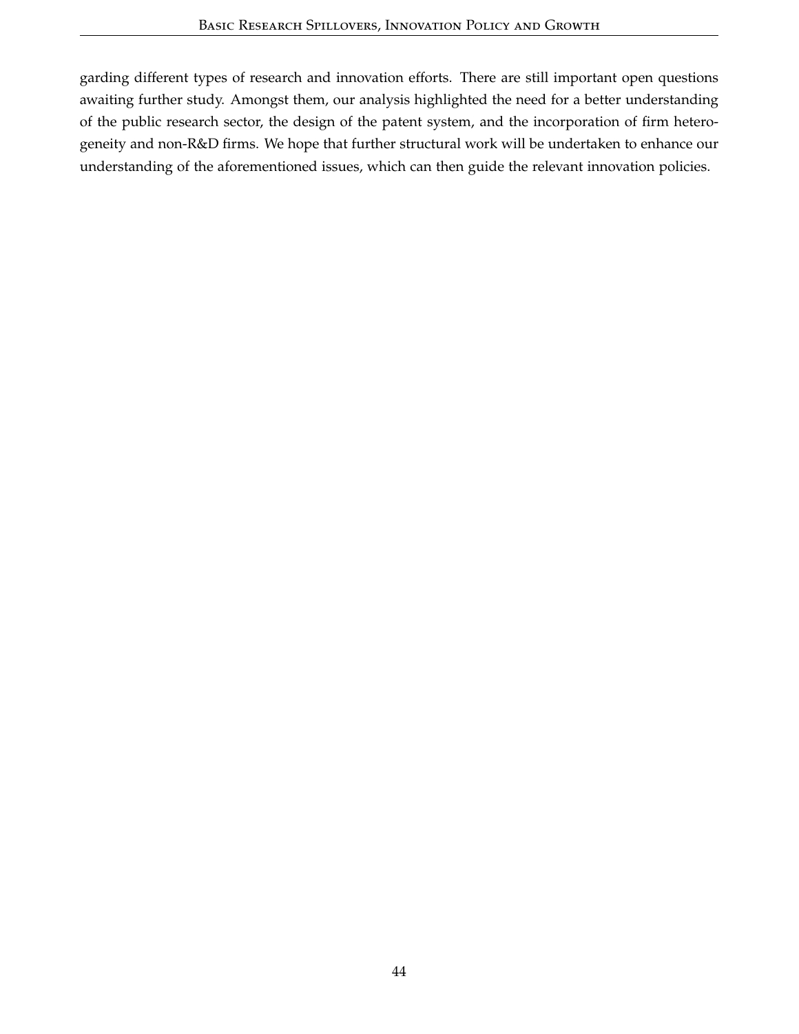garding different types of research and innovation efforts. There are still important open questions awaiting further study. Amongst them, our analysis highlighted the need for a better understanding of the public research sector, the design of the patent system, and the incorporation of firm heterogeneity and non-R&D firms. We hope that further structural work will be undertaken to enhance our understanding of the aforementioned issues, which can then guide the relevant innovation policies.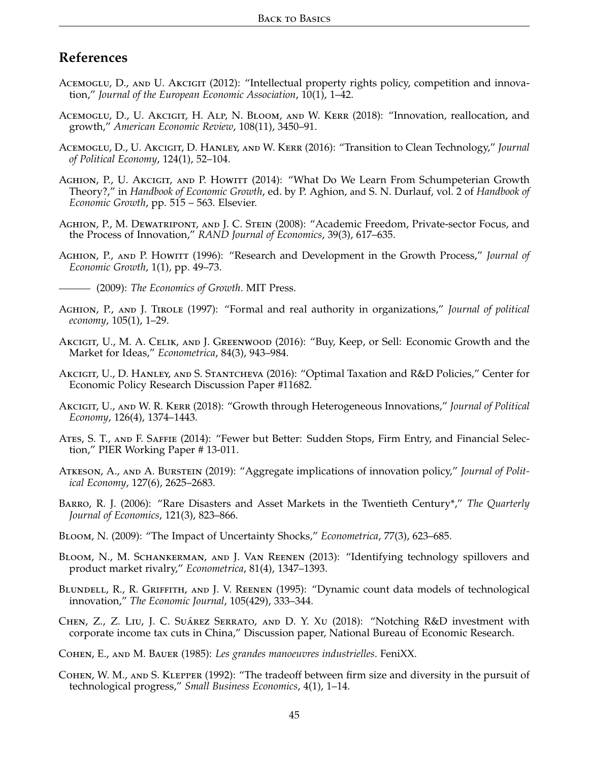## References

Acemoglu, D., and U. Akcigit (2012): "Intellectual property rights policy, competition and innovation," *Journal of the European Economic Association*, 10(1), 1–42.

Acemoglu, D., U. Akcigit, H. Alp, N. Bloom, and W. Kerr (2018): "Innovation, reallocation, and growth," *American Economic Review*, 108(11), 3450–91.

Acemoglu, D., U. Akcigit, D. Hanley, and W. Kerr (2016): "Transition to Clean Technology," *Journal of Political Economy*, 124(1), 52–104.

Aghion, P., U. Akcigit, and P. Howitt (2014): "What Do We Learn From Schumpeterian Growth Theory?," in *Handbook of Economic Growth*, ed. by P. Aghion, and S. N. Durlauf, vol. 2 of *Handbook of Economic Growth*, pp. 515 – 563. Elsevier.

Aghion, P., M. Dewatripont, and J. C. Stein (2008): "Academic Freedom, Private-sector Focus, and the Process of Innovation," *RAND Journal of Economics*, 39(3), 617–635.

Aghion, P., and P. Howitt (1996): "Research and Development in the Growth Process," *Journal of Economic Growth*, 1(1), pp. 49–73.

——— (2009): *The Economics of Growth*. MIT Press.

Aghion, P., and J. Tirole (1997): "Formal and real authority in organizations," *Journal of political economy*, 105(1), 1–29.

Akcigit, U., M. A. Celik, and J. Greenwood (2016): "Buy, Keep, or Sell: Economic Growth and the Market for Ideas," *Econometrica*, 84(3), 943–984.

Akcigit, U., D. Hanley, and S. Stantcheva (2016): "Optimal Taxation and R&D Policies," Center for Economic Policy Research Discussion Paper #11682.

Akcigit, U., and W. R. Kerr (2018): "Growth through Heterogeneous Innovations," *Journal of Political Economy*, 126(4), 1374–1443.

Ates, S. T., and F. Saffie (2014): "Fewer but Better: Sudden Stops, Firm Entry, and Financial Selection," PIER Working Paper # 13-011.

Atkeson, A., and A. Burstein (2019): "Aggregate implications of innovation policy," *Journal of Political Economy*, 127(6), 2625–2683.

Barro, R. J. (2006): "Rare Disasters and Asset Markets in the Twentieth Century*," *The Quarterly Journal of Economics*, 121(3), 823–866.

Bloom, N. (2009): "The Impact of Uncertainty Shocks," *Econometrica*, 77(3), 623–685.

Bloom, N., M. Schankerman, and J. Van Reenen (2013): "Identifying technology spillovers and product market rivalry," *Econometrica*, 81(4), 1347–1393.

Blundell, R., R. Griffith, and J. V. Reenen (1995): "Dynamic count data models of technological innovation," *The Economic Journal*, 105(429), 333–344.

Chen, Z., Z. Liu, J. C. Suárez Serrato, and D. Y. Xu (2018): "Notching R&D investment with corporate income tax cuts in China," Discussion paper, National Bureau of Economic Research.

Cohen, E., and M. Bauer (1985): *Les grandes manoeuvres industrielles*. FeniXX.

Cohen, W. M., and S. Klepper (1992): "The tradeoff between firm size and diversity in the pursuit of technological progress," *Small Business Economics*, 4(1), 1–14.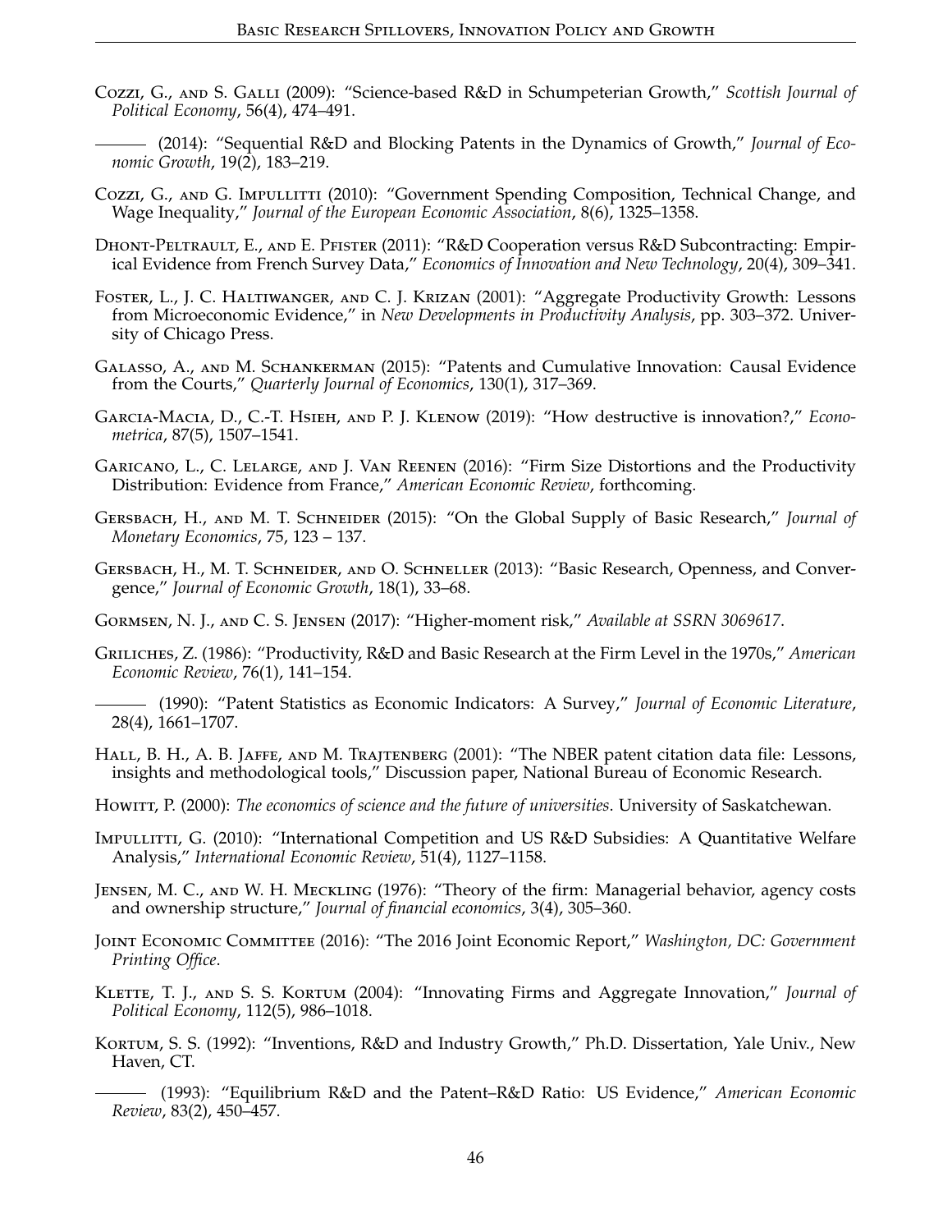Cozzi, G., and S. Galli (2009): "Science-based R&D in Schumpeterian Growth," *Scottish Journal of Political Economy*, 56(4), 474–491.

——— (2014): "Sequential R&D and Blocking Patents in the Dynamics of Growth," *Journal of Economic Growth*, 19(2), 183–219.

Cozzi, G., and G. Impullitti (2010): "Government Spending Composition, Technical Change, and Wage Inequality," *Journal of the European Economic Association*, 8(6), 1325–1358.

Dhont-Peltrault, E., and E. Pfister (2011): "R&D Cooperation versus R&D Subcontracting: Empirical Evidence from French Survey Data," *Economics of Innovation and New Technology*, 20(4), 309–341.

Foster, L., J. C. Haltiwanger, and C. J. Krizan (2001): "Aggregate Productivity Growth: Lessons from Microeconomic Evidence," in *New Developments in Productivity Analysis*, pp. 303–372. University of Chicago Press.

Galasso, A., and M. Schankerman (2015): "Patents and Cumulative Innovation: Causal Evidence from the Courts," *Quarterly Journal of Economics*, 130(1), 317–369.

Garcia-Macia, D., C.-T. Hsieh, and P. J. Klenow (2019): "How destructive is innovation?," *Econometrica*, 87(5), 1507–1541.

Garicano, L., C. Lelarge, and J. Van Reenen (2016): "Firm Size Distortions and the Productivity Distribution: Evidence from France," *American Economic Review*, forthcoming.

Gersbach, H., and M. T. Schneider (2015): "On the Global Supply of Basic Research," *Journal of Monetary Economics*, 75, 123 – 137.

Gersbach, H., M. T. Schneider, and O. Schneller (2013): "Basic Research, Openness, and Convergence," *Journal of Economic Growth*, 18(1), 33–68.

Gormsen, N. J., and C. S. Jensen (2017): "Higher-moment risk," *Available at SSRN 3069617*.

Griliches, Z. (1986): "Productivity, R&D and Basic Research at the Firm Level in the 1970s," *American Economic Review*, 76(1), 141–154.

——— (1990): "Patent Statistics as Economic Indicators: A Survey," *Journal of Economic Literature*, 28(4), 1661–1707.

Hall, B. H., A. B. Jaffe, and M. Trajtenberg (2001): "The NBER patent citation data file: Lessons, insights and methodological tools," Discussion paper, National Bureau of Economic Research.

Howitt, P. (2000): *The economics of science and the future of universities*. University of Saskatchewan.

Impullitti, G. (2010): "International Competition and US R&D Subsidies: A Quantitative Welfare Analysis," *International Economic Review*, 51(4), 1127–1158.

Jensen, M. C., and W. H. Meckling (1976): "Theory of the firm: Managerial behavior, agency costs and ownership structure," *Journal of financial economics*, 3(4), 305–360.

Joint Economic Committee (2016): "The 2016 Joint Economic Report," *Washington, DC: Government Printing Office*.

Klette, T. J., and S. S. Kortum (2004): "Innovating Firms and Aggregate Innovation," *Journal of Political Economy*, 112(5), 986–1018.

Kortum, S. S. (1992): "Inventions, R&D and Industry Growth," Ph.D. Dissertation, Yale Univ., New Haven, CT.

——— (1993): "Equilibrium R&D and the Patent–R&D Ratio: US Evidence," *American Economic Review*, 83(2), 450–457.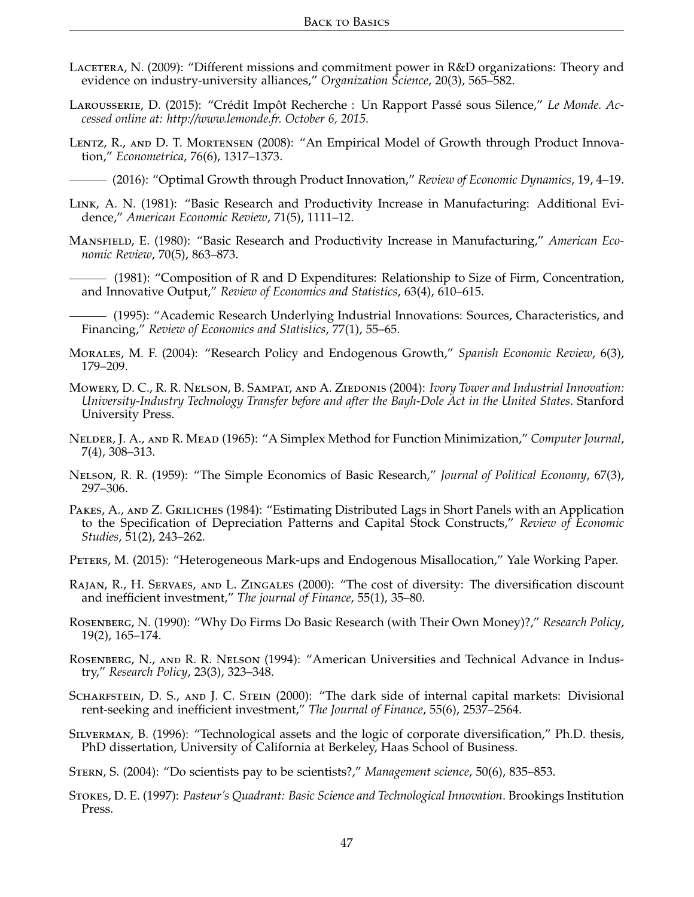Lacetera, N. (2009): "Different missions and commitment power in R&D organizations: Theory and evidence on industry-university alliances," *Organization Science*, 20(3), 565–582.

Larousserie, D. (2015): "Crédit Impôt Recherche : Un Rapport Passé sous Silence," *Le Monde. Accessed online at: http://www.lemonde.fr. October 6, 2015.*

Lentz, R., and D. T. Mortensen (2008): "An Empirical Model of Growth through Product Innovation," *Econometrica*, 76(6), 1317–1373.

——— (2016): "Optimal Growth through Product Innovation," *Review of Economic Dynamics*, 19, 4–19.

Link, A. N. (1981): "Basic Research and Productivity Increase in Manufacturing: Additional Evidence," *American Economic Review*, 71(5), 1111–12.

Mansfield, E. (1980): "Basic Research and Productivity Increase in Manufacturing," *American Economic Review*, 70(5), 863–873.

——— (1981): "Composition of R and D Expenditures: Relationship to Size of Firm, Concentration, and Innovative Output," *Review of Economics and Statistics*, 63(4), 610–615.

——— (1995): "Academic Research Underlying Industrial Innovations: Sources, Characteristics, and Financing," *Review of Economics and Statistics*, 77(1), 55–65.

Morales, M. F. (2004): "Research Policy and Endogenous Growth," *Spanish Economic Review*, 6(3), 179–209.

Mowery, D. C., R. R. Nelson, B. Sampat, and A. Ziedonis (2004): *Ivory Tower and Industrial Innovation: University-Industry Technology Transfer before and after the Bayh-Dole Act in the United States*. Stanford University Press.

Nelder, J. A., and R. Mead (1965): "A Simplex Method for Function Minimization," *Computer Journal*, 7(4), 308–313.

Nelson, R. R. (1959): "The Simple Economics of Basic Research," *Journal of Political Economy*, 67(3), 297–306.

Pakes, A., and Z. Griliches (1984): "Estimating Distributed Lags in Short Panels with an Application to the Specification of Depreciation Patterns and Capital Stock Constructs," *Review of Economic Studies*, 51(2), 243–262.

Peters, M. (2015): "Heterogeneous Mark-ups and Endogenous Misallocation," Yale Working Paper.

Rajan, R., H. Servaes, and L. Zingales (2000): "The cost of diversity: The diversification discount and inefficient investment," *The journal of Finance*, 55(1), 35–80.

Rosenberg, N. (1990): "Why Do Firms Do Basic Research (with Their Own Money)?," *Research Policy*, 19(2), 165–174.

Rosenberg, N., and R. R. Nelson (1994): "American Universities and Technical Advance in Industry," *Research Policy*, 23(3), 323–348.

Scharfstein, D. S., and J. C. Stein (2000): "The dark side of internal capital markets: Divisional rent-seeking and inefficient investment," *The Journal of Finance*, 55(6), 2537–2564.

Silverman, B. (1996): "Technological assets and the logic of corporate diversification," Ph.D. thesis, PhD dissertation, University of California at Berkeley, Haas School of Business.

Stern, S. (2004): "Do scientists pay to be scientists?," *Management science*, 50(6), 835–853.

Stokes, D. E. (1997): *Pasteur's Quadrant: Basic Science and Technological Innovation*. Brookings Institution Press.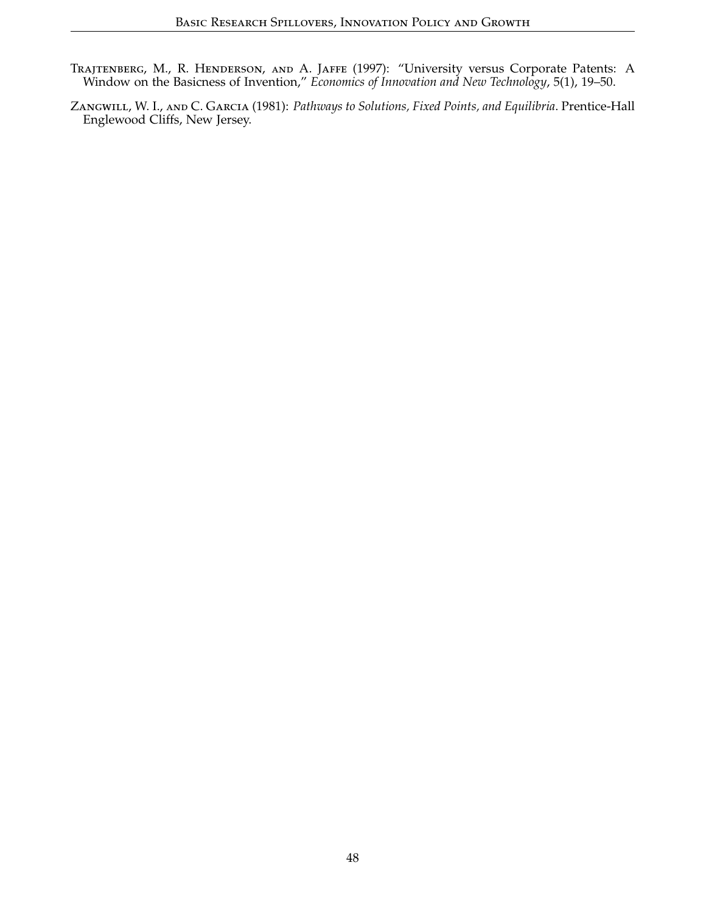Trajtenberg, M., R. Henderson, and A. Jaffe (1997): "University versus Corporate Patents: A Window on the Basicness of Invention," *Economics of Innovation and New Technology*, 5(1), 19–50.

Zangwill, W. I., and C. Garcia (1981): *Pathways to Solutions, Fixed Points, and Equilibria*. Prentice-Hall Englewood Cliffs, New Jersey.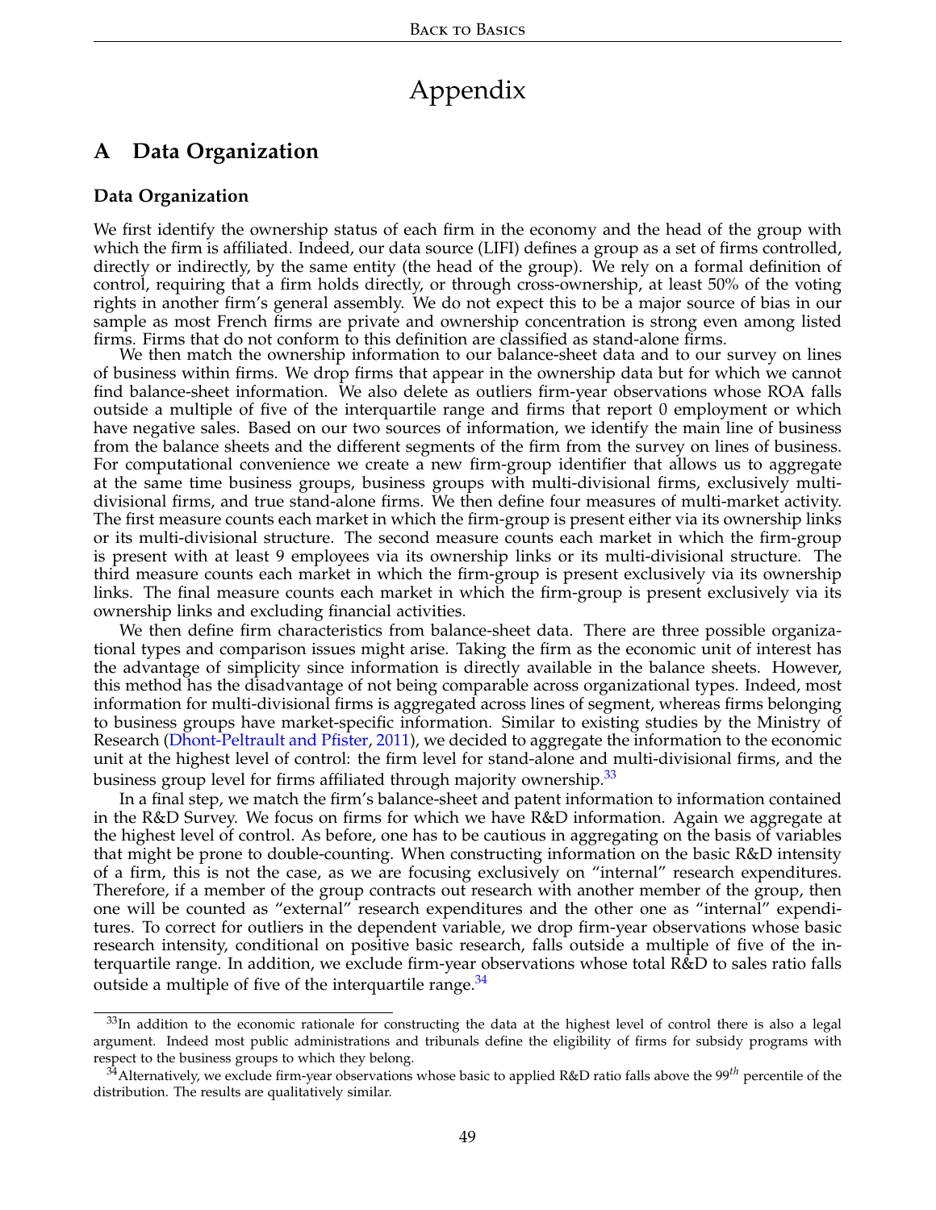# Appendix

## A Data Organization

### Data Organization

We first identify the ownership status of each firm in the economy and the head of the group with which the firm is affiliated. Indeed, our data source (LIFI) defines a group as a set of firms controlled, directly or indirectly, by the same entity (the head of the group). We rely on a formal definition of control, requiring that a firm holds directly, or through cross-ownership, at least 50% of the voting rights in another firm's general assembly. We do not expect this to be a major source of bias in our sample as most French firms are private and ownership concentration is strong even among listed firms. Firms that do not conform to this definition are classified as stand-alone firms.

We then match the ownership information to our balance-sheet data and to our survey on lines of business within firms. We drop firms that appear in the ownership data but for which we cannot find balance-sheet information. We also delete as outliers firm-year observations whose ROA falls outside a multiple of five of the interquartile range and firms that report 0 employment or which have negative sales. Based on our two sources of information, we identify the main line of business from the balance sheets and the different segments of the firm from the survey on lines of business. For computational convenience we create a new firm-group identifier that allows us to aggregate at the same time business groups, business groups with multi-divisional firms, exclusively multi-divisional firms, and true stand-alone firms. We then define four measures of multi-market activity. The first measure counts each market in which the firm-group is present either via its ownership links or its multi-divisional structure. The second measure counts each market in which the firm-group is present with at least 9 employees via its ownership links or its multi-divisional structure. The third measure counts each market in which the firm-group is present exclusively via its ownership links. The final measure counts each market in which the firm-group is present exclusively via its ownership links and excluding financial activities.

We then define firm characteristics from balance-sheet data. There are three possible organizational types and comparison issues might arise. Taking the firm as the economic unit of interest has the advantage of simplicity since information is directly available in the balance sheets. However, this method has the disadvantage of not being comparable across organizational types. Indeed, most information for multi-divisional firms is aggregated across lines of segment, whereas firms belonging to business groups have market-specific information. Similar to existing studies by the Ministry of Research (Dhont-Peltrault and Pfister, 2011), we decided to aggregate the information to the economic unit at the highest level of control: the firm level for stand-alone and multi-divisional firms, and the business group level for firms affiliated through majority ownership.[33]

In a final step, we match the firm's balance-sheet and patent information to information contained in the R&D Survey. We focus on firms for which we have R&D information. Again we aggregate at the highest level of control. As before, one has to be cautious in aggregating on the basis of variables that might be prone to double-counting. When constructing information on the basic R&D intensity of a firm, this is not the case, as we are focusing exclusively on "internal" research expenditures. Therefore, if a member of the group contracts out research with another member of the group, then one will be counted as "external" research expenditures and the other one as "internal" expenditures. To correct for outliers in the dependent variable, we drop firm-year observations whose basic research intensity, conditional on positive basic research, falls outside a multiple of five of the interquartile range. In addition, we exclude firm-year observations whose total R&D to sales ratio falls outside a multiple of five of the interquartile range.[34]

[33] In addition to the economic rationale for constructing the data at the highest level of control there is also a legal argument. Indeed most public administrations and tribunals define the eligibility of firms for subsidy programs with respect to the business groups to which they belong.

[34] Alternatively, we exclude firm-year observations whose basic to applied R&D ratio falls above the $99^{th}$ percentile of the distribution. The results are qualitatively similar.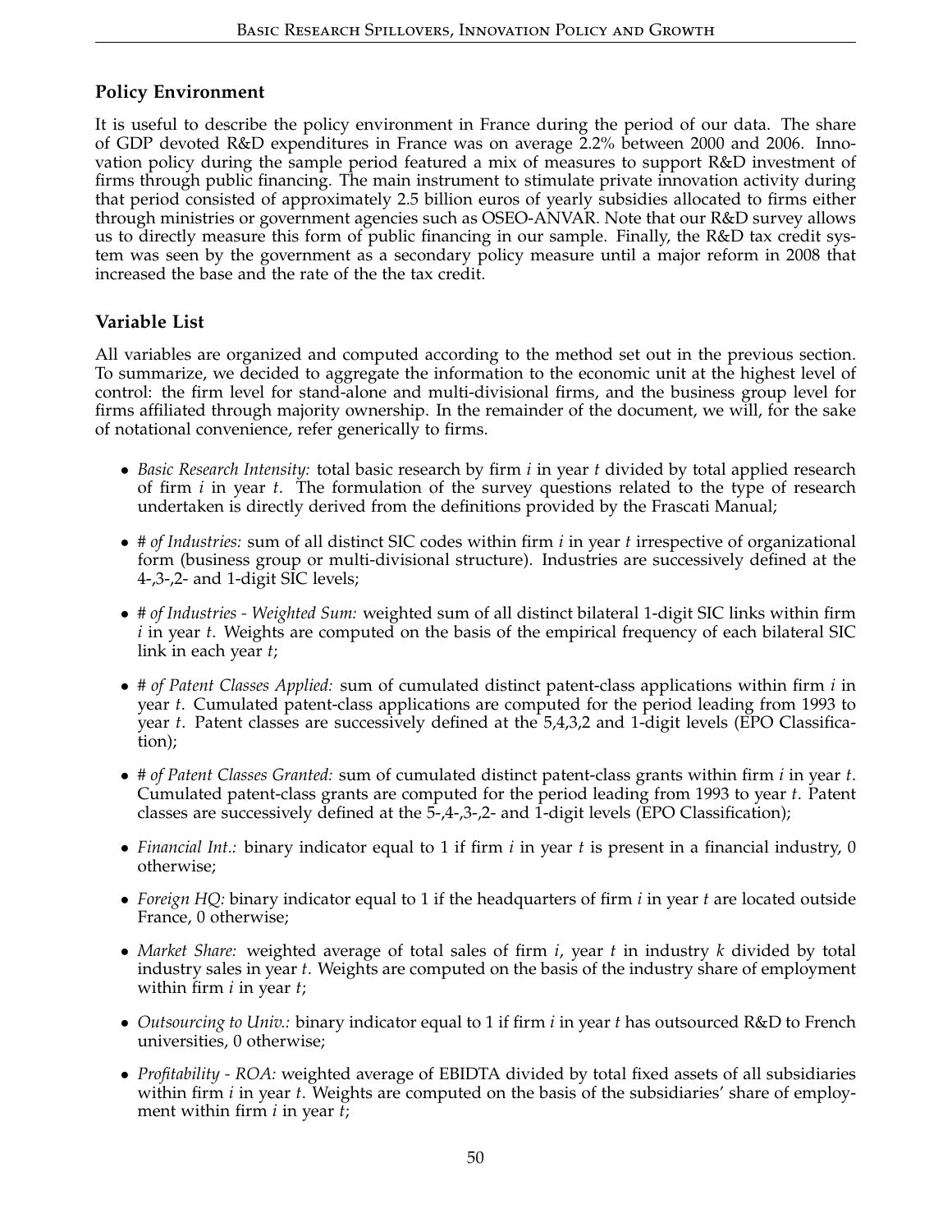## Policy Environment

It is useful to describe the policy environment in France during the period of our data. The share of GDP devoted R&D expenditures in France was on average 2.2% between 2000 and 2006. Innovation policy during the sample period featured a mix of measures to support R&D investment of firms through public financing. The main instrument to stimulate private innovation activity during that period consisted of approximately 2.5 billion euros of yearly subsidies allocated to firms either through ministries or government agencies such as OSEO-ANVAR. Note that our R&D survey allows us to directly measure this form of public financing in our sample. Finally, the R&D tax credit system was seen by the government as a secondary policy measure until a major reform in 2008 that increased the base and the rate of the the tax credit.

## Variable List

All variables are organized and computed according to the method set out in the previous section. To summarize, we decided to aggregate the information to the economic unit at the highest level of control: the firm level for stand-alone and multi-divisional firms, and the business group level for firms affiliated through majority ownership. In the remainder of the document, we will, for the sake of notational convenience, refer generically to firms.

- *Basic Research Intensity:* total basic research by firm $i$ in year $t$ divided by total applied research of firm $i$ in year $t$. The formulation of the survey questions related to the type of research undertaken is directly derived from the definitions provided by the Frascati Manual;
- *# of Industries:* sum of all distinct SIC codes within firm $i$ in year $t$ irrespective of organizational form (business group or multi-divisional structure). Industries are successively defined at the 4-,3-,2- and 1-digit SIC levels;
- *# of Industries - Weighted Sum:* weighted sum of all distinct bilateral 1-digit SIC links within firm $i$ in year $t$. Weights are computed on the basis of the empirical frequency of each bilateral SIC link in each year $t$;
- *# of Patent Classes Applied:* sum of cumulated distinct patent-class applications within firm $i$ in year $t$. Cumulated patent-class applications are computed for the period leading from 1993 to year $t$. Patent classes are successively defined at the 5,4,3,2 and 1-digit levels (EPO Classification);
- *# of Patent Classes Granted:* sum of cumulated distinct patent-class grants within firm $i$ in year $t$. Cumulated patent-class grants are computed for the period leading from 1993 to year $t$. Patent classes are successively defined at the 5-,4-,3-,2- and 1-digit levels (EPO Classification);
- *Financial Int.:* binary indicator equal to 1 if firm $i$ in year $t$ is present in a financial industry, 0 otherwise;
- *Foreign HQ:* binary indicator equal to 1 if the headquarters of firm $i$ in year $t$ are located outside France, 0 otherwise;
- *Market Share:* weighted average of total sales of firm $i$, year $t$ in industry $k$ divided by total industry sales in year $t$. Weights are computed on the basis of the industry share of employment within firm $i$ in year $t$;
- *Outsourcing to Univ.:* binary indicator equal to 1 if firm $i$ in year $t$ has outsourced R&D to French universities, 0 otherwise;
- *Profitability - ROA:* weighted average of EBIDTA divided by total fixed assets of all subsidiaries within firm $i$ in year $t$. Weights are computed on the basis of the subsidiaries' share of employment within firm $i$ in year $t$;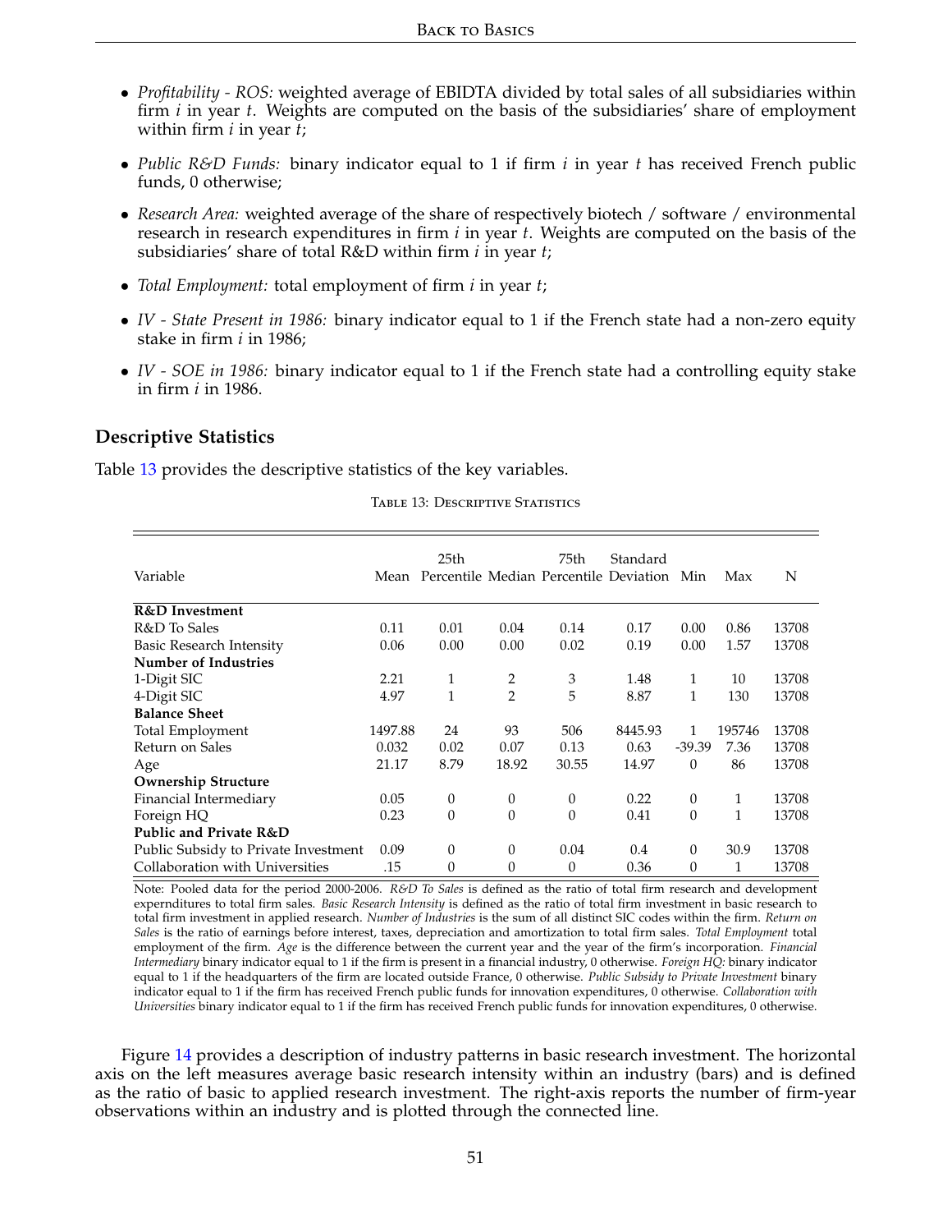- *Profitability - ROS:* weighted average of EBIDTA divided by total sales of all subsidiaries within firm $i$ in year $t$. Weights are computed on the basis of the subsidiaries' share of employment within firm $i$ in year $t$;
- *Public R&D Funds:* binary indicator equal to 1 if firm $i$ in year $t$ has received French public funds, 0 otherwise;
- *Research Area:* weighted average of the share of respectively biotech / software / environmental research in research expenditures in firm $i$ in year $t$. Weights are computed on the basis of the subsidiaries' share of total R&D within firm $i$ in year $t$;
- *Total Employment:* total employment of firm $i$ in year $t$;
- *IV - State Present in 1986:* binary indicator equal to 1 if the French state had a non-zero equity stake in firm $i$ in 1986;
- *IV - SOE in 1986:* binary indicator equal to 1 if the French state had a controlling equity stake in firm $i$ in 1986.

## Descriptive Statistics

Table 13 provides the descriptive statistics of the key variables.

Table 13: Descriptive Statistics

| Variable | Mean | 25th Percentile | Median | 75th Percentile | Standard Deviation | Min | Max | N |
|---|---|---|---|---|---|---|---|---|
| **R&D Investment** | | | | | | | | |
| R&D To Sales | 0.11 | 0.01 | 0.04 | 0.14 | 0.17 | 0.00 | 0.86 | 13708 |
| Basic Research Intensity | 0.06 | 0.00 | 0.00 | 0.02 | 0.19 | 0.00 | 1.57 | 13708 |
| **Number of Industries** | | | | | | | | |
| 1-Digit SIC | 2.21 | 1 | 2 | 3 | 1.48 | 1 | 10 | 13708 |
| 4-Digit SIC | 4.97 | 1 | 2 | 5 | 8.87 | 1 | 130 | 13708 |
| **Balance Sheet** | | | | | | | | |
| Total Employment | 1497.88 | 24 | 93 | 506 | 8445.93 | 1 | 195746 | 13708 |
| Return on Sales | 0.032 | 0.02 | 0.07 | 0.13 | 0.63 | -39.39 | 7.36 | 13708 |
| Age | 21.17 | 8.79 | 18.92 | 30.55 | 14.97 | 0 | 86 | 13708 |
| **Ownership Structure** | | | | | | | | |
| Financial Intermediary | 0.05 | 0 | 0 | 0 | 0.22 | 0 | 1 | 13708 |
| Foreign HQ | 0.23 | 0 | 0 | 0 | 0.41 | 0 | 1 | 13708 |
| **Public and Private R&D** | | | | | | | | |
| Public Subsidy to Private Investment | 0.09 | 0 | 0 | 0.04 | 0.4 | 0 | 30.9 | 13708 |
| Collaboration with Universities | .15 | 0 | 0 | 0 | 0.36 | 0 | 1 | 13708 |

Note: Pooled data for the period 2000-2006. *R&D To Sales* is defined as the ratio of total firm research and development expernditures to total firm sales. *Basic Research Intensity* is defined as the ratio of total firm investment in basic research to total firm investment in applied research. *Number of Industries* is the sum of all distinct SIC codes within the firm. *Return on Sales* is the ratio of earnings before interest, taxes, depreciation and amortization to total firm sales. *Total Employment* total employment of the firm. *Age* is the difference between the current year and the year of the firm's incorporation. *Financial Intermediary* binary indicator equal to 1 if the firm is present in a financial industry, 0 otherwise. *Foreign HQ:* binary indicator equal to 1 if the headquarters of the firm are located outside France, 0 otherwise. *Public Subsidy to Private Investment* binary indicator equal to 1 if the firm has received French public funds for innovation expenditures, 0 otherwise. *Collaboration with Universities* binary indicator equal to 1 if the firm has received French public funds for innovation expenditures, 0 otherwise.

Figure 14 provides a description of industry patterns in basic research investment. The horizontal axis on the left measures average basic research intensity within an industry (bars) and is defined as the ratio of basic to applied research investment. The right-axis reports the number of firm-year observations within an industry and is plotted through the connected line.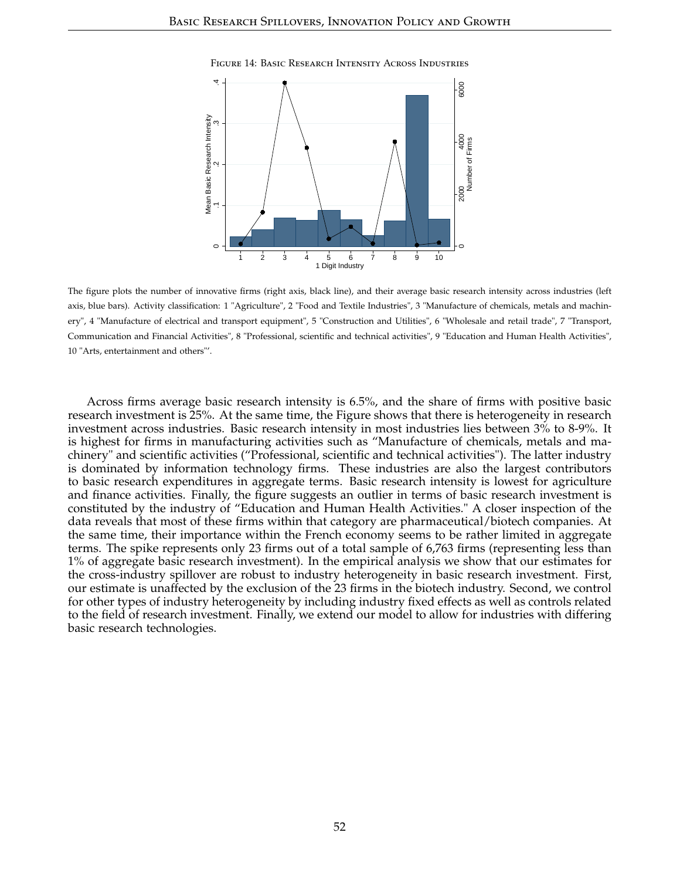Figure 14: Basic Research Intensity Across Industries

The figure plots the number of innovative firms (right axis, black line), and their average basic research intensity across industries (left axis, blue bars). Activity classification: 1 "Agriculture", 2 "Food and Textile Industries", 3 "Manufacture of chemicals, metals and machinery", 4 "Manufacture of electrical and transport equipment", 5 "Construction and Utilities", 6 "Wholesale and retail trade", 7 "Transport, Communication and Financial Activities", 8 "Professional, scientific and technical activities", 9 "Education and Human Health Activities", 10 "Arts, entertainment and others"'.

Across firms average basic research intensity is 6.5%, and the share of firms with positive basic research investment is 25%. At the same time, the Figure shows that there is heterogeneity in research investment across industries. Basic research intensity in most industries lies between 3% to 8-9%. It is highest for firms in manufacturing activities such as "Manufacture of chemicals, metals and machinery" and scientific activities ("Professional, scientific and technical activities"). The latter industry is dominated by information technology firms. These industries are also the largest contributors to basic research expenditures in aggregate terms. Basic research intensity is lowest for agriculture and finance activities. Finally, the figure suggests an outlier in terms of basic research investment is constituted by the industry of "Education and Human Health Activities." A closer inspection of the data reveals that most of these firms within that category are pharmaceutical/biotech companies. At the same time, their importance within the French economy seems to be rather limited in aggregate terms. The spike represents only 23 firms out of a total sample of 6,763 firms (representing less than 1% of aggregate basic research investment). In the empirical analysis we show that our estimates for the cross-industry spillover are robust to industry heterogeneity in basic research investment. First, our estimate is unaffected by the exclusion of the 23 firms in the biotech industry. Second, we control for other types of industry heterogeneity by including industry fixed effects as well as controls related to the field of research investment. Finally, we extend our model to allow for industries with differing basic research technologies.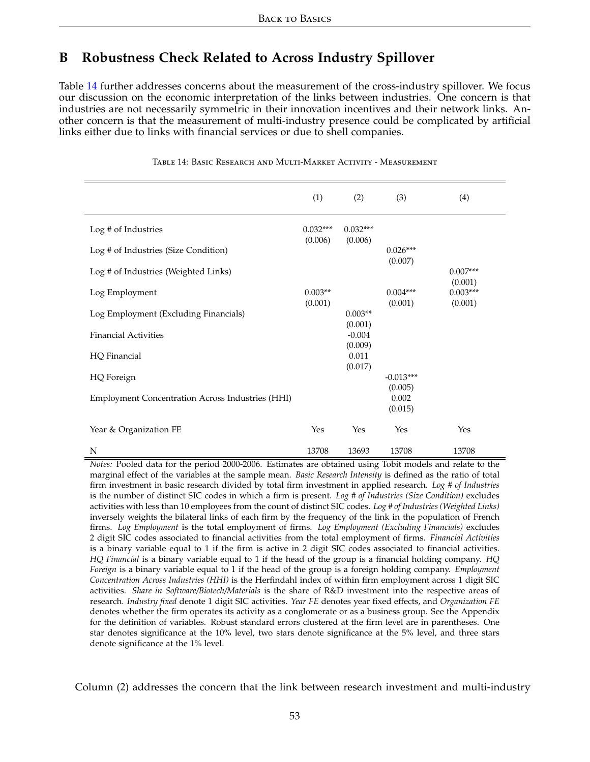## B Robustness Check Related to Across Industry Spillover

Table 14 further addresses concerns about the measurement of the cross-industry spillover. We focus our discussion on the economic interpretation of the links between industries. One concern is that industries are not necessarily symmetric in their innovation incentives and their network links. Another concern is that the measurement of multi-industry presence could be complicated by artificial links either due to links with financial services or due to shell companies.

Table 14: Basic Research and Multi-Market Activity - Measurement

| | (1) | (2) | (3) | (4) |
|---|---|---|---|---|
| Log # of Industries | 0.032*** | 0.032*** | | |
| | (0.006) | (0.006) | | |
| Log # of Industries (Size Condition) | | | 0.026*** | |
| | | | (0.007) | |
| Log # of Industries (Weighted Links) | | | | 0.007*** |
| | | | | (0.001) |
| Log Employment | 0.003** | | 0.004*** | 0.003*** |
| | (0.001) | | (0.001) | (0.001) |
| Log Employment (Excluding Financials) | | 0.003** | | |
| | | (0.001) | | |
| Financial Activities | | -0.004 | | |
| | | (0.009) | | |
| HQ Financial | | 0.011 | | |
| | | (0.017) | | |
| HQ Foreign | | | -0.013*** | |
| | | | (0.005) | |
| Employment Concentration Across Industries (HHI) | | | 0.002 | |
| | | | (0.015) | |
| Year & Organization FE | Yes | Yes | Yes | Yes |
| N | 13708 | 13693 | 13708 | 13708 |

*Notes:* Pooled data for the period 2000-2006. Estimates are obtained using Tobit models and relate to the marginal effect of the variables at the sample mean. *Basic Research Intensity* is defined as the ratio of total firm investment in basic research divided by total firm investment in applied research. *Log # of Industries* is the number of distinct SIC codes in which a firm is present. *Log # of Industries (Size Condition)* excludes activities with less than 10 employees from the count of distinct SIC codes. *Log # of Industries (Weighted Links)* inversely weights the bilateral links of each firm by the frequency of the link in the population of French firms. *Log Employment* is the total employment of firms. *Log Employment (Excluding Financials)* excludes 2 digit SIC codes associated to financial activities from the total employment of firms. *Financial Activities* is a binary variable equal to 1 if the firm is active in 2 digit SIC codes associated to financial activities. *HQ Financial* is a binary variable equal to 1 if the head of the group is a financial holding company. *HQ Foreign* is a binary variable equal to 1 if the head of the group is a foreign holding company. *Employment Concentration Across Industries (HHI)* is the Herfindahl index of within firm employment across 1 digit SIC activities. *Share in Software/Biotech/Materials* is the share of R&D investment into the respective areas of research. *Industry fixed* denote 1 digit SIC activities. *Year FE* denotes year fixed effects, and *Organization FE* denotes whether the firm operates its activity as a conglomerate or as a business group. See the Appendix for the definition of variables. Robust standard errors clustered at the firm level are in parentheses. One star denotes significance at the 10% level, two stars denote significance at the 5% level, and three stars denote significance at the 1% level.

Column (2) addresses the concern that the link between research investment and multi-industry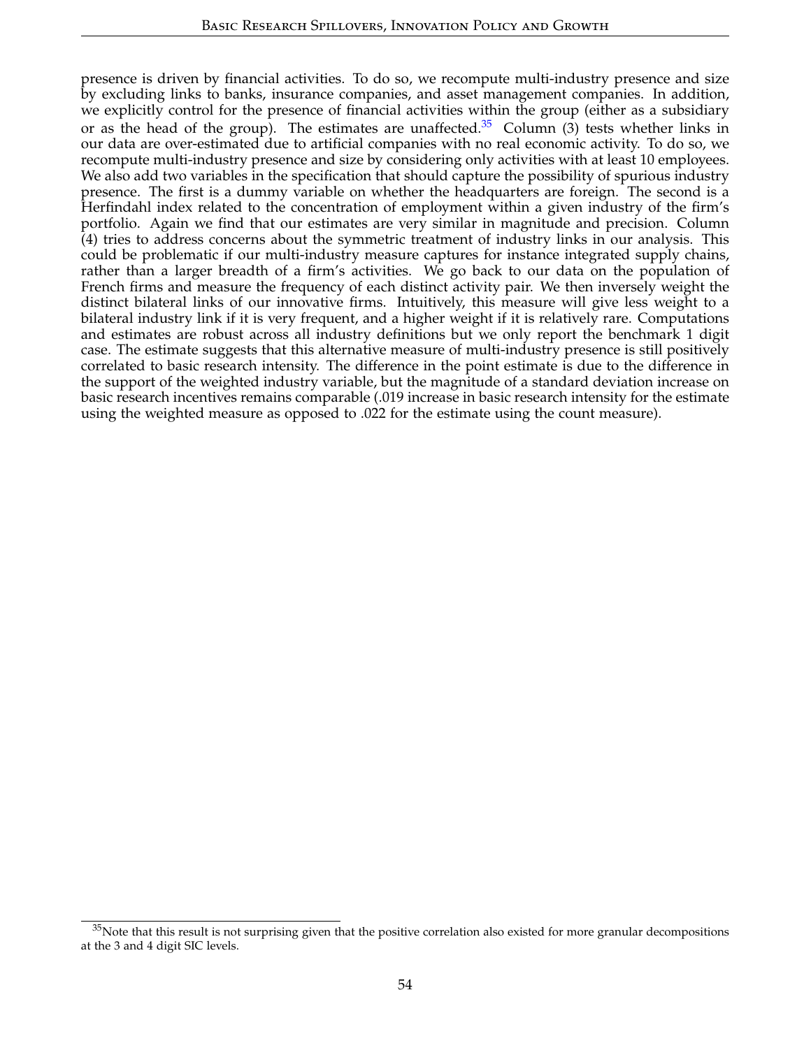presence is driven by financial activities. To do so, we recompute multi-industry presence and size by excluding links to banks, insurance companies, and asset management companies. In addition, we explicitly control for the presence of financial activities within the group (either as a subsidiary or as the head of the group). The estimates are unaffected.[35] Column (3) tests whether links in our data are over-estimated due to artificial companies with no real economic activity. To do so, we recompute multi-industry presence and size by considering only activities with at least 10 employees. We also add two variables in the specification that should capture the possibility of spurious industry presence. The first is a dummy variable on whether the headquarters are foreign. The second is a Herfindahl index related to the concentration of employment within a given industry of the firm's portfolio. Again we find that our estimates are very similar in magnitude and precision. Column (4) tries to address concerns about the symmetric treatment of industry links in our analysis. This could be problematic if our multi-industry measure captures for instance integrated supply chains, rather than a larger breadth of a firm's activities. We go back to our data on the population of French firms and measure the frequency of each distinct activity pair. We then inversely weight the distinct bilateral links of our innovative firms. Intuitively, this measure will give less weight to a bilateral industry link if it is very frequent, and a higher weight if it is relatively rare. Computations and estimates are robust across all industry definitions but we only report the benchmark 1 digit case. The estimate suggests that this alternative measure of multi-industry presence is still positively correlated to basic research intensity. The difference in the point estimate is due to the difference in the support of the weighted industry variable, but the magnitude of a standard deviation increase on basic research incentives remains comparable (.019 increase in basic research intensity for the estimate using the weighted measure as opposed to .022 for the estimate using the count measure).

[35] Note that this result is not surprising given that the positive correlation also existed for more granular decompositions at the 3 and 4 digit SIC levels.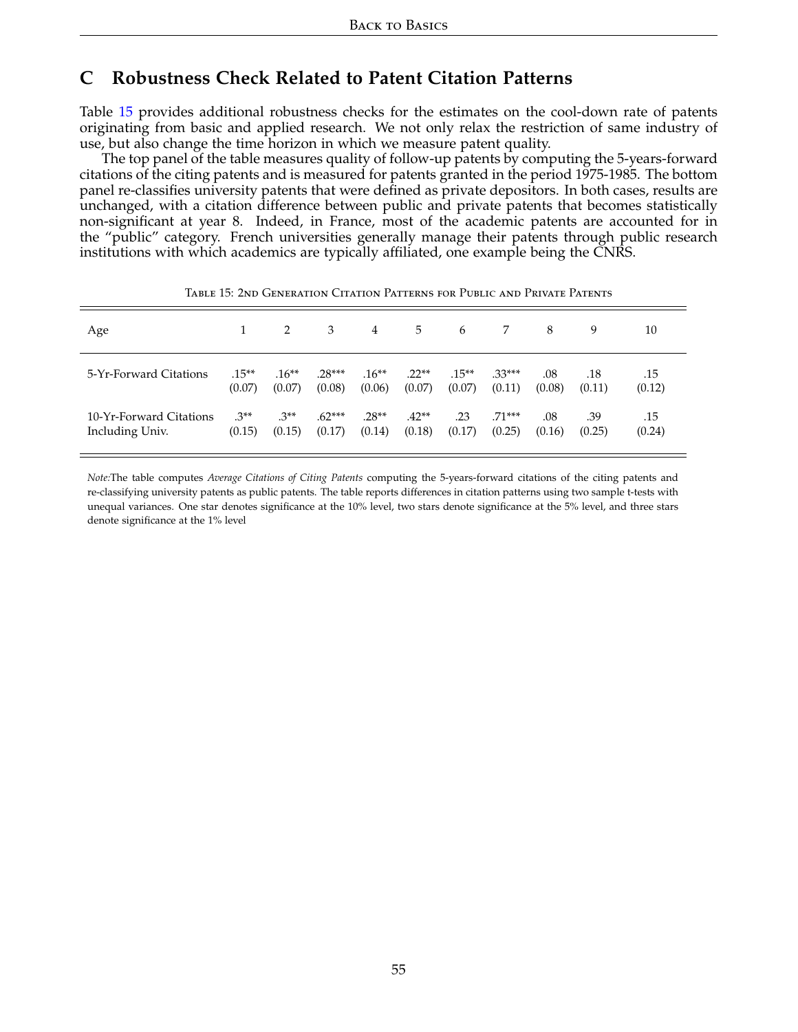## C Robustness Check Related to Patent Citation Patterns

Table 15 provides additional robustness checks for the estimates on the cool-down rate of patents originating from basic and applied research. We not only relax the restriction of same industry of use, but also change the time horizon in which we measure patent quality.

The top panel of the table measures quality of follow-up patents by computing the 5-years-forward citations of the citing patents and is measured for patents granted in the period 1975-1985. The bottom panel re-classifies university patents that were defined as private depositors. In both cases, results are unchanged, with a citation difference between public and private patents that becomes statistically non-significant at year 8. Indeed, in France, most of the academic patents are accounted for in the "public" category. French universities generally manage their patents through public research institutions with which academics are typically affiliated, one example being the CNRS.

Table 15: 2nd Generation Citation Patterns for Public and Private Patents

| Age | 1 | 2 | 3 | 4 | 5 | 6 | 7 | 8 | 9 | 10 |
|---|---|---|---|---|---|---|---|---|---|---|
| 5-Yr-Forward Citations | .15** | .16** | .28*** | .16** | .22** | .15** | .33*** | .08 | .18 | .15 |
| | (0.07) | (0.07) | (0.08) | (0.06) | (0.07) | (0.07) | (0.11) | (0.08) | (0.11) | (0.12) |
| 10-Yr-Forward Citations Including Univ. | .3** | .3** | .62*** | .28** | .42** | .23 | .71*** | .08 | .39 | .15 |
| | (0.15) | (0.15) | (0.17) | (0.14) | (0.18) | (0.17) | (0.25) | (0.16) | (0.25) | (0.24) |

*Note:*The table computes *Average Citations of Citing Patents* computing the 5-years-forward citations of the citing patents and re-classifying university patents as public patents. The table reports differences in citation patterns using two sample t-tests with unequal variances. One star denotes significance at the 10% level, two stars denote significance at the 5% level, and three stars denote significance at the 1% level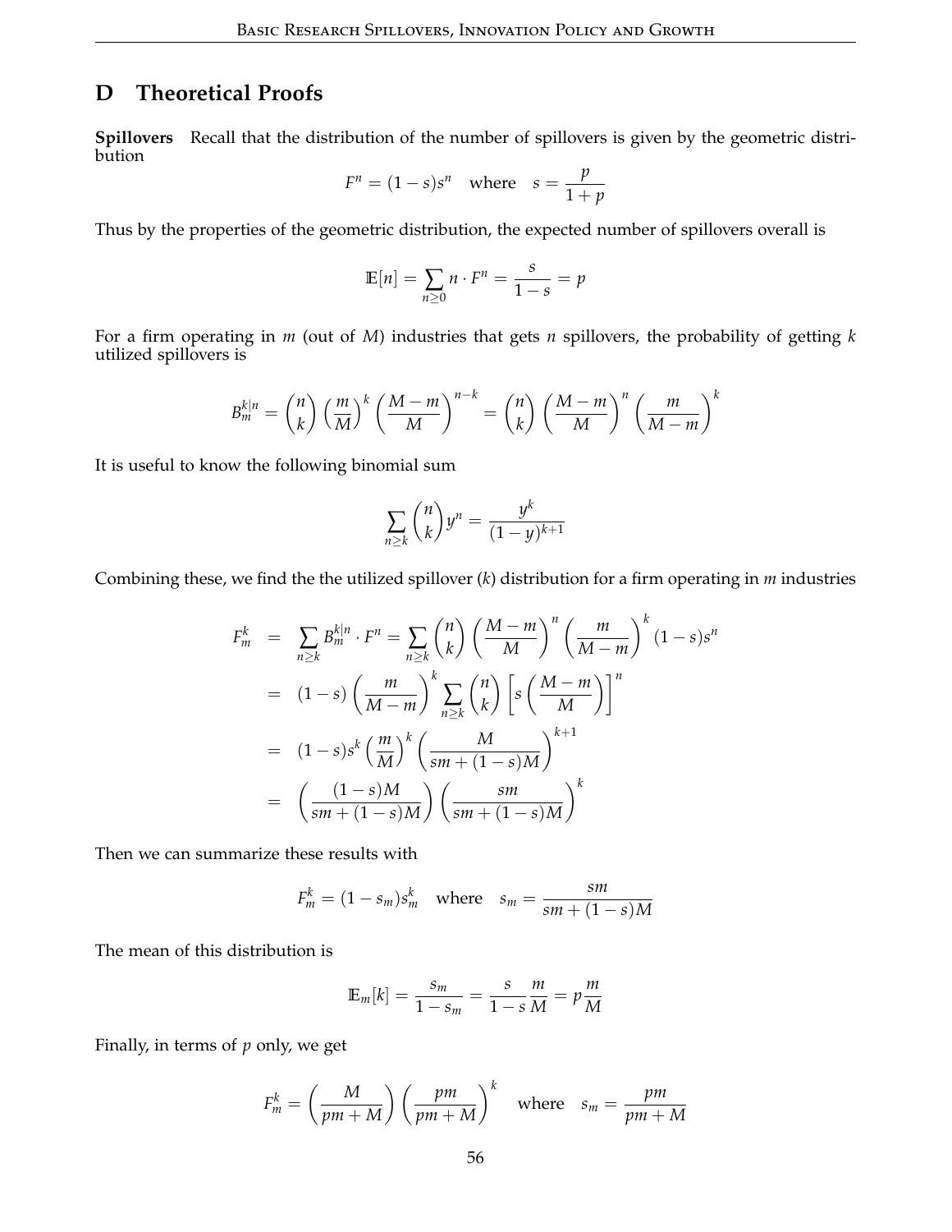# D Theoretical Proofs

**Spillovers** Recall that the distribution of the number of spillovers is given by the geometric distribution

$$F^n = (1-s)s^n \quad \text{where} \quad s = \frac{p}{1+p}$$

Thus by the properties of the geometric distribution, the expected number of spillovers overall is

$$\mathbb{E}[n] = \sum_{n \geq 0} n \cdot F^n = \frac{s}{1-s} = p$$

For a firm operating in $m$ (out of $M$) industries that gets $n$ spillovers, the probability of getting $k$ utilized spillovers is

$$B_m^{k|n} = \binom{n}{k} \left(\frac{m}{M}\right)^k \left(\frac{M-m}{M}\right)^{n-k} = \binom{n}{k} \left(\frac{M-m}{M}\right)^n \left(\frac{m}{M-m}\right)^k$$

It is useful to know the following binomial sum

$$\sum_{n \geq k} \binom{n}{k} y^n = \frac{y^k}{(1-y)^{k+1}}$$

Combining these, we find the the utilized spillover ($k$) distribution for a firm operating in $m$ industries

$$\begin{aligned}
F_m^k &= \sum_{n \geq k} B_m^{k|n} \cdot F^n = \sum_{n \geq k} \binom{n}{k} \left(\frac{M-m}{M}\right)^n \left(\frac{m}{M-m}\right)^k (1-s)s^n \\
&= (1-s) \left(\frac{m}{M-m}\right)^k \sum_{n \geq k} \binom{n}{k} \left[s\left(\frac{M-m}{M}\right)\right]^n \\
&= (1-s)s^k \left(\frac{m}{M}\right)^k \left(\frac{M}{sm + (1-s)M}\right)^{k+1} \\
&= \left(\frac{(1-s)M}{sm + (1-s)M}\right) \left(\frac{sm}{sm + (1-s)M}\right)^k
\end{aligned}$$

Then we can summarize these results with

$$F_m^k = (1-s_m)s_m^k \quad \text{where} \quad s_m = \frac{sm}{sm + (1-s)M}$$

The mean of this distribution is

$$\mathbb{E}_m[k] = \frac{s_m}{1-s_m} = \frac{s}{1-s}\frac{m}{M} = p\frac{m}{M}$$

Finally, in terms of $p$ only, we get

$$F_m^k = \left(\frac{M}{pm+M}\right) \left(\frac{pm}{pm+M}\right)^k \quad \text{where} \quad s_m = \frac{pm}{pm+M}$$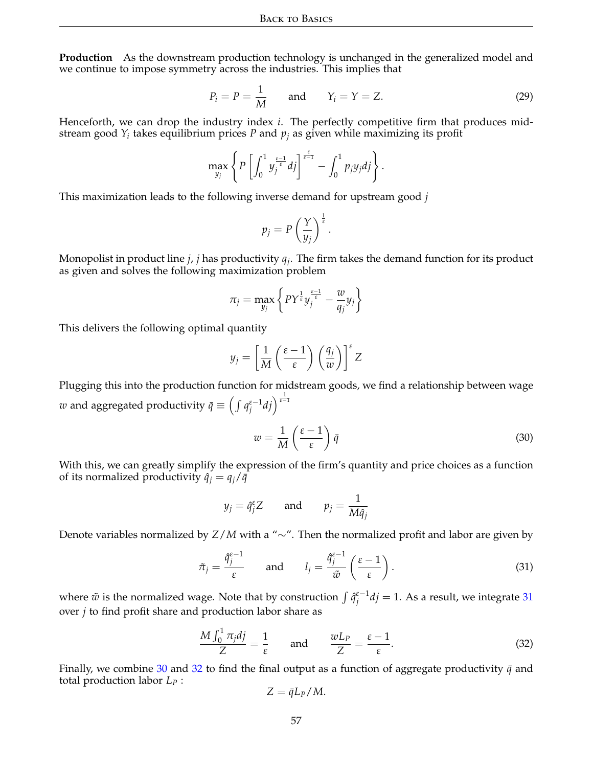**Production** As the downstream production technology is unchanged in the generalized model and we continue to impose symmetry across the industries. This implies that

$$P_i = P = \frac{1}{M} \qquad \text{and} \qquad Y_i = Y = Z. \tag{29}$$

Henceforth, we can drop the industry index $i$. The perfectly competitive firm that produces mid-stream good $Y_i$ takes equilibrium prices $P$ and $p_j$ as given while maximizing its profit

$$\max_{y_j} \left\{ P \left[ \int_0^1 y_j^{\frac{\varepsilon-1}{\varepsilon}} dj \right]^{\frac{\varepsilon}{\varepsilon-1}} - \int_0^1 p_j y_j dj \right\}.$$

This maximization leads to the following inverse demand for upstream good $j$

$$p_j = P \left( \frac{Y}{y_j} \right)^{\frac{1}{\varepsilon}}.$$

Monopolist in product line $j$, $j$ has productivity $q_j$. The firm takes the demand function for its product as given and solves the following maximization problem

$$\pi_j = \max_{y_j} \left\{ P Y^{\frac{1}{\varepsilon}} y_j^{\frac{\varepsilon-1}{\varepsilon}} - \frac{w}{q_j} y_j \right\}$$

This delivers the following optimal quantity

$$y_j = \left[ \frac{1}{M} \left( \frac{\varepsilon - 1}{\varepsilon} \right) \left( \frac{q_j}{w} \right) \right]^{\varepsilon} Z$$

Plugging this into the production function for midstream goods, we find a relationship between wage $w$ and aggregated productivity $\bar{q} \equiv \left( \int q_j^{\varepsilon-1} dj \right)^{\frac{1}{\varepsilon-1}}$

$$w = \frac{1}{M} \left( \frac{\varepsilon - 1}{\varepsilon} \right) \bar{q} \tag{30}$$

With this, we can greatly simplify the expression of the firm's quantity and price choices as a function of its normalized productivity $\hat{q}_j = q_j / \bar{q}$

$$y_j = \hat{q}_j^{\varepsilon} Z \qquad \text{and} \qquad p_j = \frac{1}{M \hat{q}_j}$$

Denote variables normalized by $Z/M$ with a "$\sim$". Then the normalized profit and labor are given by

$$\tilde{\pi}_j = \frac{\hat{q}_j^{\varepsilon-1}}{\varepsilon} \qquad \text{and} \qquad l_j = \frac{\hat{q}_j^{\varepsilon-1}}{\tilde{w}} \left( \frac{\varepsilon - 1}{\varepsilon} \right). \tag{31}$$

where $\tilde{w}$ is the normalized wage. Note that by construction $\int \hat{q}_j^{\varepsilon-1} dj = 1$. As a result, we integrate 31 over $j$ to find profit share and production labor share as

$$\frac{M \int_0^1 \pi_j dj}{Z} = \frac{1}{\varepsilon} \qquad \text{and} \qquad \frac{w L_P}{Z} = \frac{\varepsilon - 1}{\varepsilon}. \tag{32}$$

Finally, we combine 30 and 32 to find the final output as a function of aggregate productivity $\bar{q}$ and total production labor $L_P$ :

$$Z = \bar{q} L_P / M.$$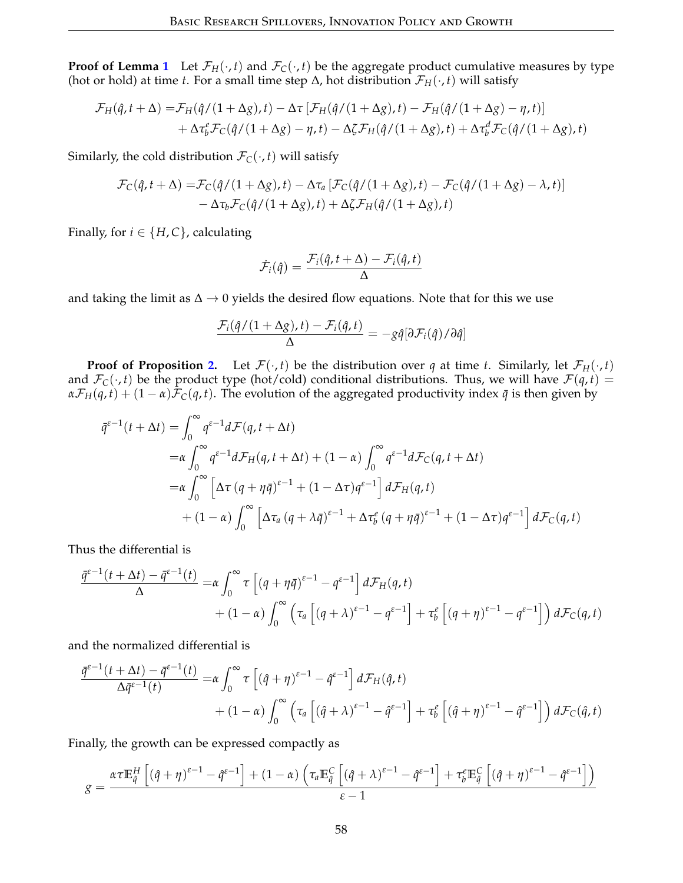**Proof of Lemma 1** Let $\mathcal{F}_H(\cdot,t)$ and $\mathcal{F}_C(\cdot,t)$ be the aggregate product cumulative measures by type (hot or hold) at time $t$. For a small time step $\Delta$, hot distribution $\mathcal{F}_H(\cdot,t)$ will satisfy

$$
\begin{aligned}
\mathcal{F}_H(\hat{q},t+\Delta) =& \mathcal{F}_H(\hat{q}/(1+\Delta g),t) - \Delta\tau\left[\mathcal{F}_H(\hat{q}/(1+\Delta g),t) - \mathcal{F}_H(\hat{q}/(1+\Delta g)-\eta,t)\right] \\
&+ \Delta\tau_b^e\mathcal{F}_C(\hat{q}/(1+\Delta g)-\eta,t) - \Delta\zeta\mathcal{F}_H(\hat{q}/(1+\Delta g),t) + \Delta\tau_b^d\mathcal{F}_C(\hat{q}/(1+\Delta g),t)
\end{aligned}
$$

Similarly, the cold distribution $\mathcal{F}_C(\cdot,t)$ will satisfy

$$
\begin{aligned}
\mathcal{F}_C(\hat{q},t+\Delta) =& \mathcal{F}_C(\hat{q}/(1+\Delta g),t) - \Delta\tau_a\left[\mathcal{F}_C(\hat{q}/(1+\Delta g),t) - \mathcal{F}_C(\hat{q}/(1+\Delta g)-\lambda,t)\right] \\
&- \Delta\tau_b\mathcal{F}_C(\hat{q}/(1+\Delta g),t) + \Delta\zeta\mathcal{F}_H(\hat{q}/(1+\Delta g),t)
\end{aligned}
$$

Finally, for $i\in\{H,C\}$, calculating

$$
\dot{\mathcal{F}}_i(\hat{q}) = \frac{\mathcal{F}_i(\hat{q},t+\Delta)-\mathcal{F}_i(\hat{q},t)}{\Delta}
$$

and taking the limit as $\Delta\to 0$ yields the desired flow equations. Note that for this we use

$$
\frac{\mathcal{F}_i(\hat{q}/(1+\Delta g),t)-\mathcal{F}_i(\hat{q},t)}{\Delta} = -g\hat{q}[\partial\mathcal{F}_i(\hat{q})/\partial\hat{q}]
$$

**Proof of Proposition 2.** Let $\mathcal{F}(\cdot,t)$ be the distribution over $q$ at time $t$. Similarly, let $\mathcal{F}_H(\cdot,t)$ and $\mathcal{F}_C(\cdot,t)$ be the product type (hot/cold) conditional distributions. Thus, we will have $\mathcal{F}(q,t) = \alpha\mathcal{F}_H(q,t) + (1-\alpha)\mathcal{F}_C(q,t)$. The evolution of the aggregated productivity index $\bar{q}$ is then given by

$$
\begin{aligned}
\bar{q}^{\varepsilon-1}(t+\Delta t) =& \int_0^\infty q^{\varepsilon-1}d\mathcal{F}(q,t+\Delta t) \\
=& \alpha\int_0^\infty q^{\varepsilon-1}d\mathcal{F}_H(q,t+\Delta t) + (1-\alpha)\int_0^\infty q^{\varepsilon-1}d\mathcal{F}_C(q,t+\Delta t) \\
=& \alpha\int_0^\infty\left[\Delta\tau\left(q+\eta\bar{q}\right)^{\varepsilon-1} + (1-\Delta\tau)q^{\varepsilon-1}\right]d\mathcal{F}_H(q,t) \\
&+ (1-\alpha)\int_0^\infty\left[\Delta\tau_a\left(q+\lambda\bar{q}\right)^{\varepsilon-1} + \Delta\tau_b^e\left(q+\eta\bar{q}\right)^{\varepsilon-1} + (1-\Delta\tau)q^{\varepsilon-1}\right]d\mathcal{F}_C(q,t)
\end{aligned}
$$

Thus the differential is

$$
\begin{aligned}
\frac{\bar{q}^{\varepsilon-1}(t+\Delta t)-\bar{q}^{\varepsilon-1}(t)}{\Delta} =& \alpha\int_0^\infty\tau\left[\left(q+\eta\bar{q}\right)^{\varepsilon-1} - q^{\varepsilon-1}\right]d\mathcal{F}_H(q,t) \\
&+ (1-\alpha)\int_0^\infty\left(\tau_a\left[\left(q+\lambda\right)^{\varepsilon-1} - q^{\varepsilon-1}\right] + \tau_b^e\left[\left(q+\eta\right)^{\varepsilon-1} - q^{\varepsilon-1}\right]\right)d\mathcal{F}_C(q,t)
\end{aligned}
$$

and the normalized differential is

$$
\begin{aligned}
\frac{\bar{q}^{\varepsilon-1}(t+\Delta t)-\bar{q}^{\varepsilon-1}(t)}{\Delta\bar{q}^{\varepsilon-1}(t)} =& \alpha\int_0^\infty\tau\left[\left(\hat{q}+\eta\right)^{\varepsilon-1} - \hat{q}^{\varepsilon-1}\right]d\mathcal{F}_H(\hat{q},t) \\
&+ (1-\alpha)\int_0^\infty\left(\tau_a\left[\left(\hat{q}+\lambda\right)^{\varepsilon-1} - \hat{q}^{\varepsilon-1}\right] + \tau_b^e\left[\left(\hat{q}+\eta\right)^{\varepsilon-1} - \hat{q}^{\varepsilon-1}\right]\right)d\mathcal{F}_C(\hat{q},t)
\end{aligned}
$$

Finally, the growth can be expressed compactly as

$$
g = \frac{\alpha\tau\mathbb{E}_{\hat{q}}^H\left[\left(\hat{q}+\eta\right)^{\varepsilon-1} - \hat{q}^{\varepsilon-1}\right] + (1-\alpha)\left(\tau_a\mathbb{E}_{\hat{q}}^C\left[\left(\hat{q}+\lambda\right)^{\varepsilon-1} - \hat{q}^{\varepsilon-1}\right] + \tau_b^e\mathbb{E}_{\hat{q}}^C\left[\left(\hat{q}+\eta\right)^{\varepsilon-1} - \hat{q}^{\varepsilon-1}\right]\right)}{\varepsilon-1}
$$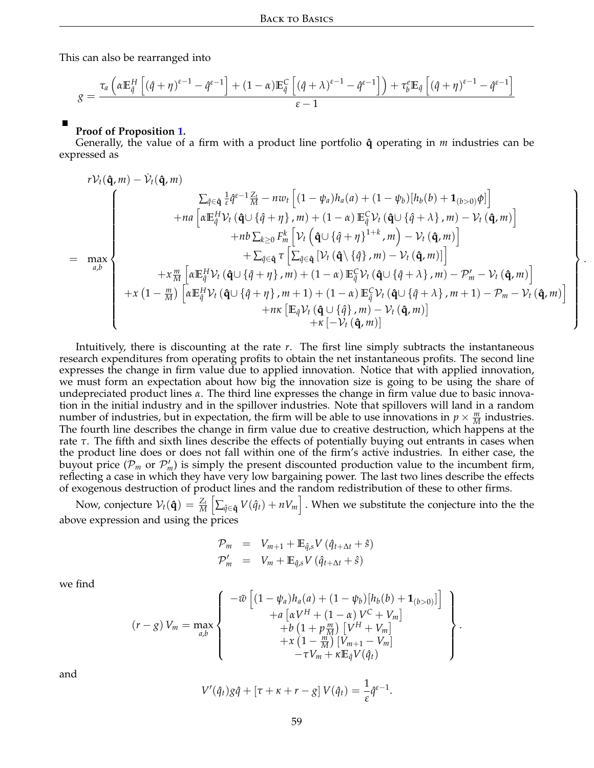This can also be rearranged into

$$g = \frac{\tau_a \left( \alpha \mathbb{E}^H_{\hat{q}} \left[ (\hat{q}+\eta)^{\varepsilon-1} - \hat{q}^{\varepsilon-1} \right] + (1-\alpha) \mathbb{E}^C_{\hat{q}} \left[ (\hat{q}+\lambda)^{\varepsilon-1} - \hat{q}^{\varepsilon-1} \right] \right) + \tau^e_b \mathbb{E}_{\hat{q}} \left[ (\hat{q}+\eta)^{\varepsilon-1} - \hat{q}^{\varepsilon-1} \right]}{\varepsilon - 1}$$

■

**Proof of Proposition 1.**

Generally, the value of a firm with a product line portfolio $\hat{\mathbf{q}}$ operating in $m$ industries can be expressed as

$$\begin{aligned} & r\mathcal{V}_t(\hat{\mathbf{q}}, m) - \dot{\mathcal{V}}_t(\hat{\mathbf{q}}, m) \\ = & \max_{a,b} \left\{ \begin{array}{c} \sum_{\hat{q} \in \hat{\mathbf{q}}} \frac{1}{\varepsilon} \hat{q}^{\varepsilon-1} \frac{Z_t}{M} - n w_t \left[ (1-\psi_a) h_a(a) + (1-\psi_b)[h_b(b) + \mathbf{1}_{(b>0)}\phi] \right] \\ + na \left[ \alpha \mathbb{E}^H_{\hat{q}} \mathcal{V}_t \left( \hat{\mathbf{q}} \cup \{\hat{q}+\eta\}, m \right) + (1-\alpha) \mathbb{E}^C_{\hat{q}} \mathcal{V}_t \left( \hat{\mathbf{q}} \cup \{\hat{q}+\lambda\}, m \right) - \mathcal{V}_t \left( \hat{\mathbf{q}}, m \right) \right] \\ + nb \sum_{k \geq 0} F^k_m \left[ \mathcal{V}_t \left( \hat{\mathbf{q}} \cup \{\hat{q}+\eta\}^{1+k}, m \right) - \mathcal{V}_t \left( \hat{\mathbf{q}}, m \right) \right] \\ + \sum_{\hat{q} \in \hat{\mathbf{q}}} \tau \left[ \sum_{\hat{q} \in \hat{\mathbf{q}}} \left[ \mathcal{V}_t \left( \hat{\mathbf{q}} \setminus \{\hat{q}\}, m \right) - \mathcal{V}_t \left( \hat{\mathbf{q}}, m \right) \right] \right] \\ + x \frac{m}{M} \left[ \alpha \mathbb{E}^H_{\hat{q}} \mathcal{V}_t \left( \hat{\mathbf{q}} \cup \{\hat{q}+\eta\}, m \right) + (1-\alpha) \mathbb{E}^C_{\hat{q}} \mathcal{V}_t \left( \hat{\mathbf{q}} \cup \{\hat{q}+\lambda\}, m \right) - \mathcal{P}'_m - \mathcal{V}_t \left( \hat{\mathbf{q}}, m \right) \right] \\ + x \left(1 - \frac{m}{M}\right) \left[ \alpha \mathbb{E}^H_{\hat{q}} \mathcal{V}_t \left( \hat{\mathbf{q}} \cup \{\hat{q}+\eta\}, m+1 \right) + (1-\alpha) \mathbb{E}^C_{\hat{q}} \mathcal{V}_t \left( \hat{\mathbf{q}} \cup \{\hat{q}+\lambda\}, m+1 \right) - \mathcal{P}_m - \mathcal{V}_t \left( \hat{\mathbf{q}}, m \right) \right] \\ + n\kappa \left[ \mathbb{E}_{\hat{q}} \mathcal{V}_t \left( \hat{\mathbf{q}} \cup \{\hat{q}\}, m \right) - \mathcal{V}_t \left( \hat{\mathbf{q}}, m \right) \right] \\ + \kappa \left[ -\mathcal{V}_t \left( \hat{\mathbf{q}}, m \right) \right] \end{array} \right\}. \end{aligned}$$

Intuitively, there is discounting at the rate $r$. The first line simply subtracts the instantaneous research expenditures from operating profits to obtain the net instantaneous profits. The second line expresses the change in firm value due to applied innovation. Notice that with applied innovation, we must form an expectation about how big the innovation size is going to be using the share of undepreciated product lines $\alpha$. The third line expresses the change in firm value due to basic innovation in the initial industry and in the spillover industries. Note that spillovers will land in a random number of industries, but in expectation, the firm will be able to use innovations in $p \times \frac{m}{M}$ industries. The fourth line describes the change in firm value due to creative destruction, which happens at the rate $\tau$. The fifth and sixth lines describe the effects of potentially buying out entrants in cases when the product line does or does not fall within one of the firm's active industries. In either case, the buyout price ($\mathcal{P}_m$ or $\mathcal{P}'_m$) is simply the present discounted production value to the incumbent firm, reflecting a case in which they have very low bargaining power. The last two lines describe the effects of exogenous destruction of product lines and the random redistribution of these to other firms.

Now, conjecture $\mathcal{V}_t(\hat{\mathbf{q}}) = \frac{Z_t}{M} \left[ \sum_{\hat{q} \in \hat{\mathbf{q}}} V(\hat{q}_t) + nV_m \right]$. When we substitute the conjecture into the the above expression and using the prices

$$\begin{aligned} \mathcal{P}_m &= V_{m+1} + \mathbb{E}_{\hat{q},s} V\left(\hat{q}_{t+\Delta t} + \hat{s}\right) \\ \mathcal{P}'_m &= V_m + \mathbb{E}_{\hat{q},s} V\left(\hat{q}_{t+\Delta t} + \hat{s}\right) \end{aligned}$$

we find

$$(r-g) V_m = \max_{a,b} \left\{ \begin{array}{c} -\tilde{w} \left[ (1-\psi_a) h_a(a) + (1-\psi_b)[h_b(b) + \mathbf{1}_{(b>0)}] \right] \\ + a \left[ \alpha V^H + (1-\alpha) V^C + V_m \right] \\ + b \left(1 + p\frac{m}{M}\right) \left[ V^H + V_m \right] \\ + x \left(1 - \frac{m}{M}\right) \left[ V_{m+1} - V_m \right] \\ - \tau V_m + \kappa \mathbb{E}_{\hat{q}} V(\hat{q}_t) \end{array} \right\}.$$

and

$$V'(\hat{q}_t) g \hat{q} + [\tau + \kappa + r - g] V(\hat{q}_t) = \frac{1}{\varepsilon} \hat{q}^{\varepsilon-1}.$$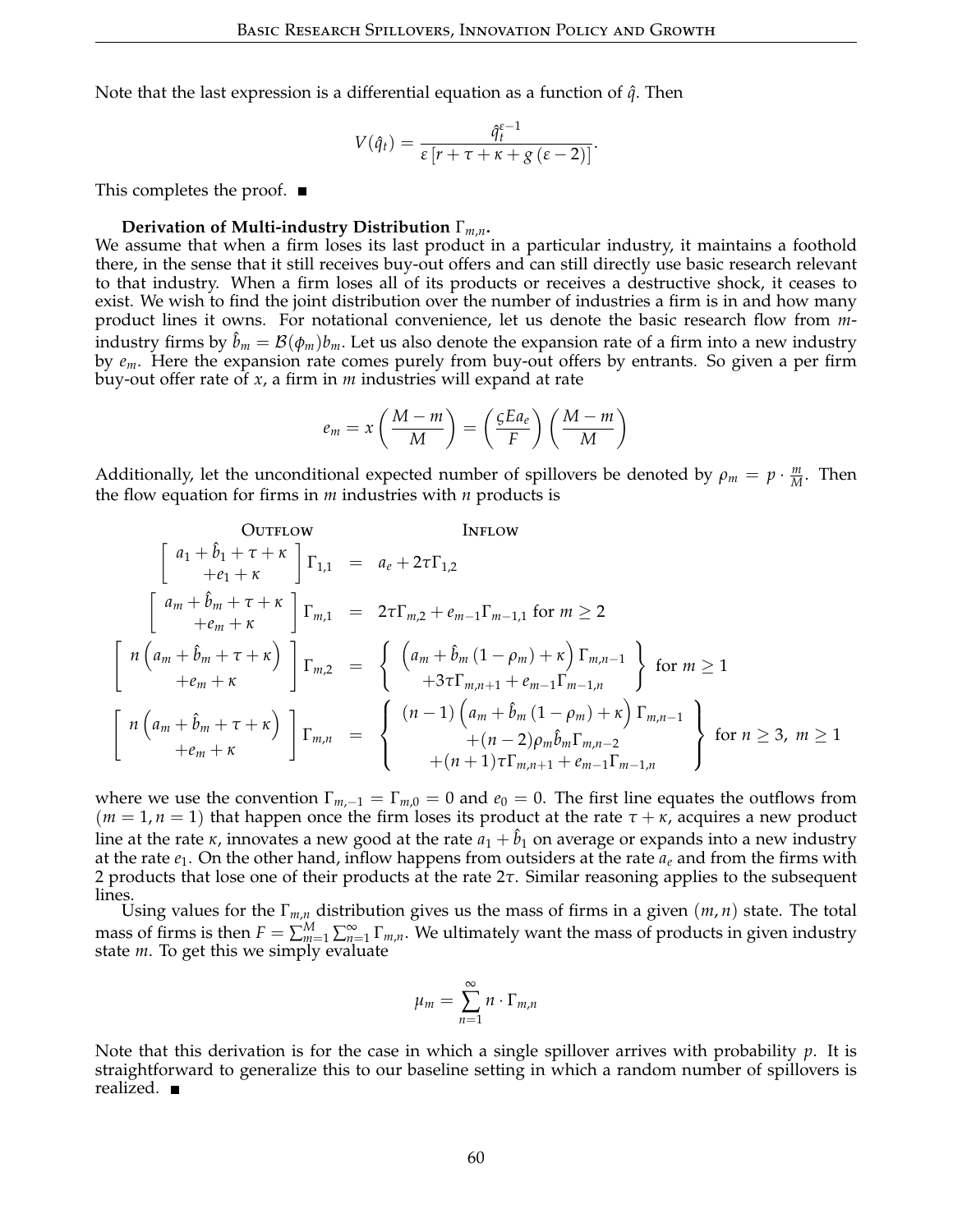Note that the last expression is a differential equation as a function of $\hat{q}$. Then

$$V(\hat{q}_t) = \frac{\hat{q}_t^{\varepsilon-1}}{\varepsilon\left[r + \tau + \kappa + g\left(\varepsilon - 2\right)\right]}.$$

This completes the proof. ■

**Derivation of Multi-industry Distribution $\Gamma_{m,n}$.**
We assume that when a firm loses its last product in a particular industry, it maintains a foothold there, in the sense that it still receives buy-out offers and can still directly use basic research relevant to that industry. When a firm loses all of its products or receives a destructive shock, it ceases to exist. We wish to find the joint distribution over the number of industries a firm is in and how many product lines it owns. For notational convenience, let us denote the basic research flow from $m$-industry firms by $\hat{b}_m = \mathcal{B}(\phi_m)b_m$. Let us also denote the expansion rate of a firm into a new industry by $e_m$. Here the expansion rate comes purely from buy-out offers by entrants. So given a per firm buy-out offer rate of $x$, a firm in $m$ industries will expand at rate

$$e_m = x\left(\frac{M-m}{M}\right) = \left(\frac{\varsigma E a_e}{F}\right)\left(\frac{M-m}{M}\right)$$

Additionally, let the unconditional expected number of spillovers be denoted by $\rho_m = p \cdot \frac{m}{M}$. Then the flow equation for firms in $m$ industries with $n$ products is

$$
\begin{array}{rcl}
\text{OUTFLOW} & & \text{INFLOW} \\
\left[\begin{array}{c} a_1 + \hat{b}_1 + \tau + \kappa \\ +e_1 + \kappa \end{array}\right]\Gamma_{1,1} & = & a_e + 2\tau\Gamma_{1,2} \\
\left[\begin{array}{c} a_m + \hat{b}_m + \tau + \kappa \\ +e_m + \kappa \end{array}\right]\Gamma_{m,1} & = & 2\tau\Gamma_{m,2} + e_{m-1}\Gamma_{m-1,1} \text{ for } m \geq 2 \\
\left[\begin{array}{c} n\left(a_m + \hat{b}_m + \tau + \kappa\right) \\ +e_m + \kappa \end{array}\right]\Gamma_{m,2} & = & \left\{\begin{array}{c} \left(a_m + \hat{b}_m\left(1-\rho_m\right) + \kappa\right)\Gamma_{m,n-1} \\ +3\tau\Gamma_{m,n+1} + e_{m-1}\Gamma_{m-1,n} \end{array}\right\} \text{ for } m \geq 1 \\
\left[\begin{array}{c} n\left(a_m + \hat{b}_m + \tau + \kappa\right) \\ +e_m + \kappa \end{array}\right]\Gamma_{m,n} & = & \left\{\begin{array}{c} (n-1)\left(a_m + \hat{b}_m\left(1-\rho_m\right) + \kappa\right)\Gamma_{m,n-1} \\ +(n-2)\rho_m\hat{b}_m\Gamma_{m,n-2} \\ +(n+1)\tau\Gamma_{m,n+1} + e_{m-1}\Gamma_{m-1,n} \end{array}\right\} \text{ for } n \geq 3,\ m \geq 1
\end{array}
$$

where we use the convention $\Gamma_{m,-1} = \Gamma_{m,0} = 0$ and $e_0 = 0$. The first line equates the outflows from $(m = 1, n = 1)$ that happen once the firm loses its product at the rate $\tau + \kappa$, acquires a new product line at the rate $\kappa$, innovates a new good at the rate $a_1 + \hat{b}_1$ on average or expands into a new industry at the rate $e_1$. On the other hand, inflow happens from outsiders at the rate $a_e$ and from the firms with 2 products that lose one of their products at the rate $2\tau$. Similar reasoning applies to the subsequent lines.

Using values for the $\Gamma_{m,n}$ distribution gives us the mass of firms in a given $(m, n)$ state. The total mass of firms is then $F = \sum_{m=1}^{M}\sum_{n=1}^{\infty}\Gamma_{m,n}$. We ultimately want the mass of products in given industry state $m$. To get this we simply evaluate

$$\mu_m = \sum_{n=1}^{\infty} n \cdot \Gamma_{m,n}$$

Note that this derivation is for the case in which a single spillover arrives with probability $p$. It is straightforward to generalize this to our baseline setting in which a random number of spillovers is realized. ■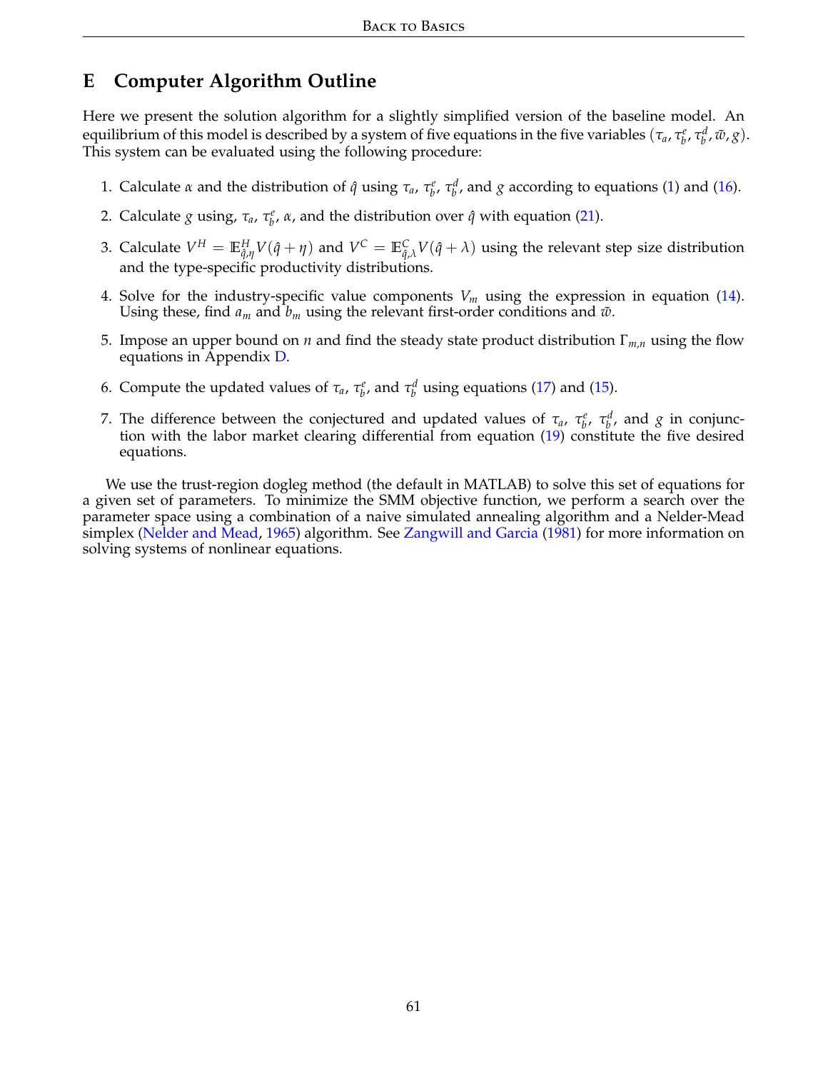# E Computer Algorithm Outline

Here we present the solution algorithm for a slightly simplified version of the baseline model. An equilibrium of this model is described by a system of five equations in the five variables $(\tau_a, \tau_b^e, \tau_b^d, \tilde{w}, g)$. This system can be evaluated using the following procedure:

1. Calculate $\alpha$ and the distribution of $\hat{q}$ using $\tau_a$, $\tau_b^e$, $\tau_b^d$, and $g$ according to equations (1) and (16).
2. Calculate $g$ using, $\tau_a$, $\tau_b^e$, $\alpha$, and the distribution over $\hat{q}$ with equation (21).
3. Calculate $V^H = \mathbb{E}^H_{\hat{q},\eta} V(\hat{q} + \eta)$ and $V^C = \mathbb{E}^C_{\hat{q},\lambda} V(\hat{q} + \lambda)$ using the relevant step size distribution and the type-specific productivity distributions.
4. Solve for the industry-specific value components $V_m$ using the expression in equation (14). Using these, find $a_m$ and $b_m$ using the relevant first-order conditions and $\tilde{w}$.
5. Impose an upper bound on $n$ and find the steady state product distribution $\Gamma_{m,n}$ using the flow equations in Appendix D.
6. Compute the updated values of $\tau_a$, $\tau_b^e$, and $\tau_b^d$ using equations (17) and (15).
7. The difference between the conjectured and updated values of $\tau_a$, $\tau_b^e$, $\tau_b^d$, and $g$ in conjunction with the labor market clearing differential from equation (19) constitute the five desired equations.

We use the trust-region dogleg method (the default in MATLAB) to solve this set of equations for a given set of parameters. To minimize the SMM objective function, we perform a search over the parameter space using a combination of a naive simulated annealing algorithm and a Nelder-Mead simplex (Nelder and Mead, 1965) algorithm. See Zangwill and Garcia (1981) for more information on solving systems of nonlinear equations.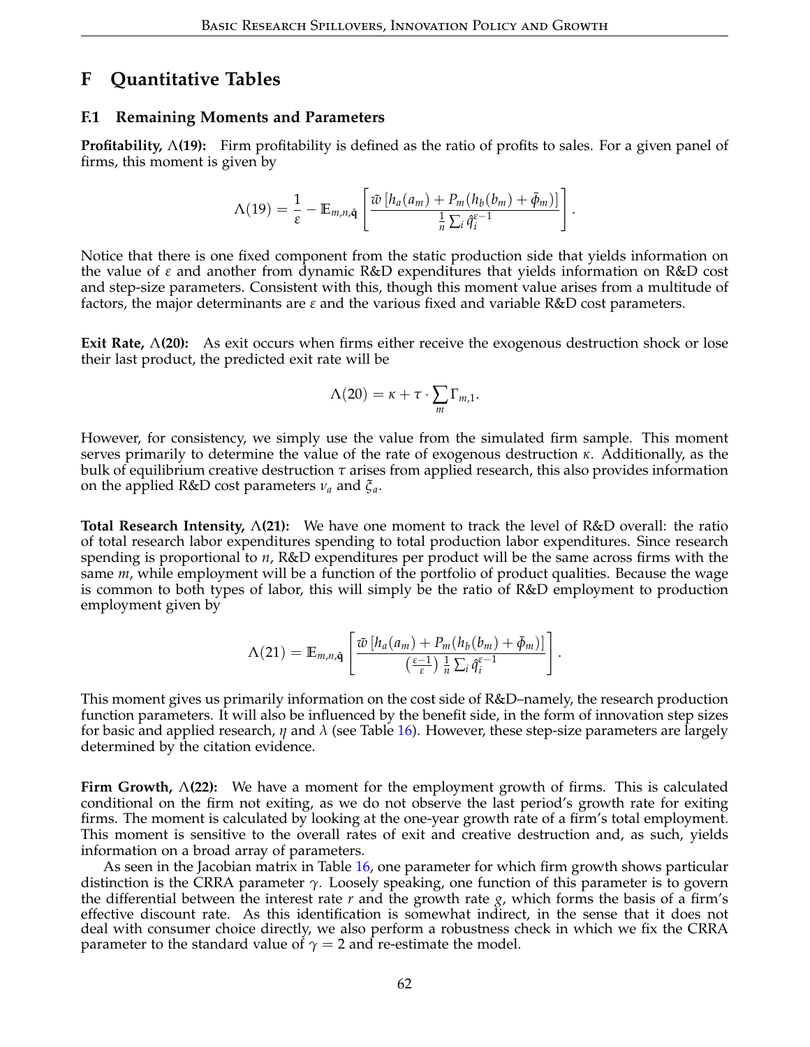# F Quantitative Tables

## F.1 Remaining Moments and Parameters

**Profitability, $\Lambda$(19):** Firm profitability is defined as the ratio of profits to sales. For a given panel of firms, this moment is given by

$$\Lambda(19) = \frac{1}{\varepsilon} - \mathbb{E}_{m,n,\hat{\mathbf{q}}}\left[\frac{\bar{w}\left[h_a(a_m) + P_m(h_b(b_m) + \bar{\phi}_m)\right]}{\frac{1}{n}\sum_i \hat{q}_i^{\varepsilon-1}}\right].$$

Notice that there is one fixed component from the static production side that yields information on the value of $\varepsilon$ and another from dynamic R&D expenditures that yields information on R&D cost and step-size parameters. Consistent with this, though this moment value arises from a multitude of factors, the major determinants are $\varepsilon$ and the various fixed and variable R&D cost parameters.

**Exit Rate, $\Lambda$(20):** As exit occurs when firms either receive the exogenous destruction shock or lose their last product, the predicted exit rate will be

$$\Lambda(20) = \kappa + \tau \cdot \sum_m \Gamma_{m,1}.$$

However, for consistency, we simply use the value from the simulated firm sample. This moment serves primarily to determine the value of the rate of exogenous destruction $\kappa$. Additionally, as the bulk of equilibrium creative destruction $\tau$ arises from applied research, this also provides information on the applied R&D cost parameters $\nu_a$ and $\xi_a$.

**Total Research Intensity, $\Lambda$(21):** We have one moment to track the level of R&D overall: the ratio of total research labor expenditures spending to total production labor expenditures. Since research spending is proportional to $n$, R&D expenditures per product will be the same across firms with the same $m$, while employment will be a function of the portfolio of product qualities. Because the wage is common to both types of labor, this will simply be the ratio of R&D employment to production employment given by

$$\Lambda(21) = \mathbb{E}_{m,n,\hat{\mathbf{q}}}\left[\frac{\bar{w}\left[h_a(a_m) + P_m(h_b(b_m) + \bar{\phi}_m)\right]}{\left(\frac{\varepsilon-1}{\varepsilon}\right)\frac{1}{n}\sum_i \hat{q}_i^{\varepsilon-1}}\right].$$

This moment gives us primarily information on the cost side of R&D–namely, the research production function parameters. It will also be influenced by the benefit side, in the form of innovation step sizes for basic and applied research, $\eta$ and $\lambda$ (see Table 16). However, these step-size parameters are largely determined by the citation evidence.

**Firm Growth, $\Lambda$(22):** We have a moment for the employment growth of firms. This is calculated conditional on the firm not exiting, as we do not observe the last period's growth rate for exiting firms. The moment is calculated by looking at the one-year growth rate of a firm's total employment. This moment is sensitive to the overall rates of exit and creative destruction and, as such, yields information on a broad array of parameters.

As seen in the Jacobian matrix in Table 16, one parameter for which firm growth shows particular distinction is the CRRA parameter $\gamma$. Loosely speaking, one function of this parameter is to govern the differential between the interest rate $r$ and the growth rate $g$, which forms the basis of a firm's effective discount rate. As this identification is somewhat indirect, in the sense that it does not deal with consumer choice directly, we also perform a robustness check in which we fix the CRRA parameter to the standard value of $\gamma = 2$ and re-estimate the model.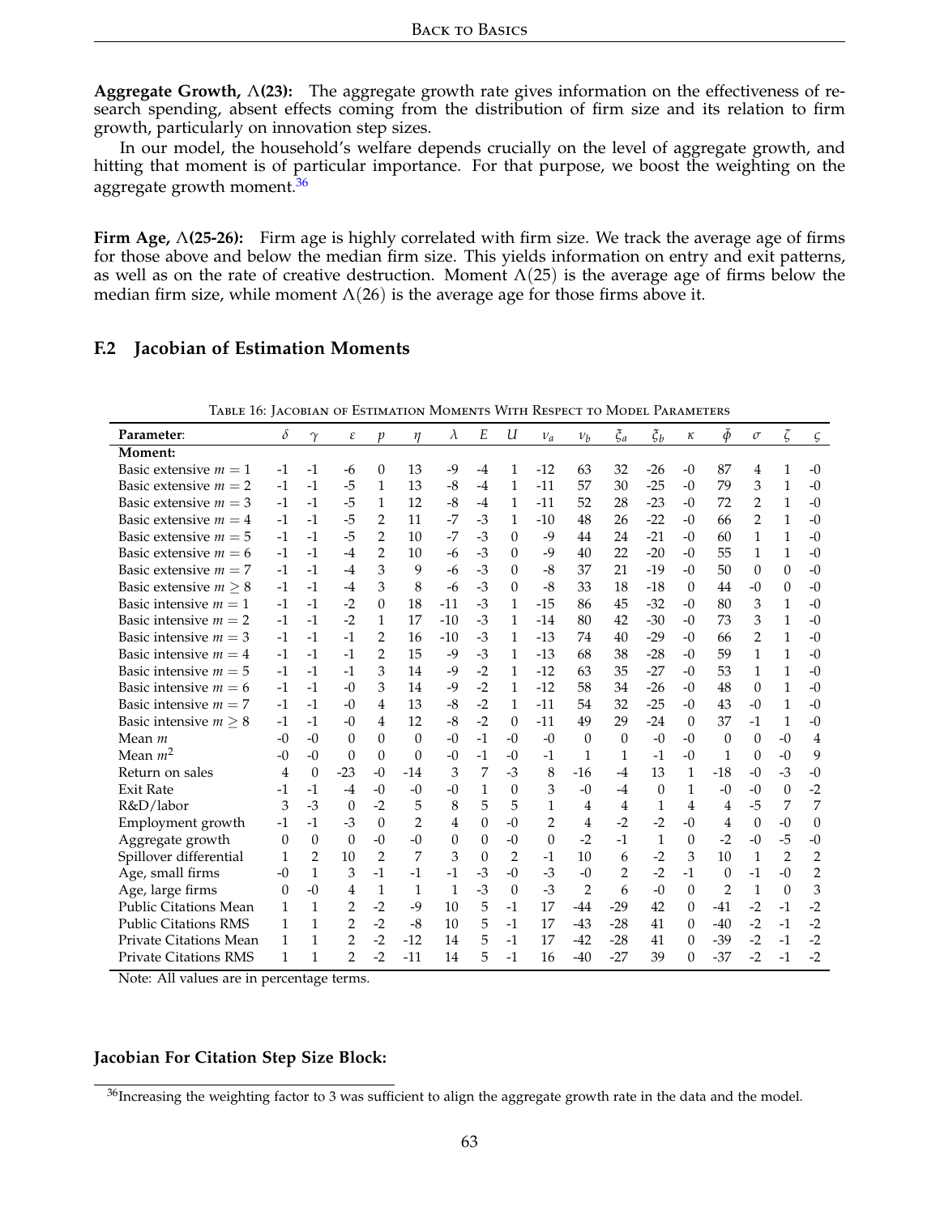**Aggregate Growth, $\Lambda$(23):** The aggregate growth rate gives information on the effectiveness of research spending, absent effects coming from the distribution of firm size and its relation to firm growth, particularly on innovation step sizes.

In our model, the household's welfare depends crucially on the level of aggregate growth, and hitting that moment is of particular importance. For that purpose, we boost the weighting on the aggregate growth moment.[36]

**Firm Age, $\Lambda$(25-26):** Firm age is highly correlated with firm size. We track the average age of firms for those above and below the median firm size. This yields information on entry and exit patterns, as well as on the rate of creative destruction. Moment $\Lambda(25)$ is the average age of firms below the median firm size, while moment $\Lambda(26)$ is the average age for those firms above it.

## F.2 Jacobian of Estimation Moments

Table 16: Jacobian of Estimation Moments With Respect to Model Parameters

| **Parameter**: | $\delta$ | $\gamma$ | $\varepsilon$ | $p$ | $\eta$ | $\lambda$ | $E$ | $U$ | $\nu_a$ | $\nu_b$ | $\xi_a$ | $\xi_b$ | $\kappa$ | $\bar{\phi}$ | $\sigma$ | $\zeta$ | $\varsigma$ |
|---|---|---|---|---|---|---|---|---|---|---|---|---|---|---|---|---|---|
| **Moment:** | | | | | | | | | | | | | | | | | |
| Basic extensive $m=1$ | -1 | -1 | -6 | 0 | 13 | -9 | -4 | 1 | -12 | 63 | 32 | -26 | -0 | 87 | 4 | 1 | -0 |
| Basic extensive $m=2$ | -1 | -1 | -5 | 1 | 13 | -8 | -4 | 1 | -11 | 57 | 30 | -25 | -0 | 79 | 3 | 1 | -0 |
| Basic extensive $m=3$ | -1 | -1 | -5 | 1 | 12 | -8 | -4 | 1 | -11 | 52 | 28 | -23 | -0 | 72 | 2 | 1 | -0 |
| Basic extensive $m=4$ | -1 | -1 | -5 | 2 | 11 | -7 | -3 | 1 | -10 | 48 | 26 | -22 | -0 | 66 | 2 | 1 | -0 |
| Basic extensive $m=5$ | -1 | -1 | -5 | 2 | 10 | -7 | -3 | 0 | -9 | 44 | 24 | -21 | -0 | 60 | 1 | 1 | -0 |
| Basic extensive $m=6$ | -1 | -1 | -4 | 2 | 10 | -6 | -3 | 0 | -9 | 40 | 22 | -20 | -0 | 55 | 1 | 1 | -0 |
| Basic extensive $m=7$ | -1 | -1 | -4 | 3 | 9 | -6 | -3 | 0 | -8 | 37 | 21 | -19 | -0 | 50 | 0 | 0 | -0 |
| Basic extensive $m\geq 8$ | -1 | -1 | -4 | 3 | 8 | -6 | -3 | 0 | -8 | 33 | 18 | -18 | 0 | 44 | -0 | 0 | -0 |
| Basic intensive $m=1$ | -1 | -1 | -2 | 0 | 18 | -11 | -3 | 1 | -15 | 86 | 45 | -32 | -0 | 80 | 3 | 1 | -0 |
| Basic intensive $m=2$ | -1 | -1 | -2 | 1 | 17 | -10 | -3 | 1 | -14 | 80 | 42 | -30 | -0 | 73 | 3 | 1 | -0 |
| Basic intensive $m=3$ | -1 | -1 | -1 | 2 | 16 | -10 | -3 | 1 | -13 | 74 | 40 | -29 | -0 | 66 | 2 | 1 | -0 |
| Basic intensive $m=4$ | -1 | -1 | -1 | 2 | 15 | -9 | -3 | 1 | -13 | 68 | 38 | -28 | -0 | 59 | 1 | 1 | -0 |
| Basic intensive $m=5$ | -1 | -1 | -1 | 3 | 14 | -9 | -2 | 1 | -12 | 63 | 35 | -27 | -0 | 53 | 1 | 1 | -0 |
| Basic intensive $m=6$ | -1 | -1 | -0 | 3 | 14 | -9 | -2 | 1 | -12 | 58 | 34 | -26 | -0 | 48 | 0 | 1 | -0 |
| Basic intensive $m=7$ | -1 | -1 | -0 | 4 | 13 | -8 | -2 | 1 | -11 | 54 | 32 | -25 | -0 | 43 | -0 | 1 | -0 |
| Basic intensive $m\geq 8$ | -1 | -1 | -0 | 4 | 12 | -8 | -2 | 0 | -11 | 49 | 29 | -24 | 0 | 37 | -1 | 1 | -0 |
| Mean $m$ | -0 | -0 | 0 | 0 | 0 | -0 | -1 | -0 | -0 | 0 | 0 | -0 | -0 | 0 | 0 | -0 | 4 |
| Mean $m^2$ | -0 | -0 | 0 | 0 | 0 | -0 | -1 | -0 | -1 | 1 | 1 | -1 | -0 | 1 | 0 | -0 | 9 |
| Return on sales | 4 | 0 | -23 | -0 | -14 | 3 | 7 | -3 | 8 | -16 | -4 | 13 | 1 | -18 | -0 | -3 | -0 |
| Exit Rate | -1 | -1 | -4 | -0 | -0 | -0 | 1 | 0 | 3 | -0 | -4 | 0 | 1 | -0 | -0 | 0 | -2 |
| R&D/labor | 3 | -3 | 0 | -2 | 5 | 8 | 5 | 5 | 1 | 4 | 4 | 1 | 4 | 4 | -5 | 7 | 7 |
| Employment growth | -1 | -1 | -3 | 0 | 2 | 4 | 0 | -0 | 2 | 4 | -2 | -2 | -0 | 4 | 0 | -0 | 0 |
| Aggregate growth | 0 | 0 | 0 | -0 | -0 | 0 | 0 | -0 | 0 | -2 | -1 | 1 | 0 | -2 | -0 | -5 | -0 |
| Spillover differential | 1 | 2 | 10 | 2 | 7 | 3 | 0 | 2 | -1 | 10 | 6 | -2 | 3 | 10 | 1 | 2 | 2 |
| Age, small firms | -0 | 1 | 3 | -1 | -1 | -1 | -3 | -0 | -3 | -0 | 2 | -2 | -1 | 0 | -1 | -0 | 2 |
| Age, large firms | 0 | -0 | 4 | 1 | 1 | 1 | -3 | 0 | -3 | 2 | 6 | -0 | 0 | 2 | 1 | 0 | 3 |
| Public Citations Mean | 1 | 1 | 2 | -2 | -9 | 10 | 5 | -1 | 17 | -44 | -29 | 42 | 0 | -41 | -2 | -1 | -2 |
| Public Citations RMS | 1 | 1 | 2 | -2 | -8 | 10 | 5 | -1 | 17 | -43 | -28 | 41 | 0 | -40 | -2 | -1 | -2 |
| Private Citations Mean | 1 | 1 | 2 | -2 | -12 | 14 | 5 | -1 | 17 | -42 | -28 | 41 | 0 | -39 | -2 | -1 | -2 |
| Private Citations RMS | 1 | 1 | 2 | -2 | -11 | 14 | 5 | -1 | 16 | -40 | -27 | 39 | 0 | -37 | -2 | -1 | -2 |

Note: All values are in percentage terms.

**Jacobian For Citation Step Size Block:**

[36] Increasing the weighting factor to 3 was sufficient to align the aggregate growth rate in the data and the model.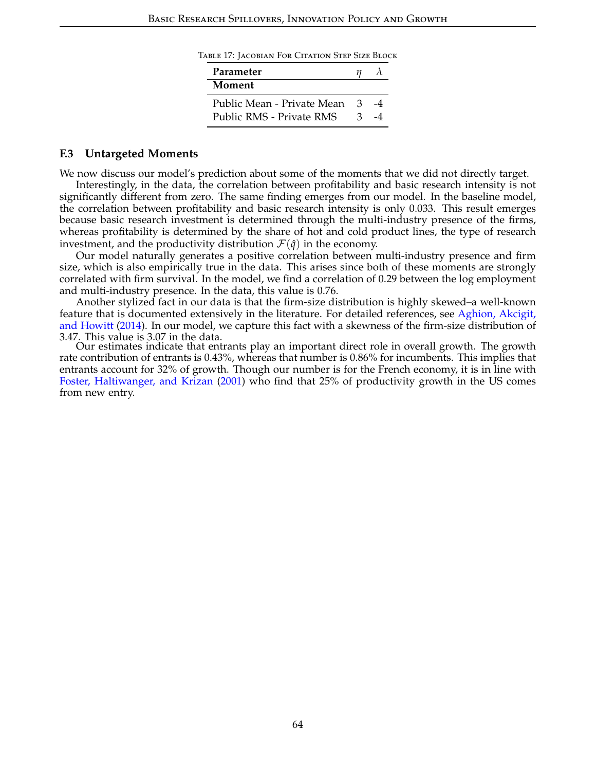Table 17: Jacobian For Citation Step Size Block

| Parameter | $\eta$ | $\lambda$ |
|---|---|---|
| **Moment** | | |
| Public Mean - Private Mean | 3 | -4 |
| Public RMS - Private RMS | 3 | -4 |

### F.3 Untargeted Moments

We now discuss our model's prediction about some of the moments that we did not directly target.

Interestingly, in the data, the correlation between profitability and basic research intensity is not significantly different from zero. The same finding emerges from our model. In the baseline model, the correlation between profitability and basic research intensity is only 0.033. This result emerges because basic research investment is determined through the multi-industry presence of the firms, whereas profitability is determined by the share of hot and cold product lines, the type of research investment, and the productivity distribution $\mathcal{F}(\hat{q})$ in the economy.

Our model naturally generates a positive correlation between multi-industry presence and firm size, which is also empirically true in the data. This arises since both of these moments are strongly correlated with firm survival. In the model, we find a correlation of 0.29 between the log employment and multi-industry presence. In the data, this value is 0.76.

Another stylized fact in our data is that the firm-size distribution is highly skewed–a well-known feature that is documented extensively in the literature. For detailed references, see Aghion, Akcigit, and Howitt (2014). In our model, we capture this fact with a skewness of the firm-size distribution of 3.47. This value is 3.07 in the data.

Our estimates indicate that entrants play an important direct role in overall growth. The growth rate contribution of entrants is 0.43%, whereas that number is 0.86% for incumbents. This implies that entrants account for 32% of growth. Though our number is for the French economy, it is in line with Foster, Haltiwanger, and Krizan (2001) who find that 25% of productivity growth in the US comes from new entry.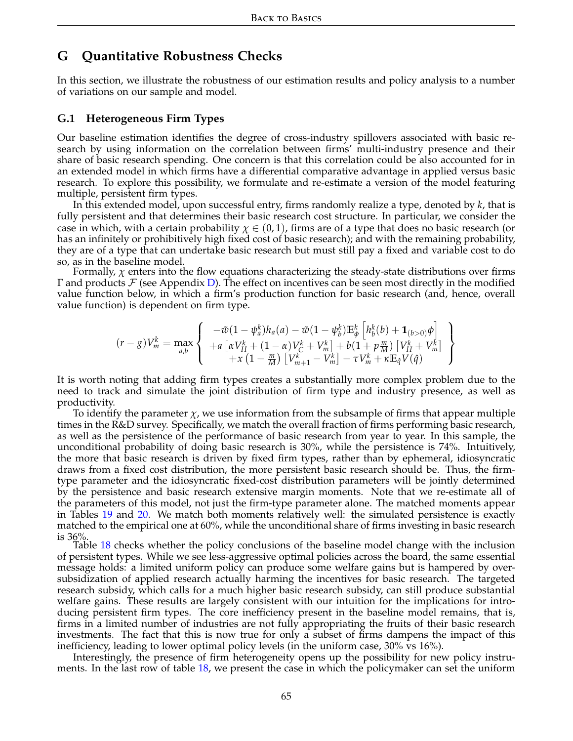# G Quantitative Robustness Checks

In this section, we illustrate the robustness of our estimation results and policy analysis to a number of variations on our sample and model.

## G.1 Heterogeneous Firm Types

Our baseline estimation identifies the degree of cross-industry spillovers associated with basic research by using information on the correlation between firms' multi-industry presence and their share of basic research spending. One concern is that this correlation could be also accounted for in an extended model in which firms have a differential comparative advantage in applied versus basic research. To explore this possibility, we formulate and re-estimate a version of the model featuring multiple, persistent firm types.

In this extended model, upon successful entry, firms randomly realize a type, denoted by $k$, that is fully persistent and that determines their basic research cost structure. In particular, we consider the case in which, with a certain probability $\chi \in (0, 1)$, firms are of a type that does no basic research (or has an infinitely or prohibitively high fixed cost of basic research); and with the remaining probability, they are of a type that can undertake basic research but must still pay a fixed and variable cost to do so, as in the baseline model.

Formally, $\chi$ enters into the flow equations characterizing the steady-state distributions over firms $\Gamma$ and products $\mathcal{F}$ (see Appendix D). The effect on incentives can be seen most directly in the modified value function below, in which a firm's production function for basic research (and, hence, overall value function) is dependent on firm type.

$$(r-g)V_m^k = \max_{a,b} \left\{ \begin{array}{c} -\tilde{w}(1-\psi_a^k)h_a(a) - \tilde{w}(1-\psi_b^k)\mathbb{E}_{\phi}^k\left[h_b^k(b) + \mathbf{1}_{(b>0)}\phi\right] \\ +a\left[\alpha V_H^k + (1-\alpha)V_C^k + V_m^k\right] + b(1+p\frac{m}{M})\left[V_H^k + V_m^k\right] \\ +x\left(1-\frac{m}{M}\right)\left[V_{m+1}^k - V_m^k\right] - \tau V_m^k + \kappa \mathbb{E}_{\hat{q}} V(\hat{q}) \end{array} \right\}$$

It is worth noting that adding firm types creates a substantially more complex problem due to the need to track and simulate the joint distribution of firm type and industry presence, as well as productivity.

To identify the parameter $\chi$, we use information from the subsample of firms that appear multiple times in the R&D survey. Specifically, we match the overall fraction of firms performing basic research, as well as the persistence of the performance of basic research from year to year. In this sample, the unconditional probability of doing basic research is 30%, while the persistence is 74%. Intuitively, the more that basic research is driven by fixed firm types, rather than by ephemeral, idiosyncratic draws from a fixed cost distribution, the more persistent basic research should be. Thus, the firm-type parameter and the idiosyncratic fixed-cost distribution parameters will be jointly determined by the persistence and basic research extensive margin moments. Note that we re-estimate all of the parameters of this model, not just the firm-type parameter alone. The matched moments appear in Tables 19 and 20. We match both moments relatively well: the simulated persistence is exactly matched to the empirical one at 60%, while the unconditional share of firms investing in basic research is 36%.

Table 18 checks whether the policy conclusions of the baseline model change with the inclusion of persistent types. While we see less-aggressive optimal policies across the board, the same essential message holds: a limited uniform policy can produce some welfare gains but is hampered by over-subsidization of applied research actually harming the incentives for basic research. The targeted research subsidy, which calls for a much higher basic research subsidy, can still produce substantial welfare gains. These results are largely consistent with our intuition for the implications for introducing persistent firm types. The core inefficiency present in the baseline model remains, that is, firms in a limited number of industries are not fully appropriating the fruits of their basic research investments. The fact that this is now true for only a subset of firms dampens the impact of this inefficiency, leading to lower optimal policy levels (in the uniform case, 30% vs 16%).

Interestingly, the presence of firm heterogeneity opens up the possibility for new policy instruments. In the last row of table 18, we present the case in which the policymaker can set the uniform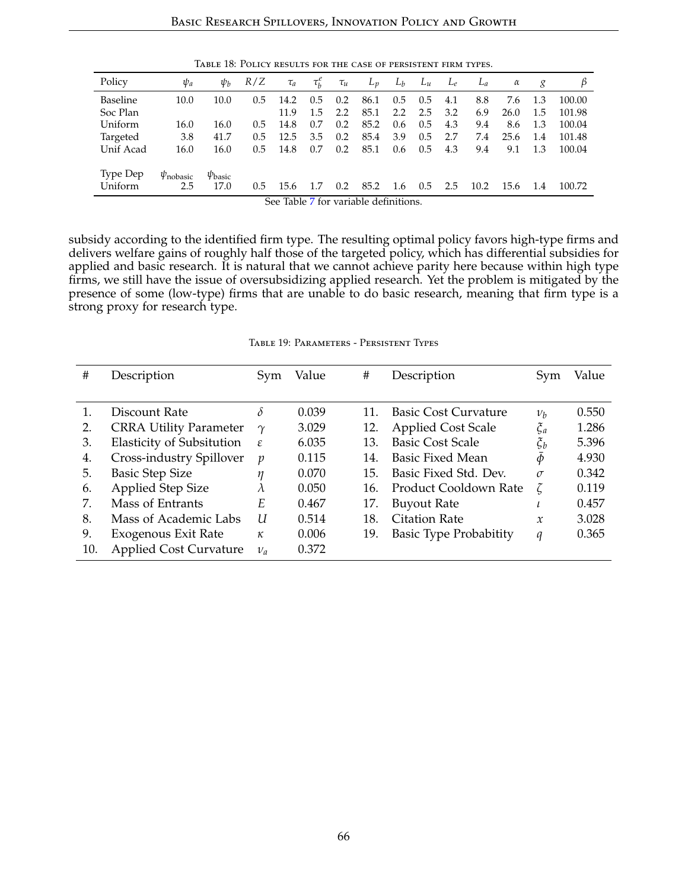Table 18: Policy results for the case of persistent firm types.

| Policy | $\psi_a$ | $\psi_b$ | $R/Z$ | $\tau_a$ | $\tau_b^e$ | $\tau_u$ | $L_p$ | $L_b$ | $L_u$ | $L_e$ | $L_a$ | $\alpha$ | $g$ | $\beta$ |
|---|---|---|---|---|---|---|---|---|---|---|---|---|---|---|
| Baseline | 10.0 | 10.0 | 0.5 | 14.2 | 0.5 | 0.2 | 86.1 | 0.5 | 0.5 | 4.1 | 8.8 | 7.6 | 1.3 | 100.00 |
| Soc Plan | | | | 11.9 | 1.5 | 2.2 | 85.1 | 2.2 | 2.5 | 3.2 | 6.9 | 26.0 | 1.5 | 101.98 |
| Uniform | 16.0 | 16.0 | 0.5 | 14.8 | 0.7 | 0.2 | 85.2 | 0.6 | 0.5 | 4.3 | 9.4 | 8.6 | 1.3 | 100.04 |
| Targeted | 3.8 | 41.7 | 0.5 | 12.5 | 3.5 | 0.2 | 85.4 | 3.9 | 0.5 | 2.7 | 7.4 | 25.6 | 1.4 | 101.48 |
| Unif Acad | 16.0 | 16.0 | 0.5 | 14.8 | 0.7 | 0.2 | 85.1 | 0.6 | 0.5 | 4.3 | 9.4 | 9.1 | 1.3 | 100.04 |
| Type Dep | $\psi_{\text{nobasic}}$ | $\psi_{\text{basic}}$ | | | | | | | | | | | | |
| Uniform | 2.5 | 17.0 | 0.5 | 15.6 | 1.7 | 0.2 | 85.2 | 1.6 | 0.5 | 2.5 | 10.2 | 15.6 | 1.4 | 100.72 |

See Table 7 for variable definitions.

subsidy according to the identified firm type. The resulting optimal policy favors high-type firms and delivers welfare gains of roughly half those of the targeted policy, which has differential subsidies for applied and basic research. It is natural that we cannot achieve parity here because within high type firms, we still have the issue of oversubsidizing applied research. Yet the problem is mitigated by the presence of some (low-type) firms that are unable to do basic research, meaning that firm type is a strong proxy for research type.

Table 19: Parameters - Persistent Types

| # | Description | Sym | Value | # | Description | Sym | Value |
|---|---|---|---|---|---|---|---|
| 1. | Discount Rate | $\delta$ | 0.039 | 11. | Basic Cost Curvature | $\nu_b$ | 0.550 |
| 2. | CRRA Utility Parameter | $\gamma$ | 3.029 | 12. | Applied Cost Scale | $\xi_a$ | 1.286 |
| 3. | Elasticity of Subsitution | $\varepsilon$ | 6.035 | 13. | Basic Cost Scale | $\xi_b$ | 5.396 |
| 4. | Cross-industry Spillover | $p$ | 0.115 | 14. | Basic Fixed Mean | $\bar{\phi}$ | 4.930 |
| 5. | Basic Step Size | $\eta$ | 0.070 | 15. | Basic Fixed Std. Dev. | $\sigma$ | 0.342 |
| 6. | Applied Step Size | $\lambda$ | 0.050 | 16. | Product Cooldown Rate | $\zeta$ | 0.119 |
| 7. | Mass of Entrants | $E$ | 0.467 | 17. | Buyout Rate | $\iota$ | 0.457 |
| 8. | Mass of Academic Labs | $U$ | 0.514 | 18. | Citation Rate | $x$ | 3.028 |
| 9. | Exogenous Exit Rate | $\kappa$ | 0.006 | 19. | Basic Type Probabitity | $q$ | 0.365 |
| 10. | Applied Cost Curvature | $\nu_a$ | 0.372 | | | | |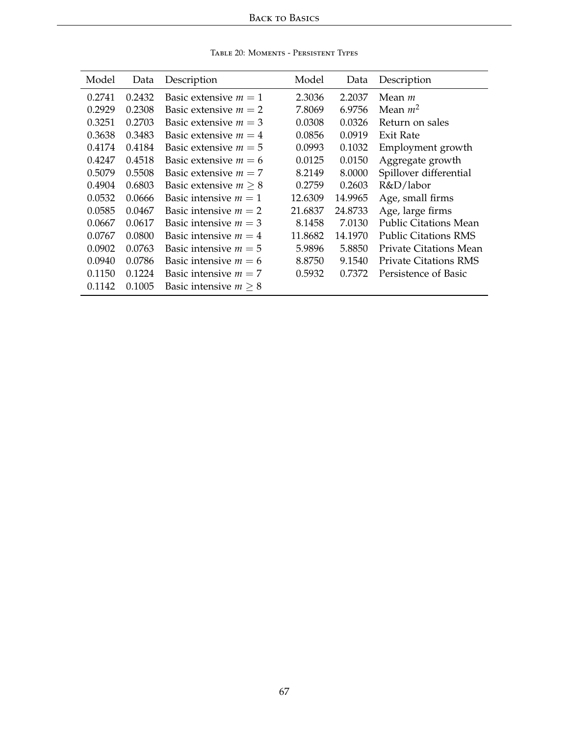Table 20: Moments - Persistent Types

| Model | Data | Description | Model | Data | Description |
|---|---|---|---|---|---|
| 0.2741 | 0.2432 | Basic extensive $m = 1$ | 2.3036 | 2.2037 | Mean $m$ |
| 0.2929 | 0.2308 | Basic extensive $m = 2$ | 7.8069 | 6.9756 | Mean $m^2$ |
| 0.3251 | 0.2703 | Basic extensive $m = 3$ | 0.0308 | 0.0326 | Return on sales |
| 0.3638 | 0.3483 | Basic extensive $m = 4$ | 0.0856 | 0.0919 | Exit Rate |
| 0.4174 | 0.4184 | Basic extensive $m = 5$ | 0.0993 | 0.1032 | Employment growth |
| 0.4247 | 0.4518 | Basic extensive $m = 6$ | 0.0125 | 0.0150 | Aggregate growth |
| 0.5079 | 0.5508 | Basic extensive $m = 7$ | 8.2149 | 8.0000 | Spillover differential |
| 0.4904 | 0.6803 | Basic extensive $m \geq 8$ | 0.2759 | 0.2603 | R&D/labor |
| 0.0532 | 0.0666 | Basic intensive $m = 1$ | 12.6309 | 14.9965 | Age, small firms |
| 0.0585 | 0.0467 | Basic intensive $m = 2$ | 21.6837 | 24.8733 | Age, large firms |
| 0.0667 | 0.0617 | Basic intensive $m = 3$ | 8.1458 | 7.0130 | Public Citations Mean |
| 0.0767 | 0.0800 | Basic intensive $m = 4$ | 11.8682 | 14.1970 | Public Citations RMS |
| 0.0902 | 0.0763 | Basic intensive $m = 5$ | 5.9896 | 5.8850 | Private Citations Mean |
| 0.0940 | 0.0786 | Basic intensive $m = 6$ | 8.8750 | 9.1540 | Private Citations RMS |
| 0.1150 | 0.1224 | Basic intensive $m = 7$ | 0.5932 | 0.7372 | Persistence of Basic |
| 0.1142 | 0.1005 | Basic intensive $m \geq 8$ | | | |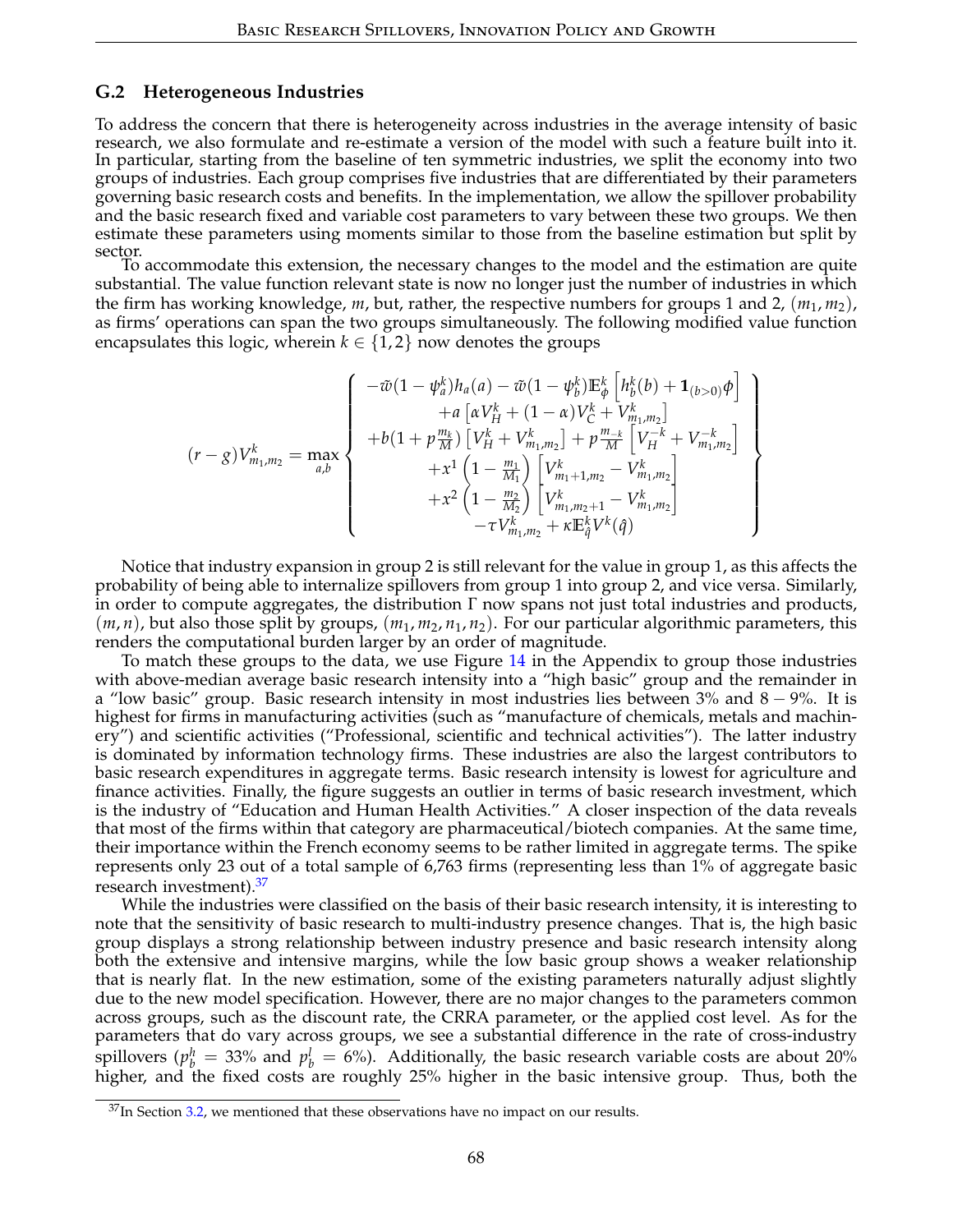### G.2 Heterogeneous Industries

To address the concern that there is heterogeneity across industries in the average intensity of basic research, we also formulate and re-estimate a version of the model with such a feature built into it. In particular, starting from the baseline of ten symmetric industries, we split the economy into two groups of industries. Each group comprises five industries that are differentiated by their parameters governing basic research costs and benefits. In the implementation, we allow the spillover probability and the basic research fixed and variable cost parameters to vary between these two groups. We then estimate these parameters using moments similar to those from the baseline estimation but split by sector.

To accommodate this extension, the necessary changes to the model and the estimation are quite substantial. The value function relevant state is now no longer just the number of industries in which the firm has working knowledge, $m$, but, rather, the respective numbers for groups 1 and 2, $(m_1, m_2)$, as firms' operations can span the two groups simultaneously. The following modified value function encapsulates this logic, wherein $k \in \{1, 2\}$ now denotes the groups

$$
(r-g)V^k_{m_1,m_2} = \max_{a,b} \left\{ \begin{array}{c} -\tilde{w}(1-\psi^k_a)h_a(a) - \tilde{w}(1-\psi^k_b)\mathbb{E}^k_\phi\left[h^k_b(b) + \mathbf{1}_{(b>0)}\phi\right] \\ +a\left[\alpha V^k_H + (1-\alpha)V^k_C + V^k_{m_1,m_2}\right] \\ +b(1+p\frac{m_k}{M})\left[V^k_H + V^k_{m_1,m_2}\right] + p\frac{m_{-k}}{M}\left[V^{-k}_H + V^{-k}_{m_1,m_2}\right] \\ +x^1\left(1-\frac{m_1}{M_1}\right)\left[V^k_{m_1+1,m_2} - V^k_{m_1,m_2}\right] \\ +x^2\left(1-\frac{m_2}{M_2}\right)\left[V^k_{m_1,m_2+1} - V^k_{m_1,m_2}\right] \\ -\tau V^k_{m_1,m_2} + \kappa\mathbb{E}^k_{\hat{q}}V^k(\hat{q}) \end{array} \right\}
$$

Notice that industry expansion in group 2 is still relevant for the value in group 1, as this affects the probability of being able to internalize spillovers from group 1 into group 2, and vice versa. Similarly, in order to compute aggregates, the distribution $\Gamma$ now spans not just total industries and products, $(m, n)$, but also those split by groups, $(m_1, m_2, n_1, n_2)$. For our particular algorithmic parameters, this renders the computational burden larger by an order of magnitude.

To match these groups to the data, we use Figure 14 in the Appendix to group those industries with above-median average basic research intensity into a "high basic" group and the remainder in a "low basic" group. Basic research intensity in most industries lies between 3% and 8 − 9%. It is highest for firms in manufacturing activities (such as "manufacture of chemicals, metals and machinery") and scientific activities ("Professional, scientific and technical activities"). The latter industry is dominated by information technology firms. These industries are also the largest contributors to basic research expenditures in aggregate terms. Basic research intensity is lowest for agriculture and finance activities. Finally, the figure suggests an outlier in terms of basic research investment, which is the industry of "Education and Human Health Activities." A closer inspection of the data reveals that most of the firms within that category are pharmaceutical/biotech companies. At the same time, their importance within the French economy seems to be rather limited in aggregate terms. The spike represents only 23 out of a total sample of 6,763 firms (representing less than 1% of aggregate basic research investment).[37]

While the industries were classified on the basis of their basic research intensity, it is interesting to note that the sensitivity of basic research to multi-industry presence changes. That is, the high basic group displays a strong relationship between industry presence and basic research intensity along both the extensive and intensive margins, while the low basic group shows a weaker relationship that is nearly flat. In the new estimation, some of the existing parameters naturally adjust slightly due to the new model specification. However, there are no major changes to the parameters common across groups, such as the discount rate, the CRRA parameter, or the applied cost level. As for the parameters that do vary across groups, we see a substantial difference in the rate of cross-industry spillovers ($p^h_b = 33\%$ and $p^l_b = 6\%$). Additionally, the basic research variable costs are about 20% higher, and the fixed costs are roughly 25% higher in the basic intensive group. Thus, both the

[37] In Section 3.2, we mentioned that these observations have no impact on our results.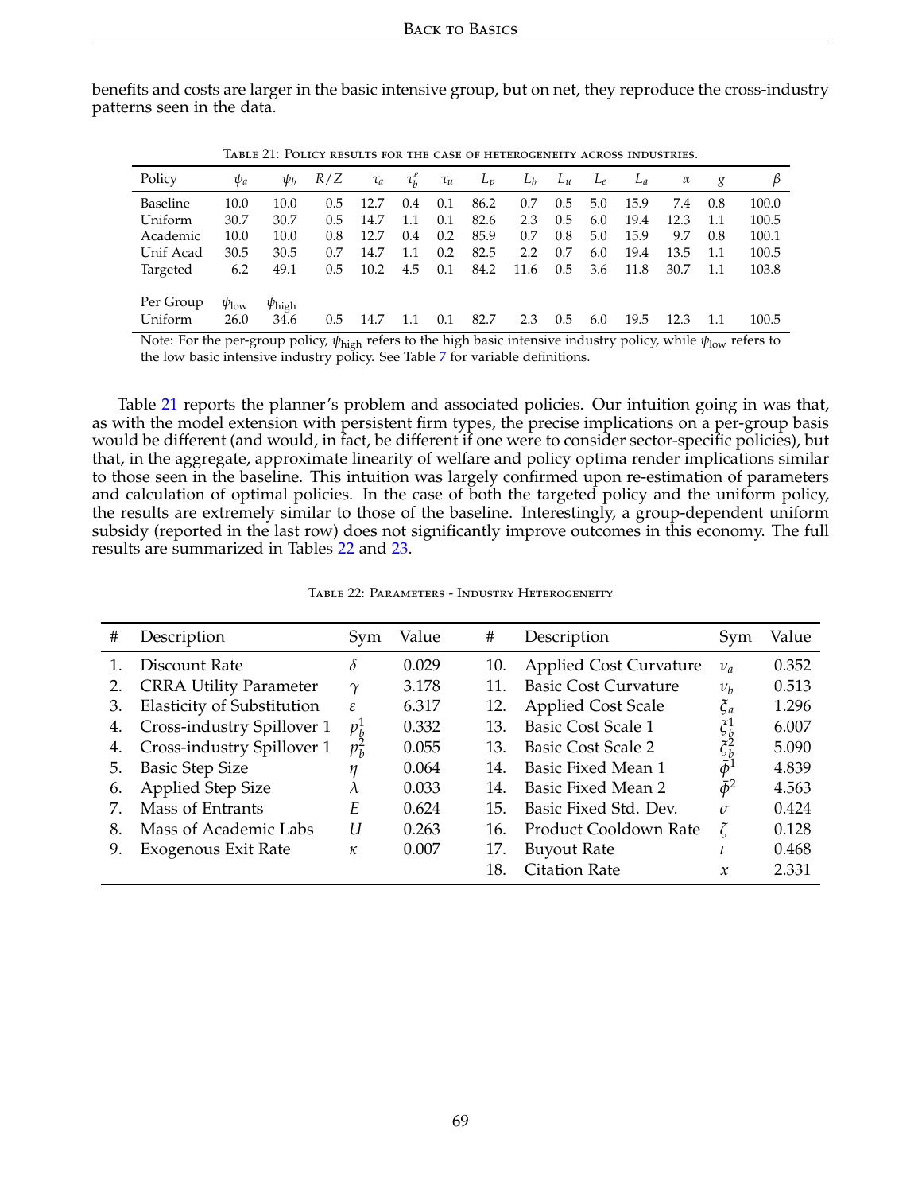benefits and costs are larger in the basic intensive group, but on net, they reproduce the cross-industry patterns seen in the data.

Table 21: Policy results for the case of heterogeneity across industries.

| Policy | $\psi_a$ | $\psi_b$ | $R/Z$ | $\tau_a$ | $\tau_b^e$ | $\tau_u$ | $L_p$ | $L_b$ | $L_u$ | $L_e$ | $L_a$ | $\alpha$ | $g$ | $\beta$ |
|---|---|---|---|---|---|---|---|---|---|---|---|---|---|---|
| Baseline | 10.0 | 10.0 | 0.5 | 12.7 | 0.4 | 0.1 | 86.2 | 0.7 | 0.5 | 5.0 | 15.9 | 7.4 | 0.8 | 100.0 |
| Uniform | 30.7 | 30.7 | 0.5 | 14.7 | 1.1 | 0.1 | 82.6 | 2.3 | 0.5 | 6.0 | 19.4 | 12.3 | 1.1 | 100.5 |
| Academic | 10.0 | 10.0 | 0.8 | 12.7 | 0.4 | 0.2 | 85.9 | 0.7 | 0.8 | 5.0 | 15.9 | 9.7 | 0.8 | 100.1 |
| Unif Acad | 30.5 | 30.5 | 0.7 | 14.7 | 1.1 | 0.2 | 82.5 | 2.2 | 0.7 | 6.0 | 19.4 | 13.5 | 1.1 | 100.5 |
| Targeted | 6.2 | 49.1 | 0.5 | 10.2 | 4.5 | 0.1 | 84.2 | 11.6 | 0.5 | 3.6 | 11.8 | 30.7 | 1.1 | 103.8 |
| Per Group | $\psi_{\text{low}}$ | $\psi_{\text{high}}$ | | | | | | | | | | | | |
| Uniform | 26.0 | 34.6 | 0.5 | 14.7 | 1.1 | 0.1 | 82.7 | 2.3 | 0.5 | 6.0 | 19.5 | 12.3 | 1.1 | 100.5 |

Note: For the per-group policy, $\psi_{\text{high}}$ refers to the high basic intensive industry policy, while $\psi_{\text{low}}$ refers to the low basic intensive industry policy. See Table 7 for variable definitions.

Table 21 reports the planner's problem and associated policies. Our intuition going in was that, as with the model extension with persistent firm types, the precise implications on a per-group basis would be different (and would, in fact, be different if one were to consider sector-specific policies), but that, in the aggregate, approximate linearity of welfare and policy optima render implications similar to those seen in the baseline. This intuition was largely confirmed upon re-estimation of parameters and calculation of optimal policies. In the case of both the targeted policy and the uniform policy, the results are extremely similar to those of the baseline. Interestingly, a group-dependent uniform subsidy (reported in the last row) does not significantly improve outcomes in this economy. The full results are summarized in Tables 22 and 23.

Table 22: Parameters - Industry Heterogeneity

| # | Description | Sym | Value | # | Description | Sym | Value |
|---|---|---|---|---|---|---|---|
| 1. | Discount Rate | $\delta$ | 0.029 | 10. | Applied Cost Curvature | $\nu_a$ | 0.352 |
| 2. | CRRA Utility Parameter | $\gamma$ | 3.178 | 11. | Basic Cost Curvature | $\nu_b$ | 0.513 |
| 3. | Elasticity of Substitution | $\varepsilon$ | 6.317 | 12. | Applied Cost Scale | $\xi_a$ | 1.296 |
| 4. | Cross-industry Spillover 1 | $p_b^1$ | 0.332 | 13. | Basic Cost Scale 1 | $\xi_b^1$ | 6.007 |
| 4. | Cross-industry Spillover 1 | $p_b^2$ | 0.055 | 13. | Basic Cost Scale 2 | $\xi_b^2$ | 5.090 |
| 5. | Basic Step Size | $\eta$ | 0.064 | 14. | Basic Fixed Mean 1 | $\bar{\phi}^1$ | 4.839 |
| 6. | Applied Step Size | $\lambda$ | 0.033 | 14. | Basic Fixed Mean 2 | $\bar{\phi}^2$ | 4.563 |
| 7. | Mass of Entrants | $E$ | 0.624 | 15. | Basic Fixed Std. Dev. | $\sigma$ | 0.424 |
| 8. | Mass of Academic Labs | $U$ | 0.263 | 16. | Product Cooldown Rate | $\zeta$ | 0.128 |
| 9. | Exogenous Exit Rate | $\kappa$ | 0.007 | 17. | Buyout Rate | $\iota$ | 0.468 |
| | | | | 18. | Citation Rate | $x$ | 2.331 |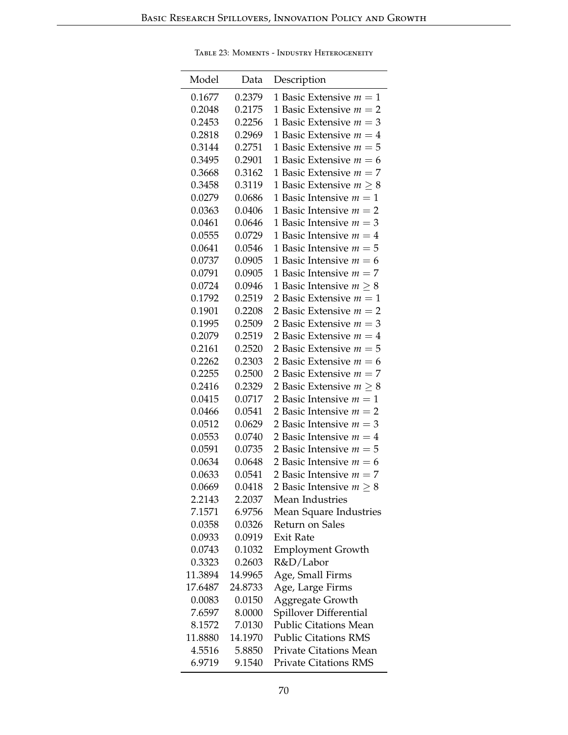Table 23: Moments - Industry Heterogeneity

| Model | Data | Description |
|---|---|---|
| 0.1677 | 0.2379 | 1 Basic Extensive $m = 1$ |
| 0.2048 | 0.2175 | 1 Basic Extensive $m = 2$ |
| 0.2453 | 0.2256 | 1 Basic Extensive $m = 3$ |
| 0.2818 | 0.2969 | 1 Basic Extensive $m = 4$ |
| 0.3144 | 0.2751 | 1 Basic Extensive $m = 5$ |
| 0.3495 | 0.2901 | 1 Basic Extensive $m = 6$ |
| 0.3668 | 0.3162 | 1 Basic Extensive $m = 7$ |
| 0.3458 | 0.3119 | 1 Basic Extensive $m \geq 8$ |
| 0.0279 | 0.0686 | 1 Basic Intensive $m = 1$ |
| 0.0363 | 0.0406 | 1 Basic Intensive $m = 2$ |
| 0.0461 | 0.0646 | 1 Basic Intensive $m = 3$ |
| 0.0555 | 0.0729 | 1 Basic Intensive $m = 4$ |
| 0.0641 | 0.0546 | 1 Basic Intensive $m = 5$ |
| 0.0737 | 0.0905 | 1 Basic Intensive $m = 6$ |
| 0.0791 | 0.0905 | 1 Basic Intensive $m = 7$ |
| 0.0724 | 0.0946 | 1 Basic Intensive $m \geq 8$ |
| 0.1792 | 0.2519 | 2 Basic Extensive $m = 1$ |
| 0.1901 | 0.2208 | 2 Basic Extensive $m = 2$ |
| 0.1995 | 0.2509 | 2 Basic Extensive $m = 3$ |
| 0.2079 | 0.2519 | 2 Basic Extensive $m = 4$ |
| 0.2161 | 0.2520 | 2 Basic Extensive $m = 5$ |
| 0.2262 | 0.2303 | 2 Basic Extensive $m = 6$ |
| 0.2255 | 0.2500 | 2 Basic Extensive $m = 7$ |
| 0.2416 | 0.2329 | 2 Basic Extensive $m \geq 8$ |
| 0.0415 | 0.0717 | 2 Basic Intensive $m = 1$ |
| 0.0466 | 0.0541 | 2 Basic Intensive $m = 2$ |
| 0.0512 | 0.0629 | 2 Basic Intensive $m = 3$ |
| 0.0553 | 0.0740 | 2 Basic Intensive $m = 4$ |
| 0.0591 | 0.0735 | 2 Basic Intensive $m = 5$ |
| 0.0634 | 0.0648 | 2 Basic Intensive $m = 6$ |
| 0.0633 | 0.0541 | 2 Basic Intensive $m = 7$ |
| 0.0669 | 0.0418 | 2 Basic Intensive $m \geq 8$ |
| 2.2143 | 2.2037 | Mean Industries |
| 7.1571 | 6.9756 | Mean Square Industries |
| 0.0358 | 0.0326 | Return on Sales |
| 0.0933 | 0.0919 | Exit Rate |
| 0.0743 | 0.1032 | Employment Growth |
| 0.3323 | 0.2603 | R&D/Labor |
| 11.3894 | 14.9965 | Age, Small Firms |
| 17.6487 | 24.8733 | Age, Large Firms |
| 0.0083 | 0.0150 | Aggregate Growth |
| 7.6597 | 8.0000 | Spillover Differential |
| 8.1572 | 7.0130 | Public Citations Mean |
| 11.8880 | 14.1970 | Public Citations RMS |
| 4.5516 | 5.8850 | Private Citations Mean |
| 6.9719 | 9.1540 | Private Citations RMS |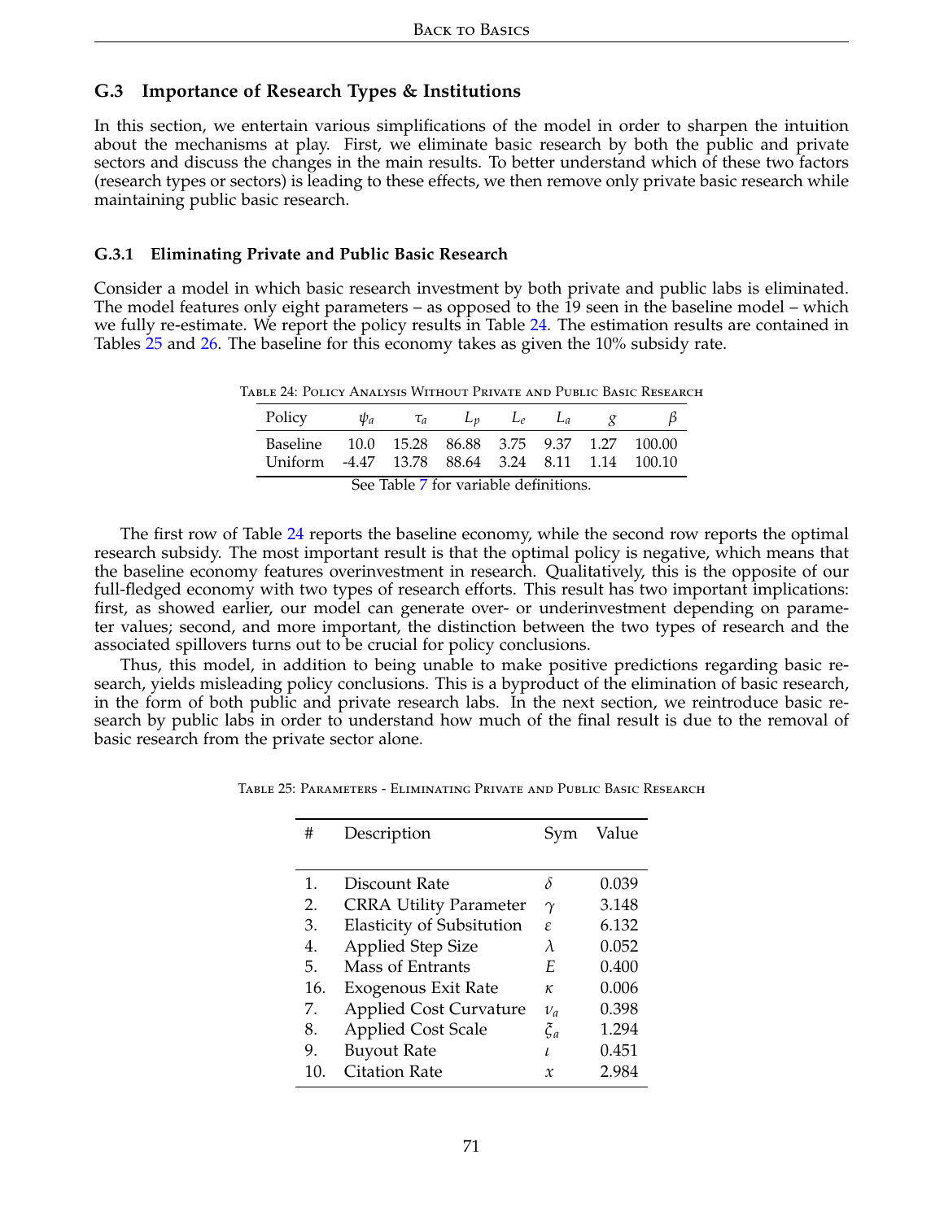## G.3 Importance of Research Types & Institutions

In this section, we entertain various simplifications of the model in order to sharpen the intuition about the mechanisms at play. First, we eliminate basic research by both the public and private sectors and discuss the changes in the main results. To better understand which of these two factors (research types or sectors) is leading to these effects, we then remove only private basic research while maintaining public basic research.

### G.3.1 Eliminating Private and Public Basic Research

Consider a model in which basic research investment by both private and public labs is eliminated. The model features only eight parameters – as opposed to the 19 seen in the baseline model – which we fully re-estimate. We report the policy results in Table 24. The estimation results are contained in Tables 25 and 26. The baseline for this economy takes as given the 10% subsidy rate.

Table 24: Policy Analysis Without Private and Public Basic Research

| Policy | $\psi_a$ | $\tau_a$ | $L_p$ | $L_e$ | $L_a$ | $g$ | $\beta$ |
|---|---|---|---|---|---|---|---|
| Baseline | 10.0 | 15.28 | 86.88 | 3.75 | 9.37 | 1.27 | 100.00 |
| Uniform | -4.47 | 13.78 | 88.64 | 3.24 | 8.11 | 1.14 | 100.10 |

See Table 7 for variable definitions.

The first row of Table 24 reports the baseline economy, while the second row reports the optimal research subsidy. The most important result is that the optimal policy is negative, which means that the baseline economy features overinvestment in research. Qualitatively, this is the opposite of our full-fledged economy with two types of research efforts. This result has two important implications: first, as showed earlier, our model can generate over- or underinvestment depending on parameter values; second, and more important, the distinction between the two types of research and the associated spillovers turns out to be crucial for policy conclusions.

Thus, this model, in addition to being unable to make positive predictions regarding basic research, yields misleading policy conclusions. This is a byproduct of the elimination of basic research, in the form of both public and private research labs. In the next section, we reintroduce basic research by public labs in order to understand how much of the final result is due to the removal of basic research from the private sector alone.

Table 25: Parameters - Eliminating Private and Public Basic Research

| # | Description | Sym | Value |
|---|---|---|---|
| 1. | Discount Rate | $\delta$ | 0.039 |
| 2. | CRRA Utility Parameter | $\gamma$ | 3.148 |
| 3. | Elasticity of Subsitution | $\varepsilon$ | 6.132 |
| 4. | Applied Step Size | $\lambda$ | 0.052 |
| 5. | Mass of Entrants | $E$ | 0.400 |
| 16. | Exogenous Exit Rate | $\kappa$ | 0.006 |
| 7. | Applied Cost Curvature | $\nu_a$ | 0.398 |
| 8. | Applied Cost Scale | $\xi_a$ | 1.294 |
| 9. | Buyout Rate | $\iota$ | 0.451 |
| 10. | Citation Rate | $x$ | 2.984 |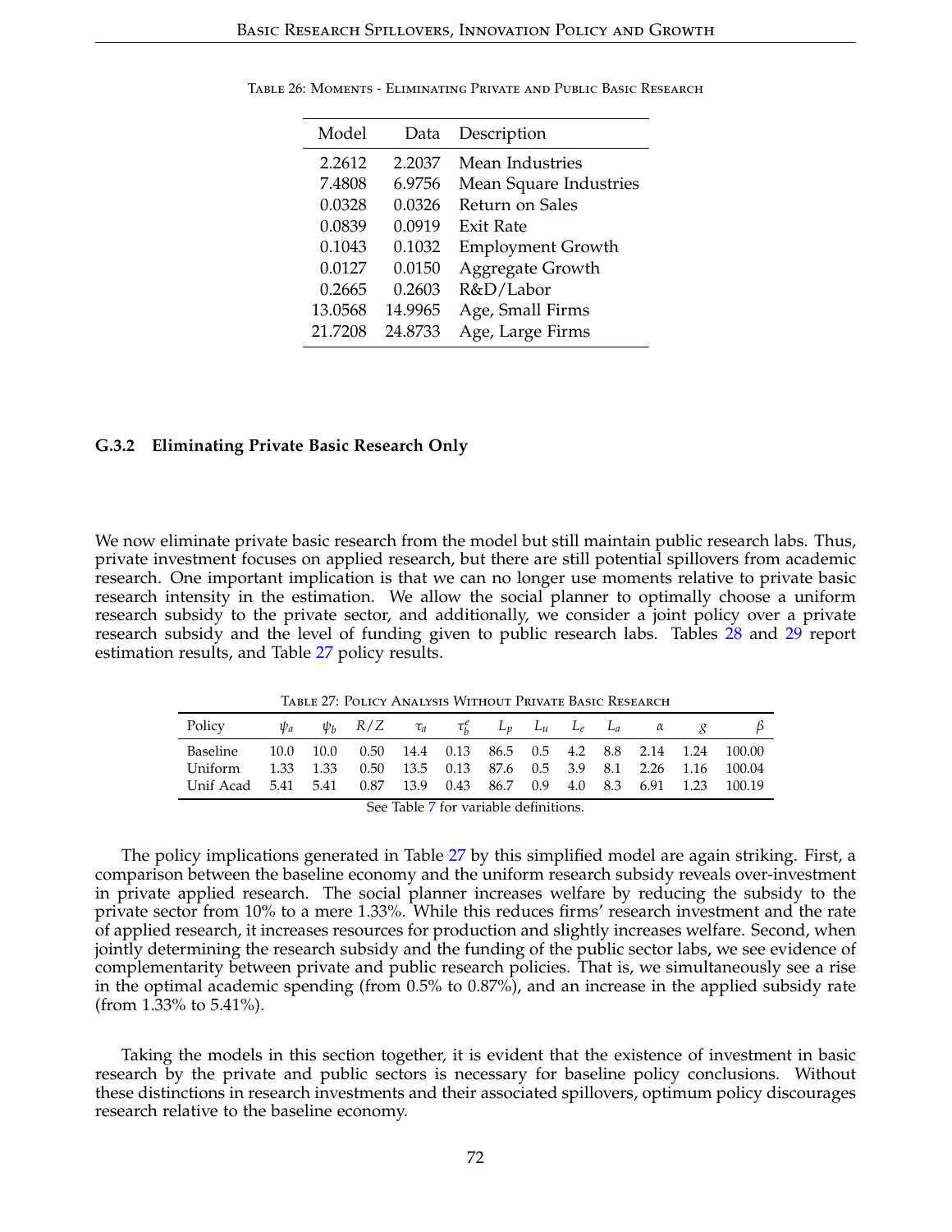Table 26: Moments - Eliminating Private and Public Basic Research

| Model | Data | Description |
|---|---|---|
| 2.2612 | 2.2037 | Mean Industries |
| 7.4808 | 6.9756 | Mean Square Industries |
| 0.0328 | 0.0326 | Return on Sales |
| 0.0839 | 0.0919 | Exit Rate |
| 0.1043 | 0.1032 | Employment Growth |
| 0.0127 | 0.0150 | Aggregate Growth |
| 0.2665 | 0.2603 | R&D/Labor |
| 13.0568 | 14.9965 | Age, Small Firms |
| 21.7208 | 24.8733 | Age, Large Firms |

### G.3.2 Eliminating Private Basic Research Only

We now eliminate private basic research from the model but still maintain public research labs. Thus, private investment focuses on applied research, but there are still potential spillovers from academic research. One important implication is that we can no longer use moments relative to private basic research intensity in the estimation. We allow the social planner to optimally choose a uniform research subsidy to the private sector, and additionally, we consider a joint policy over a private research subsidy and the level of funding given to public research labs. Tables 28 and 29 report estimation results, and Table 27 policy results.

Table 27: Policy Analysis Without Private Basic Research

| Policy | $\psi_a$ | $\psi_b$ | $R/Z$ | $\tau_a$ | $\tau_b^e$ | $L_p$ | $L_u$ | $L_e$ | $L_a$ | $\alpha$ | $g$ | $\beta$ |
|---|---|---|---|---|---|---|---|---|---|---|---|---|
| Baseline | 10.0 | 10.0 | 0.50 | 14.4 | 0.13 | 86.5 | 0.5 | 4.2 | 8.8 | 2.14 | 1.24 | 100.00 |
| Uniform | 1.33 | 1.33 | 0.50 | 13.5 | 0.13 | 87.6 | 0.5 | 3.9 | 8.1 | 2.26 | 1.16 | 100.04 |
| Unif Acad | 5.41 | 5.41 | 0.87 | 13.9 | 0.43 | 86.7 | 0.9 | 4.0 | 8.3 | 6.91 | 1.23 | 100.19 |

See Table 7 for variable definitions.

The policy implications generated in Table 27 by this simplified model are again striking. First, a comparison between the baseline economy and the uniform research subsidy reveals over-investment in private applied research. The social planner increases welfare by reducing the subsidy to the private sector from 10% to a mere 1.33%. While this reduces firms' research investment and the rate of applied research, it increases resources for production and slightly increases welfare. Second, when jointly determining the research subsidy and the funding of the public sector labs, we see evidence of complementarity between private and public research policies. That is, we simultaneously see a rise in the optimal academic spending (from 0.5% to 0.87%), and an increase in the applied subsidy rate (from 1.33% to 5.41%).

Taking the models in this section together, it is evident that the existence of investment in basic research by the private and public sectors is necessary for baseline policy conclusions. Without these distinctions in research investments and their associated spillovers, optimum policy discourages research relative to the baseline economy.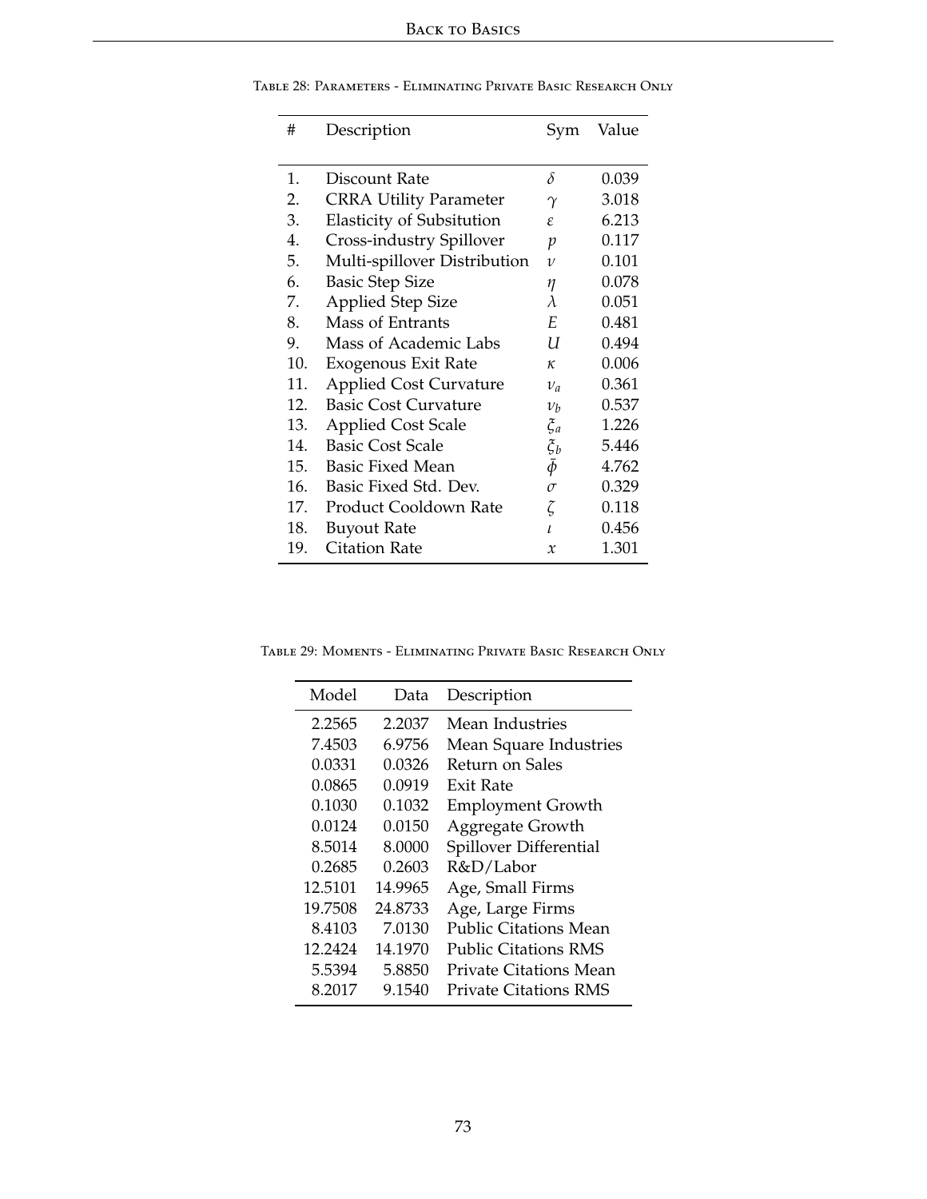Table 28: Parameters - Eliminating Private Basic Research Only

| # | Description | Sym | Value |
|---|---|---|---|
| 1. | Discount Rate | $\delta$ | 0.039 |
| 2. | CRRA Utility Parameter | $\gamma$ | 3.018 |
| 3. | Elasticity of Subsitution | $\varepsilon$ | 6.213 |
| 4. | Cross-industry Spillover | $p$ | 0.117 |
| 5. | Multi-spillover Distribution | $\nu$ | 0.101 |
| 6. | Basic Step Size | $\eta$ | 0.078 |
| 7. | Applied Step Size | $\lambda$ | 0.051 |
| 8. | Mass of Entrants | $E$ | 0.481 |
| 9. | Mass of Academic Labs | $U$ | 0.494 |
| 10. | Exogenous Exit Rate | $\kappa$ | 0.006 |
| 11. | Applied Cost Curvature | $\nu_a$ | 0.361 |
| 12. | Basic Cost Curvature | $\nu_b$ | 0.537 |
| 13. | Applied Cost Scale | $\xi_a$ | 1.226 |
| 14. | Basic Cost Scale | $\xi_b$ | 5.446 |
| 15. | Basic Fixed Mean | $\bar{\phi}$ | 4.762 |
| 16. | Basic Fixed Std. Dev. | $\sigma$ | 0.329 |
| 17. | Product Cooldown Rate | $\zeta$ | 0.118 |
| 18. | Buyout Rate | $\iota$ | 0.456 |
| 19. | Citation Rate | $x$ | 1.301 |

Table 29: Moments - Eliminating Private Basic Research Only

| Model | Data | Description |
|---|---|---|
| 2.2565 | 2.2037 | Mean Industries |
| 7.4503 | 6.9756 | Mean Square Industries |
| 0.0331 | 0.0326 | Return on Sales |
| 0.0865 | 0.0919 | Exit Rate |
| 0.1030 | 0.1032 | Employment Growth |
| 0.0124 | 0.0150 | Aggregate Growth |
| 8.5014 | 8.0000 | Spillover Differential |
| 0.2685 | 0.2603 | R&D/Labor |
| 12.5101 | 14.9965 | Age, Small Firms |
| 19.7508 | 24.8733 | Age, Large Firms |
| 8.4103 | 7.0130 | Public Citations Mean |
| 12.2424 | 14.1970 | Public Citations RMS |
| 5.5394 | 5.8850 | Private Citations Mean |
| 8.2017 | 9.1540 | Private Citations RMS |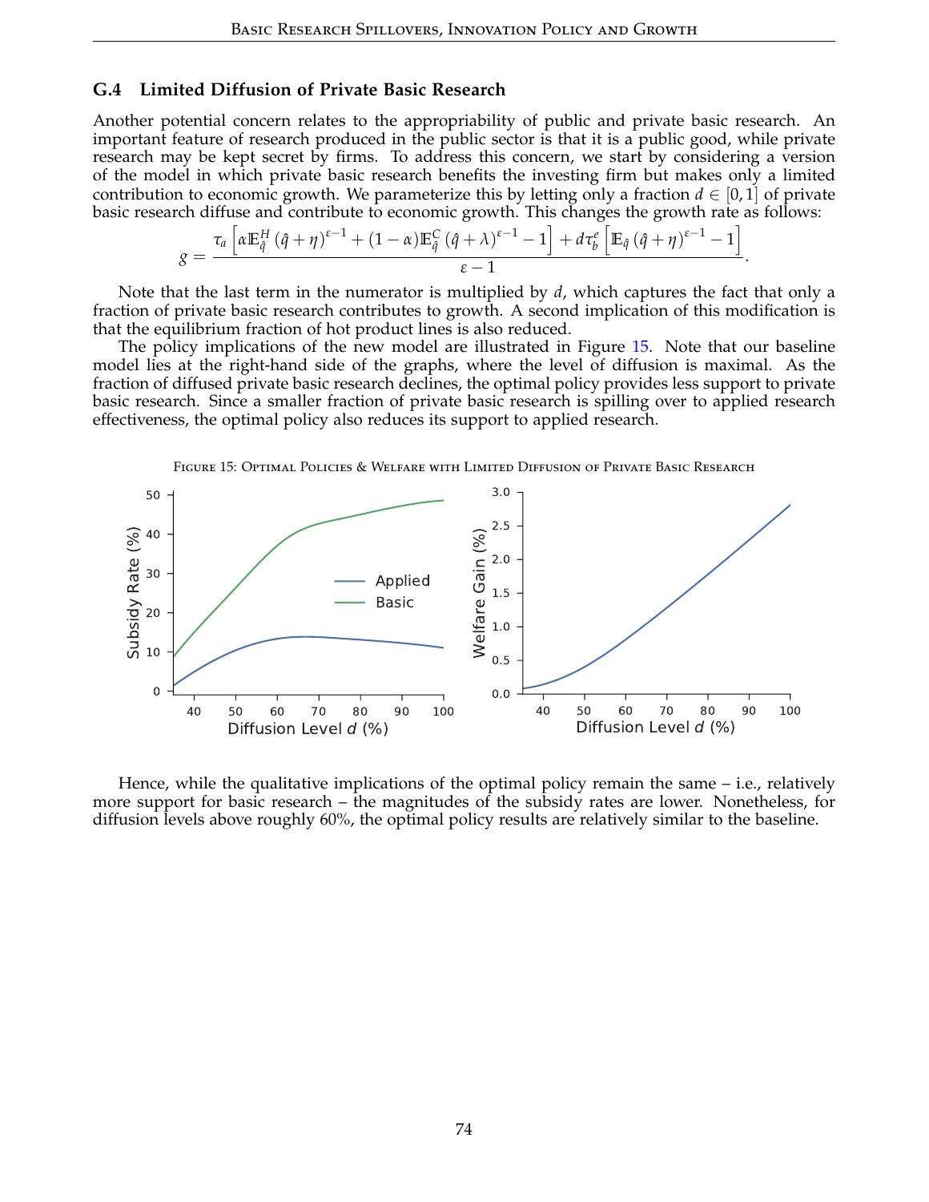### G.4 Limited Diffusion of Private Basic Research

Another potential concern relates to the appropriability of public and private basic research. An important feature of research produced in the public sector is that it is a public good, while private research may be kept secret by firms. To address this concern, we start by considering a version of the model in which private basic research benefits the investing firm but makes only a limited contribution to economic growth. We parameterize this by letting only a fraction $d \in [0, 1]$ of private basic research diffuse and contribute to economic growth. This changes the growth rate as follows:

$$g = \frac{\tau_a \left[ \alpha \mathbb{E}^H_{\hat{q}} \left(\hat{q} + \eta\right)^{\varepsilon - 1} + (1-\alpha) \mathbb{E}^C_{\hat{q}} \left(\hat{q} + \lambda\right)^{\varepsilon - 1} - 1 \right] + d\tau^e_b \left[ \mathbb{E}_{\hat{q}} \left(\hat{q} + \eta\right)^{\varepsilon - 1} - 1 \right]}{\varepsilon - 1}.$$

Note that the last term in the numerator is multiplied by $d$, which captures the fact that only a fraction of private basic research contributes to growth. A second implication of this modification is that the equilibrium fraction of hot product lines is also reduced.

The policy implications of the new model are illustrated in Figure 15. Note that our baseline model lies at the right-hand side of the graphs, where the level of diffusion is maximal. As the fraction of diffused private basic research declines, the optimal policy provides less support to private basic research. Since a smaller fraction of private basic research is spilling over to applied research effectiveness, the optimal policy also reduces its support to applied research.

FIGURE 15: OPTIMAL POLICIES & WELFARE WITH LIMITED DIFFUSION OF PRIVATE BASIC RESEARCH

Hence, while the qualitative implications of the optimal policy remain the same – i.e., relatively more support for basic research – the magnitudes of the subsidy rates are lower. Nonetheless, for diffusion levels above roughly 60%, the optimal policy results are relatively similar to the baseline.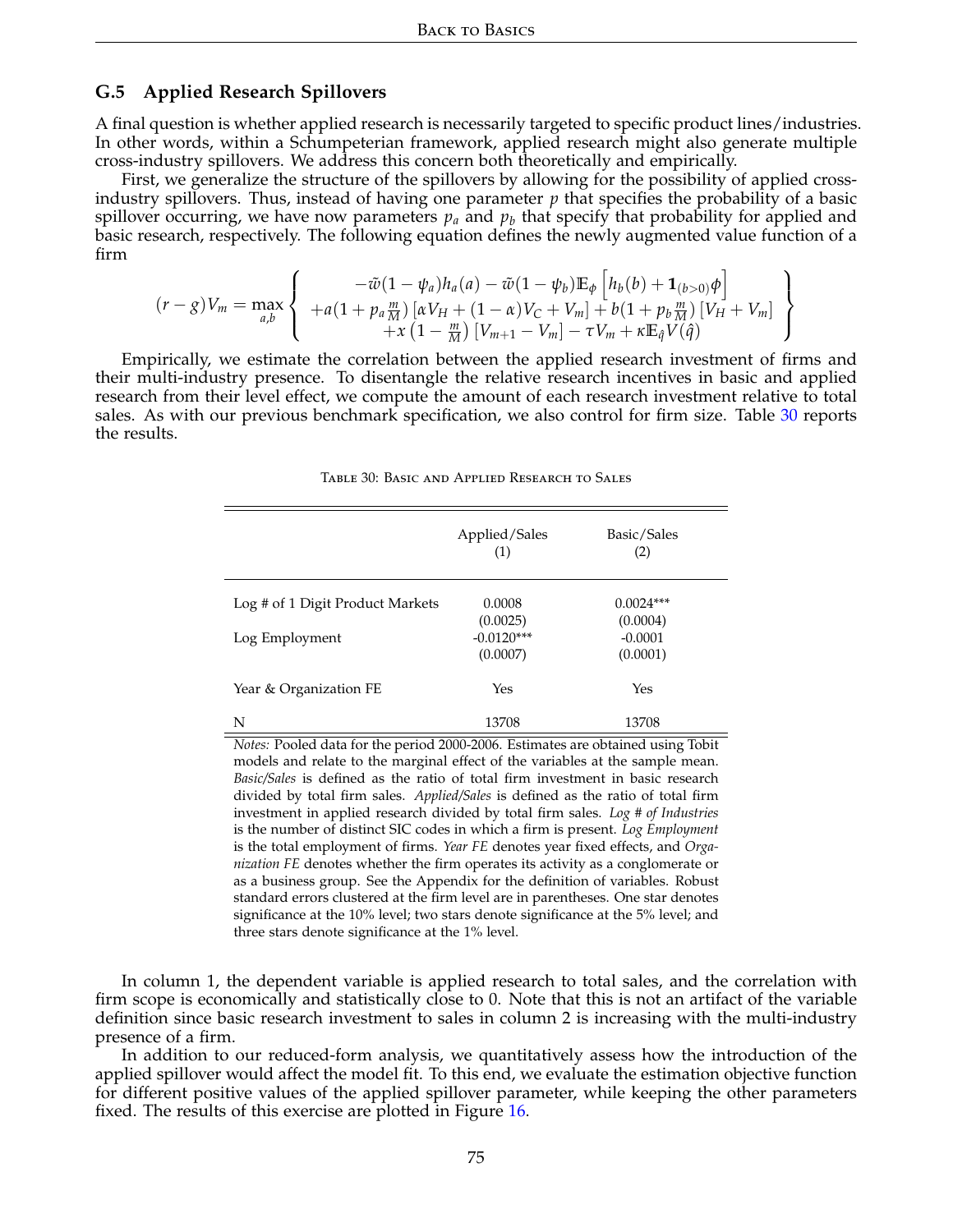### G.5 Applied Research Spillovers

A final question is whether applied research is necessarily targeted to specific product lines/industries. In other words, within a Schumpeterian framework, applied research might also generate multiple cross-industry spillovers. We address this concern both theoretically and empirically.

First, we generalize the structure of the spillovers by allowing for the possibility of applied cross-industry spillovers. Thus, instead of having one parameter $p$ that specifies the probability of a basic spillover occurring, we have now parameters $p_a$ and $p_b$ that specify that probability for applied and basic research, respectively. The following equation defines the newly augmented value function of a firm

$$
(r-g)V_m = \max_{a,b} \left\{ \begin{array}{c} -\tilde{w}(1-\psi_a)h_a(a) - \tilde{w}(1-\psi_b)\mathbb{E}_\phi\left[h_b(b) + \mathbf{1}_{(b>0)}\phi\right] \\ +a(1+p_a\frac{m}{M})\left[\alpha V_H + (1-\alpha)V_C + V_m\right] + b(1+p_b\frac{m}{M})\left[V_H + V_m\right] \\ +x\left(1-\frac{m}{M}\right)\left[V_{m+1} - V_m\right] - \tau V_m + \kappa \mathbb{E}_{\hat{q}} V(\hat{q}) \end{array} \right\}
$$

Empirically, we estimate the correlation between the applied research investment of firms and their multi-industry presence. To disentangle the relative research incentives in basic and applied research from their level effect, we compute the amount of each research investment relative to total sales. As with our previous benchmark specification, we also control for firm size. Table 30 reports the results.

Table 30: Basic and Applied Research to Sales

| | Applied/Sales (1) | Basic/Sales (2) |
|---|---|---|
| Log # of 1 Digit Product Markets | 0.0008 | 0.0024*** |
| | (0.0025) | (0.0004) |
| Log Employment | -0.0120*** | -0.0001 |
| | (0.0007) | (0.0001) |
| Year & Organization FE | Yes | Yes |
| N | 13708 | 13708 |

*Notes:* Pooled data for the period 2000-2006. Estimates are obtained using Tobit models and relate to the marginal effect of the variables at the sample mean. *Basic/Sales* is defined as the ratio of total firm investment in basic research divided by total firm sales. *Applied/Sales* is defined as the ratio of total firm investment in applied research divided by total firm sales. *Log # of Industries* is the number of distinct SIC codes in which a firm is present. *Log Employment* is the total employment of firms. *Year FE* denotes year fixed effects, and *Organization FE* denotes whether the firm operates its activity as a conglomerate or as a business group. See the Appendix for the definition of variables. Robust standard errors clustered at the firm level are in parentheses. One star denotes significance at the 10% level; two stars denote significance at the 5% level; and three stars denote significance at the 1% level.

In column 1, the dependent variable is applied research to total sales, and the correlation with firm scope is economically and statistically close to 0. Note that this is not an artifact of the variable definition since basic research investment to sales in column 2 is increasing with the multi-industry presence of a firm.

In addition to our reduced-form analysis, we quantitatively assess how the introduction of the applied spillover would affect the model fit. To this end, we evaluate the estimation objective function for different positive values of the applied spillover parameter, while keeping the other parameters fixed. The results of this exercise are plotted in Figure 16.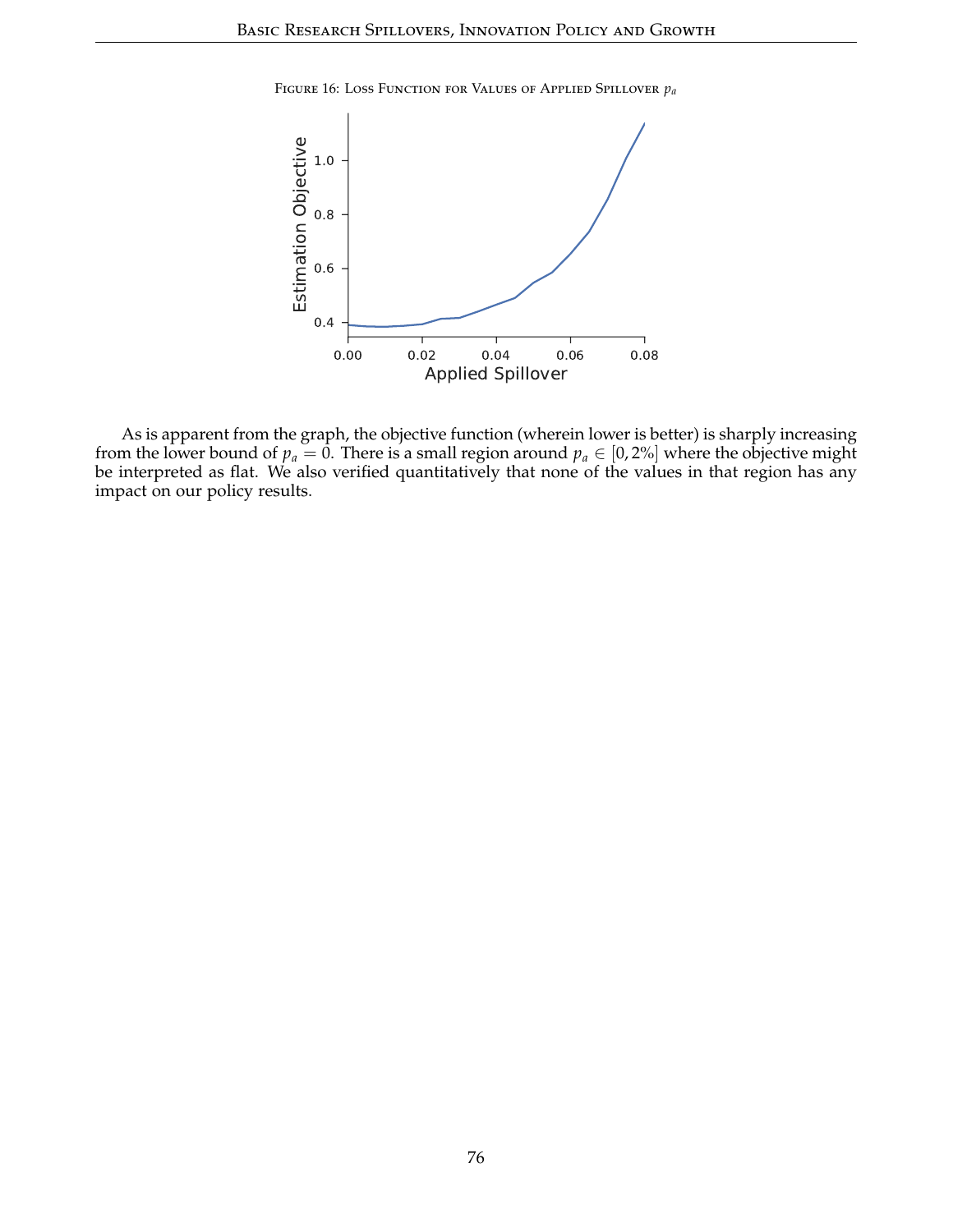Figure 16: Loss Function for Values of Applied Spillover $p_a$

As is apparent from the graph, the objective function (wherein lower is better) is sharply increasing from the lower bound of $p_a = 0$. There is a small region around $p_a \in [0, 2\%]$ where the objective might be interpreted as flat. We also verified quantitatively that none of the values in that region has any impact on our policy results.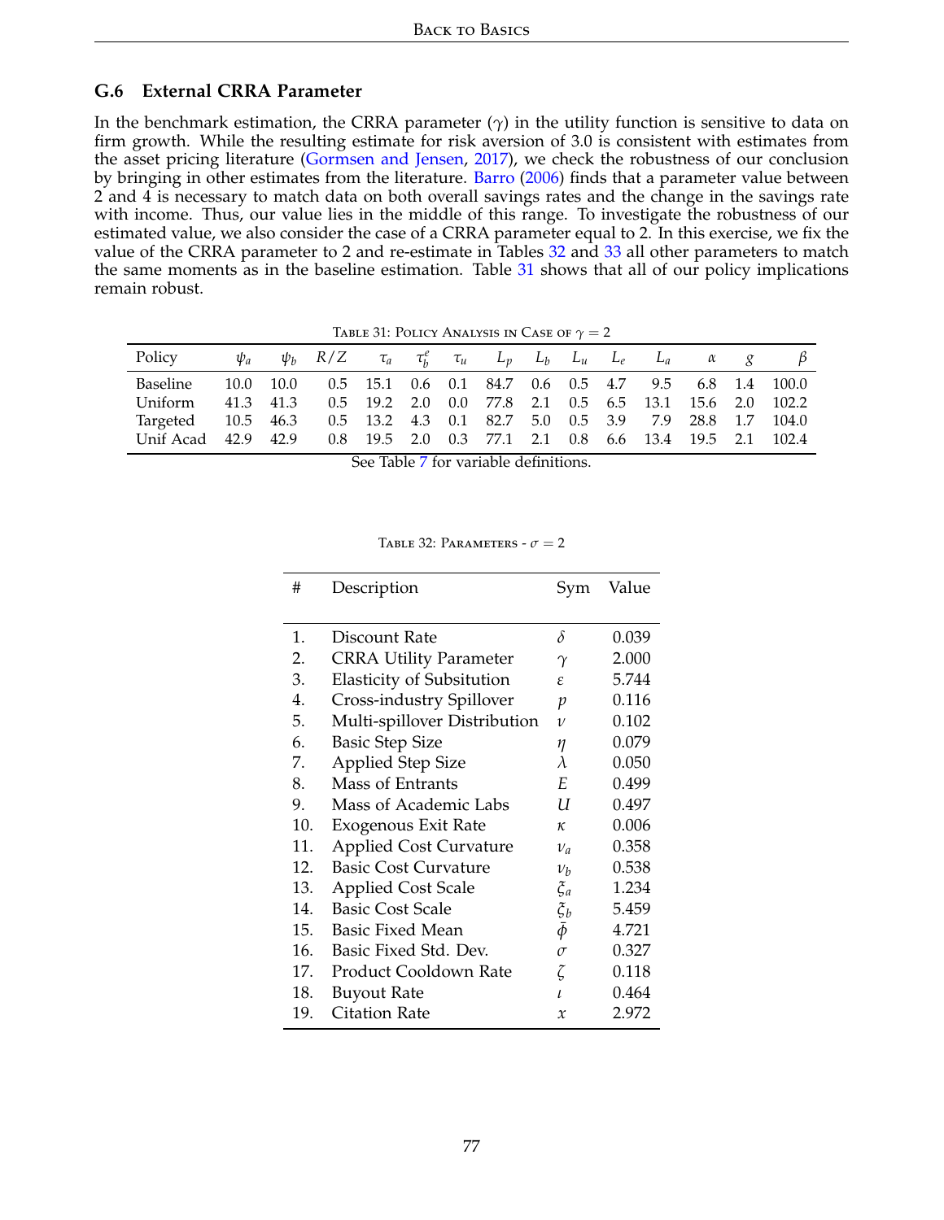### G.6 External CRRA Parameter

In the benchmark estimation, the CRRA parameter ($\gamma$) in the utility function is sensitive to data on firm growth. While the resulting estimate for risk aversion of 3.0 is consistent with estimates from the asset pricing literature (Gormsen and Jensen, 2017), we check the robustness of our conclusion by bringing in other estimates from the literature. Barro (2006) finds that a parameter value between 2 and 4 is necessary to match data on both overall savings rates and the change in the savings rate with income. Thus, our value lies in the middle of this range. To investigate the robustness of our estimated value, we also consider the case of a CRRA parameter equal to 2. In this exercise, we fix the value of the CRRA parameter to 2 and re-estimate in Tables 32 and 33 all other parameters to match the same moments as in the baseline estimation. Table 31 shows that all of our policy implications remain robust.

TABLE 31: POLICY ANALYSIS IN CASE OF $\gamma = 2$

| Policy | $\psi_a$ | $\psi_b$ | $R/Z$ | $\tau_a$ | $\tau_b^e$ | $\tau_u$ | $L_p$ | $L_b$ | $L_u$ | $L_e$ | $L_a$ | $\alpha$ | $g$ | $\beta$ |
|---|---|---|---|---|---|---|---|---|---|---|---|---|---|---|
| Baseline | 10.0 | 10.0 | 0.5 | 15.1 | 0.6 | 0.1 | 84.7 | 0.6 | 0.5 | 4.7 | 9.5 | 6.8 | 1.4 | 100.0 |
| Uniform | 41.3 | 41.3 | 0.5 | 19.2 | 2.0 | 0.0 | 77.8 | 2.1 | 0.5 | 6.5 | 13.1 | 15.6 | 2.0 | 102.2 |
| Targeted | 10.5 | 46.3 | 0.5 | 13.2 | 4.3 | 0.1 | 82.7 | 5.0 | 0.5 | 3.9 | 7.9 | 28.8 | 1.7 | 104.0 |
| Unif Acad | 42.9 | 42.9 | 0.8 | 19.5 | 2.0 | 0.3 | 77.1 | 2.1 | 0.8 | 6.6 | 13.4 | 19.5 | 2.1 | 102.4 |

See Table 7 for variable definitions.

TABLE 32: PARAMETERS - $\sigma = 2$

| # | Description | Sym | Value |
|---|---|---|---|
| 1. | Discount Rate | $\delta$ | 0.039 |
| 2. | CRRA Utility Parameter | $\gamma$ | 2.000 |
| 3. | Elasticity of Subsitution | $\varepsilon$ | 5.744 |
| 4. | Cross-industry Spillover | $p$ | 0.116 |
| 5. | Multi-spillover Distribution | $\nu$ | 0.102 |
| 6. | Basic Step Size | $\eta$ | 0.079 |
| 7. | Applied Step Size | $\lambda$ | 0.050 |
| 8. | Mass of Entrants | $E$ | 0.499 |
| 9. | Mass of Academic Labs | $U$ | 0.497 |
| 10. | Exogenous Exit Rate | $\kappa$ | 0.006 |
| 11. | Applied Cost Curvature | $\nu_a$ | 0.358 |
| 12. | Basic Cost Curvature | $\nu_b$ | 0.538 |
| 13. | Applied Cost Scale | $\xi_a$ | 1.234 |
| 14. | Basic Cost Scale | $\xi_b$ | 5.459 |
| 15. | Basic Fixed Mean | $\bar{\phi}$ | 4.721 |
| 16. | Basic Fixed Std. Dev. | $\sigma$ | 0.327 |
| 17. | Product Cooldown Rate | $\zeta$ | 0.118 |
| 18. | Buyout Rate | $\iota$ | 0.464 |
| 19. | Citation Rate | $x$ | 2.972 |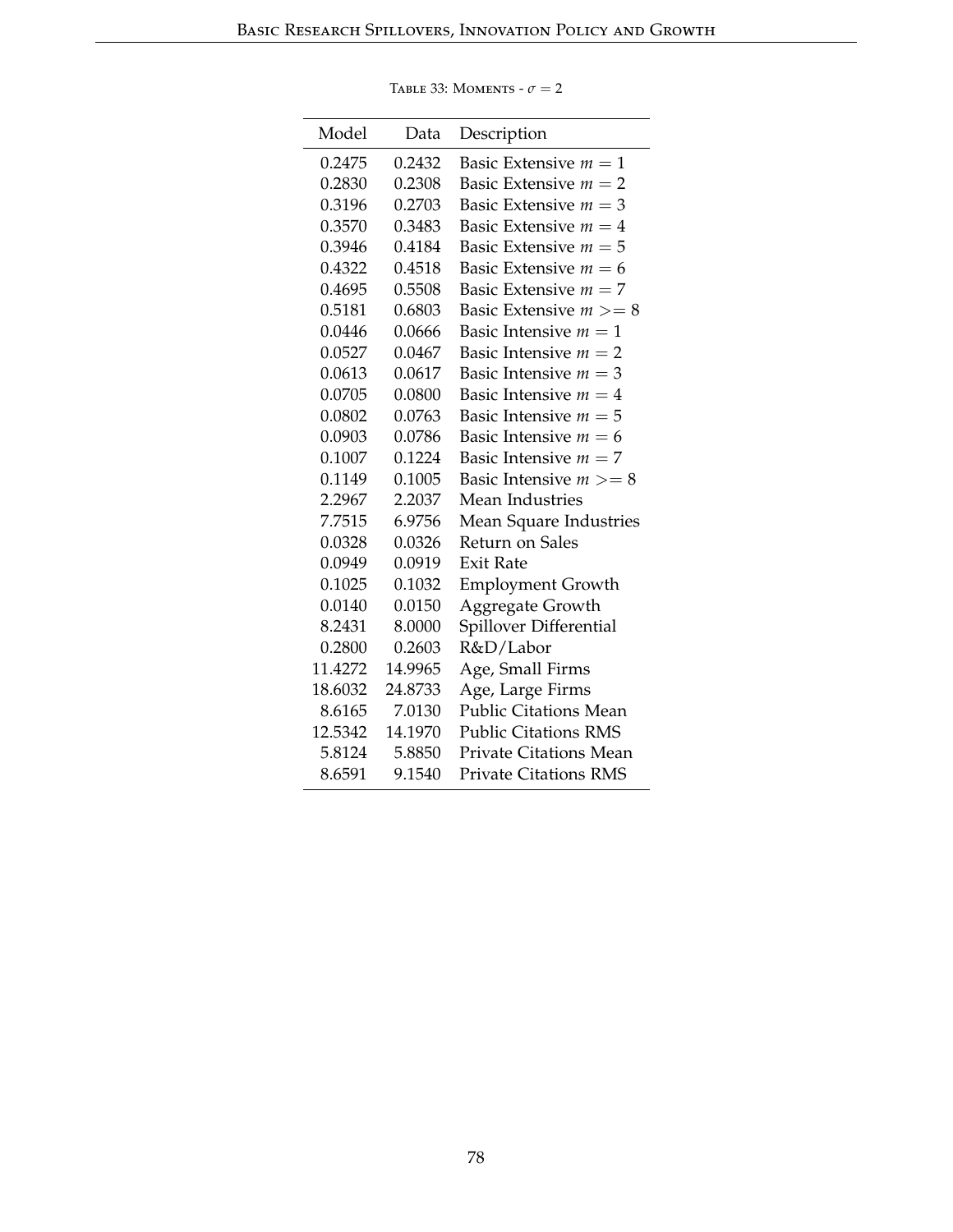Table 33: Moments - $\sigma = 2$

| Model | Data | Description |
|---|---|---|
| 0.2475 | 0.2432 | Basic Extensive $m = 1$ |
| 0.2830 | 0.2308 | Basic Extensive $m = 2$ |
| 0.3196 | 0.2703 | Basic Extensive $m = 3$ |
| 0.3570 | 0.3483 | Basic Extensive $m = 4$ |
| 0.3946 | 0.4184 | Basic Extensive $m = 5$ |
| 0.4322 | 0.4518 | Basic Extensive $m = 6$ |
| 0.4695 | 0.5508 | Basic Extensive $m = 7$ |
| 0.5181 | 0.6803 | Basic Extensive $m >= 8$ |
| 0.0446 | 0.0666 | Basic Intensive $m = 1$ |
| 0.0527 | 0.0467 | Basic Intensive $m = 2$ |
| 0.0613 | 0.0617 | Basic Intensive $m = 3$ |
| 0.0705 | 0.0800 | Basic Intensive $m = 4$ |
| 0.0802 | 0.0763 | Basic Intensive $m = 5$ |
| 0.0903 | 0.0786 | Basic Intensive $m = 6$ |
| 0.1007 | 0.1224 | Basic Intensive $m = 7$ |
| 0.1149 | 0.1005 | Basic Intensive $m >= 8$ |
| 2.2967 | 2.2037 | Mean Industries |
| 7.7515 | 6.9756 | Mean Square Industries |
| 0.0328 | 0.0326 | Return on Sales |
| 0.0949 | 0.0919 | Exit Rate |
| 0.1025 | 0.1032 | Employment Growth |
| 0.0140 | 0.0150 | Aggregate Growth |
| 8.2431 | 8.0000 | Spillover Differential |
| 0.2800 | 0.2603 | R&D/Labor |
| 11.4272 | 14.9965 | Age, Small Firms |
| 18.6032 | 24.8733 | Age, Large Firms |
| 8.6165 | 7.0130 | Public Citations Mean |
| 12.5342 | 14.1970 | Public Citations RMS |
| 5.8124 | 5.8850 | Private Citations Mean |
| 8.6591 | 9.1540 | Private Citations RMS |